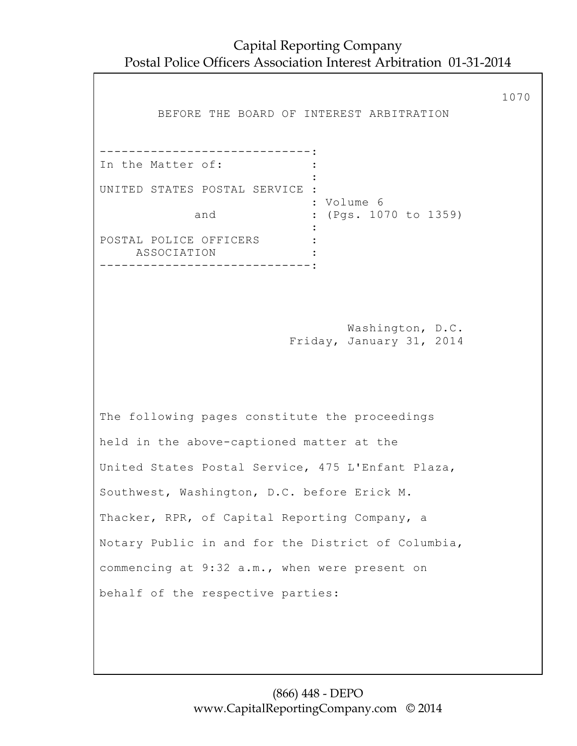BEFORE THE BOARD OF INTEREST ARBITRATION

```
-----------------------------:
In the Matter of:            :
                             :
UNITED STATES POSTAL SERVICE :
                             : Volume 6
            and              : (Pgs. 1070 to 1359)
                             :
POSTAL POLICE OFFICERS       :
     ASSOCIATION             :
-----------------------------:
```

Washington, D.C.
Friday, January 31, 2014

The following pages constitute the proceedings held in the above-captioned matter at the United States Postal Service, 475 L'Enfant Plaza, Southwest, Washington, D.C. before Erick M. Thacker, RPR, of Capital Reporting Company, a Notary Public in and for the District of Columbia, commencing at 9:32 a.m., when were present on behalf of the respective parties: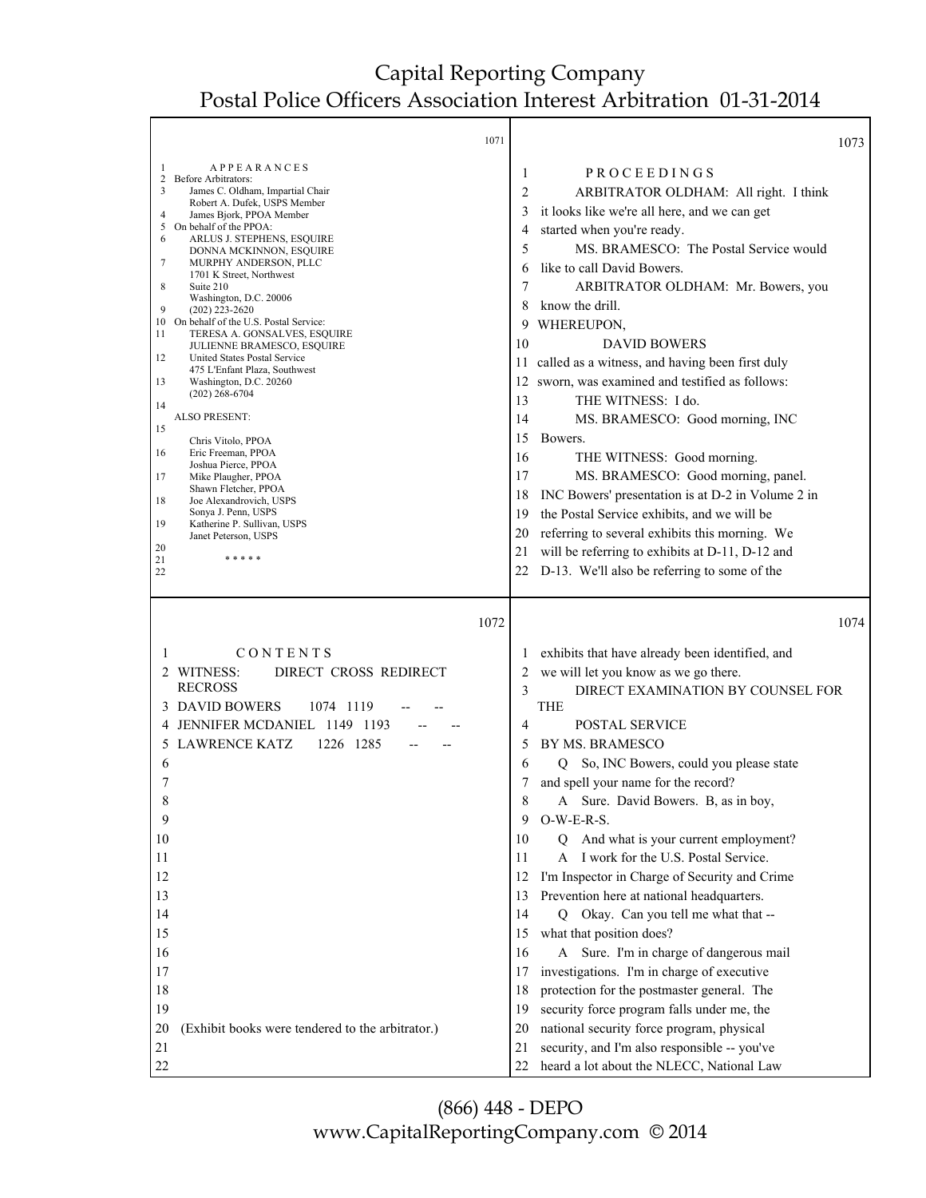**1071**

A P P E A R A N C E S

Before Arbitrators:

James C. Oldham, Impartial Chair
Robert A. Dufek, USPS Member
James Bjork, PPOA Member

On behalf of the PPOA:

ARLUS J. STEPHENS, ESQUIRE
DONNA MCKINNON, ESQUIRE
MURPHY ANDERSON, PLLC
1701 K Street, Northwest
Suite 210
Washington, D.C. 20006
(202) 223-2620

On behalf of the U.S. Postal Service:

TERESA A. GONSALVES, ESQUIRE
JULIENNE BRAMESCO, ESQUIRE
United States Postal Service
475 L'Enfant Plaza, Southwest
Washington, D.C. 20260
(202) 268-6704

ALSO PRESENT:

Chris Vitolo, PPOA
Eric Freeman, PPOA
Joshua Pierce, PPOA
Mike Plaugher, PPOA
Shawn Fletcher, PPOA
Joe Alexandrovich, USPS
Sonya J. Penn, USPS
Katherine P. Sullivan, USPS
Janet Peterson, USPS

\* \* \* \* \*

**1072**

C O N T E N T S

| WITNESS: | DIRECT | CROSS | REDIRECT | RECROSS |
|---|---|---|---|---|
| DAVID BOWERS | 1074 | 1119 | -- | -- |
| JENNIFER MCDANIEL | 1149 | 1193 | -- | -- |
| LAWRENCE KATZ | 1226 | 1285 | -- | -- |

(Exhibit books were tendered to the arbitrator.)

**1073**

P R O C E E D I N G S

ARBITRATOR OLDHAM: All right. I think it looks like we're all here, and we can get started when you're ready.

MS. BRAMESCO: The Postal Service would like to call David Bowers.

ARBITRATOR OLDHAM: Mr. Bowers, you know the drill.

WHEREUPON,

DAVID BOWERS

called as a witness, and having been first duly sworn, was examined and testified as follows:

THE WITNESS: I do.

MS. BRAMESCO: Good morning, INC Bowers.

THE WITNESS: Good morning.

MS. BRAMESCO: Good morning, panel. INC Bowers' presentation is at D-2 in Volume 2 in the Postal Service exhibits, and we will be referring to several exhibits this morning. We will be referring to exhibits at D-11, D-12 and D-13. We'll also be referring to some of the

**1074**

exhibits that have already been identified, and we will let you know as we go there.

DIRECT EXAMINATION BY COUNSEL FOR THE POSTAL SERVICE

BY MS. BRAMESCO

Q So, INC Bowers, could you please state and spell your name for the record?

A Sure. David Bowers. B, as in boy, O-W-E-R-S.

Q And what is your current employment?

A I work for the U.S. Postal Service. I'm Inspector in Charge of Security and Crime Prevention here at national headquarters.

Q Okay. Can you tell me what that -- what that position does?

A Sure. I'm in charge of dangerous mail investigations. I'm in charge of executive protection for the postmaster general. The security force program falls under me, the national security force program, physical security, and I'm also responsible -- you've heard a lot about the NLECC, National Law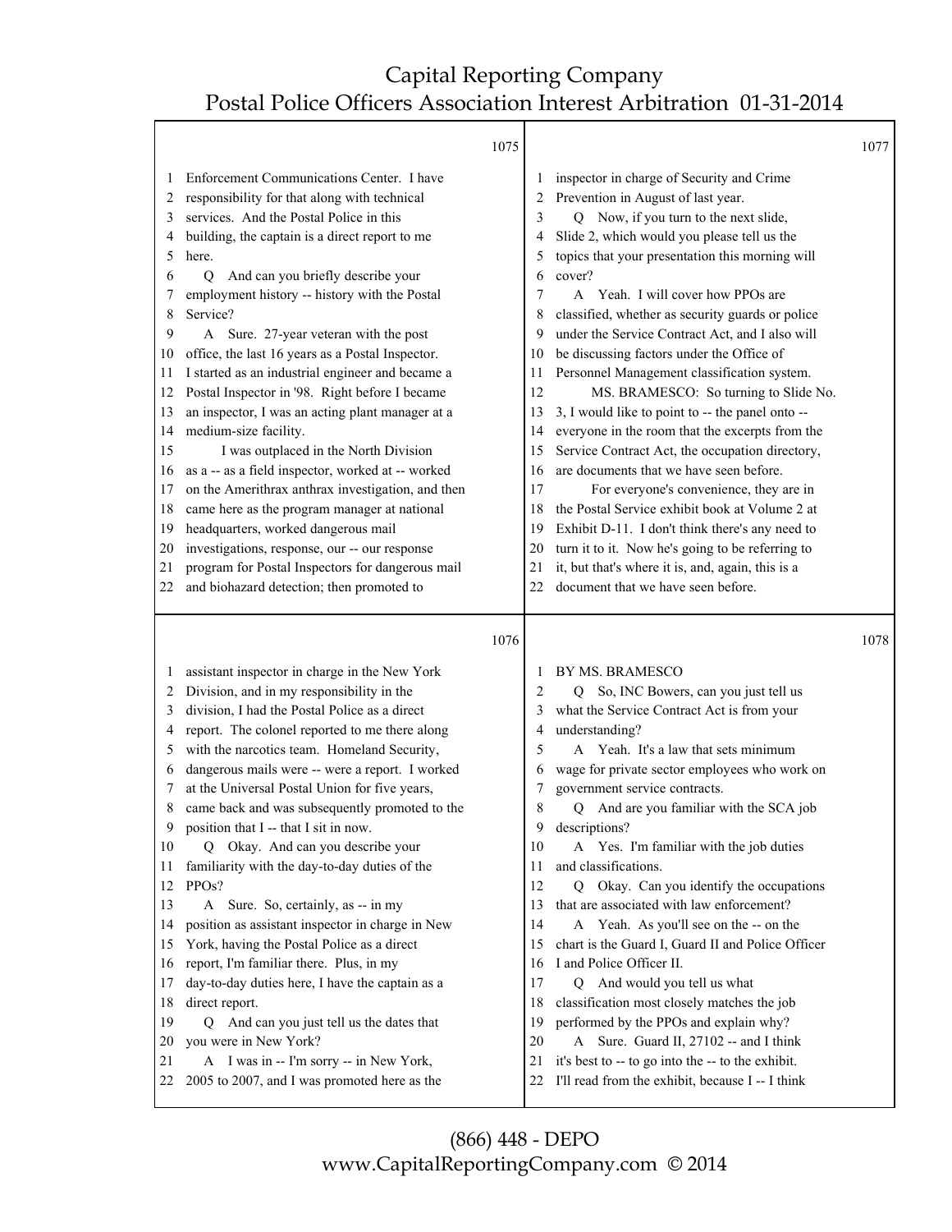1075

Enforcement Communications Center. I have responsibility for that along with technical services. And the Postal Police in this building, the captain is a direct report to me here.

Q And can you briefly describe your employment history -- history with the Postal Service?

A Sure. 27-year veteran with the post office, the last 16 years as a Postal Inspector. I started as an industrial engineer and became a Postal Inspector in '98. Right before I became an inspector, I was an acting plant manager at a medium-size facility.

I was outplaced in the North Division as a -- as a field inspector, worked at -- worked on the Amerithrax anthrax investigation, and then came here as the program manager at national headquarters, worked dangerous mail investigations, response, our -- our response program for Postal Inspectors for dangerous mail and biohazard detection; then promoted to

1076

assistant inspector in charge in the New York Division, and in my responsibility in the division, I had the Postal Police as a direct report. The colonel reported to me there along with the narcotics team. Homeland Security, dangerous mails were -- were a report. I worked at the Universal Postal Union for five years, came back and was subsequently promoted to the position that I -- that I sit in now.

Q Okay. And can you describe your familiarity with the day-to-day duties of the PPOs?

A Sure. So, certainly, as -- in my position as assistant inspector in charge in New York, having the Postal Police as a direct report, I'm familiar there. Plus, in my day-to-day duties here, I have the captain as a direct report.

Q And can you just tell us the dates that you were in New York?

A I was in -- I'm sorry -- in New York, 2005 to 2007, and I was promoted here as the

1077

inspector in charge of Security and Crime Prevention in August of last year.

Q Now, if you turn to the next slide, Slide 2, which would you please tell us the topics that your presentation this morning will cover?

A Yeah. I will cover how PPOs are classified, whether as security guards or police under the Service Contract Act, and I also will be discussing factors under the Office of Personnel Management classification system.

MS. BRAMESCO: So turning to Slide No. 3, I would like to point to -- the panel onto -- everyone in the room that the excerpts from the Service Contract Act, the occupation directory, are documents that we have seen before.

For everyone's convenience, they are in the Postal Service exhibit book at Volume 2 at Exhibit D-11. I don't think there's any need to turn it to it. Now he's going to be referring to it, but that's where it is, and, again, this is a document that we have seen before.

1078

BY MS. BRAMESCO

Q So, INC Bowers, can you just tell us what the Service Contract Act is from your understanding?

A Yeah. It's a law that sets minimum wage for private sector employees who work on government service contracts.

Q And are you familiar with the SCA job descriptions?

A Yes. I'm familiar with the job duties and classifications.

Q Okay. Can you identify the occupations that are associated with law enforcement?

A Yeah. As you'll see on the -- on the chart is the Guard I, Guard II and Police Officer I and Police Officer II.

Q And would you tell us what classification most closely matches the job performed by the PPOs and explain why?

A Sure. Guard II, 27102 -- and I think it's best to -- to go into the -- to the exhibit. I'll read from the exhibit, because I -- I think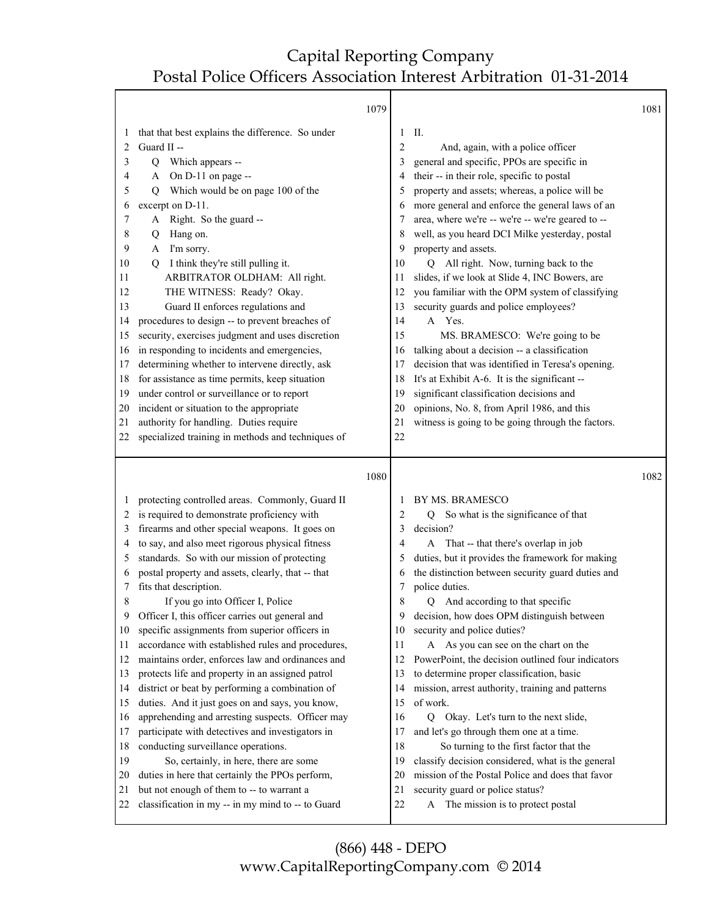1079

1 that that best explains the difference. So under
2 Guard II --
3 Q Which appears --
4 A On D-11 on page --
5 Q Which would be on page 100 of the
6 excerpt on D-11.
7 A Right. So the guard --
8 Q Hang on.
9 A I'm sorry.
10 Q I think they're still pulling it.
11 ARBITRATOR OLDHAM: All right.
12 THE WITNESS: Ready? Okay.
13 Guard II enforces regulations and
14 procedures to design -- to prevent breaches of
15 security, exercises judgment and uses discretion
16 in responding to incidents and emergencies,
17 determining whether to intervene directly, ask
18 for assistance as time permits, keep situation
19 under control or surveillance or to report
20 incident or situation to the appropriate
21 authority for handling. Duties require
22 specialized training in methods and techniques of

1080

1 protecting controlled areas. Commonly, Guard II
2 is required to demonstrate proficiency with
3 firearms and other special weapons. It goes on
4 to say, and also meet rigorous physical fitness
5 standards. So with our mission of protecting
6 postal property and assets, clearly, that -- that
7 fits that description.
8 If you go into Officer I, Police
9 Officer I, this officer carries out general and
10 specific assignments from superior officers in
11 accordance with established rules and procedures,
12 maintains order, enforces law and ordinances and
13 protects life and property in an assigned patrol
14 district or beat by performing a combination of
15 duties. And it just goes on and says, you know,
16 apprehending and arresting suspects. Officer may
17 participate with detectives and investigators in
18 conducting surveillance operations.
19 So, certainly, in here, there are some
20 duties in here that certainly the PPOs perform,
21 but not enough of them to -- to warrant a
22 classification in my -- in my mind to -- to Guard

1081

1 II.
2 And, again, with a police officer
3 general and specific, PPOs are specific in
4 their -- in their role, specific to postal
5 property and assets; whereas, a police will be
6 more general and enforce the general laws of an
7 area, where we're -- we're -- we're geared to --
8 well, as you heard DCI Milke yesterday, postal
9 property and assets.
10 Q All right. Now, turning back to the
11 slides, if we look at Slide 4, INC Bowers, are
12 you familiar with the OPM system of classifying
13 security guards and police employees?
14 A Yes.
15 MS. BRAMESCO: We're going to be
16 talking about a decision -- a classification
17 decision that was identified in Teresa's opening.
18 It's at Exhibit A-6. It is the significant --
19 significant classification decisions and
20 opinions, No. 8, from April 1986, and this
21 witness is going to be going through the factors.
22

1082

1 BY MS. BRAMESCO
2 Q So what is the significance of that
3 decision?
4 A That -- that there's overlap in job
5 duties, but it provides the framework for making
6 the distinction between security guard duties and
7 police duties.
8 Q And according to that specific
9 decision, how does OPM distinguish between
10 security and police duties?
11 A As you can see on the chart on the
12 PowerPoint, the decision outlined four indicators
13 to determine proper classification, basic
14 mission, arrest authority, training and patterns
15 of work.
16 Q Okay. Let's turn to the next slide,
17 and let's go through them one at a time.
18 So turning to the first factor that the
19 classify decision considered, what is the general
20 mission of the Postal Police and does that favor
21 security guard or police status?
22 A The mission is to protect postal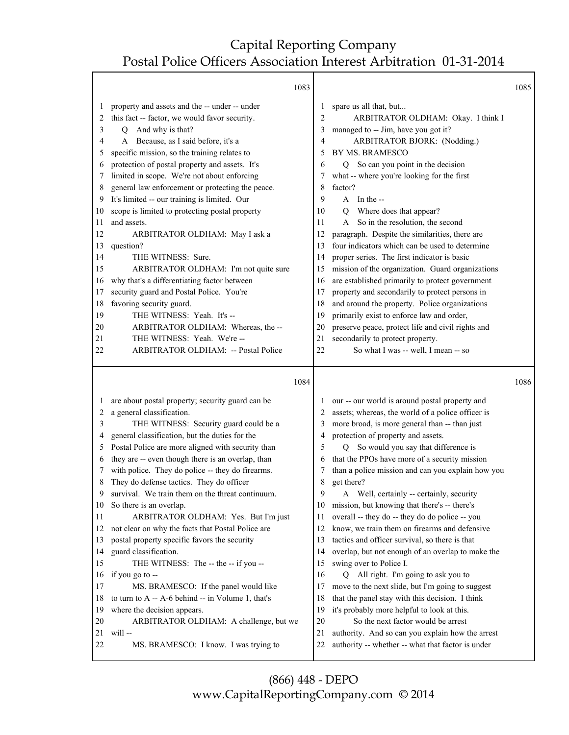1083

1 property and assets and the -- under -- under
2 this fact -- factor, we would favor security.
3 Q And why is that?
4 A Because, as I said before, it's a
5 specific mission, so the training relates to
6 protection of postal property and assets. It's
7 limited in scope. We're not about enforcing
8 general law enforcement or protecting the peace.
9 It's limited -- our training is limited. Our
10 scope is limited to protecting postal property
11 and assets.
12 ARBITRATOR OLDHAM: May I ask a
13 question?
14 THE WITNESS: Sure.
15 ARBITRATOR OLDHAM: I'm not quite sure
16 why that's a differentiating factor between
17 security guard and Postal Police. You're
18 favoring security guard.
19 THE WITNESS: Yeah. It's --
20 ARBITRATOR OLDHAM: Whereas, the --
21 THE WITNESS: Yeah. We're --
22 ARBITRATOR OLDHAM: -- Postal Police

1084

1 are about postal property; security guard can be
2 a general classification.
3 THE WITNESS: Security guard could be a
4 general classification, but the duties for the
5 Postal Police are more aligned with security than
6 they are -- even though there is an overlap, than
7 with police. They do police -- they do firearms.
8 They do defense tactics. They do officer
9 survival. We train them on the threat continuum.
10 So there is an overlap.
11 ARBITRATOR OLDHAM: Yes. But I'm just
12 not clear on why the facts that Postal Police are
13 postal property specific favors the security
14 guard classification.
15 THE WITNESS: The -- the -- if you --
16 if you go to --
17 MS. BRAMESCO: If the panel would like
18 to turn to A -- A-6 behind -- in Volume 1, that's
19 where the decision appears.
20 ARBITRATOR OLDHAM: A challenge, but we
21 will --
22 MS. BRAMESCO: I know. I was trying to

1085

1 spare us all that, but...
2 ARBITRATOR OLDHAM: Okay. I think I
3 managed to -- Jim, have you got it?
4 ARBITRATOR BJORK: (Nodding.)
5 BY MS. BRAMESCO
6 Q So can you point in the decision
7 what -- where you're looking for the first
8 factor?
9 A In the --
10 Q Where does that appear?
11 A So in the resolution, the second
12 paragraph. Despite the similarities, there are
13 four indicators which can be used to determine
14 proper series. The first indicator is basic
15 mission of the organization. Guard organizations
16 are established primarily to protect government
17 property and secondarily to protect persons in
18 and around the property. Police organizations
19 primarily exist to enforce law and order,
20 preserve peace, protect life and civil rights and
21 secondarily to protect property.
22 So what I was -- well, I mean -- so

1086

1 our -- our world is around postal property and
2 assets; whereas, the world of a police officer is
3 more broad, is more general than -- than just
4 protection of property and assets.
5 Q So would you say that difference is
6 that the PPOs have more of a security mission
7 than a police mission and can you explain how you
8 get there?
9 A Well, certainly -- certainly, security
10 mission, but knowing that there's -- there's
11 overall -- they do -- they do do police -- you
12 know, we train them on firearms and defensive
13 tactics and officer survival, so there is that
14 overlap, but not enough of an overlap to make the
15 swing over to Police I.
16 Q All right. I'm going to ask you to
17 move to the next slide, but I'm going to suggest
18 that the panel stay with this decision. I think
19 it's probably more helpful to look at this.
20 So the next factor would be arrest
21 authority. And so can you explain how the arrest
22 authority -- whether -- what that factor is under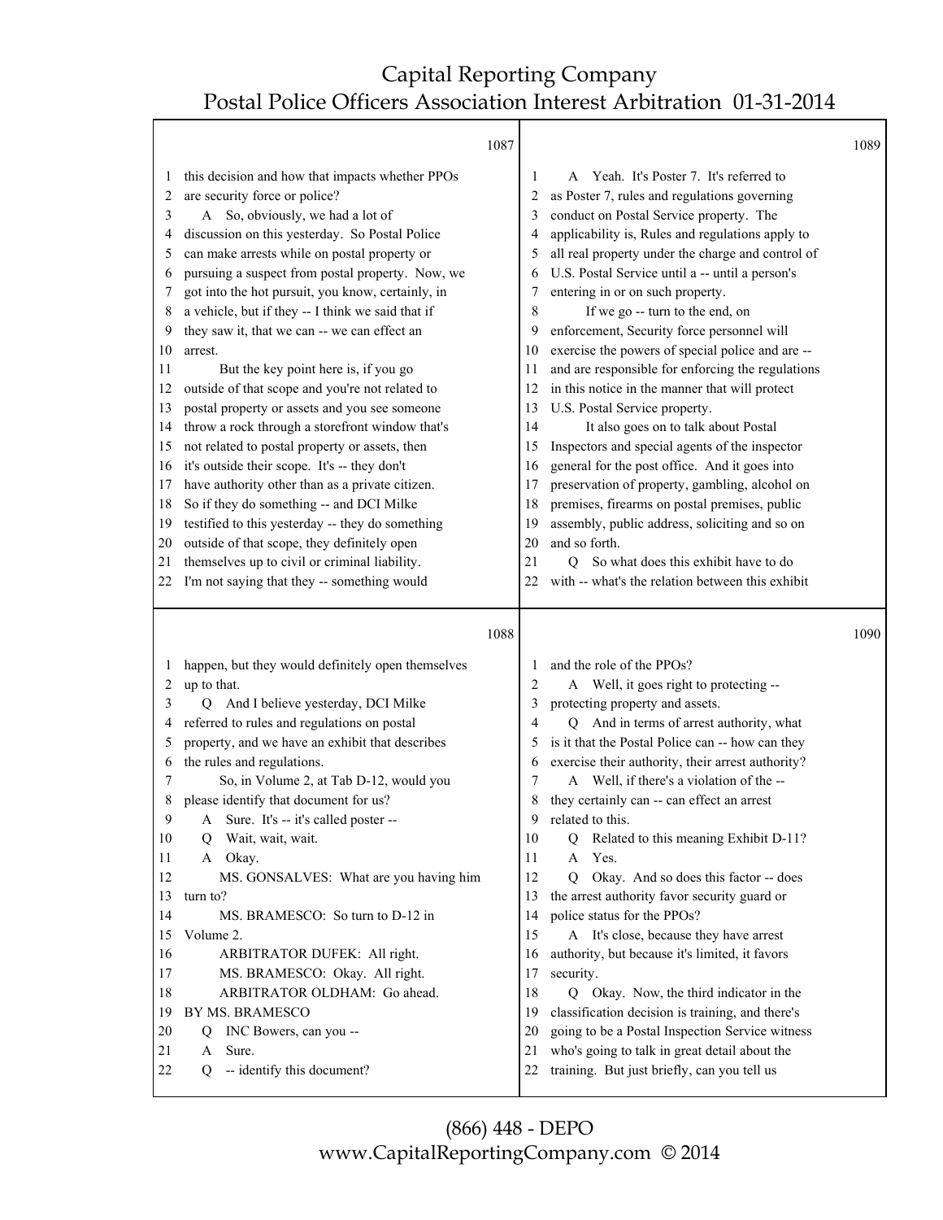1087

1 this decision and how that impacts whether PPOs
2 are security force or police?
3 A So, obviously, we had a lot of
4 discussion on this yesterday. So Postal Police
5 can make arrests while on postal property or
6 pursuing a suspect from postal property. Now, we
7 got into the hot pursuit, you know, certainly, in
8 a vehicle, but if they -- I think we said that if
9 they saw it, that we can -- we can effect an
10 arrest.
11 But the key point here is, if you go
12 outside of that scope and you're not related to
13 postal property or assets and you see someone
14 throw a rock through a storefront window that's
15 not related to postal property or assets, then
16 it's outside their scope. It's -- they don't
17 have authority other than as a private citizen.
18 So if they do something -- and DCI Milke
19 testified to this yesterday -- they do something
20 outside of that scope, they definitely open
21 themselves up to civil or criminal liability.
22 I'm not saying that they -- something would

1088

1 happen, but they would definitely open themselves
2 up to that.
3 Q And I believe yesterday, DCI Milke
4 referred to rules and regulations on postal
5 property, and we have an exhibit that describes
6 the rules and regulations.
7 So, in Volume 2, at Tab D-12, would you
8 please identify that document for us?
9 A Sure. It's -- it's called poster --
10 Q Wait, wait, wait.
11 A Okay.
12 MS. GONSALVES: What are you having him
13 turn to?
14 MS. BRAMESCO: So turn to D-12 in
15 Volume 2.
16 ARBITRATOR DUFEK: All right.
17 MS. BRAMESCO: Okay. All right.
18 ARBITRATOR OLDHAM: Go ahead.
19 BY MS. BRAMESCO
20 Q INC Bowers, can you --
21 A Sure.
22 Q -- identify this document?

1089

1 A Yeah. It's Poster 7. It's referred to
2 as Poster 7, rules and regulations governing
3 conduct on Postal Service property. The
4 applicability is, Rules and regulations apply to
5 all real property under the charge and control of
6 U.S. Postal Service until a -- until a person's
7 entering in or on such property.
8 If we go -- turn to the end, on
9 enforcement, Security force personnel will
10 exercise the powers of special police and are --
11 and are responsible for enforcing the regulations
12 in this notice in the manner that will protect
13 U.S. Postal Service property.
14 It also goes on to talk about Postal
15 Inspectors and special agents of the inspector
16 general for the post office. And it goes into
17 preservation of property, gambling, alcohol on
18 premises, firearms on postal premises, public
19 assembly, public address, soliciting and so on
20 and so forth.
21 Q So what does this exhibit have to do
22 with -- what's the relation between this exhibit

1090

1 and the role of the PPOs?
2 A Well, it goes right to protecting --
3 protecting property and assets.
4 Q And in terms of arrest authority, what
5 is it that the Postal Police can -- how can they
6 exercise their authority, their arrest authority?
7 A Well, if there's a violation of the --
8 they certainly can -- can effect an arrest
9 related to this.
10 Q Related to this meaning Exhibit D-11?
11 A Yes.
12 Q Okay. And so does this factor -- does
13 the arrest authority favor security guard or
14 police status for the PPOs?
15 A It's close, because they have arrest
16 authority, but because it's limited, it favors
17 security.
18 Q Okay. Now, the third indicator in the
19 classification decision is training, and there's
20 going to be a Postal Inspection Service witness
21 who's going to talk in great detail about the
22 training. But just briefly, can you tell us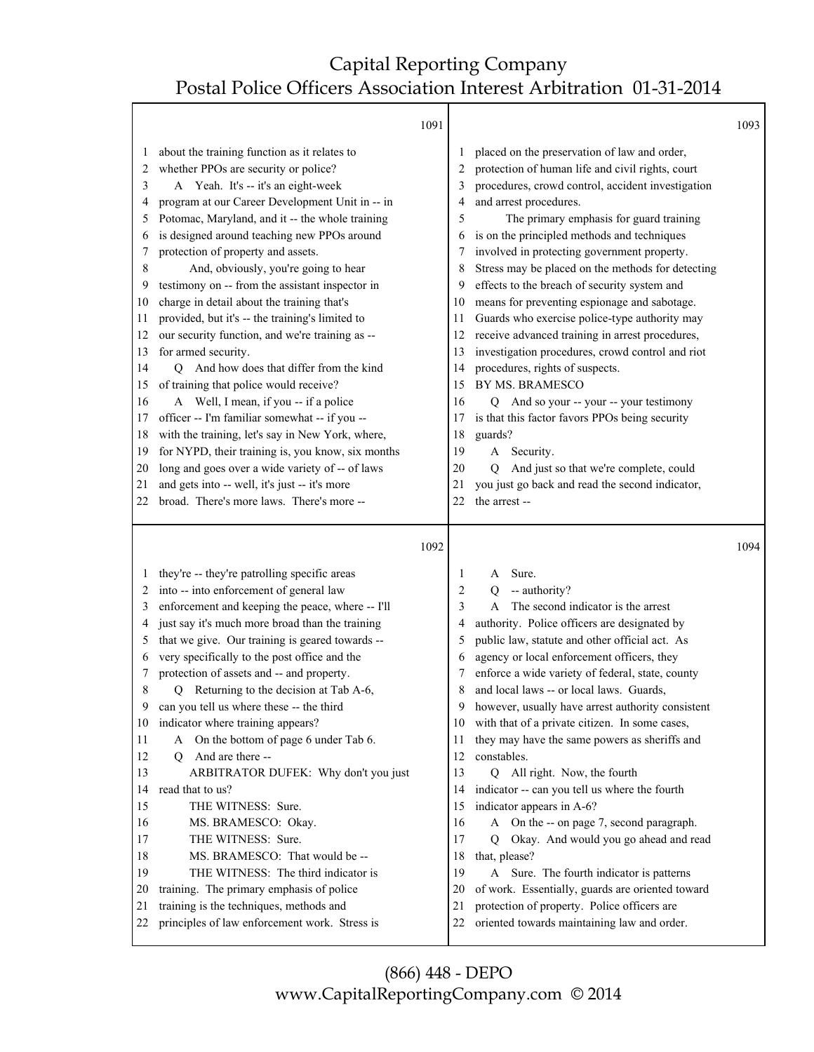1091

1 about the training function as it relates to
2 whether PPOs are security or police?
3 A Yeah. It's -- it's an eight-week
4 program at our Career Development Unit in -- in
5 Potomac, Maryland, and it -- the whole training
6 is designed around teaching new PPOs around
7 protection of property and assets.
8 And, obviously, you're going to hear
9 testimony on -- from the assistant inspector in
10 charge in detail about the training that's
11 provided, but it's -- the training's limited to
12 our security function, and we're training as --
13 for armed security.
14 Q And how does that differ from the kind
15 of training that police would receive?
16 A Well, I mean, if you -- if a police
17 officer -- I'm familiar somewhat -- if you --
18 with the training, let's say in New York, where,
19 for NYPD, their training is, you know, six months
20 long and goes over a wide variety of -- of laws
21 and gets into -- well, it's just -- it's more
22 broad. There's more laws. There's more --

1092

1 they're -- they're patrolling specific areas
2 into -- into enforcement of general law
3 enforcement and keeping the peace, where -- I'll
4 just say it's much more broad than the training
5 that we give. Our training is geared towards --
6 very specifically to the post office and the
7 protection of assets and -- and property.
8 Q Returning to the decision at Tab A-6,
9 can you tell us where these -- the third
10 indicator where training appears?
11 A On the bottom of page 6 under Tab 6.
12 Q And are there --
13 ARBITRATOR DUFEK: Why don't you just
14 read that to us?
15 THE WITNESS: Sure.
16 MS. BRAMESCO: Okay.
17 THE WITNESS: Sure.
18 MS. BRAMESCO: That would be --
19 THE WITNESS: The third indicator is
20 training. The primary emphasis of police
21 training is the techniques, methods and
22 principles of law enforcement work. Stress is

1093

1 placed on the preservation of law and order,
2 protection of human life and civil rights, court
3 procedures, crowd control, accident investigation
4 and arrest procedures.
5 The primary emphasis for guard training
6 is on the principled methods and techniques
7 involved in protecting government property.
8 Stress may be placed on the methods for detecting
9 effects to the breach of security system and
10 means for preventing espionage and sabotage.
11 Guards who exercise police-type authority may
12 receive advanced training in arrest procedures,
13 investigation procedures, crowd control and riot
14 procedures, rights of suspects.
15 BY MS. BRAMESCO
16 Q And so your -- your -- your testimony
17 is that this factor favors PPOs being security
18 guards?
19 A Security.
20 Q And just so that we're complete, could
21 you just go back and read the second indicator,
22 the arrest --

1094

1 A Sure.
2 Q -- authority?
3 A The second indicator is the arrest
4 authority. Police officers are designated by
5 public law, statute and other official act. As
6 agency or local enforcement officers, they
7 enforce a wide variety of federal, state, county
8 and local laws -- or local laws. Guards,
9 however, usually have arrest authority consistent
10 with that of a private citizen. In some cases,
11 they may have the same powers as sheriffs and
12 constables.
13 Q All right. Now, the fourth
14 indicator -- can you tell us where the fourth
15 indicator appears in A-6?
16 A On the -- on page 7, second paragraph.
17 Q Okay. And would you go ahead and read
18 that, please?
19 A Sure. The fourth indicator is patterns
20 of work. Essentially, guards are oriented toward
21 protection of property. Police officers are
22 oriented towards maintaining law and order.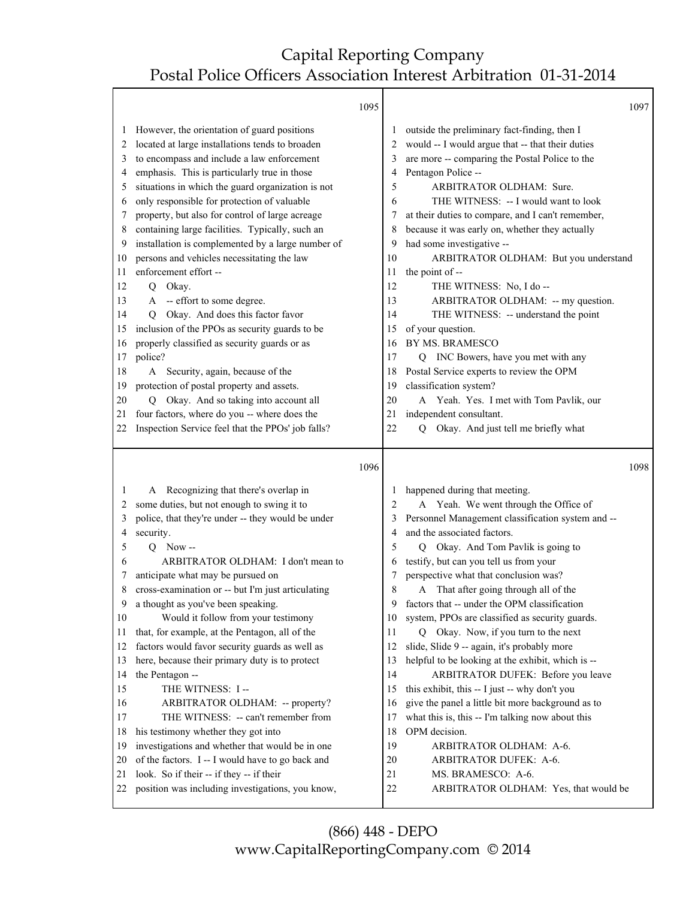1095

1 However, the orientation of guard positions
2 located at large installations tends to broaden
3 to encompass and include a law enforcement
4 emphasis. This is particularly true in those
5 situations in which the guard organization is not
6 only responsible for protection of valuable
7 property, but also for control of large acreage
8 containing large facilities. Typically, such an
9 installation is complemented by a large number of
10 persons and vehicles necessitating the law
11 enforcement effort --
12 Q Okay.
13 A -- effort to some degree.
14 Q Okay. And does this factor favor
15 inclusion of the PPOs as security guards to be
16 properly classified as security guards or as
17 police?
18 A Security, again, because of the
19 protection of postal property and assets.
20 Q Okay. And so taking into account all
21 four factors, where do you -- where does the
22 Inspection Service feel that the PPOs' job falls?

1096

1 A Recognizing that there's overlap in
2 some duties, but not enough to swing it to
3 police, that they're under -- they would be under
4 security.
5 Q Now --
6 ARBITRATOR OLDHAM: I don't mean to
7 anticipate what may be pursued on
8 cross-examination or -- but I'm just articulating
9 a thought as you've been speaking.
10 Would it follow from your testimony
11 that, for example, at the Pentagon, all of the
12 factors would favor security guards as well as
13 here, because their primary duty is to protect
14 the Pentagon --
15 THE WITNESS: I --
16 ARBITRATOR OLDHAM: -- property?
17 THE WITNESS: -- can't remember from
18 his testimony whether they got into
19 investigations and whether that would be in one
20 of the factors. I -- I would have to go back and
21 look. So if their -- if they -- if their
22 position was including investigations, you know,

1097

1 outside the preliminary fact-finding, then I
2 would -- I would argue that -- that their duties
3 are more -- comparing the Postal Police to the
4 Pentagon Police --
5 ARBITRATOR OLDHAM: Sure.
6 THE WITNESS: -- I would want to look
7 at their duties to compare, and I can't remember,
8 because it was early on, whether they actually
9 had some investigative --
10 ARBITRATOR OLDHAM: But you understand
11 the point of --
12 THE WITNESS: No, I do --
13 ARBITRATOR OLDHAM: -- my question.
14 THE WITNESS: -- understand the point
15 of your question.
16 BY MS. BRAMESCO
17 Q INC Bowers, have you met with any
18 Postal Service experts to review the OPM
19 classification system?
20 A Yeah. Yes. I met with Tom Pavlik, our
21 independent consultant.
22 Q Okay. And just tell me briefly what

1098

1 happened during that meeting.
2 A Yeah. We went through the Office of
3 Personnel Management classification system and --
4 and the associated factors.
5 Q Okay. And Tom Pavlik is going to
6 testify, but can you tell us from your
7 perspective what that conclusion was?
8 A That after going through all of the
9 factors that -- under the OPM classification
10 system, PPOs are classified as security guards.
11 Q Okay. Now, if you turn to the next
12 slide, Slide 9 -- again, it's probably more
13 helpful to be looking at the exhibit, which is --
14 ARBITRATOR DUFEK: Before you leave
15 this exhibit, this -- I just -- why don't you
16 give the panel a little bit more background as to
17 what this is, this -- I'm talking now about this
18 OPM decision.
19 ARBITRATOR OLDHAM: A-6.
20 ARBITRATOR DUFEK: A-6.
21 MS. BRAMESCO: A-6.
22 ARBITRATOR OLDHAM: Yes, that would be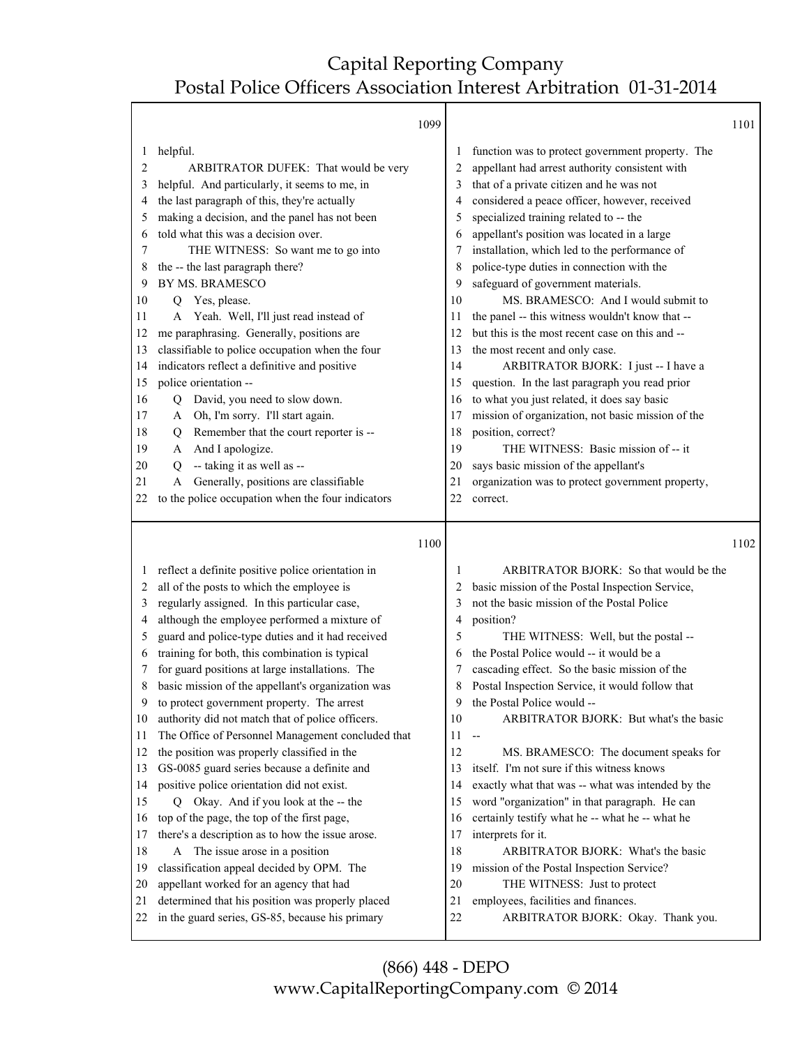1099

1 helpful.
2 ARBITRATOR DUFEK: That would be very
3 helpful. And particularly, it seems to me, in
4 the last paragraph of this, they're actually
5 making a decision, and the panel has not been
6 told what this was a decision over.
7 THE WITNESS: So want me to go into
8 the -- the last paragraph there?
9 BY MS. BRAMESCO
10 Q Yes, please.
11 A Yeah. Well, I'll just read instead of
12 me paraphrasing. Generally, positions are
13 classifiable to police occupation when the four
14 indicators reflect a definitive and positive
15 police orientation --
16 Q David, you need to slow down.
17 A Oh, I'm sorry. I'll start again.
18 Q Remember that the court reporter is --
19 A And I apologize.
20 Q -- taking it as well as --
21 A Generally, positions are classifiable
22 to the police occupation when the four indicators

1100

1 reflect a definite positive police orientation in
2 all of the posts to which the employee is
3 regularly assigned. In this particular case,
4 although the employee performed a mixture of
5 guard and police-type duties and it had received
6 training for both, this combination is typical
7 for guard positions at large installations. The
8 basic mission of the appellant's organization was
9 to protect government property. The arrest
10 authority did not match that of police officers.
11 The Office of Personnel Management concluded that
12 the position was properly classified in the
13 GS-0085 guard series because a definite and
14 positive police orientation did not exist.
15 Q Okay. And if you look at the -- the
16 top of the page, the top of the first page,
17 there's a description as to how the issue arose.
18 A The issue arose in a position
19 classification appeal decided by OPM. The
20 appellant worked for an agency that had
21 determined that his position was properly placed
22 in the guard series, GS-85, because his primary

1101

1 function was to protect government property. The
2 appellant had arrest authority consistent with
3 that of a private citizen and he was not
4 considered a peace officer, however, received
5 specialized training related to -- the
6 appellant's position was located in a large
7 installation, which led to the performance of
8 police-type duties in connection with the
9 safeguard of government materials.
10 MS. BRAMESCO: And I would submit to
11 the panel -- this witness wouldn't know that --
12 but this is the most recent case on this and --
13 the most recent and only case.
14 ARBITRATOR BJORK: I just -- I have a
15 question. In the last paragraph you read prior
16 to what you just related, it does say basic
17 mission of organization, not basic mission of the
18 position, correct?
19 THE WITNESS: Basic mission of -- it
20 says basic mission of the appellant's
21 organization was to protect government property,
22 correct.

1102

1 ARBITRATOR BJORK: So that would be the
2 basic mission of the Postal Inspection Service,
3 not the basic mission of the Postal Police
4 position?
5 THE WITNESS: Well, but the postal --
6 the Postal Police would -- it would be a
7 cascading effect. So the basic mission of the
8 Postal Inspection Service, it would follow that
9 the Postal Police would --
10 ARBITRATOR BJORK: But what's the basic
11 --
12 MS. BRAMESCO: The document speaks for
13 itself. I'm not sure if this witness knows
14 exactly what that was -- what was intended by the
15 word "organization" in that paragraph. He can
16 certainly testify what he -- what he -- what he
17 interprets for it.
18 ARBITRATOR BJORK: What's the basic
19 mission of the Postal Inspection Service?
20 THE WITNESS: Just to protect
21 employees, facilities and finances.
22 ARBITRATOR BJORK: Okay. Thank you.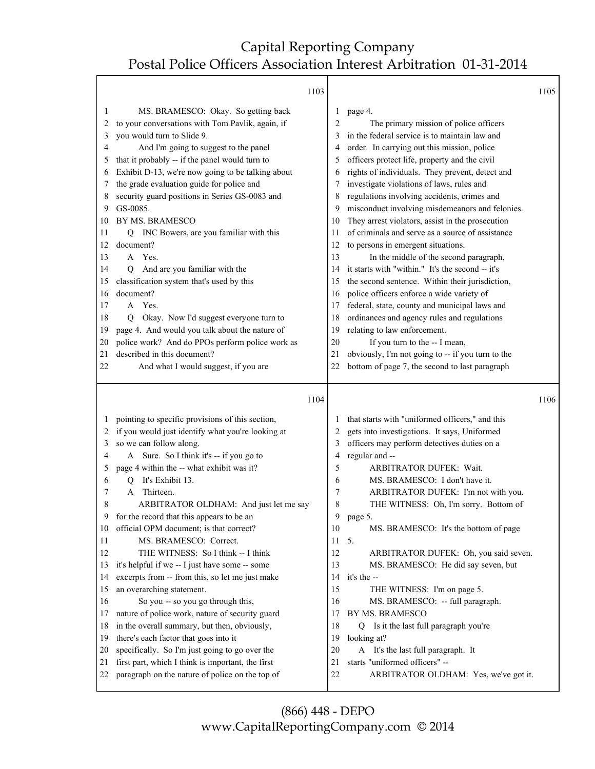1103

MS. BRAMESCO: Okay. So getting back to your conversations with Tom Pavlik, again, if you would turn to Slide 9.

And I'm going to suggest to the panel that it probably -- if the panel would turn to Exhibit D-13, we're now going to be talking about the grade evaluation guide for police and security guard positions in Series GS-0083 and GS-0085.

BY MS. BRAMESCO

Q INC Bowers, are you familiar with this document?

A Yes.

Q And are you familiar with the classification system that's used by this document?

A Yes.

Q Okay. Now I'd suggest everyone turn to page 4. And would you talk about the nature of police work? And do PPOs perform police work as described in this document?

And what I would suggest, if you are

1104

pointing to specific provisions of this section, if you would just identify what you're looking at so we can follow along.

A Sure. So I think it's -- if you go to page 4 within the -- what exhibit was it?

Q It's Exhibit 13.

A Thirteen.

ARBITRATOR OLDHAM: And just let me say for the record that this appears to be an official OPM document; is that correct?

MS. BRAMESCO: Correct.

THE WITNESS: So I think -- I think it's helpful if we -- I just have some -- some excerpts from -- from this, so let me just make an overarching statement.

So you -- so you go through this, nature of police work, nature of security guard in the overall summary, but then, obviously, there's each factor that goes into it specifically. So I'm just going to go over the first part, which I think is important, the first paragraph on the nature of police on the top of

1105

page 4.

The primary mission of police officers in the federal service is to maintain law and order. In carrying out this mission, police officers protect life, property and the civil rights of individuals. They prevent, detect and investigate violations of laws, rules and regulations involving accidents, crimes and misconduct involving misdemeanors and felonies. They arrest violators, assist in the prosecution of criminals and serve as a source of assistance to persons in emergent situations.

In the middle of the second paragraph, it starts with "within." It's the second -- it's the second sentence. Within their jurisdiction, police officers enforce a wide variety of federal, state, county and municipal laws and ordinances and agency rules and regulations relating to law enforcement.

If you turn to the -- I mean, obviously, I'm not going to -- if you turn to the bottom of page 7, the second to last paragraph

1106

that starts with "uniformed officers," and this gets into investigations. It says, Uniformed officers may perform detectives duties on a regular and --

ARBITRATOR DUFEK: Wait.

MS. BRAMESCO: I don't have it.

ARBITRATOR DUFEK: I'm not with you.

THE WITNESS: Oh, I'm sorry. Bottom of page 5.

MS. BRAMESCO: It's the bottom of page 5.

ARBITRATOR DUFEK: Oh, you said seven.

MS. BRAMESCO: He did say seven, but it's the --

THE WITNESS: I'm on page 5.

MS. BRAMESCO: -- full paragraph.

BY MS. BRAMESCO

Q Is it the last full paragraph you're looking at?

A It's the last full paragraph. It starts "uniformed officers" --

ARBITRATOR OLDHAM: Yes, we've got it.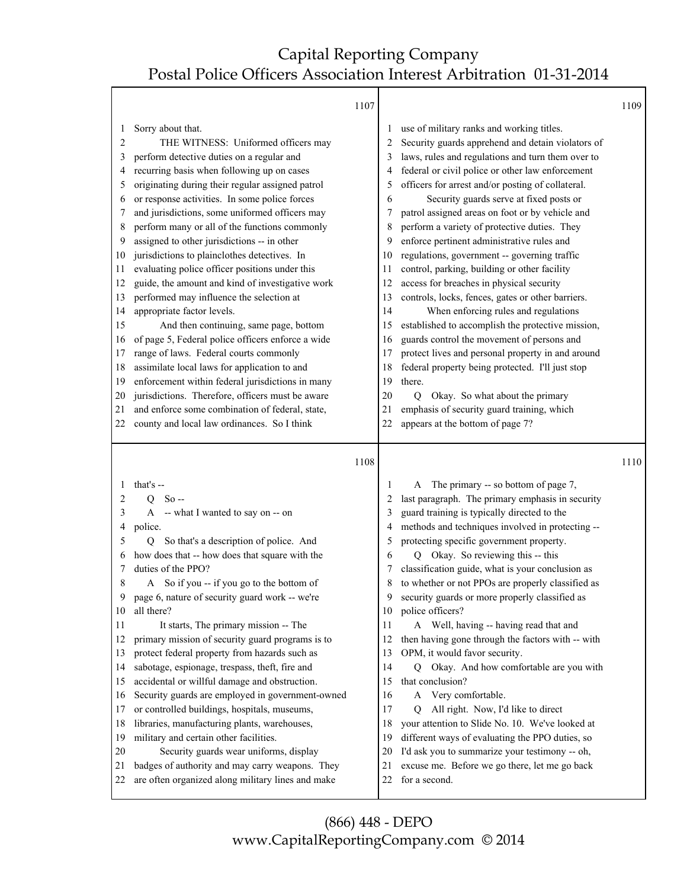1107

1 Sorry about that.
2 THE WITNESS: Uniformed officers may
3 perform detective duties on a regular and
4 recurring basis when following up on cases
5 originating during their regular assigned patrol
6 or response activities. In some police forces
7 and jurisdictions, some uniformed officers may
8 perform many or all of the functions commonly
9 assigned to other jurisdictions -- in other
10 jurisdictions to plainclothes detectives. In
11 evaluating police officer positions under this
12 guide, the amount and kind of investigative work
13 performed may influence the selection at
14 appropriate factor levels.
15 And then continuing, same page, bottom
16 of page 5, Federal police officers enforce a wide
17 range of laws. Federal courts commonly
18 assimilate local laws for application to and
19 enforcement within federal jurisdictions in many
20 jurisdictions. Therefore, officers must be aware
21 and enforce some combination of federal, state,
22 county and local law ordinances. So I think

1108

1 that's --
2 Q So --
3 A -- what I wanted to say on -- on
4 police.
5 Q So that's a description of police. And
6 how does that -- how does that square with the
7 duties of the PPO?
8 A So if you -- if you go to the bottom of
9 page 6, nature of security guard work -- we're
10 all there?
11 It starts, The primary mission -- The
12 primary mission of security guard programs is to
13 protect federal property from hazards such as
14 sabotage, espionage, trespass, theft, fire and
15 accidental or willful damage and obstruction.
16 Security guards are employed in government-owned
17 or controlled buildings, hospitals, museums,
18 libraries, manufacturing plants, warehouses,
19 military and certain other facilities.
20 Security guards wear uniforms, display
21 badges of authority and may carry weapons. They
22 are often organized along military lines and make

1109

1 use of military ranks and working titles.
2 Security guards apprehend and detain violators of
3 laws, rules and regulations and turn them over to
4 federal or civil police or other law enforcement
5 officers for arrest and/or posting of collateral.
6 Security guards serve at fixed posts or
7 patrol assigned areas on foot or by vehicle and
8 perform a variety of protective duties. They
9 enforce pertinent administrative rules and
10 regulations, government -- governing traffic
11 control, parking, building or other facility
12 access for breaches in physical security
13 controls, locks, fences, gates or other barriers.
14 When enforcing rules and regulations
15 established to accomplish the protective mission,
16 guards control the movement of persons and
17 protect lives and personal property in and around
18 federal property being protected. I'll just stop
19 there.
20 Q Okay. So what about the primary
21 emphasis of security guard training, which
22 appears at the bottom of page 7?

1110

1 A The primary -- so bottom of page 7,
2 last paragraph. The primary emphasis in security
3 guard training is typically directed to the
4 methods and techniques involved in protecting --
5 protecting specific government property.
6 Q Okay. So reviewing this -- this
7 classification guide, what is your conclusion as
8 to whether or not PPOs are properly classified as
9 security guards or more properly classified as
10 police officers?
11 A Well, having -- having read that and
12 then having gone through the factors with -- with
13 OPM, it would favor security.
14 Q Okay. And how comfortable are you with
15 that conclusion?
16 A Very comfortable.
17 Q All right. Now, I'd like to direct
18 your attention to Slide No. 10. We've looked at
19 different ways of evaluating the PPO duties, so
20 I'd ask you to summarize your testimony -- oh,
21 excuse me. Before we go there, let me go back
22 for a second.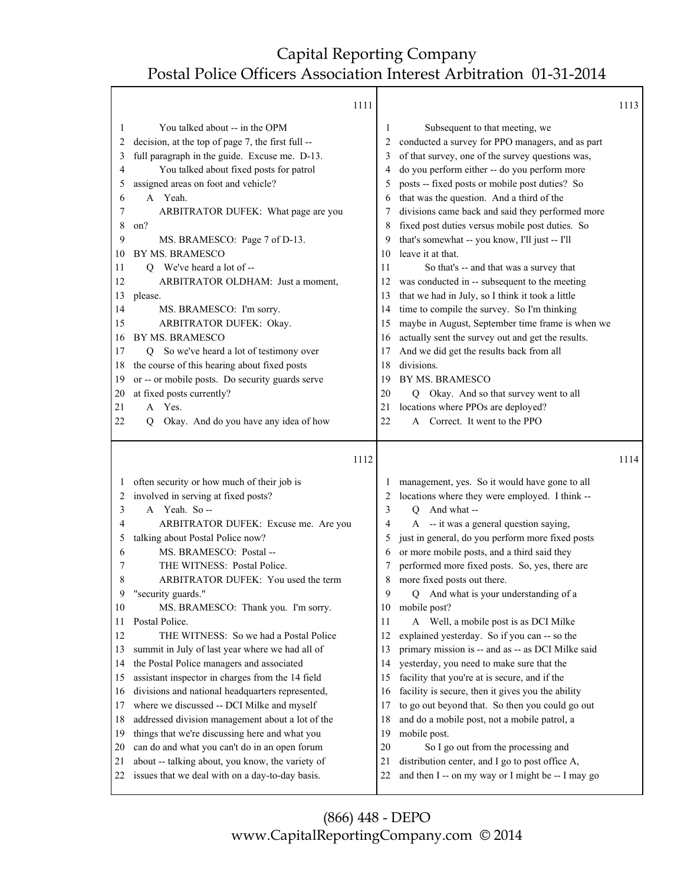1111

1 You talked about -- in the OPM
2 decision, at the top of page 7, the first full --
3 full paragraph in the guide. Excuse me. D-13.
4 You talked about fixed posts for patrol
5 assigned areas on foot and vehicle?
6 A Yeah.
7 ARBITRATOR DUFEK: What page are you
8 on?
9 MS. BRAMESCO: Page 7 of D-13.
10 BY MS. BRAMESCO
11 Q We've heard a lot of --
12 ARBITRATOR OLDHAM: Just a moment,
13 please.
14 MS. BRAMESCO: I'm sorry.
15 ARBITRATOR DUFEK: Okay.
16 BY MS. BRAMESCO
17 Q So we've heard a lot of testimony over
18 the course of this hearing about fixed posts
19 or -- or mobile posts. Do security guards serve
20 at fixed posts currently?
21 A Yes.
22 Q Okay. And do you have any idea of how

1112

1 often security or how much of their job is
2 involved in serving at fixed posts?
3 A Yeah. So --
4 ARBITRATOR DUFEK: Excuse me. Are you
5 talking about Postal Police now?
6 MS. BRAMESCO: Postal --
7 THE WITNESS: Postal Police.
8 ARBITRATOR DUFEK: You used the term
9 "security guards."
10 MS. BRAMESCO: Thank you. I'm sorry.
11 Postal Police.
12 THE WITNESS: So we had a Postal Police
13 summit in July of last year where we had all of
14 the Postal Police managers and associated
15 assistant inspector in charges from the 14 field
16 divisions and national headquarters represented,
17 where we discussed -- DCI Milke and myself
18 addressed division management about a lot of the
19 things that we're discussing here and what you
20 can do and what you can't do in an open forum
21 about -- talking about, you know, the variety of
22 issues that we deal with on a day-to-day basis.

1113

1 Subsequent to that meeting, we
2 conducted a survey for PPO managers, and as part
3 of that survey, one of the survey questions was,
4 do you perform either -- do you perform more
5 posts -- fixed posts or mobile post duties? So
6 that was the question. And a third of the
7 divisions came back and said they performed more
8 fixed post duties versus mobile post duties. So
9 that's somewhat -- you know, I'll just -- I'll
10 leave it at that.
11 So that's -- and that was a survey that
12 was conducted in -- subsequent to the meeting
13 that we had in July, so I think it took a little
14 time to compile the survey. So I'm thinking
15 maybe in August, September time frame is when we
16 actually sent the survey out and get the results.
17 And we did get the results back from all
18 divisions.
19 BY MS. BRAMESCO
20 Q Okay. And so that survey went to all
21 locations where PPOs are deployed?
22 A Correct. It went to the PPO

1114

1 management, yes. So it would have gone to all
2 locations where they were employed. I think --
3 Q And what --
4 A -- it was a general question saying,
5 just in general, do you perform more fixed posts
6 or more mobile posts, and a third said they
7 performed more fixed posts. So, yes, there are
8 more fixed posts out there.
9 Q And what is your understanding of a
10 mobile post?
11 A Well, a mobile post is as DCI Milke
12 explained yesterday. So if you can -- so the
13 primary mission is -- and as -- as DCI Milke said
14 yesterday, you need to make sure that the
15 facility that you're at is secure, and if the
16 facility is secure, then it gives you the ability
17 to go out beyond that. So then you could go out
18 and do a mobile post, not a mobile patrol, a
19 mobile post.
20 So I go out from the processing and
21 distribution center, and I go to post office A,
22 and then I -- on my way or I might be -- I may go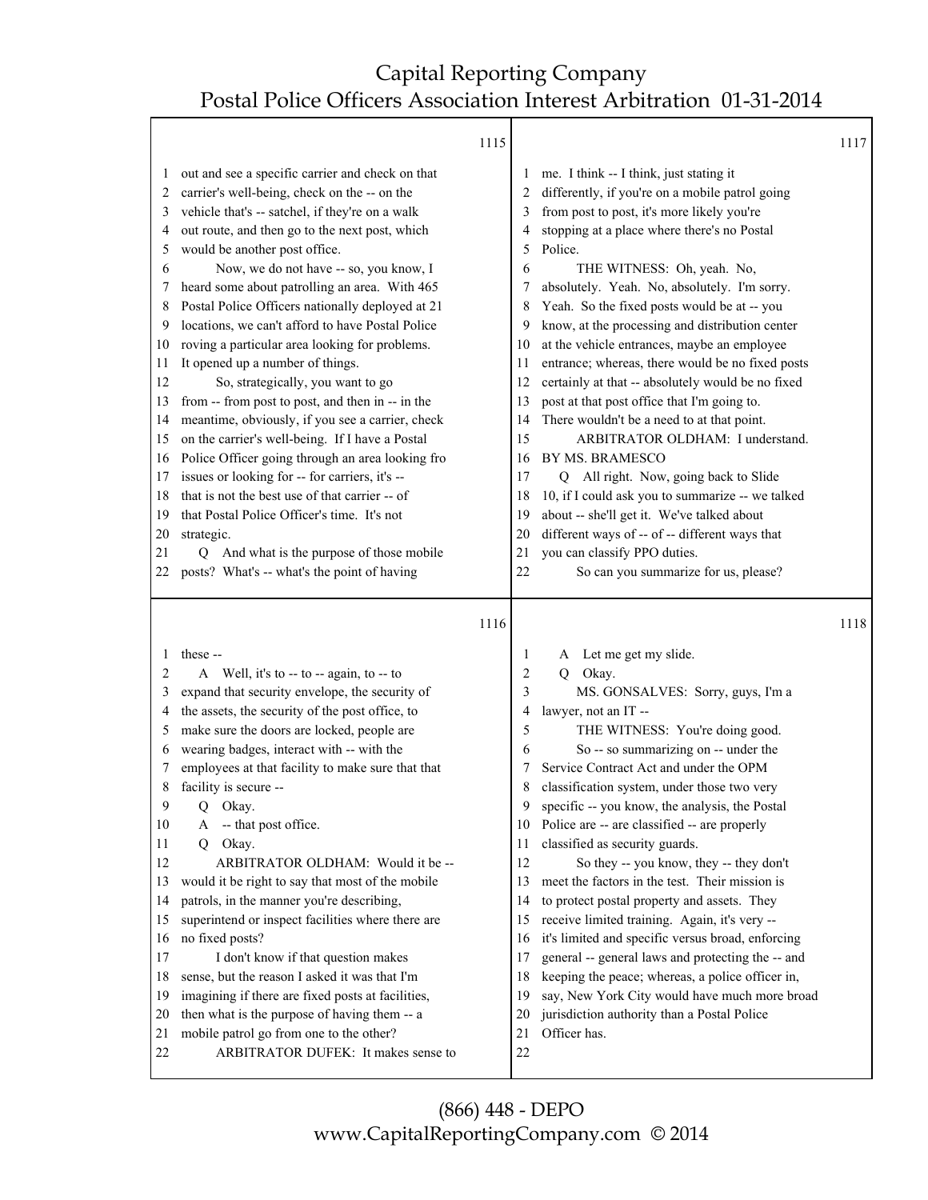1115

out and see a specific carrier and check on that carrier's well-being, check on the -- on the vehicle that's -- satchel, if they're on a walk out route, and then go to the next post, which would be another post office.

Now, we do not have -- so, you know, I heard some about patrolling an area. With 465 Postal Police Officers nationally deployed at 21 locations, we can't afford to have Postal Police roving a particular area looking for problems. It opened up a number of things.

So, strategically, you want to go from -- from post to post, and then in -- in the meantime, obviously, if you see a carrier, check on the carrier's well-being. If I have a Postal Police Officer going through an area looking fro issues or looking for -- for carriers, it's -- that is not the best use of that carrier -- of that Postal Police Officer's time. It's not strategic.

Q And what is the purpose of those mobile posts? What's -- what's the point of having

1116

these --

A Well, it's to -- to -- again, to -- to expand that security envelope, the security of the assets, the security of the post office, to make sure the doors are locked, people are wearing badges, interact with -- with the employees at that facility to make sure that that facility is secure --

Q Okay.

A -- that post office.

Q Okay.

ARBITRATOR OLDHAM: Would it be -- would it be right to say that most of the mobile patrols, in the manner you're describing, superintend or inspect facilities where there are no fixed posts?

I don't know if that question makes sense, but the reason I asked it was that I'm imagining if there are fixed posts at facilities, then what is the purpose of having them -- a mobile patrol go from one to the other?

ARBITRATOR DUFEK: It makes sense to

1117

me. I think -- I think, just stating it differently, if you're on a mobile patrol going from post to post, it's more likely you're stopping at a place where there's no Postal Police.

THE WITNESS: Oh, yeah. No, absolutely. Yeah. No, absolutely. I'm sorry. Yeah. So the fixed posts would be at -- you know, at the processing and distribution center at the vehicle entrances, maybe an employee entrance; whereas, there would be no fixed posts certainly at that -- absolutely would be no fixed post at that post office that I'm going to. There wouldn't be a need to at that point.

ARBITRATOR OLDHAM: I understand.

BY MS. BRAMESCO

Q All right. Now, going back to Slide 10, if I could ask you to summarize -- we talked about -- she'll get it. We've talked about different ways of -- of -- different ways that you can classify PPO duties.

So can you summarize for us, please?

1118

A Let me get my slide.

Q Okay.

MS. GONSALVES: Sorry, guys, I'm a lawyer, not an IT --

THE WITNESS: You're doing good.

So -- so summarizing on -- under the Service Contract Act and under the OPM classification system, under those two very specific -- you know, the analysis, the Postal Police are -- are classified -- are properly classified as security guards.

So they -- you know, they -- they don't meet the factors in the test. Their mission is to protect postal property and assets. They receive limited training. Again, it's very -- it's limited and specific versus broad, enforcing general -- general laws and protecting the -- and keeping the peace; whereas, a police officer in, say, New York City would have much more broad jurisdiction authority than a Postal Police Officer has.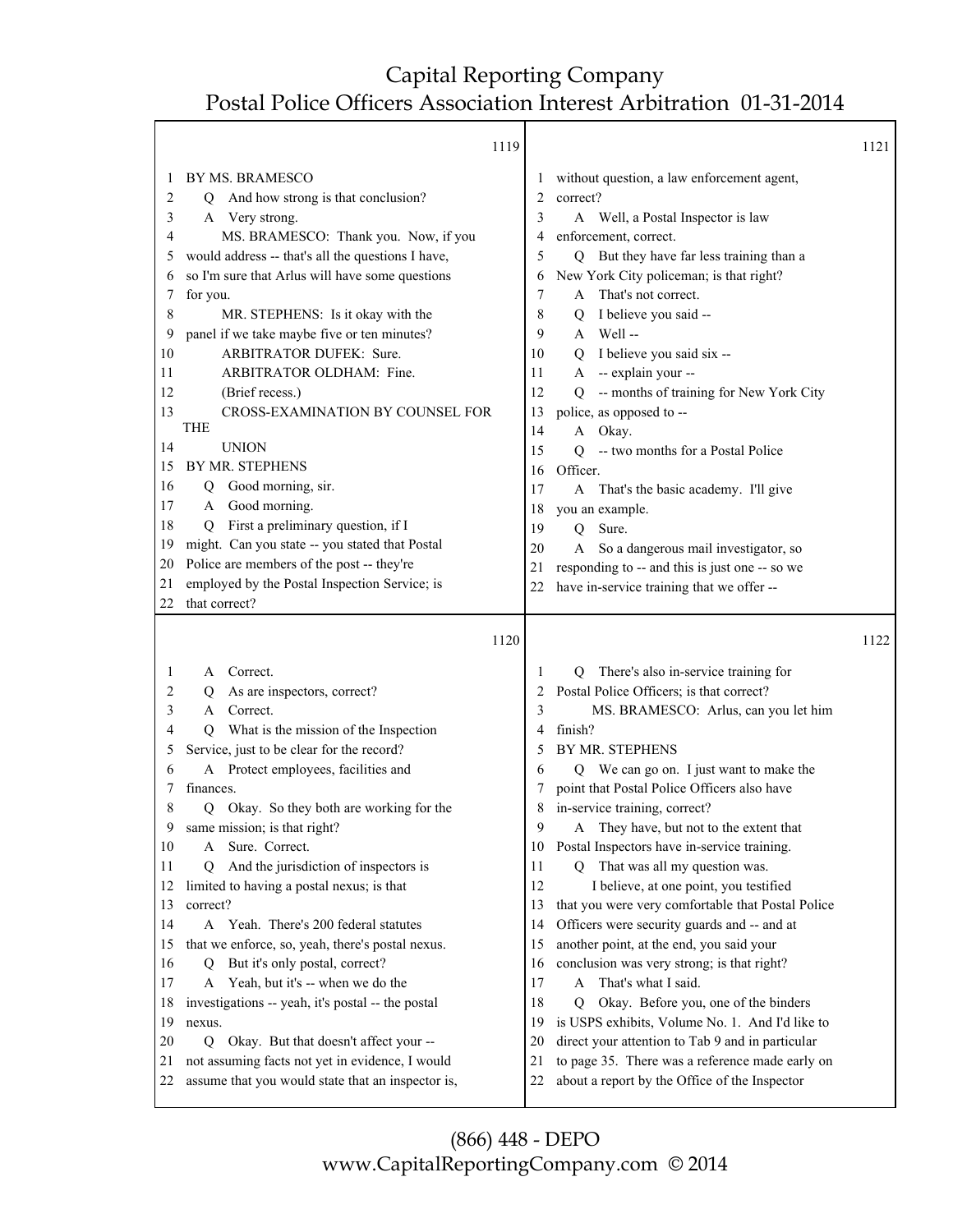1119

1 BY MS. BRAMESCO
2 Q And how strong is that conclusion?
3 A Very strong.
4 MS. BRAMESCO: Thank you. Now, if you
5 would address -- that's all the questions I have,
6 so I'm sure that Arlus will have some questions
7 for you.
8 MR. STEPHENS: Is it okay with the
9 panel if we take maybe five or ten minutes?
10 ARBITRATOR DUFEK: Sure.
11 ARBITRATOR OLDHAM: Fine.
12 (Brief recess.)
13 CROSS-EXAMINATION BY COUNSEL FOR THE
14 UNION
15 BY MR. STEPHENS
16 Q Good morning, sir.
17 A Good morning.
18 Q First a preliminary question, if I
19 might. Can you state -- you stated that Postal
20 Police are members of the post -- they're
21 employed by the Postal Inspection Service; is
22 that correct?

1120

1 A Correct.
2 Q As are inspectors, correct?
3 A Correct.
4 Q What is the mission of the Inspection
5 Service, just to be clear for the record?
6 A Protect employees, facilities and
7 finances.
8 Q Okay. So they both are working for the
9 same mission; is that right?
10 A Sure. Correct.
11 Q And the jurisdiction of inspectors is
12 limited to having a postal nexus; is that
13 correct?
14 A Yeah. There's 200 federal statutes
15 that we enforce, so, yeah, there's postal nexus.
16 Q But it's only postal, correct?
17 A Yeah, but it's -- when we do the
18 investigations -- yeah, it's postal -- the postal
19 nexus.
20 Q Okay. But that doesn't affect your --
21 not assuming facts not yet in evidence, I would
22 assume that you would state that an inspector is,

1121

1 without question, a law enforcement agent,
2 correct?
3 A Well, a Postal Inspector is law
4 enforcement, correct.
5 Q But they have far less training than a
6 New York City policeman; is that right?
7 A That's not correct.
8 Q I believe you said --
9 A Well --
10 Q I believe you said six --
11 A -- explain your --
12 Q -- months of training for New York City
13 police, as opposed to --
14 A Okay.
15 Q -- two months for a Postal Police
16 Officer.
17 A That's the basic academy. I'll give
18 you an example.
19 Q Sure.
20 A So a dangerous mail investigator, so
21 responding to -- and this is just one -- so we
22 have in-service training that we offer --

1122

1 Q There's also in-service training for
2 Postal Police Officers; is that correct?
3 MS. BRAMESCO: Arlus, can you let him
4 finish?
5 BY MR. STEPHENS
6 Q We can go on. I just want to make the
7 point that Postal Police Officers also have
8 in-service training, correct?
9 A They have, but not to the extent that
10 Postal Inspectors have in-service training.
11 Q That was all my question was.
12 I believe, at one point, you testified
13 that you were very comfortable that Postal Police
14 Officers were security guards and -- and at
15 another point, at the end, you said your
16 conclusion was very strong; is that right?
17 A That's what I said.
18 Q Okay. Before you, one of the binders
19 is USPS exhibits, Volume No. 1. And I'd like to
20 direct your attention to Tab 9 and in particular
21 to page 35. There was a reference made early on
22 about a report by the Office of the Inspector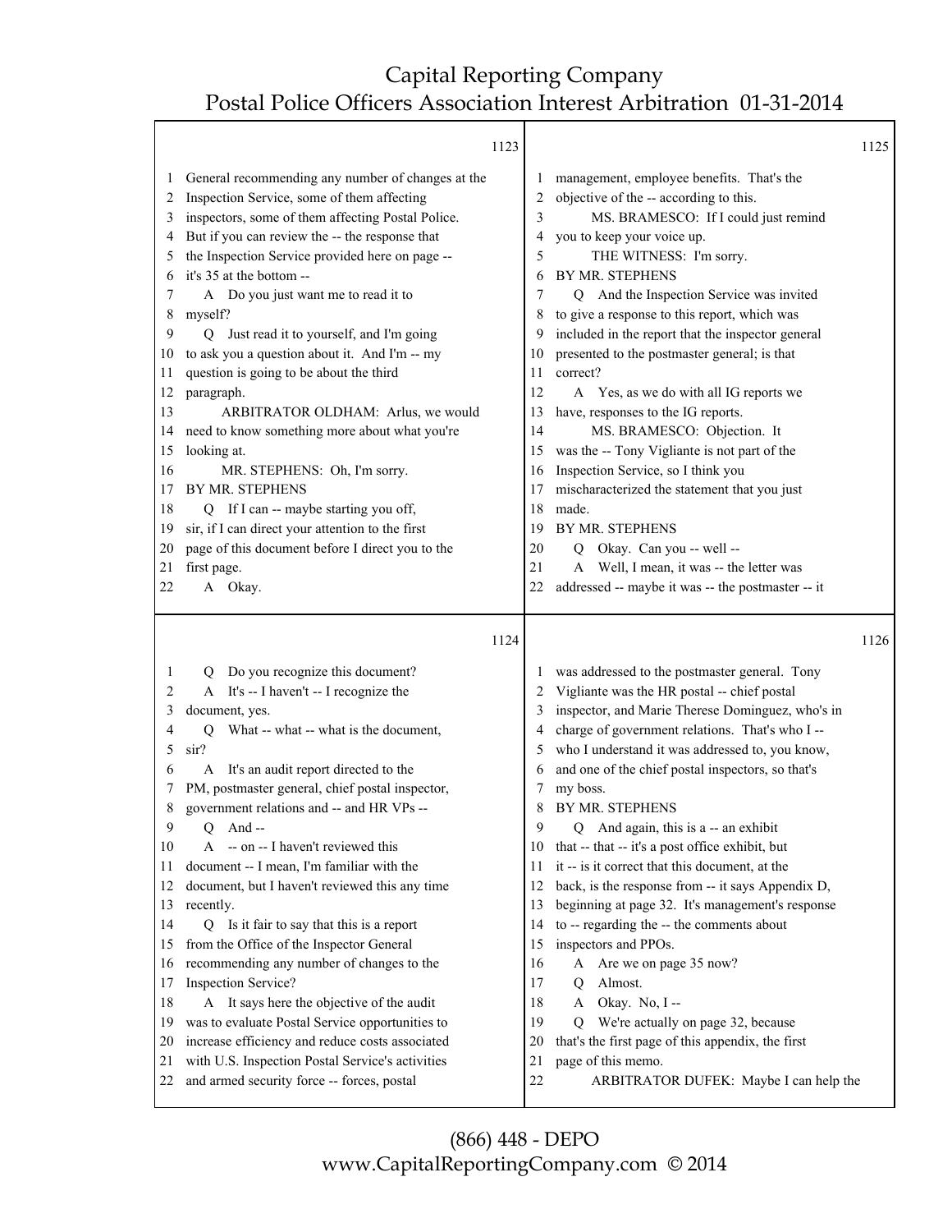1123

1 General recommending any number of changes at the
2 Inspection Service, some of them affecting
3 inspectors, some of them affecting Postal Police.
4 But if you can review the -- the response that
5 the Inspection Service provided here on page --
6 it's 35 at the bottom --
7 A Do you just want me to read it to
8 myself?
9 Q Just read it to yourself, and I'm going
10 to ask you a question about it. And I'm -- my
11 question is going to be about the third
12 paragraph.
13 ARBITRATOR OLDHAM: Arlus, we would
14 need to know something more about what you're
15 looking at.
16 MR. STEPHENS: Oh, I'm sorry.
17 BY MR. STEPHENS
18 Q If I can -- maybe starting you off,
19 sir, if I can direct your attention to the first
20 page of this document before I direct you to the
21 first page.
22 A Okay.

1124

1 Q Do you recognize this document?
2 A It's -- I haven't -- I recognize the
3 document, yes.
4 Q What -- what -- what is the document,
5 sir?
6 A It's an audit report directed to the
7 PM, postmaster general, chief postal inspector,
8 government relations and -- and HR VPs --
9 Q And --
10 A -- on -- I haven't reviewed this
11 document -- I mean, I'm familiar with the
12 document, but I haven't reviewed this any time
13 recently.
14 Q Is it fair to say that this is a report
15 from the Office of the Inspector General
16 recommending any number of changes to the
17 Inspection Service?
18 A It says here the objective of the audit
19 was to evaluate Postal Service opportunities to
20 increase efficiency and reduce costs associated
21 with U.S. Inspection Postal Service's activities
22 and armed security force -- forces, postal

1125

1 management, employee benefits. That's the
2 objective of the -- according to this.
3 MS. BRAMESCO: If I could just remind
4 you to keep your voice up.
5 THE WITNESS: I'm sorry.
6 BY MR. STEPHENS
7 Q And the Inspection Service was invited
8 to give a response to this report, which was
9 included in the report that the inspector general
10 presented to the postmaster general; is that
11 correct?
12 A Yes, as we do with all IG reports we
13 have, responses to the IG reports.
14 MS. BRAMESCO: Objection. It
15 was the -- Tony Vigliante is not part of the
16 Inspection Service, so I think you
17 mischaracterized the statement that you just
18 made.
19 BY MR. STEPHENS
20 Q Okay. Can you -- well --
21 A Well, I mean, it was -- the letter was
22 addressed -- maybe it was -- the postmaster -- it

1126

1 was addressed to the postmaster general. Tony
2 Vigliante was the HR postal -- chief postal
3 inspector, and Marie Therese Dominguez, who's in
4 charge of government relations. That's who I --
5 who I understand it was addressed to, you know,
6 and one of the chief postal inspectors, so that's
7 my boss.
8 BY MR. STEPHENS
9 Q And again, this is a -- an exhibit
10 that -- that -- it's a post office exhibit, but
11 it -- is it correct that this document, at the
12 back, is the response from -- it says Appendix D,
13 beginning at page 32. It's management's response
14 to -- regarding the -- the comments about
15 inspectors and PPOs.
16 A Are we on page 35 now?
17 Q Almost.
18 A Okay. No, I --
19 Q We're actually on page 32, because
20 that's the first page of this appendix, the first
21 page of this memo.
22 ARBITRATOR DUFEK: Maybe I can help the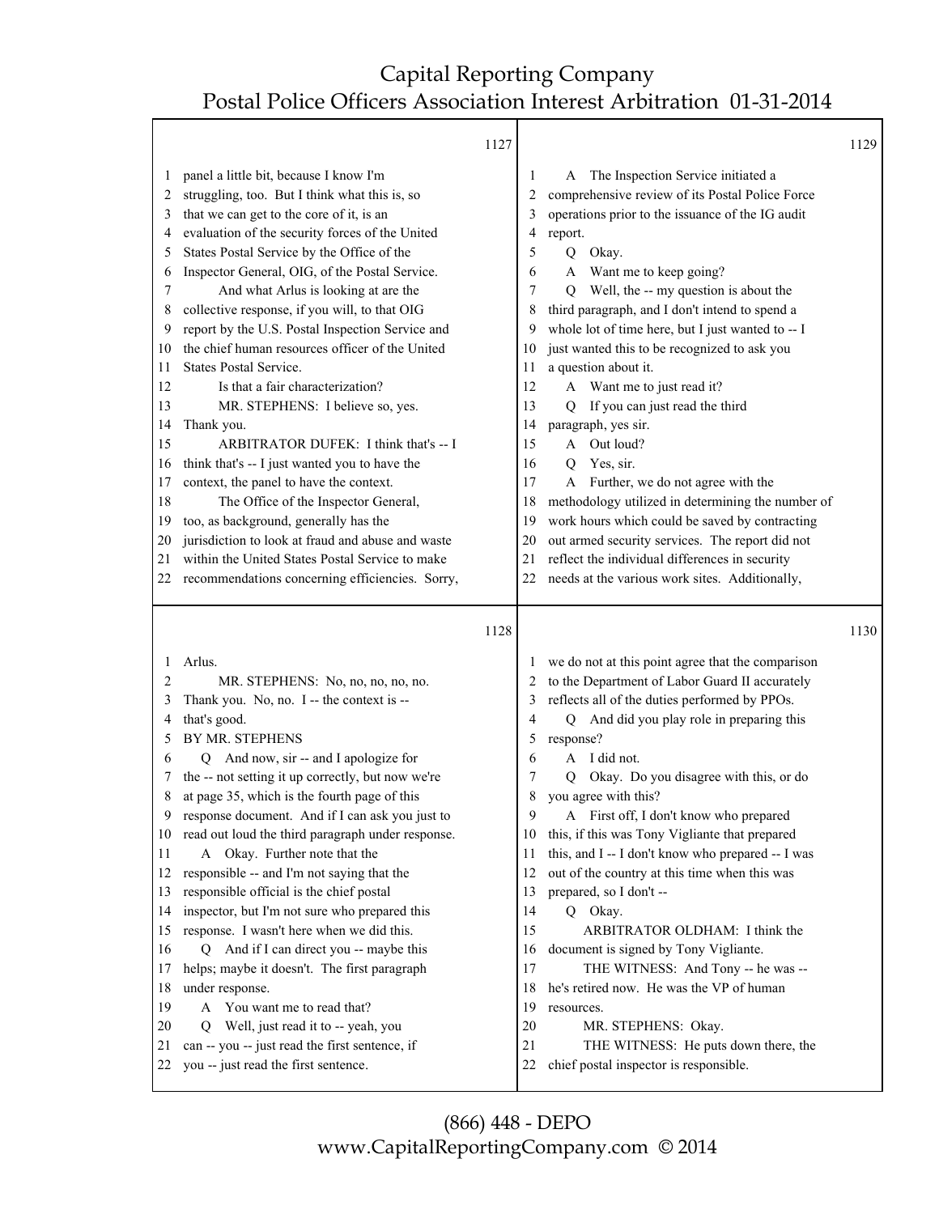1127

1 panel a little bit, because I know I'm
2 struggling, too. But I think what this is, so
3 that we can get to the core of it, is an
4 evaluation of the security forces of the United
5 States Postal Service by the Office of the
6 Inspector General, OIG, of the Postal Service.
7 And what Arlus is looking at are the
8 collective response, if you will, to that OIG
9 report by the U.S. Postal Inspection Service and
10 the chief human resources officer of the United
11 States Postal Service.
12 Is that a fair characterization?
13 MR. STEPHENS: I believe so, yes.
14 Thank you.
15 ARBITRATOR DUFEK: I think that's -- I
16 think that's -- I just wanted you to have the
17 context, the panel to have the context.
18 The Office of the Inspector General,
19 too, as background, generally has the
20 jurisdiction to look at fraud and abuse and waste
21 within the United States Postal Service to make
22 recommendations concerning efficiencies. Sorry,

1128

1 Arlus.
2 MR. STEPHENS: No, no, no, no, no.
3 Thank you. No, no. I -- the context is --
4 that's good.
5 BY MR. STEPHENS
6 Q And now, sir -- and I apologize for
7 the -- not setting it up correctly, but now we're
8 at page 35, which is the fourth page of this
9 response document. And if I can ask you just to
10 read out loud the third paragraph under response.
11 A Okay. Further note that the
12 responsible -- and I'm not saying that the
13 responsible official is the chief postal
14 inspector, but I'm not sure who prepared this
15 response. I wasn't here when we did this.
16 Q And if I can direct you -- maybe this
17 helps; maybe it doesn't. The first paragraph
18 under response.
19 A You want me to read that?
20 Q Well, just read it to -- yeah, you
21 can -- you -- just read the first sentence, if
22 you -- just read the first sentence.

1129

1 A The Inspection Service initiated a
2 comprehensive review of its Postal Police Force
3 operations prior to the issuance of the IG audit
4 report.
5 Q Okay.
6 A Want me to keep going?
7 Q Well, the -- my question is about the
8 third paragraph, and I don't intend to spend a
9 whole lot of time here, but I just wanted to -- I
10 just wanted this to be recognized to ask you
11 a question about it.
12 A Want me to just read it?
13 Q If you can just read the third
14 paragraph, yes sir.
15 A Out loud?
16 Q Yes, sir.
17 A Further, we do not agree with the
18 methodology utilized in determining the number of
19 work hours which could be saved by contracting
20 out armed security services. The report did not
21 reflect the individual differences in security
22 needs at the various work sites. Additionally,

1130

1 we do not at this point agree that the comparison
2 to the Department of Labor Guard II accurately
3 reflects all of the duties performed by PPOs.
4 Q And did you play role in preparing this
5 response?
6 A I did not.
7 Q Okay. Do you disagree with this, or do
8 you agree with this?
9 A First off, I don't know who prepared
10 this, if this was Tony Vigliante that prepared
11 this, and I -- I don't know who prepared -- I was
12 out of the country at this time when this was
13 prepared, so I don't --
14 Q Okay.
15 ARBITRATOR OLDHAM: I think the
16 document is signed by Tony Vigliante.
17 THE WITNESS: And Tony -- he was --
18 he's retired now. He was the VP of human
19 resources.
20 MR. STEPHENS: Okay.
21 THE WITNESS: He puts down there, the
22 chief postal inspector is responsible.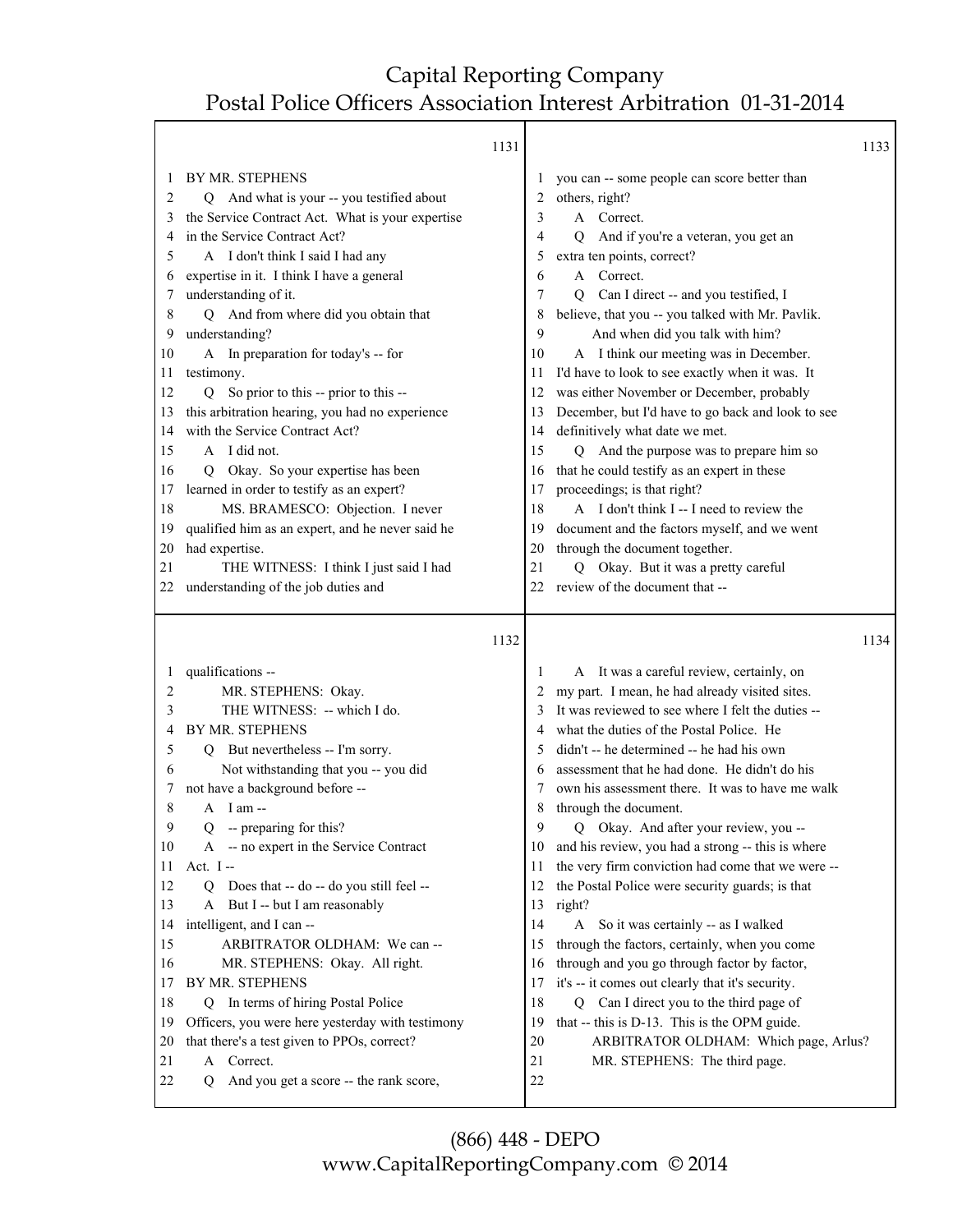**1131**

1 BY MR. STEPHENS
2 Q And what is your -- you testified about
3 the Service Contract Act. What is your expertise
4 in the Service Contract Act?
5 A I don't think I said I had any
6 expertise in it. I think I have a general
7 understanding of it.
8 Q And from where did you obtain that
9 understanding?
10 A In preparation for today's -- for
11 testimony.
12 Q So prior to this -- prior to this --
13 this arbitration hearing, you had no experience
14 with the Service Contract Act?
15 A I did not.
16 Q Okay. So your expertise has been
17 learned in order to testify as an expert?
18 MS. BRAMESCO: Objection. I never
19 qualified him as an expert, and he never said he
20 had expertise.
21 THE WITNESS: I think I just said I had
22 understanding of the job duties and

**1132**

1 qualifications --
2 MR. STEPHENS: Okay.
3 THE WITNESS: -- which I do.
4 BY MR. STEPHENS
5 Q But nevertheless -- I'm sorry.
6 Not withstanding that you -- you did
7 not have a background before --
8 A I am --
9 Q -- preparing for this?
10 A -- no expert in the Service Contract
11 Act. I --
12 Q Does that -- do -- do you still feel --
13 A But I -- but I am reasonably
14 intelligent, and I can --
15 ARBITRATOR OLDHAM: We can --
16 MR. STEPHENS: Okay. All right.
17 BY MR. STEPHENS
18 Q In terms of hiring Postal Police
19 Officers, you were here yesterday with testimony
20 that there's a test given to PPOs, correct?
21 A Correct.
22 Q And you get a score -- the rank score,

**1133**

1 you can -- some people can score better than
2 others, right?
3 A Correct.
4 Q And if you're a veteran, you get an
5 extra ten points, correct?
6 A Correct.
7 Q Can I direct -- and you testified, I
8 believe, that you -- you talked with Mr. Pavlik.
9 And when did you talk with him?
10 A I think our meeting was in December.
11 I'd have to look to see exactly when it was. It
12 was either November or December, probably
13 December, but I'd have to go back and look to see
14 definitively what date we met.
15 Q And the purpose was to prepare him so
16 that he could testify as an expert in these
17 proceedings; is that right?
18 A I don't think I -- I need to review the
19 document and the factors myself, and we went
20 through the document together.
21 Q Okay. But it was a pretty careful
22 review of the document that --

**1134**

1 A It was a careful review, certainly, on
2 my part. I mean, he had already visited sites.
3 It was reviewed to see where I felt the duties --
4 what the duties of the Postal Police. He
5 didn't -- he determined -- he had his own
6 assessment that he had done. He didn't do his
7 own his assessment there. It was to have me walk
8 through the document.
9 Q Okay. And after your review, you --
10 and his review, you had a strong -- this is where
11 the very firm conviction had come that we were --
12 the Postal Police were security guards; is that
13 right?
14 A So it was certainly -- as I walked
15 through the factors, certainly, when you come
16 through and you go through factor by factor,
17 it's -- it comes out clearly that it's security.
18 Q Can I direct you to the third page of
19 that -- this is D-13. This is the OPM guide.
20 ARBITRATOR OLDHAM: Which page, Arlus?
21 MR. STEPHENS: The third page.
22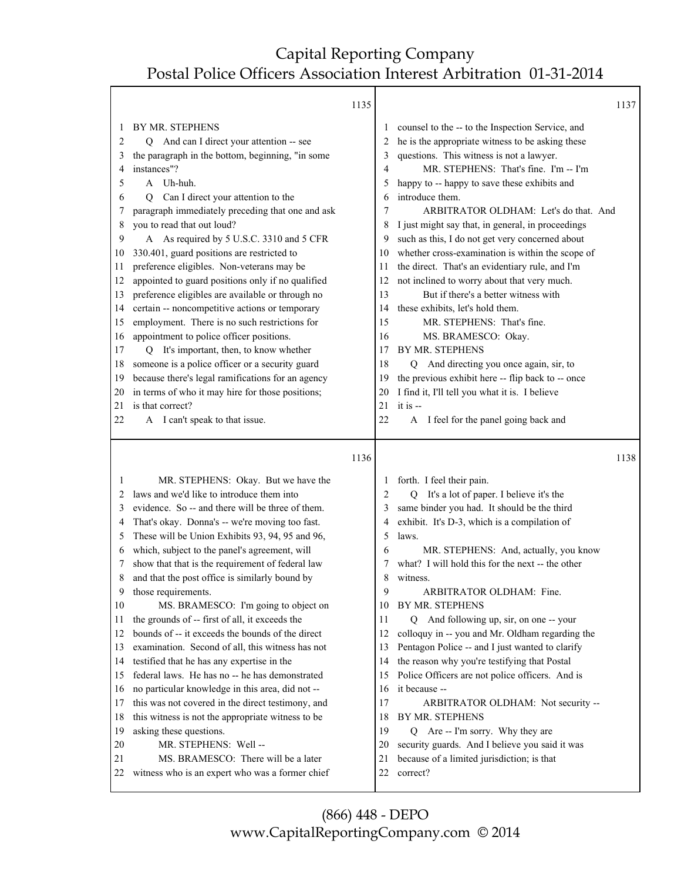1135

1 BY MR. STEPHENS
2 Q And can I direct your attention -- see
3 the paragraph in the bottom, beginning, "in some
4 instances"?
5 A Uh-huh.
6 Q Can I direct your attention to the
7 paragraph immediately preceding that one and ask
8 you to read that out loud?
9 A As required by 5 U.S.C. 3310 and 5 CFR
10 330.401, guard positions are restricted to
11 preference eligibles. Non-veterans may be
12 appointed to guard positions only if no qualified
13 preference eligibles are available or through no
14 certain -- noncompetitive actions or temporary
15 employment. There is no such restrictions for
16 appointment to police officer positions.
17 Q It's important, then, to know whether
18 someone is a police officer or a security guard
19 because there's legal ramifications for an agency
20 in terms of who it may hire for those positions;
21 is that correct?
22 A I can't speak to that issue.

1136

1 MR. STEPHENS: Okay. But we have the
2 laws and we'd like to introduce them into
3 evidence. So -- and there will be three of them.
4 That's okay. Donna's -- we're moving too fast.
5 These will be Union Exhibits 93, 94, 95 and 96,
6 which, subject to the panel's agreement, will
7 show that that is the requirement of federal law
8 and that the post office is similarly bound by
9 those requirements.
10 MS. BRAMESCO: I'm going to object on
11 the grounds of -- first of all, it exceeds the
12 bounds of -- it exceeds the bounds of the direct
13 examination. Second of all, this witness has not
14 testified that he has any expertise in the
15 federal laws. He has no -- he has demonstrated
16 no particular knowledge in this area, did not --
17 this was not covered in the direct testimony, and
18 this witness is not the appropriate witness to be
19 asking these questions.
20 MR. STEPHENS: Well --
21 MS. BRAMESCO: There will be a later
22 witness who is an expert who was a former chief

1137

1 counsel to the -- to the Inspection Service, and
2 he is the appropriate witness to be asking these
3 questions. This witness is not a lawyer.
4 MR. STEPHENS: That's fine. I'm -- I'm
5 happy to -- happy to save these exhibits and
6 introduce them.
7 ARBITRATOR OLDHAM: Let's do that. And
8 I just might say that, in general, in proceedings
9 such as this, I do not get very concerned about
10 whether cross-examination is within the scope of
11 the direct. That's an evidentiary rule, and I'm
12 not inclined to worry about that very much.
13 But if there's a better witness with
14 these exhibits, let's hold them.
15 MR. STEPHENS: That's fine.
16 MS. BRAMESCO: Okay.
17 BY MR. STEPHENS
18 Q And directing you once again, sir, to
19 the previous exhibit here -- flip back to -- once
20 I find it, I'll tell you what it is. I believe
21 it is --
22 A I feel for the panel going back and

1138

1 forth. I feel their pain.
2 Q It's a lot of paper. I believe it's the
3 same binder you had. It should be the third
4 exhibit. It's D-3, which is a compilation of
5 laws.
6 MR. STEPHENS: And, actually, you know
7 what? I will hold this for the next -- the other
8 witness.
9 ARBITRATOR OLDHAM: Fine.
10 BY MR. STEPHENS
11 Q And following up, sir, on one -- your
12 colloquy in -- you and Mr. Oldham regarding the
13 Pentagon Police -- and I just wanted to clarify
14 the reason why you're testifying that Postal
15 Police Officers are not police officers. And is
16 it because --
17 ARBITRATOR OLDHAM: Not security --
18 BY MR. STEPHENS
19 Q Are -- I'm sorry. Why they are
20 security guards. And I believe you said it was
21 because of a limited jurisdiction; is that
22 correct?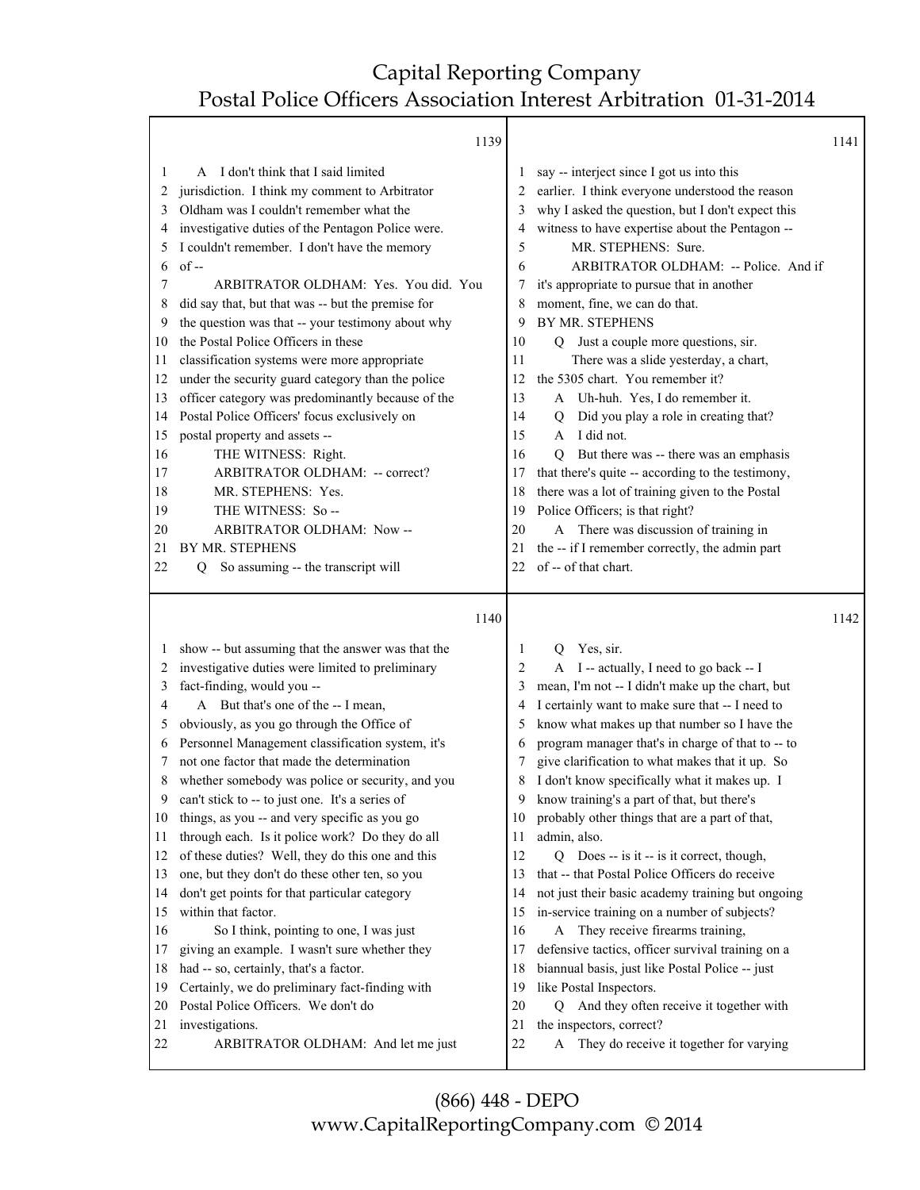1139

1 A I don't think that I said limited
2 jurisdiction. I think my comment to Arbitrator
3 Oldham was I couldn't remember what the
4 investigative duties of the Pentagon Police were.
5 I couldn't remember. I don't have the memory
6 of --
7 ARBITRATOR OLDHAM: Yes. You did. You
8 did say that, but that was -- but the premise for
9 the question was that -- your testimony about why
10 the Postal Police Officers in these
11 classification systems were more appropriate
12 under the security guard category than the police
13 officer category was predominantly because of the
14 Postal Police Officers' focus exclusively on
15 postal property and assets --
16 THE WITNESS: Right.
17 ARBITRATOR OLDHAM: -- correct?
18 MR. STEPHENS: Yes.
19 THE WITNESS: So --
20 ARBITRATOR OLDHAM: Now --
21 BY MR. STEPHENS
22 Q So assuming -- the transcript will

1140

1 show -- but assuming that the answer was that the
2 investigative duties were limited to preliminary
3 fact-finding, would you --
4 A But that's one of the -- I mean,
5 obviously, as you go through the Office of
6 Personnel Management classification system, it's
7 not one factor that made the determination
8 whether somebody was police or security, and you
9 can't stick to -- to just one. It's a series of
10 things, as you -- and very specific as you go
11 through each. Is it police work? Do they do all
12 of these duties? Well, they do this one and this
13 one, but they don't do these other ten, so you
14 don't get points for that particular category
15 within that factor.
16 So I think, pointing to one, I was just
17 giving an example. I wasn't sure whether they
18 had -- so, certainly, that's a factor.
19 Certainly, we do preliminary fact-finding with
20 Postal Police Officers. We don't do
21 investigations.
22 ARBITRATOR OLDHAM: And let me just

1141

1 say -- interject since I got us into this
2 earlier. I think everyone understood the reason
3 why I asked the question, but I don't expect this
4 witness to have expertise about the Pentagon --
5 MR. STEPHENS: Sure.
6 ARBITRATOR OLDHAM: -- Police. And if
7 it's appropriate to pursue that in another
8 moment, fine, we can do that.
9 BY MR. STEPHENS
10 Q Just a couple more questions, sir.
11 There was a slide yesterday, a chart,
12 the 5305 chart. You remember it?
13 A Uh-huh. Yes, I do remember it.
14 Q Did you play a role in creating that?
15 A I did not.
16 Q But there was -- there was an emphasis
17 that there's quite -- according to the testimony,
18 there was a lot of training given to the Postal
19 Police Officers; is that right?
20 A There was discussion of training in
21 the -- if I remember correctly, the admin part
22 of -- of that chart.

1142

1 Q Yes, sir.
2 A I -- actually, I need to go back -- I
3 mean, I'm not -- I didn't make up the chart, but
4 I certainly want to make sure that -- I need to
5 know what makes up that number so I have the
6 program manager that's in charge of that to -- to
7 give clarification to what makes that it up. So
8 I don't know specifically what it makes up. I
9 know training's a part of that, but there's
10 probably other things that are a part of that,
11 admin, also.
12 Q Does -- is it -- is it correct, though,
13 that -- that Postal Police Officers do receive
14 not just their basic academy training but ongoing
15 in-service training on a number of subjects?
16 A They receive firearms training,
17 defensive tactics, officer survival training on a
18 biannual basis, just like Postal Police -- just
19 like Postal Inspectors.
20 Q And they often receive it together with
21 the inspectors, correct?
22 A They do receive it together for varying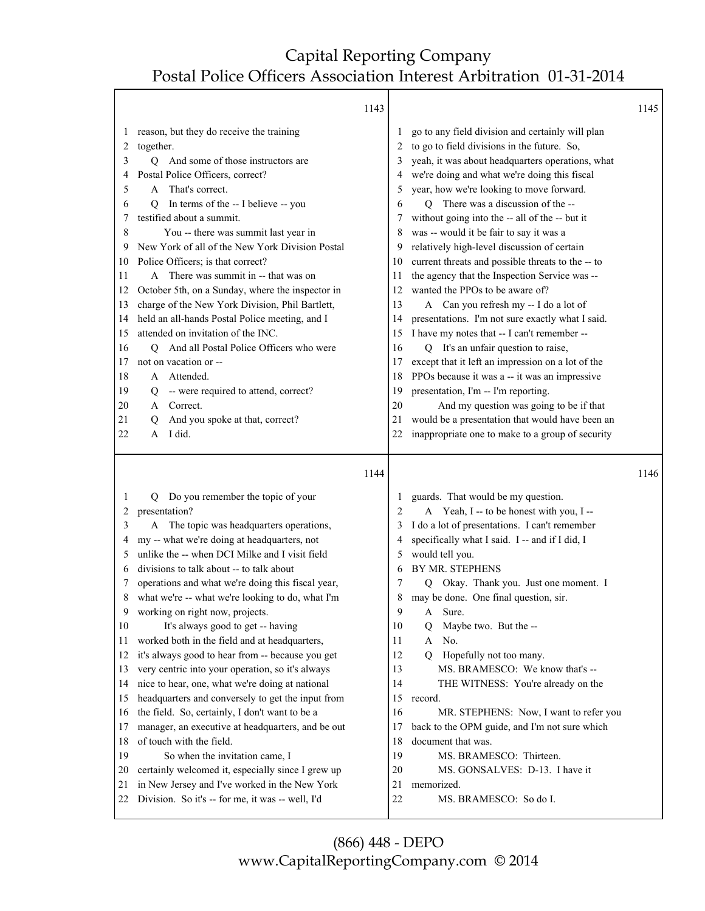**1143**

1 reason, but they do receive the training
2 together.
3 Q And some of those instructors are
4 Postal Police Officers, correct?
5 A That's correct.
6 Q In terms of the -- I believe -- you
7 testified about a summit.
8 You -- there was summit last year in
9 New York of all of the New York Division Postal
10 Police Officers; is that correct?
11 A There was summit in -- that was on
12 October 5th, on a Sunday, where the inspector in
13 charge of the New York Division, Phil Bartlett,
14 held an all-hands Postal Police meeting, and I
15 attended on invitation of the INC.
16 Q And all Postal Police Officers who were
17 not on vacation or --
18 A Attended.
19 Q -- were required to attend, correct?
20 A Correct.
21 Q And you spoke at that, correct?
22 A I did.

**1144**

1 Q Do you remember the topic of your
2 presentation?
3 A The topic was headquarters operations,
4 my -- what we're doing at headquarters, not
5 unlike the -- when DCI Milke and I visit field
6 divisions to talk about -- to talk about
7 operations and what we're doing this fiscal year,
8 what we're -- what we're looking to do, what I'm
9 working on right now, projects.
10 It's always good to get -- having
11 worked both in the field and at headquarters,
12 it's always good to hear from -- because you get
13 very centric into your operation, so it's always
14 nice to hear, one, what we're doing at national
15 headquarters and conversely to get the input from
16 the field. So, certainly, I don't want to be a
17 manager, an executive at headquarters, and be out
18 of touch with the field.
19 So when the invitation came, I
20 certainly welcomed it, especially since I grew up
21 in New Jersey and I've worked in the New York
22 Division. So it's -- for me, it was -- well, I'd

**1145**

1 go to any field division and certainly will plan
2 to go to field divisions in the future. So,
3 yeah, it was about headquarters operations, what
4 we're doing and what we're doing this fiscal
5 year, how we're looking to move forward.
6 Q There was a discussion of the --
7 without going into the -- all of the -- but it
8 was -- would it be fair to say it was a
9 relatively high-level discussion of certain
10 current threats and possible threats to the -- to
11 the agency that the Inspection Service was --
12 wanted the PPOs to be aware of?
13 A Can you refresh my -- I do a lot of
14 presentations. I'm not sure exactly what I said.
15 I have my notes that -- I can't remember --
16 Q It's an unfair question to raise,
17 except that it left an impression on a lot of the
18 PPOs because it was a -- it was an impressive
19 presentation, I'm -- I'm reporting.
20 And my question was going to be if that
21 would be a presentation that would have been an
22 inappropriate one to make to a group of security

**1146**

1 guards. That would be my question.
2 A Yeah, I -- to be honest with you, I --
3 I do a lot of presentations. I can't remember
4 specifically what I said. I -- and if I did, I
5 would tell you.
6 BY MR. STEPHENS
7 Q Okay. Thank you. Just one moment. I
8 may be done. One final question, sir.
9 A Sure.
10 Q Maybe two. But the --
11 A No.
12 Q Hopefully not too many.
13 MS. BRAMESCO: We know that's --
14 THE WITNESS: You're already on the
15 record.
16 MR. STEPHENS: Now, I want to refer you
17 back to the OPM guide, and I'm not sure which
18 document that was.
19 MS. BRAMESCO: Thirteen.
20 MS. GONSALVES: D-13. I have it
21 memorized.
22 MS. BRAMESCO: So do I.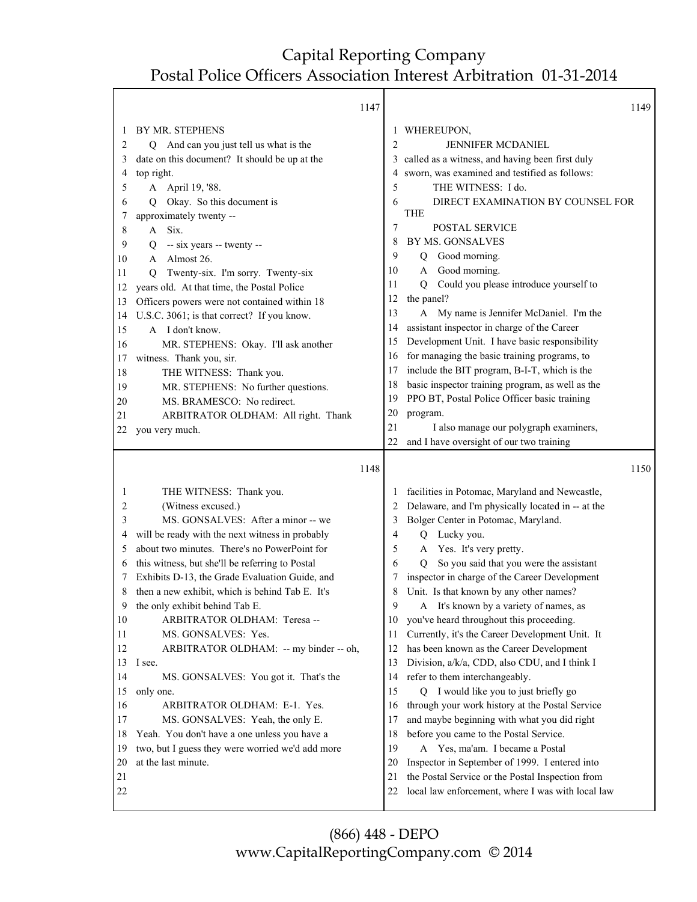1147

1 BY MR. STEPHENS
2 Q And can you just tell us what is the
3 date on this document? It should be up at the
4 top right.
5 A April 19, '88.
6 Q Okay. So this document is
7 approximately twenty --
8 A Six.
9 Q -- six years -- twenty --
10 A Almost 26.
11 Q Twenty-six. I'm sorry. Twenty-six
12 years old. At that time, the Postal Police
13 Officers powers were not contained within 18
14 U.S.C. 3061; is that correct? If you know.
15 A I don't know.
16 MR. STEPHENS: Okay. I'll ask another
17 witness. Thank you, sir.
18 THE WITNESS: Thank you.
19 MR. STEPHENS: No further questions.
20 MS. BRAMESCO: No redirect.
21 ARBITRATOR OLDHAM: All right. Thank
22 you very much.

1148

1 THE WITNESS: Thank you.
2 (Witness excused.)
3 MS. GONSALVES: After a minor -- we
4 will be ready with the next witness in probably
5 about two minutes. There's no PowerPoint for
6 this witness, but she'll be referring to Postal
7 Exhibits D-13, the Grade Evaluation Guide, and
8 then a new exhibit, which is behind Tab E. It's
9 the only exhibit behind Tab E.
10 ARBITRATOR OLDHAM: Teresa --
11 MS. GONSALVES: Yes.
12 ARBITRATOR OLDHAM: -- my binder -- oh,
13 I see.
14 MS. GONSALVES: You got it. That's the
15 only one.
16 ARBITRATOR OLDHAM: E-1. Yes.
17 MS. GONSALVES: Yeah, the only E.
18 Yeah. You don't have a one unless you have a
19 two, but I guess they were worried we'd add more
20 at the last minute.
21
22

1149

1 WHEREUPON,
2 JENNIFER MCDANIEL
3 called as a witness, and having been first duly
4 sworn, was examined and testified as follows:
5 THE WITNESS: I do.
6 DIRECT EXAMINATION BY COUNSEL FOR THE
7 POSTAL SERVICE
8 BY MS. GONSALVES
9 Q Good morning.
10 A Good morning.
11 Q Could you please introduce yourself to
12 the panel?
13 A My name is Jennifer McDaniel. I'm the
14 assistant inspector in charge of the Career
15 Development Unit. I have basic responsibility
16 for managing the basic training programs, to
17 include the BIT program, B-I-T, which is the
18 basic inspector training program, as well as the
19 PPO BT, Postal Police Officer basic training
20 program.
21 I also manage our polygraph examiners,
22 and I have oversight of our two training

1150

1 facilities in Potomac, Maryland and Newcastle,
2 Delaware, and I'm physically located in -- at the
3 Bolger Center in Potomac, Maryland.
4 Q Lucky you.
5 A Yes. It's very pretty.
6 Q So you said that you were the assistant
7 inspector in charge of the Career Development
8 Unit. Is that known by any other names?
9 A It's known by a variety of names, as
10 you've heard throughout this proceeding.
11 Currently, it's the Career Development Unit. It
12 has been known as the Career Development
13 Division, a/k/a, CDD, also CDU, and I think I
14 refer to them interchangeably.
15 Q I would like you to just briefly go
16 through your work history at the Postal Service
17 and maybe beginning with what you did right
18 before you came to the Postal Service.
19 A Yes, ma'am. I became a Postal
20 Inspector in September of 1999. I entered into
21 the Postal Service or the Postal Inspection from
22 local law enforcement, where I was with local law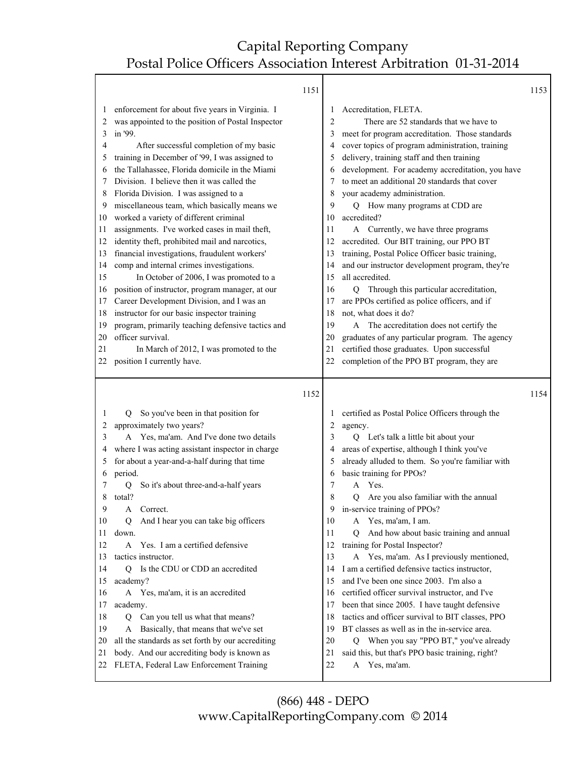enforcement for about five years in Virginia. I was appointed to the position of Postal Inspector in '99.

After successful completion of my basic training in December of '99, I was assigned to the Tallahassee, Florida domicile in the Miami Division. I believe then it was called the Florida Division. I was assigned to a miscellaneous team, which basically means we worked a variety of different criminal assignments. I've worked cases in mail theft, identity theft, prohibited mail and narcotics, financial investigations, fraudulent workers' comp and internal crimes investigations.

In October of 2006, I was promoted to a position of instructor, program manager, at our Career Development Division, and I was an instructor for our basic inspector training program, primarily teaching defensive tactics and officer survival.

In March of 2012, I was promoted to the position I currently have.

Q So you've been in that position for approximately two years?

A Yes, ma'am. And I've done two details where I was acting assistant inspector in charge for about a year-and-a-half during that time period.

Q So it's about three-and-a-half years total?

A Correct.

Q And I hear you can take big officers down.

A Yes. I am a certified defensive tactics instructor.

Q Is the CDU or CDD an accredited academy?

A Yes, ma'am, it is an accredited academy.

Q Can you tell us what that means?

A Basically, that means that we've set all the standards as set forth by our accrediting body. And our accrediting body is known as FLETA, Federal Law Enforcement Training Accreditation, FLETA.

There are 52 standards that we have to meet for program accreditation. Those standards cover topics of program administration, training delivery, training staff and then training development. For academy accreditation, you have to meet an additional 20 standards that cover your academy administration.

Q How many programs at CDD are accredited?

A Currently, we have three programs accredited. Our BIT training, our PPO BT training, Postal Police Officer basic training, and our instructor development program, they're all accredited.

Q Through this particular accreditation, are PPOs certified as police officers, and if not, what does it do?

A The accreditation does not certify the graduates of any particular program. The agency certified those graduates. Upon successful completion of the PPO BT program, they are certified as Postal Police Officers through the agency.

Q Let's talk a little bit about your areas of expertise, although I think you've already alluded to them. So you're familiar with basic training for PPOs?

A Yes.

Q Are you also familiar with the annual in-service training of PPOs?

A Yes, ma'am, I am.

Q And how about basic training and annual training for Postal Inspector?

A Yes, ma'am. As I previously mentioned, I am a certified defensive tactics instructor, and I've been one since 2003. I'm also a certified officer survival instructor, and I've been that since 2005. I have taught defensive tactics and officer survival to BIT classes, PPO BT classes as well as in the in-service area.

Q When you say "PPO BT," you've already said this, but that's PPO basic training, right?

A Yes, ma'am.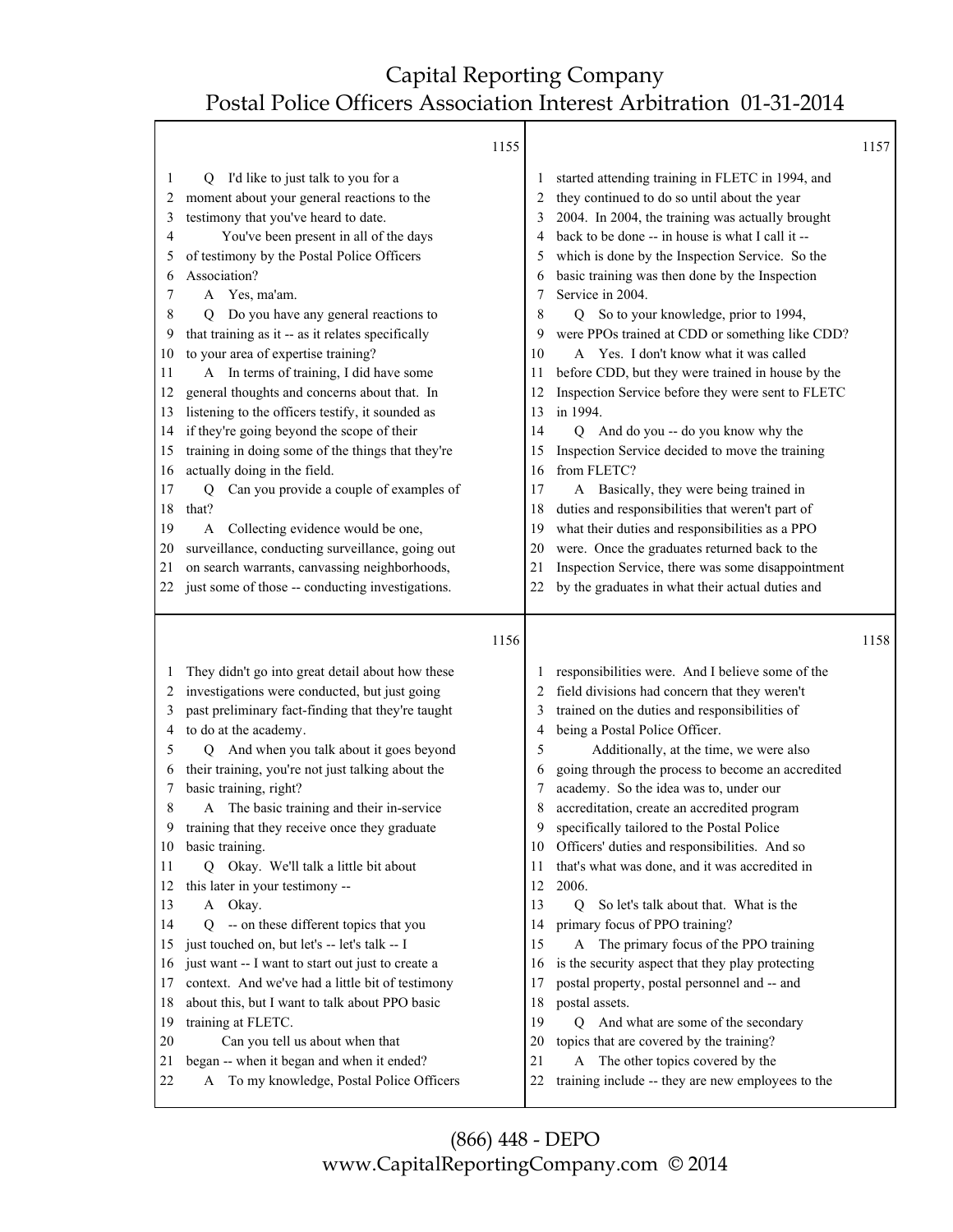1155

1 Q I'd like to just talk to you for a
2 moment about your general reactions to the
3 testimony that you've heard to date.
4 You've been present in all of the days
5 of testimony by the Postal Police Officers
6 Association?
7 A Yes, ma'am.
8 Q Do you have any general reactions to
9 that training as it -- as it relates specifically
10 to your area of expertise training?
11 A In terms of training, I did have some
12 general thoughts and concerns about that. In
13 listening to the officers testify, it sounded as
14 if they're going beyond the scope of their
15 training in doing some of the things that they're
16 actually doing in the field.
17 Q Can you provide a couple of examples of
18 that?
19 A Collecting evidence would be one,
20 surveillance, conducting surveillance, going out
21 on search warrants, canvassing neighborhoods,
22 just some of those -- conducting investigations.

1156

1 They didn't go into great detail about how these
2 investigations were conducted, but just going
3 past preliminary fact-finding that they're taught
4 to do at the academy.
5 Q And when you talk about it goes beyond
6 their training, you're not just talking about the
7 basic training, right?
8 A The basic training and their in-service
9 training that they receive once they graduate
10 basic training.
11 Q Okay. We'll talk a little bit about
12 this later in your testimony --
13 A Okay.
14 Q -- on these different topics that you
15 just touched on, but let's -- let's talk -- I
16 just want -- I want to start out just to create a
17 context. And we've had a little bit of testimony
18 about this, but I want to talk about PPO basic
19 training at FLETC.
20 Can you tell us about when that
21 began -- when it began and when it ended?
22 A To my knowledge, Postal Police Officers

1157

1 started attending training in FLETC in 1994, and
2 they continued to do so until about the year
3 2004. In 2004, the training was actually brought
4 back to be done -- in house is what I call it --
5 which is done by the Inspection Service. So the
6 basic training was then done by the Inspection
7 Service in 2004.
8 Q So to your knowledge, prior to 1994,
9 were PPOs trained at CDD or something like CDD?
10 A Yes. I don't know what it was called
11 before CDD, but they were trained in house by the
12 Inspection Service before they were sent to FLETC
13 in 1994.
14 Q And do you -- do you know why the
15 Inspection Service decided to move the training
16 from FLETC?
17 A Basically, they were being trained in
18 duties and responsibilities that weren't part of
19 what their duties and responsibilities as a PPO
20 were. Once the graduates returned back to the
21 Inspection Service, there was some disappointment
22 by the graduates in what their actual duties and

1158

1 responsibilities were. And I believe some of the
2 field divisions had concern that they weren't
3 trained on the duties and responsibilities of
4 being a Postal Police Officer.
5 Additionally, at the time, we were also
6 going through the process to become an accredited
7 academy. So the idea was to, under our
8 accreditation, create an accredited program
9 specifically tailored to the Postal Police
10 Officers' duties and responsibilities. And so
11 that's what was done, and it was accredited in
12 2006.
13 Q So let's talk about that. What is the
14 primary focus of PPO training?
15 A The primary focus of the PPO training
16 is the security aspect that they play protecting
17 postal property, postal personnel and -- and
18 postal assets.
19 Q And what are some of the secondary
20 topics that are covered by the training?
21 A The other topics covered by the
22 training include -- they are new employees to the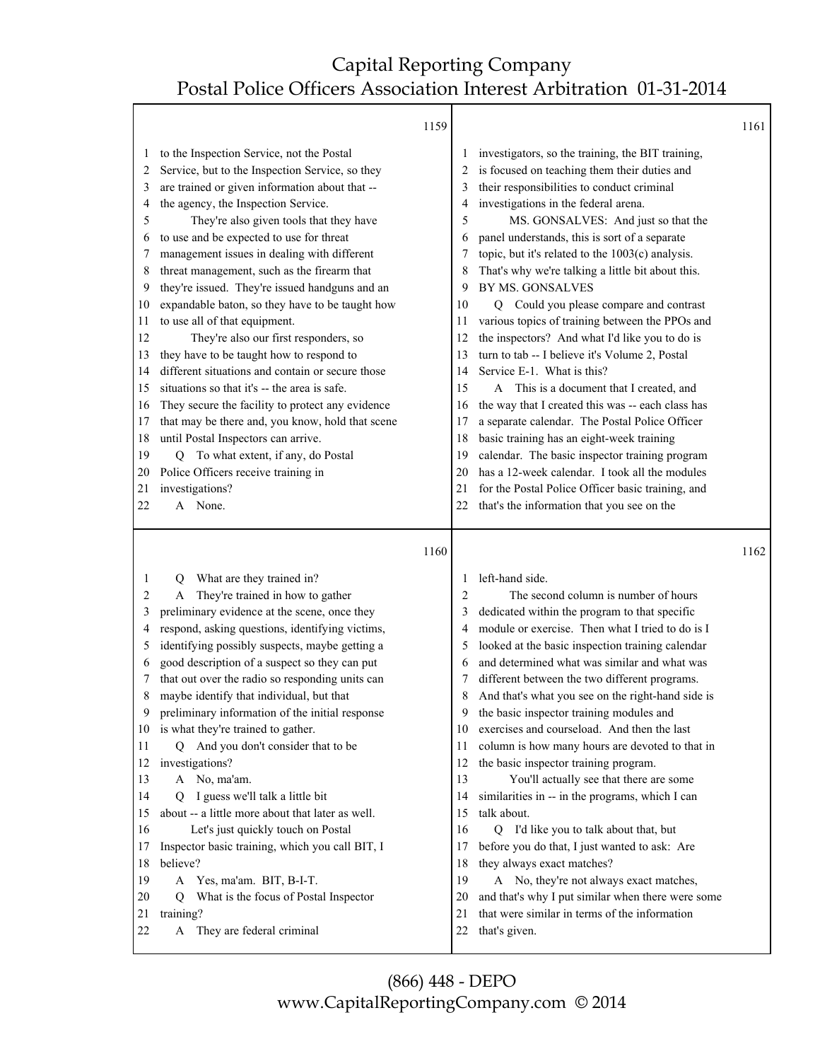1159

1 to the Inspection Service, not the Postal
2 Service, but to the Inspection Service, so they
3 are trained or given information about that --
4 the agency, the Inspection Service.
5 They're also given tools that they have
6 to use and be expected to use for threat
7 management issues in dealing with different
8 threat management, such as the firearm that
9 they're issued. They're issued handguns and an
10 expandable baton, so they have to be taught how
11 to use all of that equipment.
12 They're also our first responders, so
13 they have to be taught how to respond to
14 different situations and contain or secure those
15 situations so that it's -- the area is safe.
16 They secure the facility to protect any evidence
17 that may be there and, you know, hold that scene
18 until Postal Inspectors can arrive.
19 Q To what extent, if any, do Postal
20 Police Officers receive training in
21 investigations?
22 A None.

1160

1 Q What are they trained in?
2 A They're trained in how to gather
3 preliminary evidence at the scene, once they
4 respond, asking questions, identifying victims,
5 identifying possibly suspects, maybe getting a
6 good description of a suspect so they can put
7 that out over the radio so responding units can
8 maybe identify that individual, but that
9 preliminary information of the initial response
10 is what they're trained to gather.
11 Q And you don't consider that to be
12 investigations?
13 A No, ma'am.
14 Q I guess we'll talk a little bit
15 about -- a little more about that later as well.
16 Let's just quickly touch on Postal
17 Inspector basic training, which you call BIT, I
18 believe?
19 A Yes, ma'am. BIT, B-I-T.
20 Q What is the focus of Postal Inspector
21 training?
22 A They are federal criminal

1161

1 investigators, so the training, the BIT training,
2 is focused on teaching them their duties and
3 their responsibilities to conduct criminal
4 investigations in the federal arena.
5 MS. GONSALVES: And just so that the
6 panel understands, this is sort of a separate
7 topic, but it's related to the 1003(c) analysis.
8 That's why we're talking a little bit about this.
9 BY MS. GONSALVES
10 Q Could you please compare and contrast
11 various topics of training between the PPOs and
12 the inspectors? And what I'd like you to do is
13 turn to tab -- I believe it's Volume 2, Postal
14 Service E-1. What is this?
15 A This is a document that I created, and
16 the way that I created this was -- each class has
17 a separate calendar. The Postal Police Officer
18 basic training has an eight-week training
19 calendar. The basic inspector training program
20 has a 12-week calendar. I took all the modules
21 for the Postal Police Officer basic training, and
22 that's the information that you see on the

1162

1 left-hand side.
2 The second column is number of hours
3 dedicated within the program to that specific
4 module or exercise. Then what I tried to do is I
5 looked at the basic inspection training calendar
6 and determined what was similar and what was
7 different between the two different programs.
8 And that's what you see on the right-hand side is
9 the basic inspector training modules and
10 exercises and courseload. And then the last
11 column is how many hours are devoted to that in
12 the basic inspector training program.
13 You'll actually see that there are some
14 similarities in -- in the programs, which I can
15 talk about.
16 Q I'd like you to talk about that, but
17 before you do that, I just wanted to ask: Are
18 they always exact matches?
19 A No, they're not always exact matches,
20 and that's why I put similar when there were some
21 that were similar in terms of the information
22 that's given.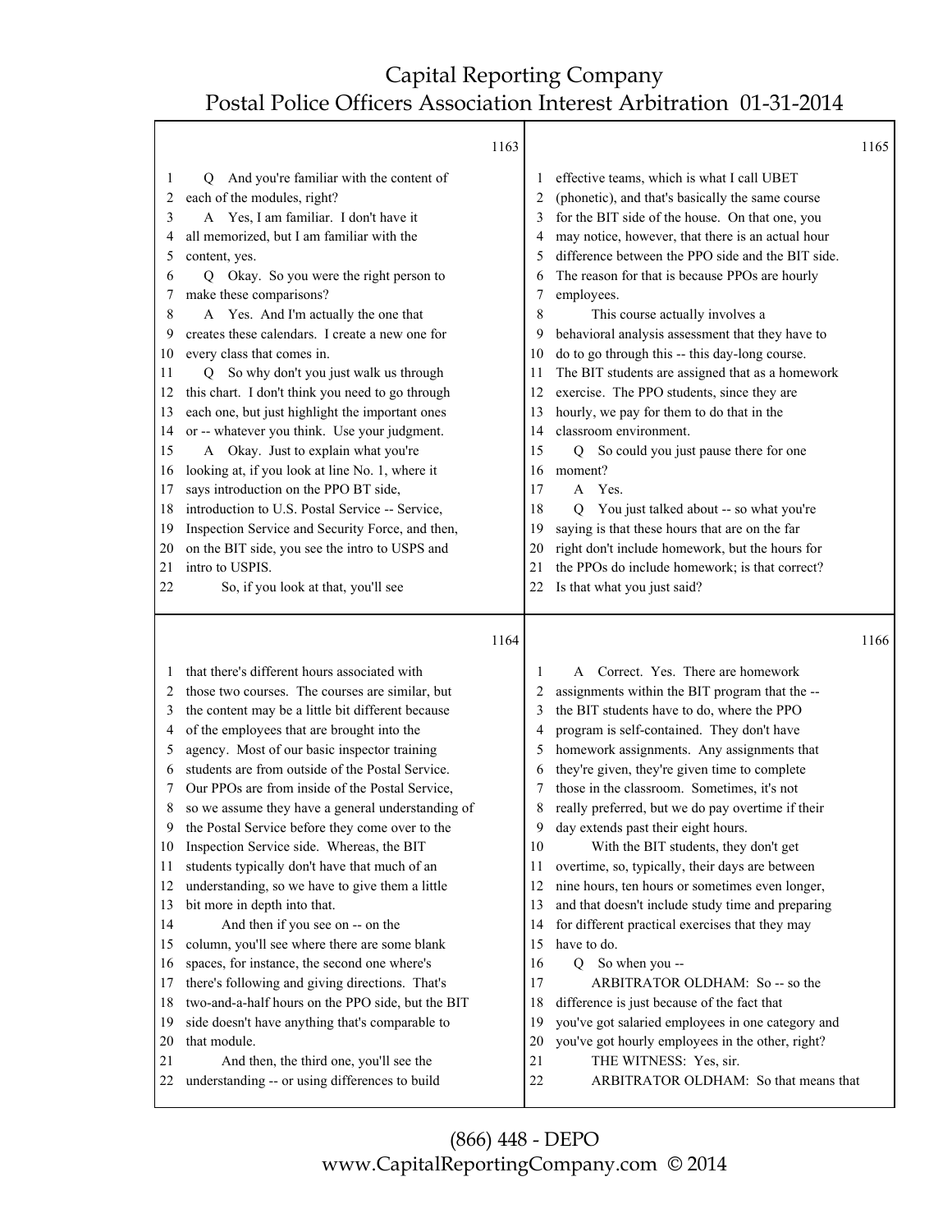1163

Q And you're familiar with the content of each of the modules, right?

A Yes, I am familiar. I don't have it all memorized, but I am familiar with the content, yes.

Q Okay. So you were the right person to make these comparisons?

A Yes. And I'm actually the one that creates these calendars. I create a new one for every class that comes in.

Q So why don't you just walk us through this chart. I don't think you need to go through each one, but just highlight the important ones or -- whatever you think. Use your judgment.

A Okay. Just to explain what you're looking at, if you look at line No. 1, where it says introduction on the PPO BT side, introduction to U.S. Postal Service -- Service, Inspection Service and Security Force, and then, on the BIT side, you see the intro to USPS and intro to USPIS.

So, if you look at that, you'll see

1164

that there's different hours associated with those two courses. The courses are similar, but the content may be a little bit different because of the employees that are brought into the agency. Most of our basic inspector training students are from outside of the Postal Service. Our PPOs are from inside of the Postal Service, so we assume they have a general understanding of the Postal Service before they come over to the Inspection Service side. Whereas, the BIT students typically don't have that much of an understanding, so we have to give them a little bit more in depth into that.

And then if you see on -- on the column, you'll see where there are some blank spaces, for instance, the second one where's there's following and giving directions. That's two-and-a-half hours on the PPO side, but the BIT side doesn't have anything that's comparable to that module.

And then, the third one, you'll see the understanding -- or using differences to build

1165

effective teams, which is what I call UBET (phonetic), and that's basically the same course for the BIT side of the house. On that one, you may notice, however, that there is an actual hour difference between the PPO side and the BIT side. The reason for that is because PPOs are hourly employees.

This course actually involves a behavioral analysis assessment that they have to do to go through this -- this day-long course. The BIT students are assigned that as a homework exercise. The PPO students, since they are hourly, we pay for them to do that in the classroom environment.

Q So could you just pause there for one moment?

A Yes.

Q You just talked about -- so what you're saying is that these hours that are on the far right don't include homework, but the hours for the PPOs do include homework; is that correct? Is that what you just said?

1166

A Correct. Yes. There are homework assignments within the BIT program that the -- the BIT students have to do, where the PPO program is self-contained. They don't have homework assignments. Any assignments that they're given, they're given time to complete those in the classroom. Sometimes, it's not really preferred, but we do pay overtime if their day extends past their eight hours.

With the BIT students, they don't get overtime, so, typically, their days are between nine hours, ten hours or sometimes even longer, and that doesn't include study time and preparing for different practical exercises that they may have to do.

Q So when you --

ARBITRATOR OLDHAM: So -- so the difference is just because of the fact that you've got salaried employees in one category and you've got hourly employees in the other, right?

THE WITNESS: Yes, sir.

ARBITRATOR OLDHAM: So that means that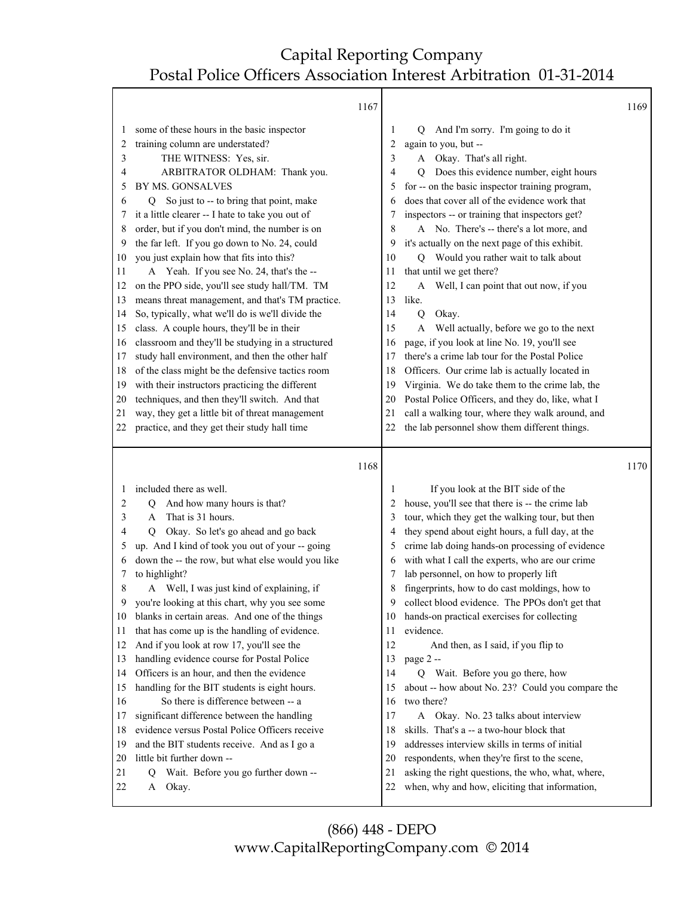some of these hours in the basic inspector training column are understated?

THE WITNESS: Yes, sir.

ARBITRATOR OLDHAM: Thank you.

BY MS. GONSALVES

Q So just to -- to bring that point, make it a little clearer -- I hate to take you out of order, but if you don't mind, the number is on the far left. If you go down to No. 24, could you just explain how that fits into this?

A Yeah. If you see No. 24, that's the -- on the PPO side, you'll see study hall/TM. TM means threat management, and that's TM practice. So, typically, what we'll do is we'll divide the class. A couple hours, they'll be in their classroom and they'll be studying in a structured study hall environment, and then the other half of the class might be the defensive tactics room with their instructors practicing the different techniques, and then they'll switch. And that way, they get a little bit of threat management practice, and they get their study hall time included there as well.

Q And how many hours is that?

A That is 31 hours.

Q Okay. So let's go ahead and go back up. And I kind of took you out of your -- going down the -- the row, but what else would you like to highlight?

A Well, I was just kind of explaining, if you're looking at this chart, why you see some blanks in certain areas. And one of the things that has come up is the handling of evidence. And if you look at row 17, you'll see the handling evidence course for Postal Police Officers is an hour, and then the evidence handling for the BIT students is eight hours.

So there is difference between -- a significant difference between the handling evidence versus Postal Police Officers receive and the BIT students receive. And as I go a little bit further down --

Q Wait. Before you go further down --

A Okay.

Q And I'm sorry. I'm going to do it again to you, but --

A Okay. That's all right.

Q Does this evidence number, eight hours for -- on the basic inspector training program, does that cover all of the evidence work that inspectors -- or training that inspectors get?

A No. There's -- there's a lot more, and it's actually on the next page of this exhibit.

Q Would you rather wait to talk about that until we get there?

A Well, I can point that out now, if you like.

Q Okay.

A Well actually, before we go to the next page, if you look at line No. 19, you'll see there's a crime lab tour for the Postal Police Officers. Our crime lab is actually located in Virginia. We do take them to the crime lab, the Postal Police Officers, and they do, like, what I call a walking tour, where they walk around, and the lab personnel show them different things.

If you look at the BIT side of the house, you'll see that there is -- the crime lab tour, which they get the walking tour, but then they spend about eight hours, a full day, at the crime lab doing hands-on processing of evidence with what I call the experts, who are our crime lab personnel, on how to properly lift fingerprints, how to do cast moldings, how to collect blood evidence. The PPOs don't get that hands-on practical exercises for collecting evidence.

And then, as I said, if you flip to page 2 --

Q Wait. Before you go there, how about -- how about No. 23? Could you compare the two there?

A Okay. No. 23 talks about interview skills. That's a -- a two-hour block that addresses interview skills in terms of initial respondents, when they're first to the scene, asking the right questions, the who, what, where, when, why and how, eliciting that information,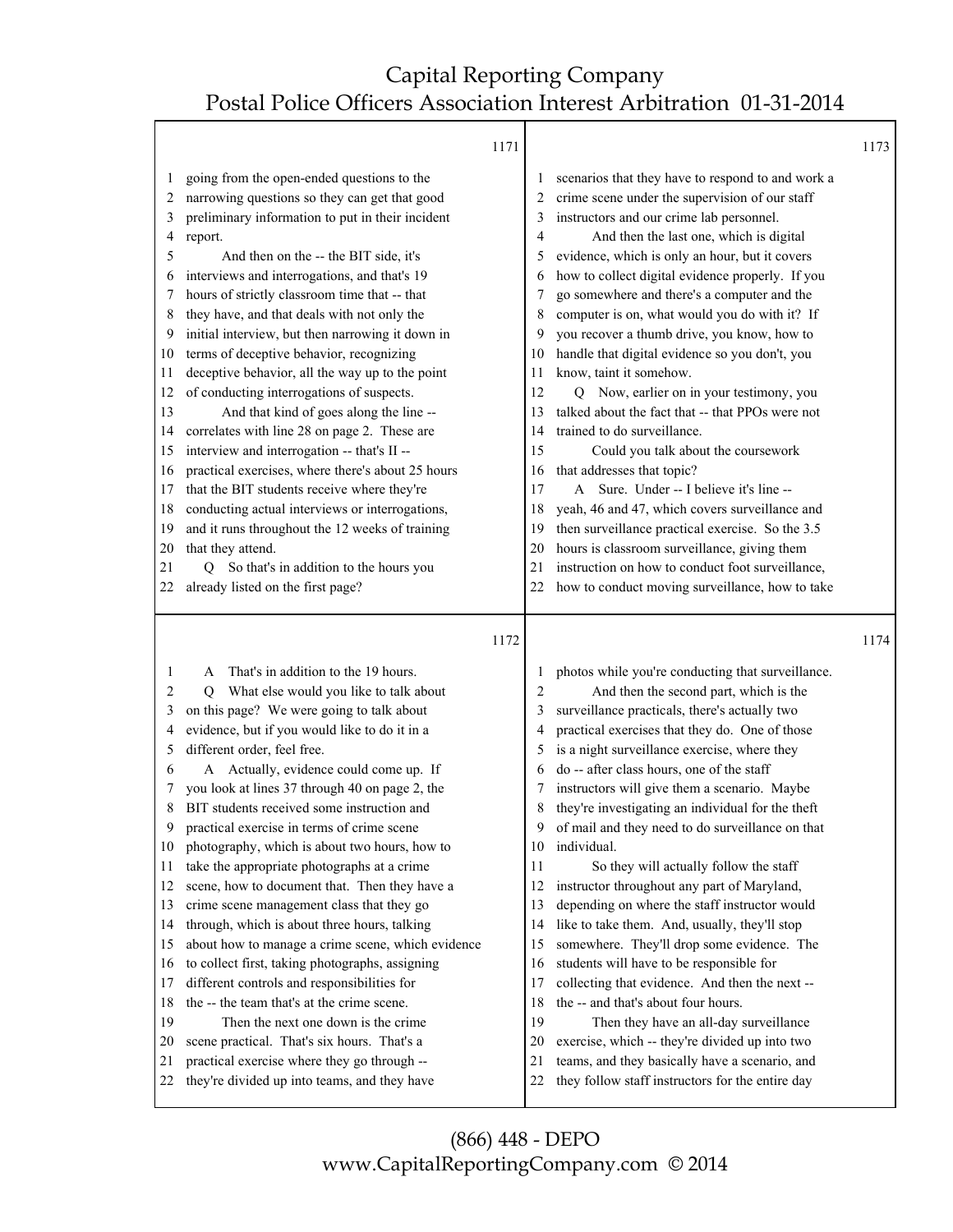1171

1 going from the open-ended questions to the
2 narrowing questions so they can get that good
3 preliminary information to put in their incident
4 report.
5 And then on the -- the BIT side, it's
6 interviews and interrogations, and that's 19
7 hours of strictly classroom time that -- that
8 they have, and that deals with not only the
9 initial interview, but then narrowing it down in
10 terms of deceptive behavior, recognizing
11 deceptive behavior, all the way up to the point
12 of conducting interrogations of suspects.
13 And that kind of goes along the line --
14 correlates with line 28 on page 2. These are
15 interview and interrogation -- that's II --
16 practical exercises, where there's about 25 hours
17 that the BIT students receive where they're
18 conducting actual interviews or interrogations,
19 and it runs throughout the 12 weeks of training
20 that they attend.
21 Q So that's in addition to the hours you
22 already listed on the first page?

1172

1 A That's in addition to the 19 hours.
2 Q What else would you like to talk about
3 on this page? We were going to talk about
4 evidence, but if you would like to do it in a
5 different order, feel free.
6 A Actually, evidence could come up. If
7 you look at lines 37 through 40 on page 2, the
8 BIT students received some instruction and
9 practical exercise in terms of crime scene
10 photography, which is about two hours, how to
11 take the appropriate photographs at a crime
12 scene, how to document that. Then they have a
13 crime scene management class that they go
14 through, which is about three hours, talking
15 about how to manage a crime scene, which evidence
16 to collect first, taking photographs, assigning
17 different controls and responsibilities for
18 the -- the team that's at the crime scene.
19 Then the next one down is the crime
20 scene practical. That's six hours. That's a
21 practical exercise where they go through --
22 they're divided up into teams, and they have

1173

1 scenarios that they have to respond to and work a
2 crime scene under the supervision of our staff
3 instructors and our crime lab personnel.
4 And then the last one, which is digital
5 evidence, which is only an hour, but it covers
6 how to collect digital evidence properly. If you
7 go somewhere and there's a computer and the
8 computer is on, what would you do with it? If
9 you recover a thumb drive, you know, how to
10 handle that digital evidence so you don't, you
11 know, taint it somehow.
12 Q Now, earlier on in your testimony, you
13 talked about the fact that -- that PPOs were not
14 trained to do surveillance.
15 Could you talk about the coursework
16 that addresses that topic?
17 A Sure. Under -- I believe it's line --
18 yeah, 46 and 47, which covers surveillance and
19 then surveillance practical exercise. So the 3.5
20 hours is classroom surveillance, giving them
21 instruction on how to conduct foot surveillance,
22 how to conduct moving surveillance, how to take

1174

1 photos while you're conducting that surveillance.
2 And then the second part, which is the
3 surveillance practicals, there's actually two
4 practical exercises that they do. One of those
5 is a night surveillance exercise, where they
6 do -- after class hours, one of the staff
7 instructors will give them a scenario. Maybe
8 they're investigating an individual for the theft
9 of mail and they need to do surveillance on that
10 individual.
11 So they will actually follow the staff
12 instructor throughout any part of Maryland,
13 depending on where the staff instructor would
14 like to take them. And, usually, they'll stop
15 somewhere. They'll drop some evidence. The
16 students will have to be responsible for
17 collecting that evidence. And then the next --
18 the -- and that's about four hours.
19 Then they have an all-day surveillance
20 exercise, which -- they're divided up into two
21 teams, and they basically have a scenario, and
22 they follow staff instructors for the entire day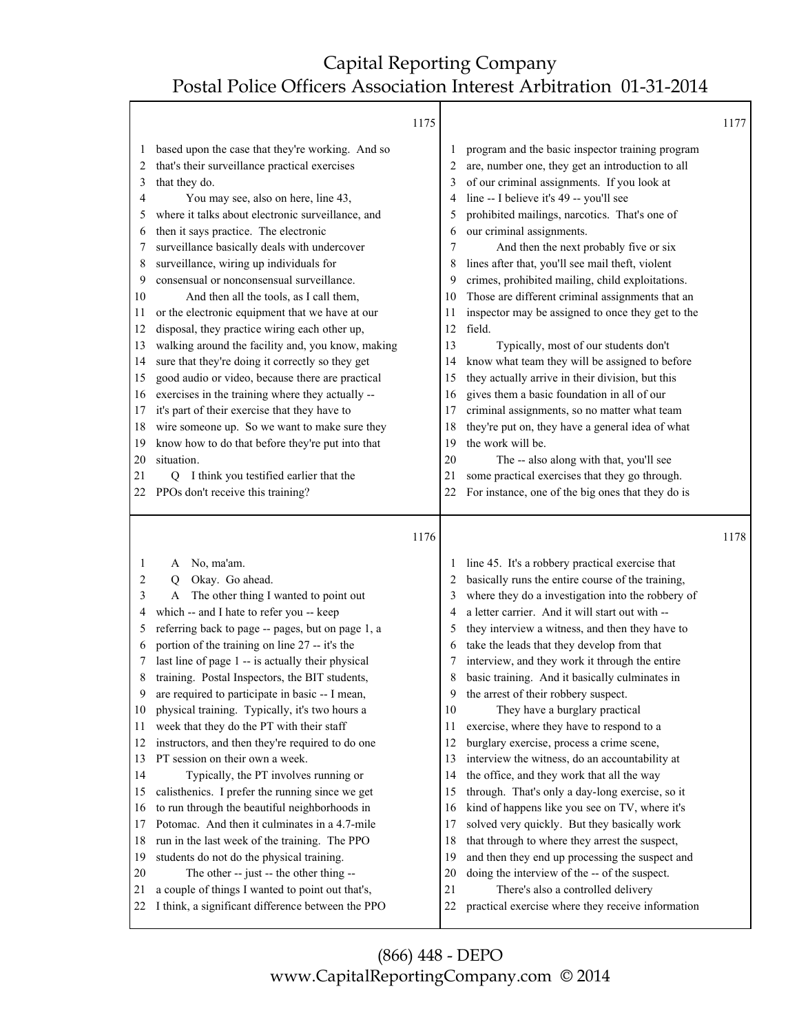1175

based upon the case that they're working. And so that's their surveillance practical exercises that they do.

You may see, also on here, line 43, where it talks about electronic surveillance, and then it says practice. The electronic surveillance basically deals with undercover surveillance, wiring up individuals for consensual or nonconsensual surveillance.

And then all the tools, as I call them, or the electronic equipment that we have at our disposal, they practice wiring each other up, walking around the facility and, you know, making sure that they're doing it correctly so they get good audio or video, because there are practical exercises in the training where they actually -- it's part of their exercise that they have to wire someone up. So we want to make sure they know how to do that before they're put into that situation.

Q I think you testified earlier that the PPOs don't receive this training?

1176

A No, ma'am.

Q Okay. Go ahead.

A The other thing I wanted to point out which -- and I hate to refer you -- keep referring back to page -- pages, but on page 1, a portion of the training on line 27 -- it's the last line of page 1 -- is actually their physical training. Postal Inspectors, the BIT students, are required to participate in basic -- I mean, physical training. Typically, it's two hours a week that they do the PT with their staff instructors, and then they're required to do one PT session on their own a week.

Typically, the PT involves running or calisthenics. I prefer the running since we get to run through the beautiful neighborhoods in Potomac. And then it culminates in a 4.7-mile run in the last week of the training. The PPO students do not do the physical training.

The other -- just -- the other thing -- a couple of things I wanted to point out that's, I think, a significant difference between the PPO

1177

program and the basic inspector training program are, number one, they get an introduction to all of our criminal assignments. If you look at line -- I believe it's 49 -- you'll see prohibited mailings, narcotics. That's one of our criminal assignments.

And then the next probably five or six lines after that, you'll see mail theft, violent crimes, prohibited mailing, child exploitations. Those are different criminal assignments that an inspector may be assigned to once they get to the field.

Typically, most of our students don't know what team they will be assigned to before they actually arrive in their division, but this gives them a basic foundation in all of our criminal assignments, so no matter what team they're put on, they have a general idea of what the work will be.

The -- also along with that, you'll see some practical exercises that they go through. For instance, one of the big ones that they do is

1178

line 45. It's a robbery practical exercise that basically runs the entire course of the training, where they do a investigation into the robbery of a letter carrier. And it will start out with -- they interview a witness, and then they have to take the leads that they develop from that interview, and they work it through the entire basic training. And it basically culminates in the arrest of their robbery suspect.

They have a burglary practical exercise, where they have to respond to a burglary exercise, process a crime scene, interview the witness, do an accountability at the office, and they work that all the way through. That's only a day-long exercise, so it kind of happens like you see on TV, where it's solved very quickly. But they basically work that through to where they arrest the suspect, and then they end up processing the suspect and doing the interview of the -- of the suspect.

There's also a controlled delivery practical exercise where they receive information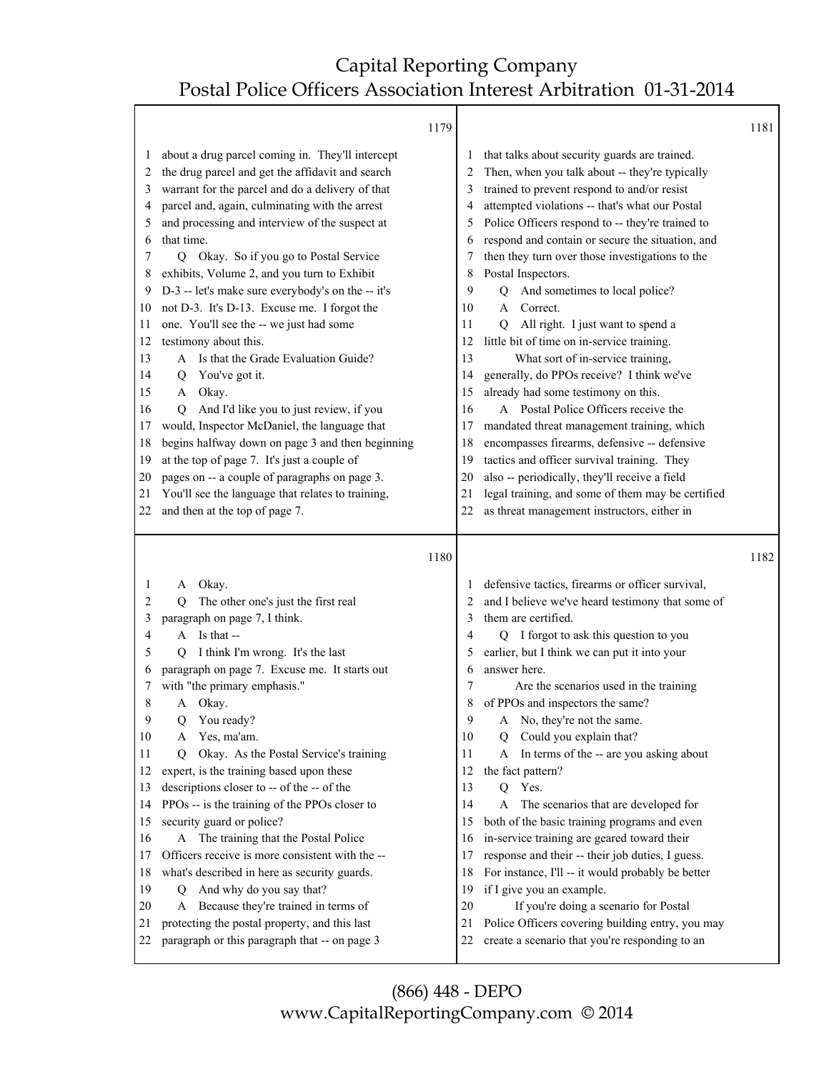1179

1 about a drug parcel coming in. They'll intercept
2 the drug parcel and get the affidavit and search
3 warrant for the parcel and do a delivery of that
4 parcel and, again, culminating with the arrest
5 and processing and interview of the suspect at
6 that time.
7 Q Okay. So if you go to Postal Service
8 exhibits, Volume 2, and you turn to Exhibit
9 D-3 -- let's make sure everybody's on the -- it's
10 not D-3. It's D-13. Excuse me. I forgot the
11 one. You'll see the -- we just had some
12 testimony about this.
13 A Is that the Grade Evaluation Guide?
14 Q You've got it.
15 A Okay.
16 Q And I'd like you to just review, if you
17 would, Inspector McDaniel, the language that
18 begins halfway down on page 3 and then beginning
19 at the top of page 7. It's just a couple of
20 pages on -- a couple of paragraphs on page 3.
21 You'll see the language that relates to training,
22 and then at the top of page 7.

1180

1 A Okay.
2 Q The other one's just the first real
3 paragraph on page 7, I think.
4 A Is that --
5 Q I think I'm wrong. It's the last
6 paragraph on page 7. Excuse me. It starts out
7 with "the primary emphasis."
8 A Okay.
9 Q You ready?
10 A Yes, ma'am.
11 Q Okay. As the Postal Service's training
12 expert, is the training based upon these
13 descriptions closer to -- of the -- of the
14 PPOs -- is the training of the PPOs closer to
15 security guard or police?
16 A The training that the Postal Police
17 Officers receive is more consistent with the --
18 what's described in here as security guards.
19 Q And why do you say that?
20 A Because they're trained in terms of
21 protecting the postal property, and this last
22 paragraph or this paragraph that -- on page 3

1181

1 that talks about security guards are trained.
2 Then, when you talk about -- they're typically
3 trained to prevent respond to and/or resist
4 attempted violations -- that's what our Postal
5 Police Officers respond to -- they're trained to
6 respond and contain or secure the situation, and
7 then they turn over those investigations to the
8 Postal Inspectors.
9 Q And sometimes to local police?
10 A Correct.
11 Q All right. I just want to spend a
12 little bit of time on in-service training.
13 What sort of in-service training,
14 generally, do PPOs receive? I think we've
15 already had some testimony on this.
16 A Postal Police Officers receive the
17 mandated threat management training, which
18 encompasses firearms, defensive -- defensive
19 tactics and officer survival training. They
20 also -- periodically, they'll receive a field
21 legal training, and some of them may be certified
22 as threat management instructors, either in

1182

1 defensive tactics, firearms or officer survival,
2 and I believe we've heard testimony that some of
3 them are certified.
4 Q I forgot to ask this question to you
5 earlier, but I think we can put it into your
6 answer here.
7 Are the scenarios used in the training
8 of PPOs and inspectors the same?
9 A No, they're not the same.
10 Q Could you explain that?
11 A In terms of the -- are you asking about
12 the fact pattern?
13 Q Yes.
14 A The scenarios that are developed for
15 both of the basic training programs and even
16 in-service training are geared toward their
17 response and their -- their job duties, I guess.
18 For instance, I'll -- it would probably be better
19 if I give you an example.
20 If you're doing a scenario for Postal
21 Police Officers covering building entry, you may
22 create a scenario that you're responding to an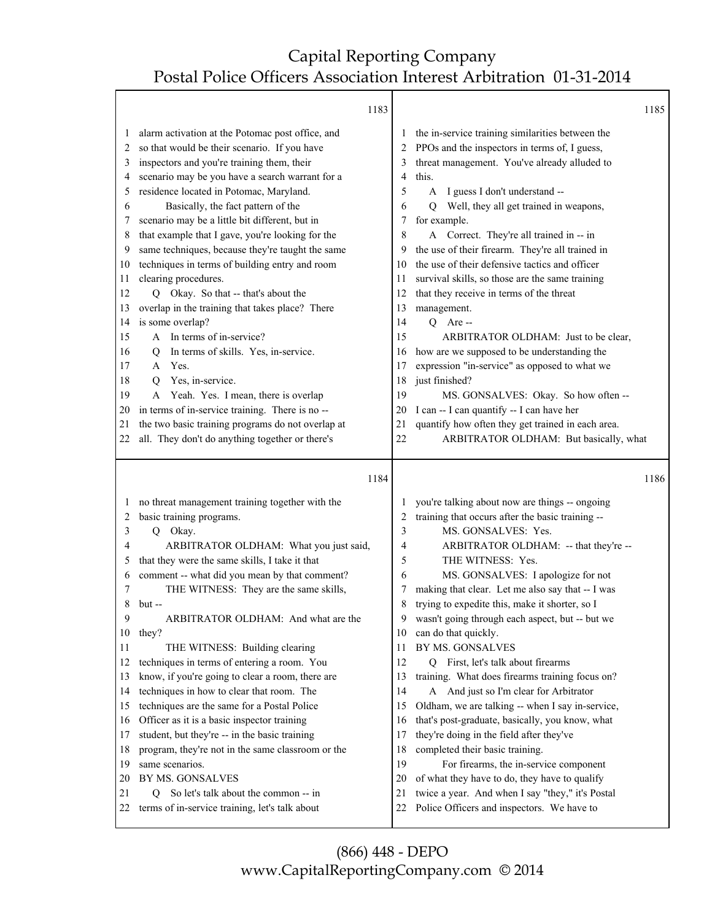1183

1 alarm activation at the Potomac post office, and
2 so that would be their scenario. If you have
3 inspectors and you're training them, their
4 scenario may be you have a search warrant for a
5 residence located in Potomac, Maryland.
6 Basically, the fact pattern of the
7 scenario may be a little bit different, but in
8 that example that I gave, you're looking for the
9 same techniques, because they're taught the same
10 techniques in terms of building entry and room
11 clearing procedures.
12 Q Okay. So that -- that's about the
13 overlap in the training that takes place? There
14 is some overlap?
15 A In terms of in-service?
16 Q In terms of skills. Yes, in-service.
17 A Yes.
18 Q Yes, in-service.
19 A Yeah. Yes. I mean, there is overlap
20 in terms of in-service training. There is no --
21 the two basic training programs do not overlap at
22 all. They don't do anything together or there's

1184

1 no threat management training together with the
2 basic training programs.
3 Q Okay.
4 ARBITRATOR OLDHAM: What you just said,
5 that they were the same skills, I take it that
6 comment -- what did you mean by that comment?
7 THE WITNESS: They are the same skills,
8 but --
9 ARBITRATOR OLDHAM: And what are the
10 they?
11 THE WITNESS: Building clearing
12 techniques in terms of entering a room. You
13 know, if you're going to clear a room, there are
14 techniques in how to clear that room. The
15 techniques are the same for a Postal Police
16 Officer as it is a basic inspector training
17 student, but they're -- in the basic training
18 program, they're not in the same classroom or the
19 same scenarios.
20 BY MS. GONSALVES
21 Q So let's talk about the common -- in
22 terms of in-service training, let's talk about

1185

1 the in-service training similarities between the
2 PPOs and the inspectors in terms of, I guess,
3 threat management. You've already alluded to
4 this.
5 A I guess I don't understand --
6 Q Well, they all get trained in weapons,
7 for example.
8 A Correct. They're all trained in -- in
9 the use of their firearm. They're all trained in
10 the use of their defensive tactics and officer
11 survival skills, so those are the same training
12 that they receive in terms of the threat
13 management.
14 Q Are --
15 ARBITRATOR OLDHAM: Just to be clear,
16 how are we supposed to be understanding the
17 expression "in-service" as opposed to what we
18 just finished?
19 MS. GONSALVES: Okay. So how often --
20 I can -- I can quantify -- I can have her
21 quantify how often they get trained in each area.
22 ARBITRATOR OLDHAM: But basically, what

1186

1 you're talking about now are things -- ongoing
2 training that occurs after the basic training --
3 MS. GONSALVES: Yes.
4 ARBITRATOR OLDHAM: -- that they're --
5 THE WITNESS: Yes.
6 MS. GONSALVES: I apologize for not
7 making that clear. Let me also say that -- I was
8 trying to expedite this, make it shorter, so I
9 wasn't going through each aspect, but -- but we
10 can do that quickly.
11 BY MS. GONSALVES
12 Q First, let's talk about firearms
13 training. What does firearms training focus on?
14 A And just so I'm clear for Arbitrator
15 Oldham, we are talking -- when I say in-service,
16 that's post-graduate, basically, you know, what
17 they're doing in the field after they've
18 completed their basic training.
19 For firearms, the in-service component
20 of what they have to do, they have to qualify
21 twice a year. And when I say "they," it's Postal
22 Police Officers and inspectors. We have to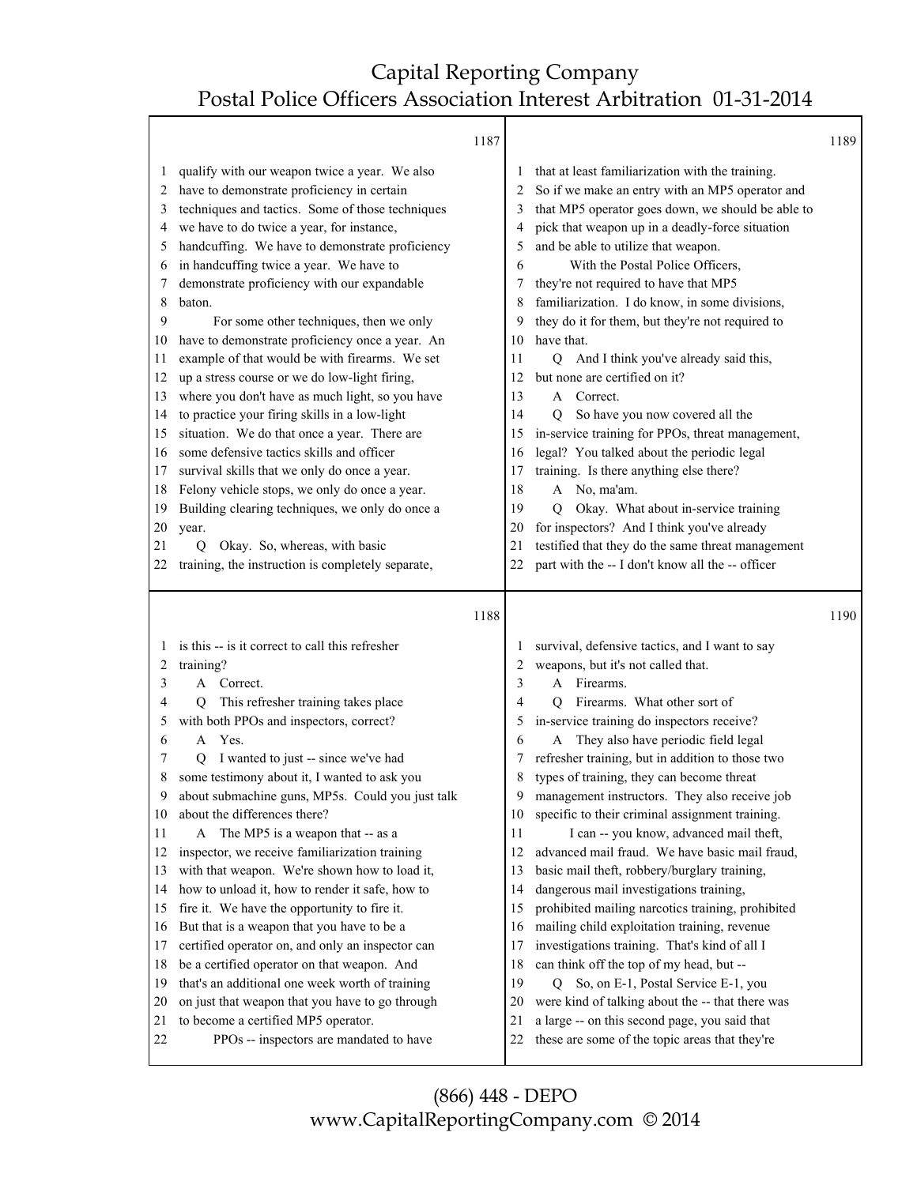1187

1 qualify with our weapon twice a year. We also
2 have to demonstrate proficiency in certain
3 techniques and tactics. Some of those techniques
4 we have to do twice a year, for instance,
5 handcuffing. We have to demonstrate proficiency
6 in handcuffing twice a year. We have to
7 demonstrate proficiency with our expandable
8 baton.
9 For some other techniques, then we only
10 have to demonstrate proficiency once a year. An
11 example of that would be with firearms. We set
12 up a stress course or we do low-light firing,
13 where you don't have as much light, so you have
14 to practice your firing skills in a low-light
15 situation. We do that once a year. There are
16 some defensive tactics skills and officer
17 survival skills that we only do once a year.
18 Felony vehicle stops, we only do once a year.
19 Building clearing techniques, we only do once a
20 year.
21 Q Okay. So, whereas, with basic
22 training, the instruction is completely separate,

1188

1 is this -- is it correct to call this refresher
2 training?
3 A Correct.
4 Q This refresher training takes place
5 with both PPOs and inspectors, correct?
6 A Yes.
7 Q I wanted to just -- since we've had
8 some testimony about it, I wanted to ask you
9 about submachine guns, MP5s. Could you just talk
10 about the differences there?
11 A The MP5 is a weapon that -- as a
12 inspector, we receive familiarization training
13 with that weapon. We're shown how to load it,
14 how to unload it, how to render it safe, how to
15 fire it. We have the opportunity to fire it.
16 But that is a weapon that you have to be a
17 certified operator on, and only an inspector can
18 be a certified operator on that weapon. And
19 that's an additional one week worth of training
20 on just that weapon that you have to go through
21 to become a certified MP5 operator.
22 PPOs -- inspectors are mandated to have

1189

1 that at least familiarization with the training.
2 So if we make an entry with an MP5 operator and
3 that MP5 operator goes down, we should be able to
4 pick that weapon up in a deadly-force situation
5 and be able to utilize that weapon.
6 With the Postal Police Officers,
7 they're not required to have that MP5
8 familiarization. I do know, in some divisions,
9 they do it for them, but they're not required to
10 have that.
11 Q And I think you've already said this,
12 but none are certified on it?
13 A Correct.
14 Q So have you now covered all the
15 in-service training for PPOs, threat management,
16 legal? You talked about the periodic legal
17 training. Is there anything else there?
18 A No, ma'am.
19 Q Okay. What about in-service training
20 for inspectors? And I think you've already
21 testified that they do the same threat management
22 part with the -- I don't know all the -- officer

1190

1 survival, defensive tactics, and I want to say
2 weapons, but it's not called that.
3 A Firearms.
4 Q Firearms. What other sort of
5 in-service training do inspectors receive?
6 A They also have periodic field legal
7 refresher training, but in addition to those two
8 types of training, they can become threat
9 management instructors. They also receive job
10 specific to their criminal assignment training.
11 I can -- you know, advanced mail theft,
12 advanced mail fraud. We have basic mail fraud,
13 basic mail theft, robbery/burglary training,
14 dangerous mail investigations training,
15 prohibited mailing narcotics training, prohibited
16 mailing child exploitation training, revenue
17 investigations training. That's kind of all I
18 can think off the top of my head, but --
19 Q So, on E-1, Postal Service E-1, you
20 were kind of talking about the -- that there was
21 a large -- on this second page, you said that
22 these are some of the topic areas that they're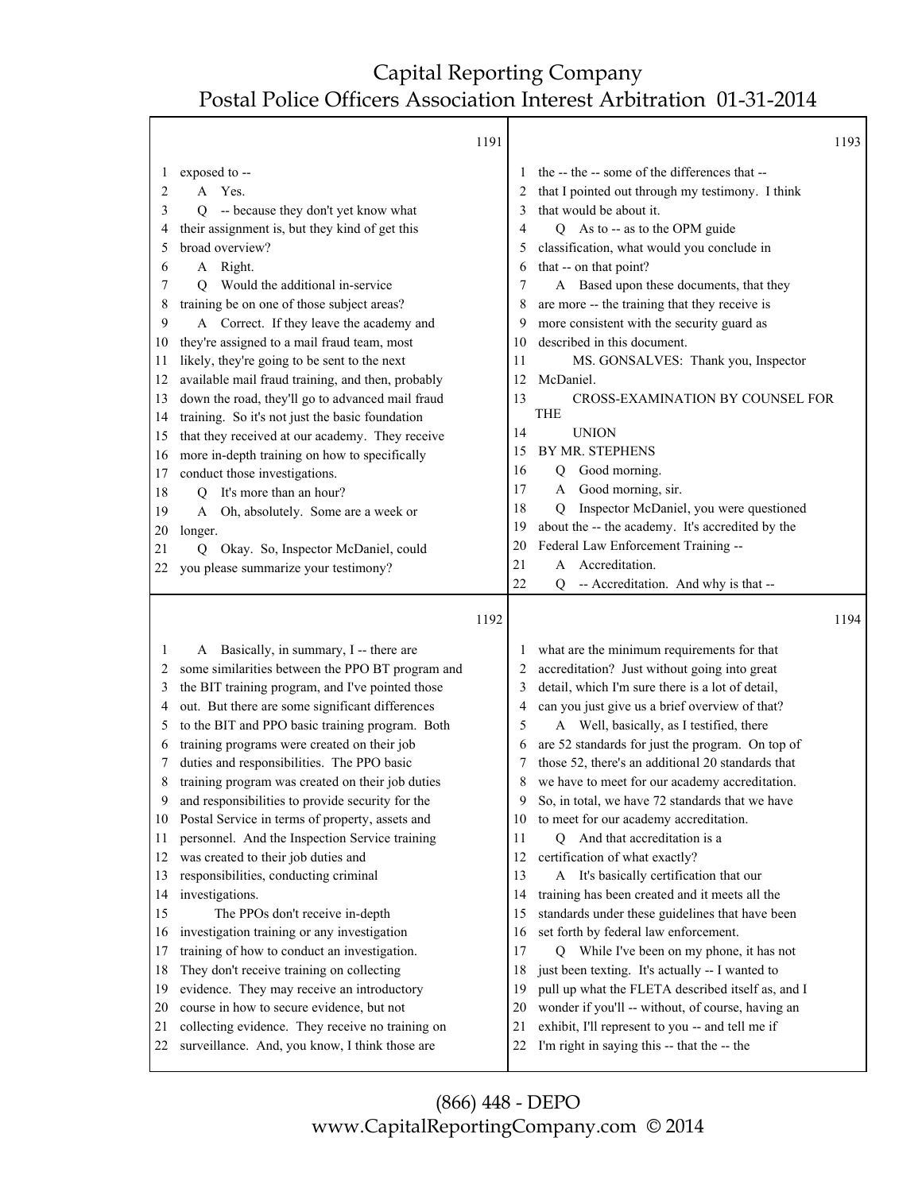1191

exposed to --

A Yes.

Q -- because they don't yet know what their assignment is, but they kind of get this broad overview?

A Right.

Q Would the additional in-service training be on one of those subject areas?

A Correct. If they leave the academy and they're assigned to a mail fraud team, most likely, they're going to be sent to the next available mail fraud training, and then, probably down the road, they'll go to advanced mail fraud training. So it's not just the basic foundation that they received at our academy. They receive more in-depth training on how to specifically conduct those investigations.

Q It's more than an hour?

A Oh, absolutely. Some are a week or longer.

Q Okay. So, Inspector McDaniel, could you please summarize your testimony?

1192

A Basically, in summary, I -- there are some similarities between the PPO BT program and the BIT training program, and I've pointed those out. But there are some significant differences to the BIT and PPO basic training program. Both training programs were created on their job duties and responsibilities. The PPO basic training program was created on their job duties and responsibilities to provide security for the Postal Service in terms of property, assets and personnel. And the Inspection Service training was created to their job duties and responsibilities, conducting criminal investigations.

The PPOs don't receive in-depth investigation training or any investigation training of how to conduct an investigation. They don't receive training on collecting evidence. They may receive an introductory course in how to secure evidence, but not collecting evidence. They receive no training on surveillance. And, you know, I think those are

1193

the -- the -- some of the differences that -- that I pointed out through my testimony. I think that would be about it.

Q As to -- as to the OPM guide classification, what would you conclude in that -- on that point?

A Based upon these documents, that they are more -- the training that they receive is more consistent with the security guard as described in this document.

MS. GONSALVES: Thank you, Inspector McDaniel.

CROSS-EXAMINATION BY COUNSEL FOR THE UNION

BY MR. STEPHENS

Q Good morning.

A Good morning, sir.

Q Inspector McDaniel, you were questioned about the -- the academy. It's accredited by the Federal Law Enforcement Training --

A Accreditation.

Q -- Accreditation. And why is that --

1194

what are the minimum requirements for that accreditation? Just without going into great detail, which I'm sure there is a lot of detail, can you just give us a brief overview of that?

A Well, basically, as I testified, there are 52 standards for just the program. On top of those 52, there's an additional 20 standards that we have to meet for our academy accreditation. So, in total, we have 72 standards that we have to meet for our academy accreditation.

Q And that accreditation is a certification of what exactly?

A It's basically certification that our training has been created and it meets all the standards under these guidelines that have been set forth by federal law enforcement.

Q While I've been on my phone, it has not just been texting. It's actually -- I wanted to pull up what the FLETA described itself as, and I wonder if you'll -- without, of course, having an exhibit, I'll represent to you -- and tell me if I'm right in saying this -- that the -- the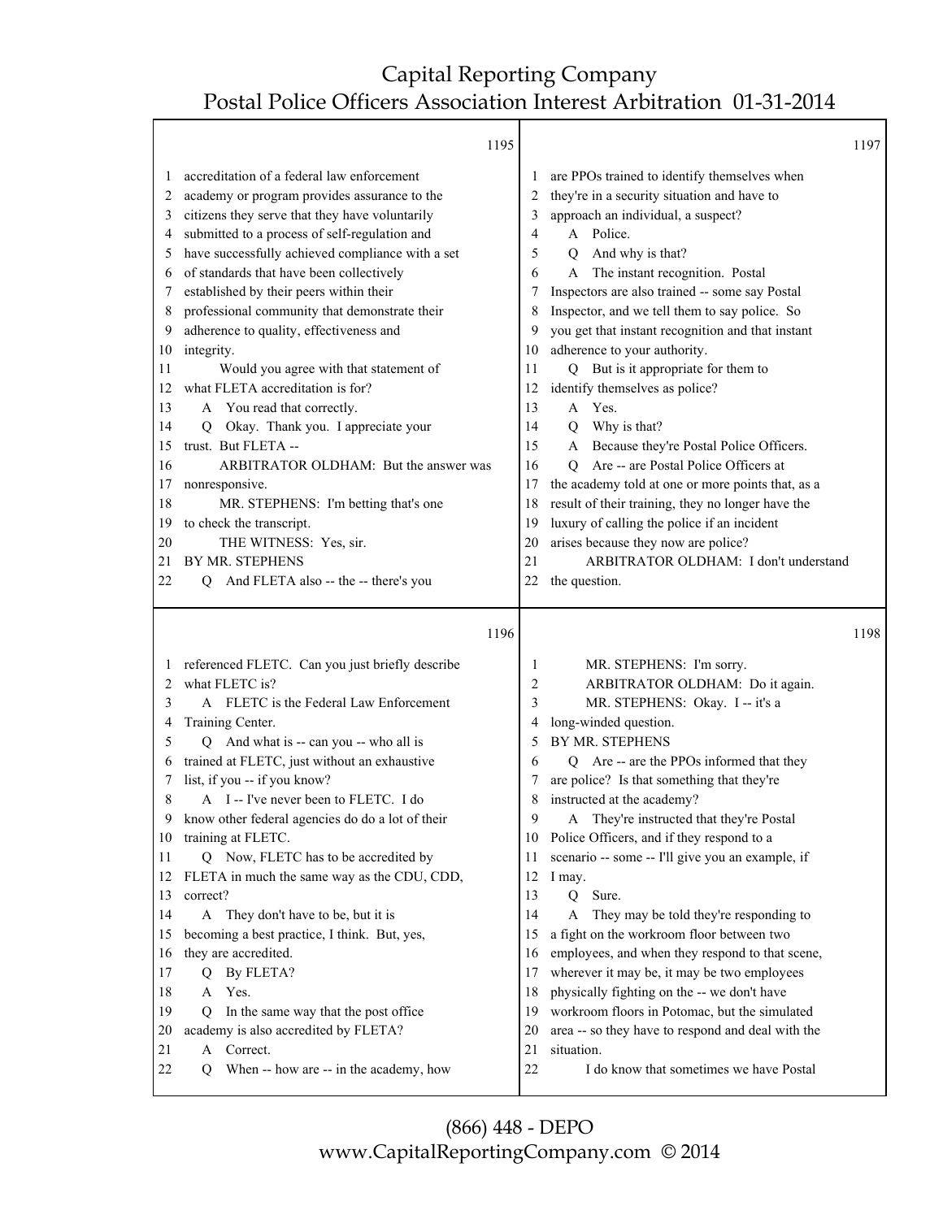1195

1 accreditation of a federal law enforcement
2 academy or program provides assurance to the
3 citizens they serve that they have voluntarily
4 submitted to a process of self-regulation and
5 have successfully achieved compliance with a set
6 of standards that have been collectively
7 established by their peers within their
8 professional community that demonstrate their
9 adherence to quality, effectiveness and
10 integrity.
11 Would you agree with that statement of
12 what FLETA accreditation is for?
13 A You read that correctly.
14 Q Okay. Thank you. I appreciate your
15 trust. But FLETA --
16 ARBITRATOR OLDHAM: But the answer was
17 nonresponsive.
18 MR. STEPHENS: I'm betting that's one
19 to check the transcript.
20 THE WITNESS: Yes, sir.
21 BY MR. STEPHENS
22 Q And FLETA also -- the -- there's you

1196

1 referenced FLETC. Can you just briefly describe
2 what FLETC is?
3 A FLETC is the Federal Law Enforcement
4 Training Center.
5 Q And what is -- can you -- who all is
6 trained at FLETC, just without an exhaustive
7 list, if you -- if you know?
8 A I -- I've never been to FLETC. I do
9 know other federal agencies do do a lot of their
10 training at FLETC.
11 Q Now, FLETC has to be accredited by
12 FLETA in much the same way as the CDU, CDD,
13 correct?
14 A They don't have to be, but it is
15 becoming a best practice, I think. But, yes,
16 they are accredited.
17 Q By FLETA?
18 A Yes.
19 Q In the same way that the post office
20 academy is also accredited by FLETA?
21 A Correct.
22 Q When -- how are -- in the academy, how

1197

1 are PPOs trained to identify themselves when
2 they're in a security situation and have to
3 approach an individual, a suspect?
4 A Police.
5 Q And why is that?
6 A The instant recognition. Postal
7 Inspectors are also trained -- some say Postal
8 Inspector, and we tell them to say police. So
9 you get that instant recognition and that instant
10 adherence to your authority.
11 Q But is it appropriate for them to
12 identify themselves as police?
13 A Yes.
14 Q Why is that?
15 A Because they're Postal Police Officers.
16 Q Are -- are Postal Police Officers at
17 the academy told at one or more points that, as a
18 result of their training, they no longer have the
19 luxury of calling the police if an incident
20 arises because they now are police?
21 ARBITRATOR OLDHAM: I don't understand
22 the question.

1198

1 MR. STEPHENS: I'm sorry.
2 ARBITRATOR OLDHAM: Do it again.
3 MR. STEPHENS: Okay. I -- it's a
4 long-winded question.
5 BY MR. STEPHENS
6 Q Are -- are the PPOs informed that they
7 are police? Is that something that they're
8 instructed at the academy?
9 A They're instructed that they're Postal
10 Police Officers, and if they respond to a
11 scenario -- some -- I'll give you an example, if
12 I may.
13 Q Sure.
14 A They may be told they're responding to
15 a fight on the workroom floor between two
16 employees, and when they respond to that scene,
17 wherever it may be, it may be two employees
18 physically fighting on the -- we don't have
19 workroom floors in Potomac, but the simulated
20 area -- so they have to respond and deal with the
21 situation.
22 I do know that sometimes we have Postal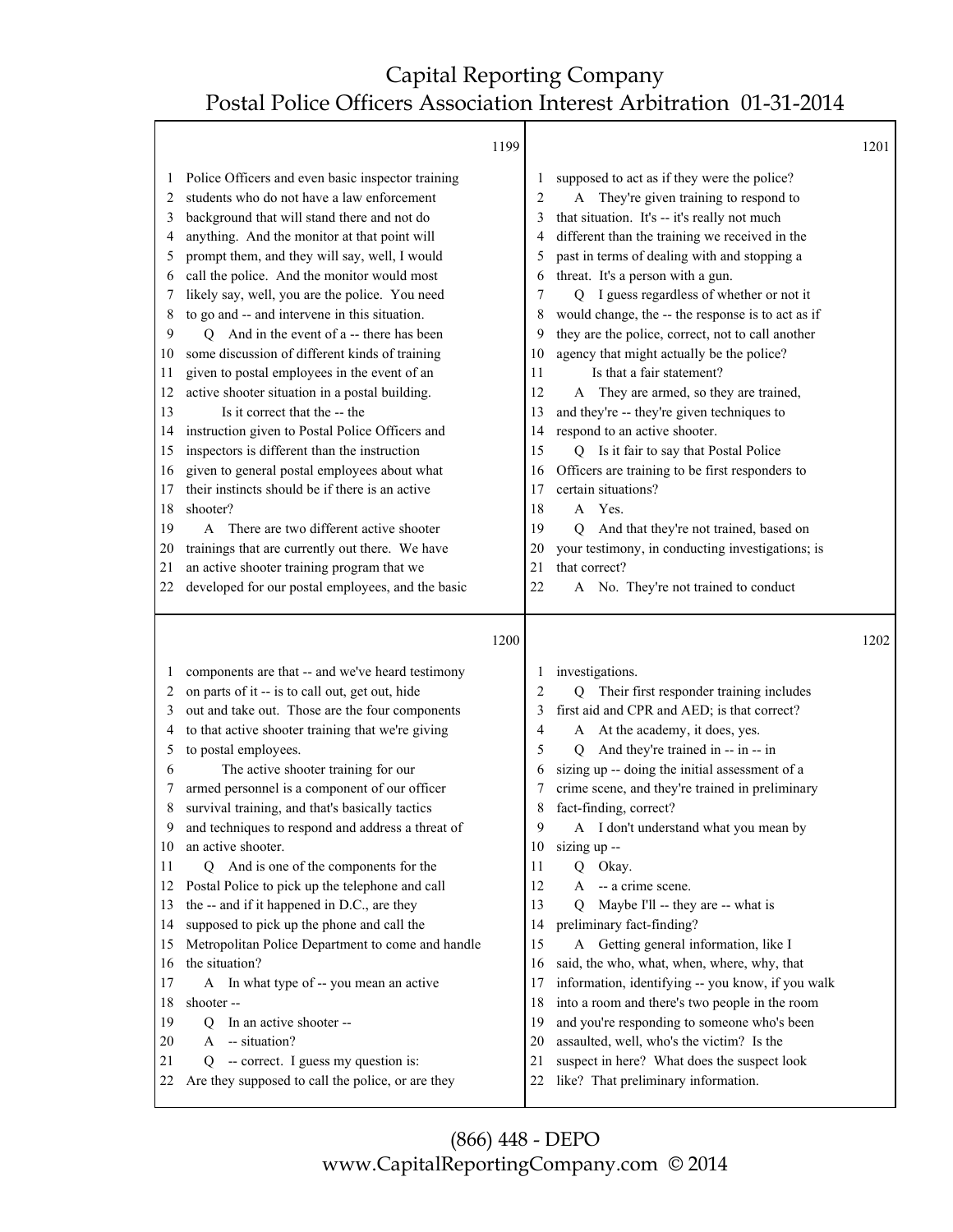1199

1 Police Officers and even basic inspector training
2 students who do not have a law enforcement
3 background that will stand there and not do
4 anything. And the monitor at that point will
5 prompt them, and they will say, well, I would
6 call the police. And the monitor would most
7 likely say, well, you are the police. You need
8 to go and -- and intervene in this situation.
9 Q And in the event of a -- there has been
10 some discussion of different kinds of training
11 given to postal employees in the event of an
12 active shooter situation in a postal building.
13 Is it correct that the -- the
14 instruction given to Postal Police Officers and
15 inspectors is different than the instruction
16 given to general postal employees about what
17 their instincts should be if there is an active
18 shooter?
19 A There are two different active shooter
20 trainings that are currently out there. We have
21 an active shooter training program that we
22 developed for our postal employees, and the basic

1200

1 components are that -- and we've heard testimony
2 on parts of it -- is to call out, get out, hide
3 out and take out. Those are the four components
4 to that active shooter training that we're giving
5 to postal employees.
6 The active shooter training for our
7 armed personnel is a component of our officer
8 survival training, and that's basically tactics
9 and techniques to respond and address a threat of
10 an active shooter.
11 Q And is one of the components for the
12 Postal Police to pick up the telephone and call
13 the -- and if it happened in D.C., are they
14 supposed to pick up the phone and call the
15 Metropolitan Police Department to come and handle
16 the situation?
17 A In what type of -- you mean an active
18 shooter --
19 Q In an active shooter --
20 A -- situation?
21 Q -- correct. I guess my question is:
22 Are they supposed to call the police, or are they

1201

1 supposed to act as if they were the police?
2 A They're given training to respond to
3 that situation. It's -- it's really not much
4 different than the training we received in the
5 past in terms of dealing with and stopping a
6 threat. It's a person with a gun.
7 Q I guess regardless of whether or not it
8 would change, the -- the response is to act as if
9 they are the police, correct, not to call another
10 agency that might actually be the police?
11 Is that a fair statement?
12 A They are armed, so they are trained,
13 and they're -- they're given techniques to
14 respond to an active shooter.
15 Q Is it fair to say that Postal Police
16 Officers are training to be first responders to
17 certain situations?
18 A Yes.
19 Q And that they're not trained, based on
20 your testimony, in conducting investigations; is
21 that correct?
22 A No. They're not trained to conduct

1202

1 investigations.
2 Q Their first responder training includes
3 first aid and CPR and AED; is that correct?
4 A At the academy, it does, yes.
5 Q And they're trained in -- in -- in
6 sizing up -- doing the initial assessment of a
7 crime scene, and they're trained in preliminary
8 fact-finding, correct?
9 A I don't understand what you mean by
10 sizing up --
11 Q Okay.
12 A -- a crime scene.
13 Q Maybe I'll -- they are -- what is
14 preliminary fact-finding?
15 A Getting general information, like I
16 said, the who, what, when, where, why, that
17 information, identifying -- you know, if you walk
18 into a room and there's two people in the room
19 and you're responding to someone who's been
20 assaulted, well, who's the victim? Is the
21 suspect in here? What does the suspect look
22 like? That preliminary information.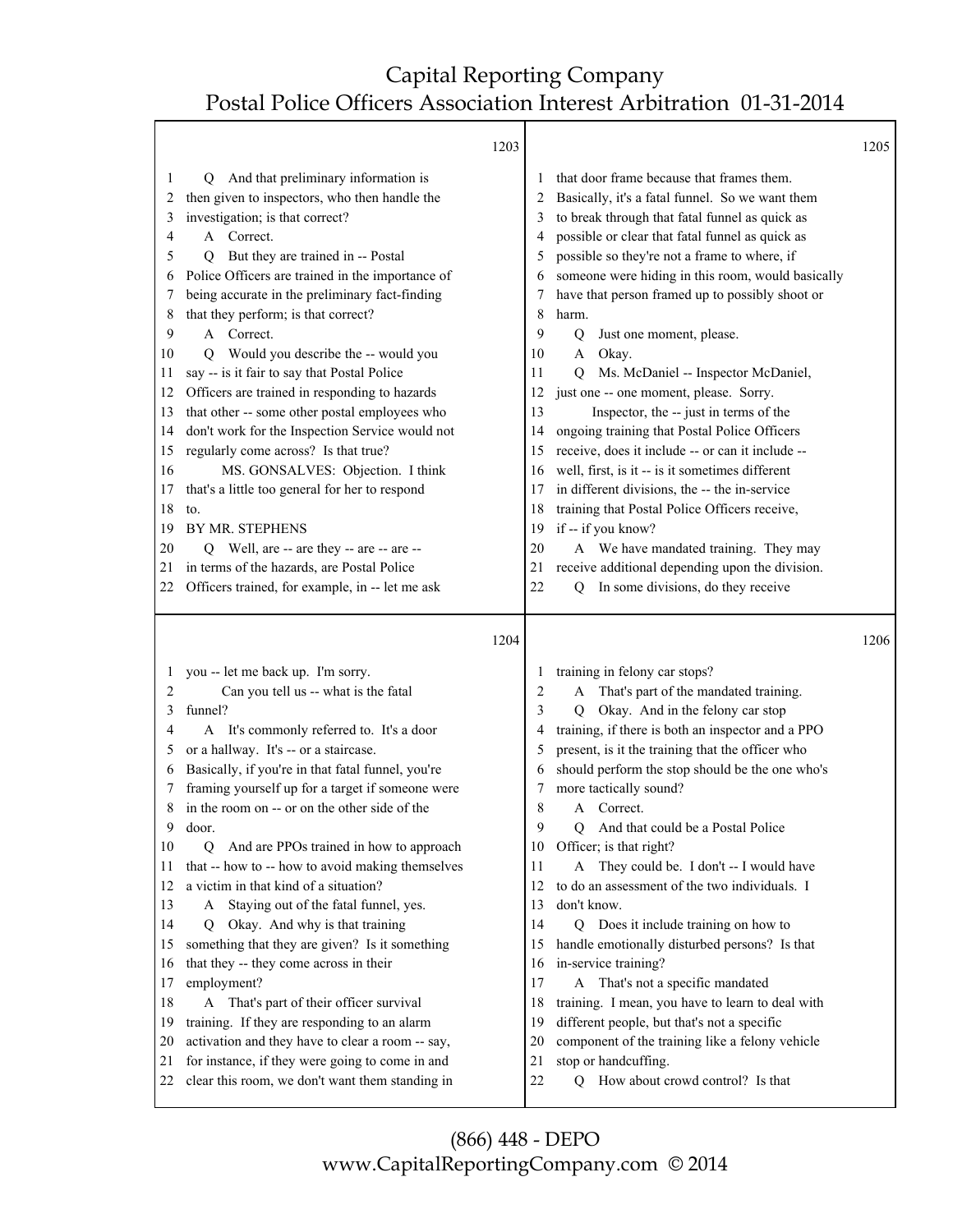1203

1 Q And that preliminary information is
2 then given to inspectors, who then handle the
3 investigation; is that correct?
4 A Correct.
5 Q But they are trained in -- Postal
6 Police Officers are trained in the importance of
7 being accurate in the preliminary fact-finding
8 that they perform; is that correct?
9 A Correct.
10 Q Would you describe the -- would you
11 say -- is it fair to say that Postal Police
12 Officers are trained in responding to hazards
13 that other -- some other postal employees who
14 don't work for the Inspection Service would not
15 regularly come across? Is that true?
16 MS. GONSALVES: Objection. I think
17 that's a little too general for her to respond
18 to.
19 BY MR. STEPHENS
20 Q Well, are -- are they -- are -- are --
21 in terms of the hazards, are Postal Police
22 Officers trained, for example, in -- let me ask

1204

1 you -- let me back up. I'm sorry.
2 Can you tell us -- what is the fatal
3 funnel?
4 A It's commonly referred to. It's a door
5 or a hallway. It's -- or a staircase.
6 Basically, if you're in that fatal funnel, you're
7 framing yourself up for a target if someone were
8 in the room on -- or on the other side of the
9 door.
10 Q And are PPOs trained in how to approach
11 that -- how to -- how to avoid making themselves
12 a victim in that kind of a situation?
13 A Staying out of the fatal funnel, yes.
14 Q Okay. And why is that training
15 something that they are given? Is it something
16 that they -- they come across in their
17 employment?
18 A That's part of their officer survival
19 training. If they are responding to an alarm
20 activation and they have to clear a room -- say,
21 for instance, if they were going to come in and
22 clear this room, we don't want them standing in

1205

1 that door frame because that frames them.
2 Basically, it's a fatal funnel. So we want them
3 to break through that fatal funnel as quick as
4 possible or clear that fatal funnel as quick as
5 possible so they're not a frame to where, if
6 someone were hiding in this room, would basically
7 have that person framed up to possibly shoot or
8 harm.
9 Q Just one moment, please.
10 A Okay.
11 Q Ms. McDaniel -- Inspector McDaniel,
12 just one -- one moment, please. Sorry.
13 Inspector, the -- just in terms of the
14 ongoing training that Postal Police Officers
15 receive, does it include -- or can it include --
16 well, first, is it -- is it sometimes different
17 in different divisions, the -- the in-service
18 training that Postal Police Officers receive,
19 if -- if you know?
20 A We have mandated training. They may
21 receive additional depending upon the division.
22 Q In some divisions, do they receive

1206

1 training in felony car stops?
2 A That's part of the mandated training.
3 Q Okay. And in the felony car stop
4 training, if there is both an inspector and a PPO
5 present, is it the training that the officer who
6 should perform the stop should be the one who's
7 more tactically sound?
8 A Correct.
9 Q And that could be a Postal Police
10 Officer; is that right?
11 A They could be. I don't -- I would have
12 to do an assessment of the two individuals. I
13 don't know.
14 Q Does it include training on how to
15 handle emotionally disturbed persons? Is that
16 in-service training?
17 A That's not a specific mandated
18 training. I mean, you have to learn to deal with
19 different people, but that's not a specific
20 component of the training like a felony vehicle
21 stop or handcuffing.
22 Q How about crowd control? Is that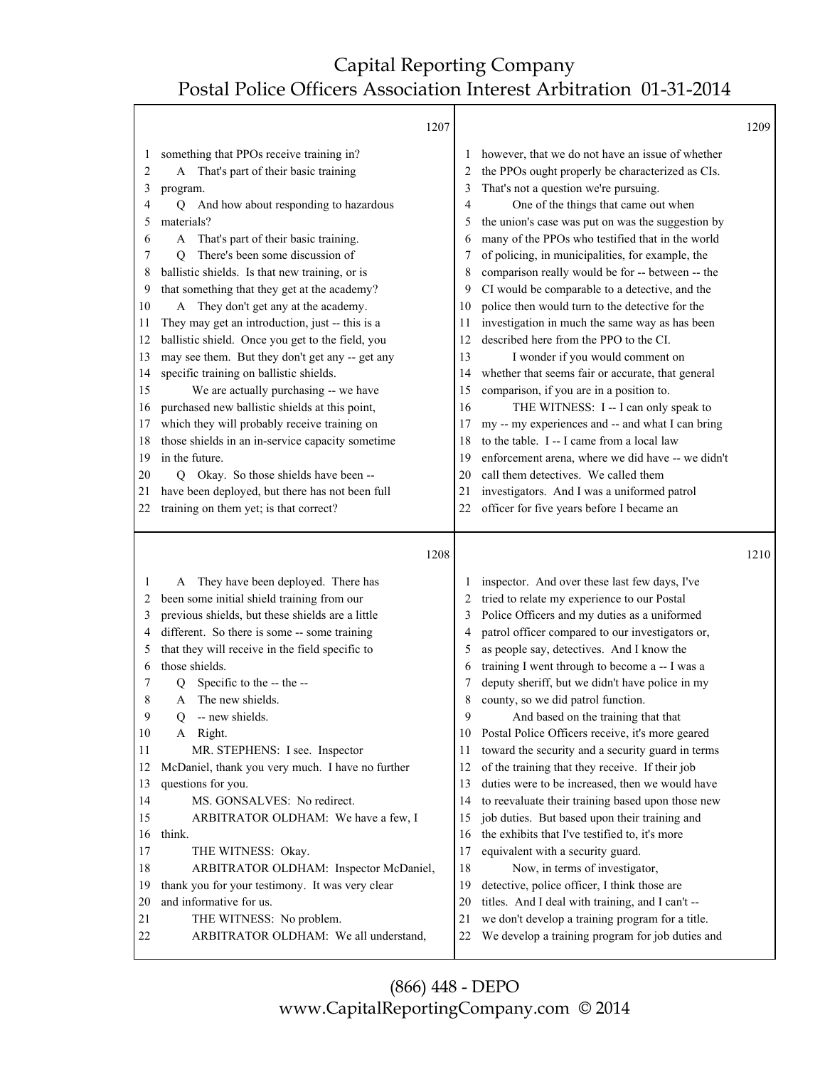1207

something that PPOs receive training in?

A That's part of their basic training program.

Q And how about responding to hazardous materials?

A That's part of their basic training.

Q There's been some discussion of ballistic shields. Is that new training, or is that something that they get at the academy?

A They don't get any at the academy. They may get an introduction, just -- this is a ballistic shield. Once you get to the field, you may see them. But they don't get any -- get any specific training on ballistic shields.

We are actually purchasing -- we have purchased new ballistic shields at this point, which they will probably receive training on those shields in an in-service capacity sometime in the future.

Q Okay. So those shields have been -- have been deployed, but there has not been full training on them yet; is that correct?

1208

A They have been deployed. There has been some initial shield training from our previous shields, but these shields are a little different. So there is some -- some training that they will receive in the field specific to those shields.

Q Specific to the -- the --

A The new shields.

Q -- new shields.

A Right.

MR. STEPHENS: I see. Inspector McDaniel, thank you very much. I have no further questions for you.

MS. GONSALVES: No redirect.

ARBITRATOR OLDHAM: We have a few, I think.

THE WITNESS: Okay.

ARBITRATOR OLDHAM: Inspector McDaniel, thank you for your testimony. It was very clear and informative for us.

THE WITNESS: No problem.

ARBITRATOR OLDHAM: We all understand,

1209

however, that we do not have an issue of whether the PPOs ought properly be characterized as CIs. That's not a question we're pursuing.

One of the things that came out when the union's case was put on was the suggestion by many of the PPOs who testified that in the world of policing, in municipalities, for example, the comparison really would be for -- between -- the CI would be comparable to a detective, and the police then would turn to the detective for the investigation in much the same way as has been described here from the PPO to the CI.

I wonder if you would comment on whether that seems fair or accurate, that general comparison, if you are in a position to.

THE WITNESS: I -- I can only speak to my -- my experiences and -- and what I can bring to the table. I -- I came from a local law enforcement arena, where we did have -- we didn't call them detectives. We called them investigators. And I was a uniformed patrol officer for five years before I became an

1210

inspector. And over these last few days, I've tried to relate my experience to our Postal Police Officers and my duties as a uniformed patrol officer compared to our investigators or, as people say, detectives. And I know the training I went through to become a -- I was a deputy sheriff, but we didn't have police in my county, so we did patrol function.

And based on the training that that Postal Police Officers receive, it's more geared toward the security and a security guard in terms of the training that they receive. If their job duties were to be increased, then we would have to reevaluate their training based upon those new job duties. But based upon their training and the exhibits that I've testified to, it's more equivalent with a security guard.

Now, in terms of investigator, detective, police officer, I think those are titles. And I deal with training, and I can't -- we don't develop a training program for a title. We develop a training program for job duties and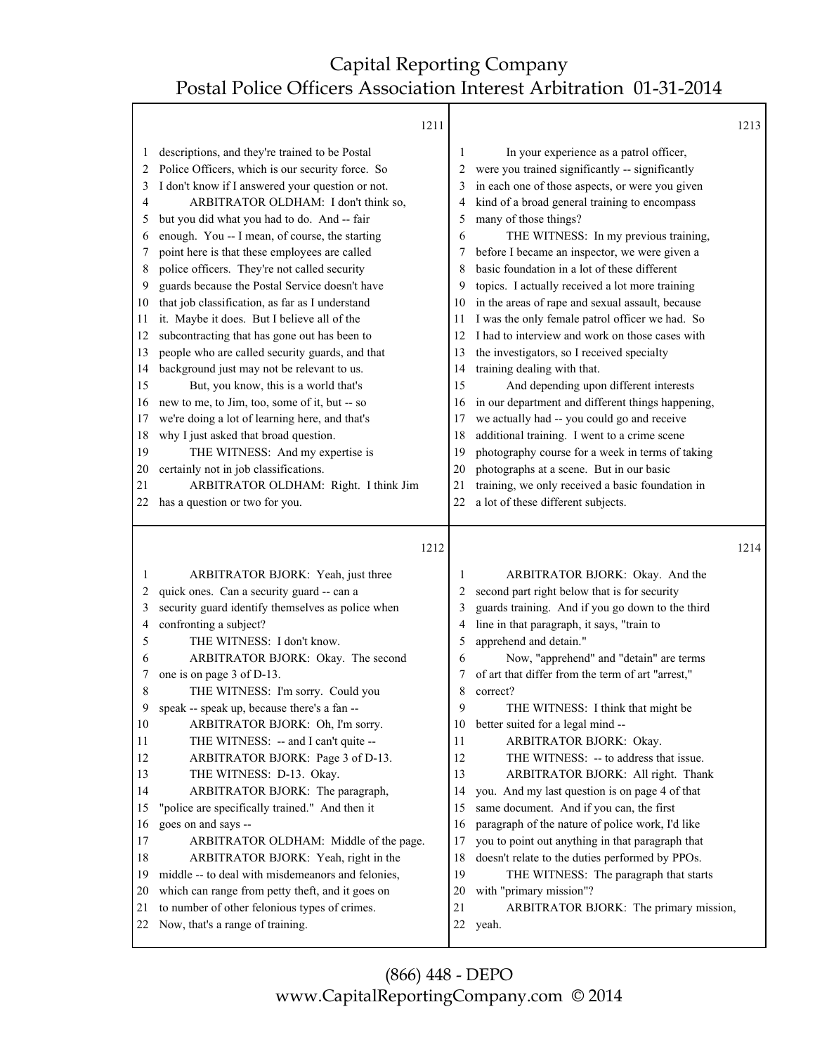1211

1 descriptions, and they're trained to be Postal
2 Police Officers, which is our security force. So
3 I don't know if I answered your question or not.
4 ARBITRATOR OLDHAM: I don't think so,
5 but you did what you had to do. And -- fair
6 enough. You -- I mean, of course, the starting
7 point here is that these employees are called
8 police officers. They're not called security
9 guards because the Postal Service doesn't have
10 that job classification, as far as I understand
11 it. Maybe it does. But I believe all of the
12 subcontracting that has gone out has been to
13 people who are called security guards, and that
14 background just may not be relevant to us.
15 But, you know, this is a world that's
16 new to me, to Jim, too, some of it, but -- so
17 we're doing a lot of learning here, and that's
18 why I just asked that broad question.
19 THE WITNESS: And my expertise is
20 certainly not in job classifications.
21 ARBITRATOR OLDHAM: Right. I think Jim
22 has a question or two for you.

1212

1 ARBITRATOR BJORK: Yeah, just three
2 quick ones. Can a security guard -- can a
3 security guard identify themselves as police when
4 confronting a subject?
5 THE WITNESS: I don't know.
6 ARBITRATOR BJORK: Okay. The second
7 one is on page 3 of D-13.
8 THE WITNESS: I'm sorry. Could you
9 speak -- speak up, because there's a fan --
10 ARBITRATOR BJORK: Oh, I'm sorry.
11 THE WITNESS: -- and I can't quite --
12 ARBITRATOR BJORK: Page 3 of D-13.
13 THE WITNESS: D-13. Okay.
14 ARBITRATOR BJORK: The paragraph,
15 "police are specifically trained." And then it
16 goes on and says --
17 ARBITRATOR OLDHAM: Middle of the page.
18 ARBITRATOR BJORK: Yeah, right in the
19 middle -- to deal with misdemeanors and felonies,
20 which can range from petty theft, and it goes on
21 to number of other felonious types of crimes.
22 Now, that's a range of training.

1213

1 In your experience as a patrol officer,
2 were you trained significantly -- significantly
3 in each one of those aspects, or were you given
4 kind of a broad general training to encompass
5 many of those things?
6 THE WITNESS: In my previous training,
7 before I became an inspector, we were given a
8 basic foundation in a lot of these different
9 topics. I actually received a lot more training
10 in the areas of rape and sexual assault, because
11 I was the only female patrol officer we had. So
12 I had to interview and work on those cases with
13 the investigators, so I received specialty
14 training dealing with that.
15 And depending upon different interests
16 in our department and different things happening,
17 we actually had -- you could go and receive
18 additional training. I went to a crime scene
19 photography course for a week in terms of taking
20 photographs at a scene. But in our basic
21 training, we only received a basic foundation in
22 a lot of these different subjects.

1214

1 ARBITRATOR BJORK: Okay. And the
2 second part right below that is for security
3 guards training. And if you go down to the third
4 line in that paragraph, it says, "train to
5 apprehend and detain."
6 Now, "apprehend" and "detain" are terms
7 of art that differ from the term of art "arrest,"
8 correct?
9 THE WITNESS: I think that might be
10 better suited for a legal mind --
11 ARBITRATOR BJORK: Okay.
12 THE WITNESS: -- to address that issue.
13 ARBITRATOR BJORK: All right. Thank
14 you. And my last question is on page 4 of that
15 same document. And if you can, the first
16 paragraph of the nature of police work, I'd like
17 you to point out anything in that paragraph that
18 doesn't relate to the duties performed by PPOs.
19 THE WITNESS: The paragraph that starts
20 with "primary mission"?
21 ARBITRATOR BJORK: The primary mission,
22 yeah.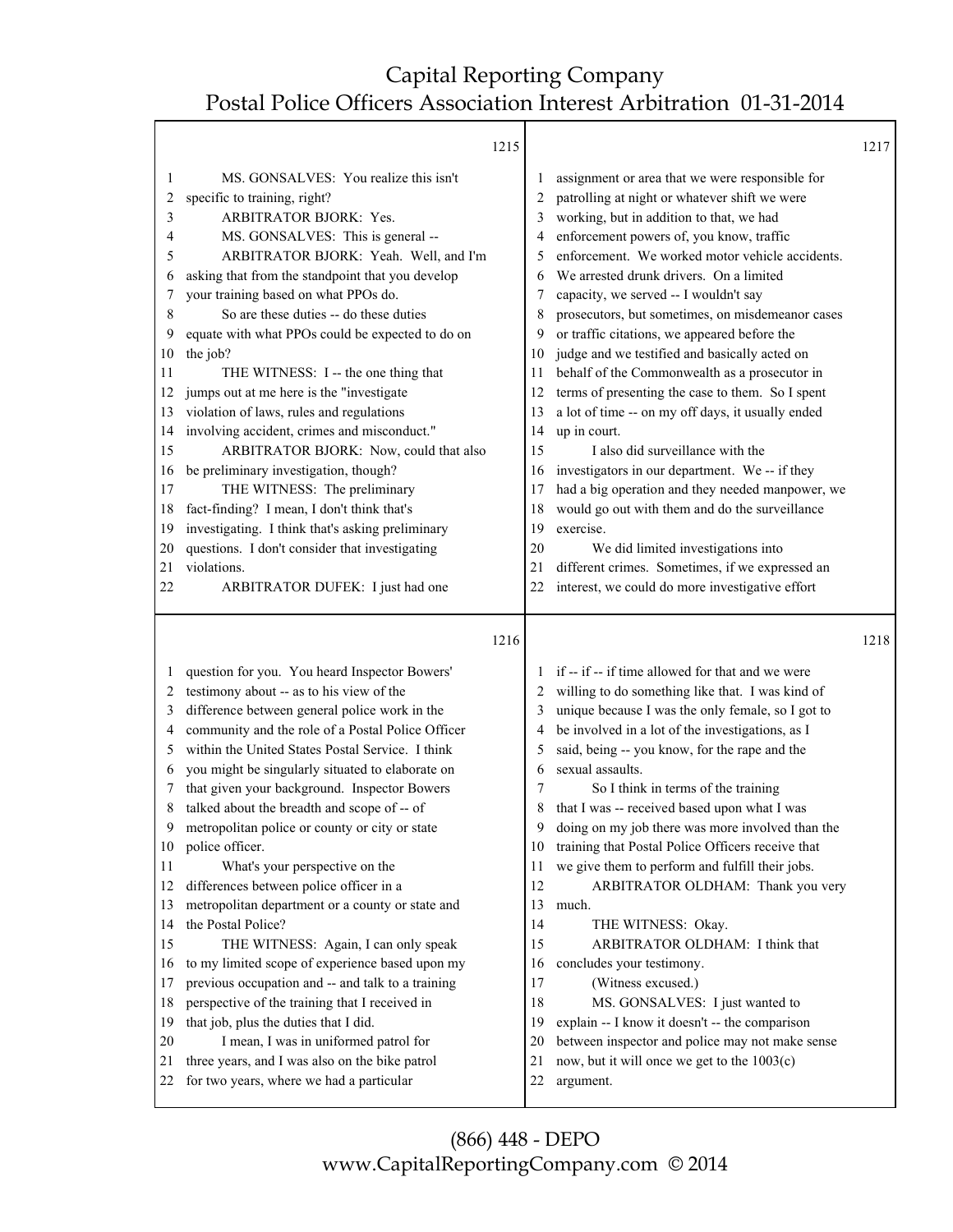1215

1 MS. GONSALVES: You realize this isn't
2 specific to training, right?
3 ARBITRATOR BJORK: Yes.
4 MS. GONSALVES: This is general --
5 ARBITRATOR BJORK: Yeah. Well, and I'm
6 asking that from the standpoint that you develop
7 your training based on what PPOs do.
8 So are these duties -- do these duties
9 equate with what PPOs could be expected to do on
10 the job?
11 THE WITNESS: I -- the one thing that
12 jumps out at me here is the "investigate
13 violation of laws, rules and regulations
14 involving accident, crimes and misconduct."
15 ARBITRATOR BJORK: Now, could that also
16 be preliminary investigation, though?
17 THE WITNESS: The preliminary
18 fact-finding? I mean, I don't think that's
19 investigating. I think that's asking preliminary
20 questions. I don't consider that investigating
21 violations.
22 ARBITRATOR DUFEK: I just had one

1216

1 question for you. You heard Inspector Bowers'
2 testimony about -- as to his view of the
3 difference between general police work in the
4 community and the role of a Postal Police Officer
5 within the United States Postal Service. I think
6 you might be singularly situated to elaborate on
7 that given your background. Inspector Bowers
8 talked about the breadth and scope of -- of
9 metropolitan police or county or city or state
10 police officer.
11 What's your perspective on the
12 differences between police officer in a
13 metropolitan department or a county or state and
14 the Postal Police?
15 THE WITNESS: Again, I can only speak
16 to my limited scope of experience based upon my
17 previous occupation and -- and talk to a training
18 perspective of the training that I received in
19 that job, plus the duties that I did.
20 I mean, I was in uniformed patrol for
21 three years, and I was also on the bike patrol
22 for two years, where we had a particular

1217

1 assignment or area that we were responsible for
2 patrolling at night or whatever shift we were
3 working, but in addition to that, we had
4 enforcement powers of, you know, traffic
5 enforcement. We worked motor vehicle accidents.
6 We arrested drunk drivers. On a limited
7 capacity, we served -- I wouldn't say
8 prosecutors, but sometimes, on misdemeanor cases
9 or traffic citations, we appeared before the
10 judge and we testified and basically acted on
11 behalf of the Commonwealth as a prosecutor in
12 terms of presenting the case to them. So I spent
13 a lot of time -- on my off days, it usually ended
14 up in court.
15 I also did surveillance with the
16 investigators in our department. We -- if they
17 had a big operation and they needed manpower, we
18 would go out with them and do the surveillance
19 exercise.
20 We did limited investigations into
21 different crimes. Sometimes, if we expressed an
22 interest, we could do more investigative effort

1218

1 if -- if -- if time allowed for that and we were
2 willing to do something like that. I was kind of
3 unique because I was the only female, so I got to
4 be involved in a lot of the investigations, as I
5 said, being -- you know, for the rape and the
6 sexual assaults.
7 So I think in terms of the training
8 that I was -- received based upon what I was
9 doing on my job there was more involved than the
10 training that Postal Police Officers receive that
11 we give them to perform and fulfill their jobs.
12 ARBITRATOR OLDHAM: Thank you very
13 much.
14 THE WITNESS: Okay.
15 ARBITRATOR OLDHAM: I think that
16 concludes your testimony.
17 (Witness excused.)
18 MS. GONSALVES: I just wanted to
19 explain -- I know it doesn't -- the comparison
20 between inspector and police may not make sense
21 now, but it will once we get to the 1003(c)
22 argument.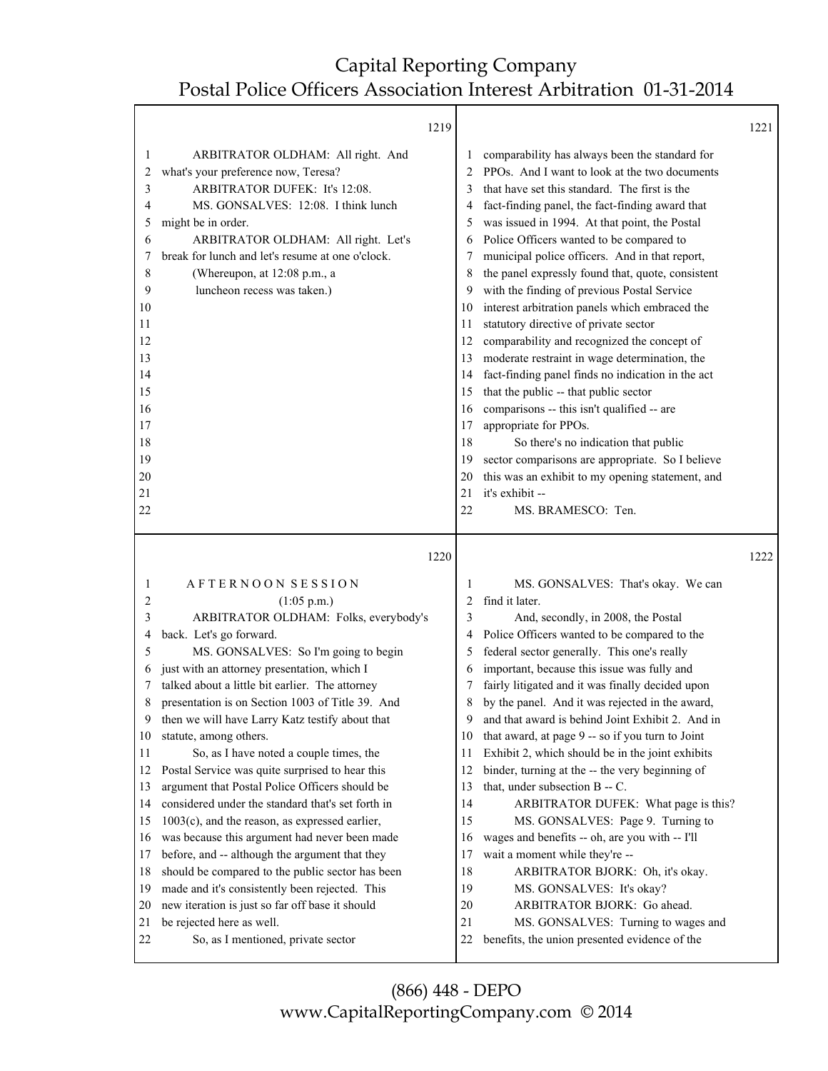1219

ARBITRATOR OLDHAM: All right. And what's your preference now, Teresa?

ARBITRATOR DUFEK: It's 12:08.

MS. GONSALVES: 12:08. I think lunch might be in order.

ARBITRATOR OLDHAM: All right. Let's break for lunch and let's resume at one o'clock.

(Whereupon, at 12:08 p.m., a luncheon recess was taken.)

1220

A F T E R N O O N S E S S I O N

(1:05 p.m.)

ARBITRATOR OLDHAM: Folks, everybody's back. Let's go forward.

MS. GONSALVES: So I'm going to begin just with an attorney presentation, which I talked about a little bit earlier. The attorney presentation is on Section 1003 of Title 39. And then we will have Larry Katz testify about that statute, among others.

So, as I have noted a couple times, the Postal Service was quite surprised to hear this argument that Postal Police Officers should be considered under the standard that's set forth in 1003(c), and the reason, as expressed earlier, was because this argument had never been made before, and -- although the argument that they should be compared to the public sector has been made and it's consistently been rejected. This new iteration is just so far off base it should be rejected here as well.

So, as I mentioned, private sector

1221

comparability has always been the standard for PPOs. And I want to look at the two documents that have set this standard. The first is the fact-finding panel, the fact-finding award that was issued in 1994. At that point, the Postal Police Officers wanted to be compared to municipal police officers. And in that report, the panel expressly found that, quote, consistent with the finding of previous Postal Service interest arbitration panels which embraced the statutory directive of private sector comparability and recognized the concept of moderate restraint in wage determination, the fact-finding panel finds no indication in the act that the public -- that public sector comparisons -- this isn't qualified -- are appropriate for PPOs.

So there's no indication that public sector comparisons are appropriate. So I believe this was an exhibit to my opening statement, and it's exhibit --

MS. BRAMESCO: Ten.

1222

MS. GONSALVES: That's okay. We can find it later.

And, secondly, in 2008, the Postal Police Officers wanted to be compared to the federal sector generally. This one's really important, because this issue was fully and fairly litigated and it was finally decided upon by the panel. And it was rejected in the award, and that award is behind Joint Exhibit 2. And in that award, at page 9 -- so if you turn to Joint Exhibit 2, which should be in the joint exhibits binder, turning at the -- the very beginning of that, under subsection B -- C.

ARBITRATOR DUFEK: What page is this?

MS. GONSALVES: Page 9. Turning to wages and benefits -- oh, are you with -- I'll wait a moment while they're --

ARBITRATOR BJORK: Oh, it's okay.

MS. GONSALVES: It's okay?

ARBITRATOR BJORK: Go ahead.

MS. GONSALVES: Turning to wages and benefits, the union presented evidence of the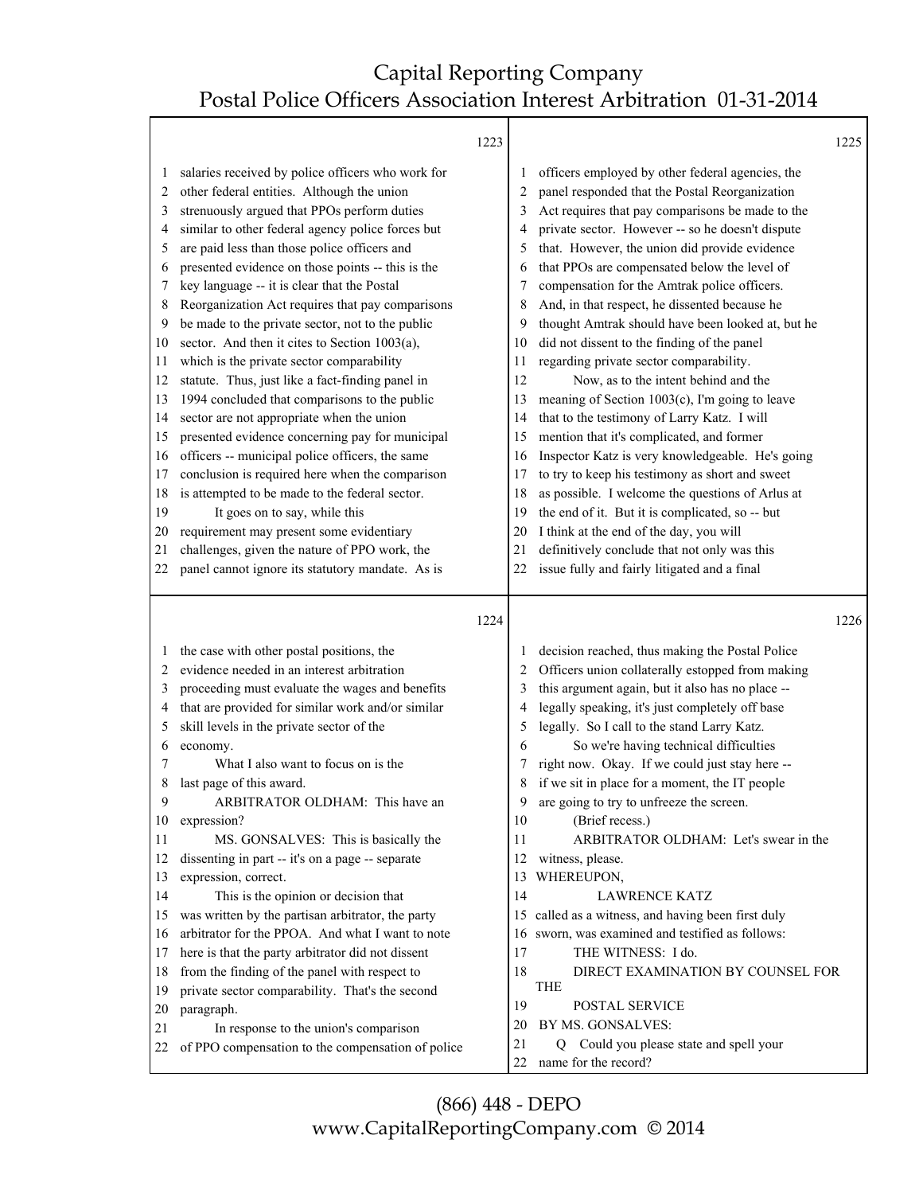salaries received by police officers who work for other federal entities. Although the union strenuously argued that PPOs perform duties similar to other federal agency police forces but are paid less than those police officers and presented evidence on those points -- this is the key language -- it is clear that the Postal Reorganization Act requires that pay comparisons be made to the private sector, not to the public sector. And then it cites to Section 1003(a), which is the private sector comparability statute. Thus, just like a fact-finding panel in 1994 concluded that comparisons to the public sector are not appropriate when the union presented evidence concerning pay for municipal officers -- municipal police officers, the same conclusion is required here when the comparison is attempted to be made to the federal sector.

It goes on to say, while this requirement may present some evidentiary challenges, given the nature of PPO work, the panel cannot ignore its statutory mandate. As is the case with other postal positions, the evidence needed in an interest arbitration proceeding must evaluate the wages and benefits that are provided for similar work and/or similar skill levels in the private sector of the economy.

What I also want to focus on is the last page of this award.

ARBITRATOR OLDHAM: This have an expression?

MS. GONSALVES: This is basically the dissenting in part -- it's on a page -- separate expression, correct.

This is the opinion or decision that was written by the partisan arbitrator, the party arbitrator for the PPOA. And what I want to note here is that the party arbitrator did not dissent from the finding of the panel with respect to private sector comparability. That's the second paragraph.

In response to the union's comparison of PPO compensation to the compensation of police officers employed by other federal agencies, the panel responded that the Postal Reorganization Act requires that pay comparisons be made to the private sector. However -- so he doesn't dispute that. However, the union did provide evidence that PPOs are compensated below the level of compensation for the Amtrak police officers. And, in that respect, he dissented because he thought Amtrak should have been looked at, but he did not dissent to the finding of the panel regarding private sector comparability.

Now, as to the intent behind and the meaning of Section 1003(c), I'm going to leave that to the testimony of Larry Katz. I will mention that it's complicated, and former Inspector Katz is very knowledgeable. He's going to try to keep his testimony as short and sweet as possible. I welcome the questions of Arlus at the end of it. But it is complicated, so -- but I think at the end of the day, you will definitively conclude that not only was this issue fully and fairly litigated and a final decision reached, thus making the Postal Police Officers union collaterally estopped from making this argument again, but it also has no place -- legally speaking, it's just completely off base legally. So I call to the stand Larry Katz.

So we're having technical difficulties right now. Okay. If we could just stay here -- if we sit in place for a moment, the IT people are going to try to unfreeze the screen.

(Brief recess.)

ARBITRATOR OLDHAM: Let's swear in the witness, please.

WHEREUPON,

LAWRENCE KATZ

called as a witness, and having been first duly sworn, was examined and testified as follows:

THE WITNESS: I do.

DIRECT EXAMINATION BY COUNSEL FOR THE POSTAL SERVICE

BY MS. GONSALVES:

Q Could you please state and spell your name for the record?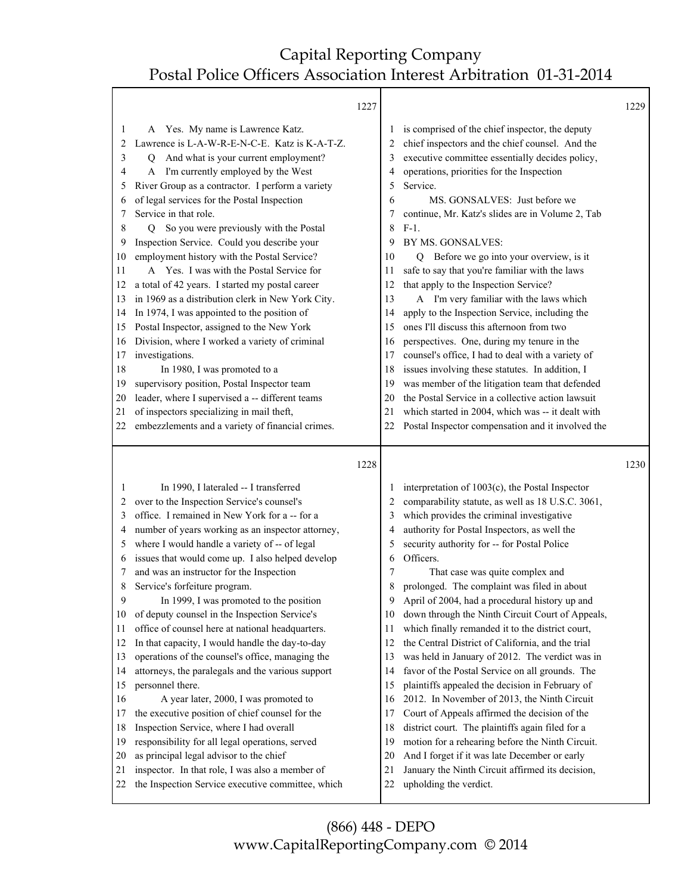A Yes. My name is Lawrence Katz. Lawrence is L-A-W-R-E-N-C-E. Katz is K-A-T-Z.

Q And what is your current employment?

A I'm currently employed by the West River Group as a contractor. I perform a variety of legal services for the Postal Inspection Service in that role.

Q So you were previously with the Postal Inspection Service. Could you describe your employment history with the Postal Service?

A Yes. I was with the Postal Service for a total of 42 years. I started my postal career in 1969 as a distribution clerk in New York City. In 1974, I was appointed to the position of Postal Inspector, assigned to the New York Division, where I worked a variety of criminal investigations.

In 1980, I was promoted to a supervisory position, Postal Inspector team leader, where I supervised a -- different teams of inspectors specializing in mail theft, embezzlements and a variety of financial crimes.

In 1990, I lateraled -- I transferred over to the Inspection Service's counsel's office. I remained in New York for a -- for a number of years working as an inspector attorney, where I would handle a variety of -- of legal issues that would come up. I also helped develop and was an instructor for the Inspection Service's forfeiture program.

In 1999, I was promoted to the position of deputy counsel in the Inspection Service's office of counsel here at national headquarters. In that capacity, I would handle the day-to-day operations of the counsel's office, managing the attorneys, the paralegals and the various support personnel there.

A year later, 2000, I was promoted to the executive position of chief counsel for the Inspection Service, where I had overall responsibility for all legal operations, served as principal legal advisor to the chief inspector. In that role, I was also a member of the Inspection Service executive committee, which is comprised of the chief inspector, the deputy chief inspectors and the chief counsel. And the executive committee essentially decides policy, operations, priorities for the Inspection Service.

MS. GONSALVES: Just before we continue, Mr. Katz's slides are in Volume 2, Tab F-1.

BY MS. GONSALVES:

Q Before we go into your overview, is it safe to say that you're familiar with the laws that apply to the Inspection Service?

A I'm very familiar with the laws which apply to the Inspection Service, including the ones I'll discuss this afternoon from two perspectives. One, during my tenure in the counsel's office, I had to deal with a variety of issues involving these statutes. In addition, I was member of the litigation team that defended the Postal Service in a collective action lawsuit which started in 2004, which was -- it dealt with Postal Inspector compensation and it involved the interpretation of 1003(c), the Postal Inspector comparability statute, as well as 18 U.S.C. 3061, which provides the criminal investigative authority for Postal Inspectors, as well the security authority for -- for Postal Police Officers.

That case was quite complex and prolonged. The complaint was filed in about April of 2004, had a procedural history up and down through the Ninth Circuit Court of Appeals, which finally remanded it to the district court, the Central District of California, and the trial was held in January of 2012. The verdict was in favor of the Postal Service on all grounds. The plaintiffs appealed the decision in February of 2012. In November of 2013, the Ninth Circuit Court of Appeals affirmed the decision of the district court. The plaintiffs again filed for a motion for a rehearing before the Ninth Circuit. And I forget if it was late December or early January the Ninth Circuit affirmed its decision, upholding the verdict.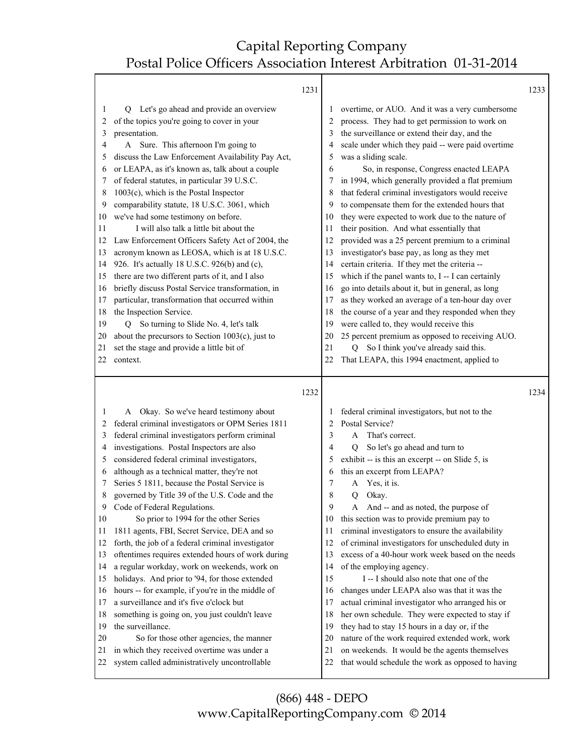Q Let's go ahead and provide an overview of the topics you're going to cover in your presentation.

A Sure. This afternoon I'm going to discuss the Law Enforcement Availability Pay Act, or LEAPA, as it's known as, talk about a couple of federal statutes, in particular 39 U.S.C. 1003(c), which is the Postal Inspector comparability statute, 18 U.S.C. 3061, which we've had some testimony on before.

I will also talk a little bit about the Law Enforcement Officers Safety Act of 2004, the acronym known as LEOSA, which is at 18 U.S.C. 926. It's actually 18 U.S.C. 926(b) and (c), there are two different parts of it, and I also briefly discuss Postal Service transformation, in particular, transformation that occurred within the Inspection Service.

Q So turning to Slide No. 4, let's talk about the precursors to Section 1003(c), just to set the stage and provide a little bit of context.

A Okay. So we've heard testimony about federal criminal investigators or OPM Series 1811 federal criminal investigators perform criminal investigations. Postal Inspectors are also considered federal criminal investigators, although as a technical matter, they're not Series 5 1811, because the Postal Service is governed by Title 39 of the U.S. Code and the Code of Federal Regulations.

So prior to 1994 for the other Series 1811 agents, FBI, Secret Service, DEA and so forth, the job of a federal criminal investigator oftentimes requires extended hours of work during a regular workday, work on weekends, work on holidays. And prior to '94, for those extended hours -- for example, if you're in the middle of a surveillance and it's five o'clock but something is going on, you just couldn't leave the surveillance.

So for those other agencies, the manner in which they received overtime was under a system called administratively uncontrollable overtime, or AUO. And it was a very cumbersome process. They had to get permission to work on the surveillance or extend their day, and the scale under which they paid -- were paid overtime was a sliding scale.

So, in response, Congress enacted LEAPA in 1994, which generally provided a flat premium that federal criminal investigators would receive to compensate them for the extended hours that they were expected to work due to the nature of their position. And what essentially that provided was a 25 percent premium to a criminal investigator's base pay, as long as they met certain criteria. If they met the criteria -- which if the panel wants to, I -- I can certainly go into details about it, but in general, as long as they worked an average of a ten-hour day over the course of a year and they responded when they were called to, they would receive this 25 percent premium as opposed to receiving AUO.

Q So I think you've already said this. That LEAPA, this 1994 enactment, applied to federal criminal investigators, but not to the Postal Service?

A That's correct.

Q So let's go ahead and turn to exhibit -- is this an excerpt -- on Slide 5, is this an excerpt from LEAPA?

A Yes, it is.

Q Okay.

A And -- and as noted, the purpose of this section was to provide premium pay to criminal investigators to ensure the availability of criminal investigators for unscheduled duty in excess of a 40-hour work week based on the needs of the employing agency.

I -- I should also note that one of the changes under LEAPA also was that it was the actual criminal investigator who arranged his or her own schedule. They were expected to stay if they had to stay 15 hours in a day or, if the nature of the work required extended work, work on weekends. It would be the agents themselves that would schedule the work as opposed to having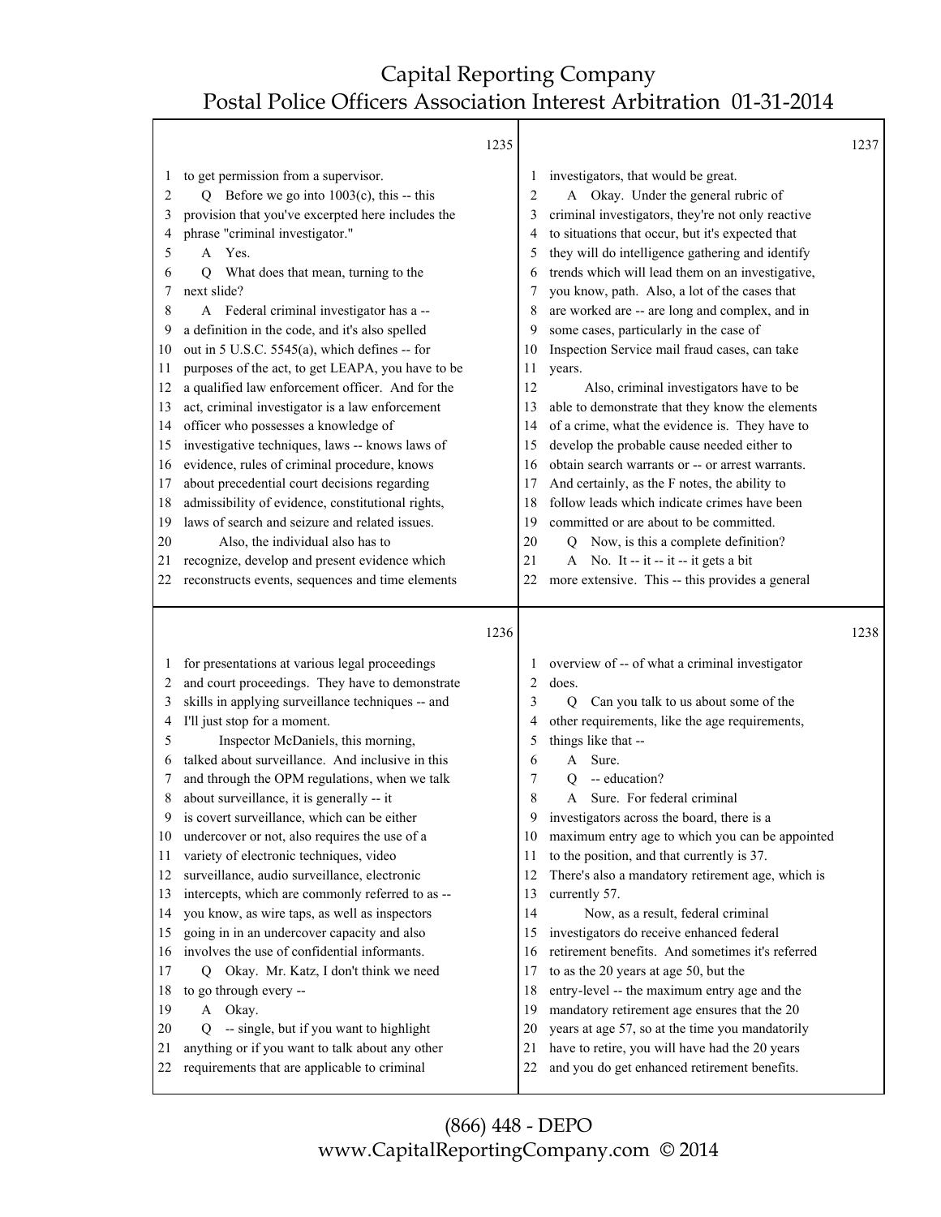1235

1 to get permission from a supervisor.
2 Q Before we go into 1003(c), this -- this
3 provision that you've excerpted here includes the
4 phrase "criminal investigator."
5 A Yes.
6 Q What does that mean, turning to the
7 next slide?
8 A Federal criminal investigator has a --
9 a definition in the code, and it's also spelled
10 out in 5 U.S.C. 5545(a), which defines -- for
11 purposes of the act, to get LEAPA, you have to be
12 a qualified law enforcement officer. And for the
13 act, criminal investigator is a law enforcement
14 officer who possesses a knowledge of
15 investigative techniques, laws -- knows laws of
16 evidence, rules of criminal procedure, knows
17 about precedential court decisions regarding
18 admissibility of evidence, constitutional rights,
19 laws of search and seizure and related issues.
20 Also, the individual also has to
21 recognize, develop and present evidence which
22 reconstructs events, sequences and time elements

1236

1 for presentations at various legal proceedings
2 and court proceedings. They have to demonstrate
3 skills in applying surveillance techniques -- and
4 I'll just stop for a moment.
5 Inspector McDaniels, this morning,
6 talked about surveillance. And inclusive in this
7 and through the OPM regulations, when we talk
8 about surveillance, it is generally -- it
9 is covert surveillance, which can be either
10 undercover or not, also requires the use of a
11 variety of electronic techniques, video
12 surveillance, audio surveillance, electronic
13 intercepts, which are commonly referred to as --
14 you know, as wire taps, as well as inspectors
15 going in in an undercover capacity and also
16 involves the use of confidential informants.
17 Q Okay. Mr. Katz, I don't think we need
18 to go through every --
19 A Okay.
20 Q -- single, but if you want to highlight
21 anything or if you want to talk about any other
22 requirements that are applicable to criminal

1237

1 investigators, that would be great.
2 A Okay. Under the general rubric of
3 criminal investigators, they're not only reactive
4 to situations that occur, but it's expected that
5 they will do intelligence gathering and identify
6 trends which will lead them on an investigative,
7 you know, path. Also, a lot of the cases that
8 are worked are -- are long and complex, and in
9 some cases, particularly in the case of
10 Inspection Service mail fraud cases, can take
11 years.
12 Also, criminal investigators have to be
13 able to demonstrate that they know the elements
14 of a crime, what the evidence is. They have to
15 develop the probable cause needed either to
16 obtain search warrants or -- or arrest warrants.
17 And certainly, as the F notes, the ability to
18 follow leads which indicate crimes have been
19 committed or are about to be committed.
20 Q Now, is this a complete definition?
21 A No. It -- it -- it -- it gets a bit
22 more extensive. This -- this provides a general

1238

1 overview of -- of what a criminal investigator
2 does.
3 Q Can you talk to us about some of the
4 other requirements, like the age requirements,
5 things like that --
6 A Sure.
7 Q -- education?
8 A Sure. For federal criminal
9 investigators across the board, there is a
10 maximum entry age to which you can be appointed
11 to the position, and that currently is 37.
12 There's also a mandatory retirement age, which is
13 currently 57.
14 Now, as a result, federal criminal
15 investigators do receive enhanced federal
16 retirement benefits. And sometimes it's referred
17 to as the 20 years at age 50, but the
18 entry-level -- the maximum entry age and the
19 mandatory retirement age ensures that the 20
20 years at age 57, so at the time you mandatorily
21 have to retire, you will have had the 20 years
22 and you do get enhanced retirement benefits.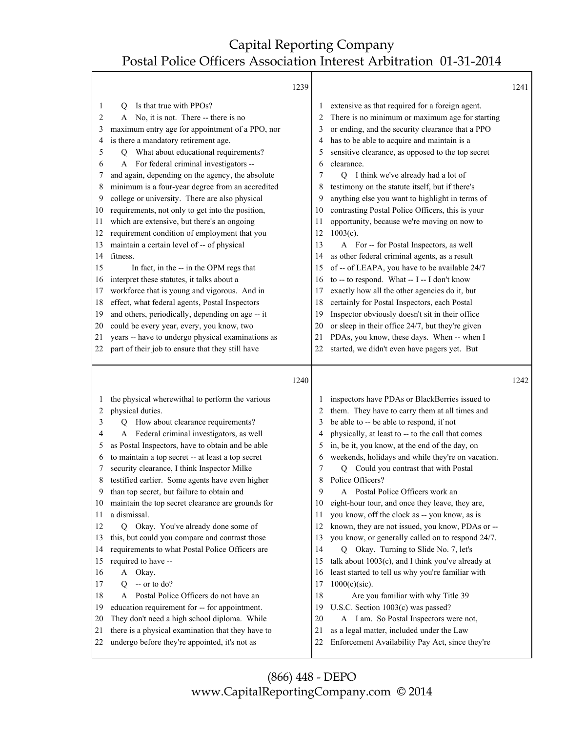1239

1 Q Is that true with PPOs?
2 A No, it is not. There -- there is no
3 maximum entry age for appointment of a PPO, nor
4 is there a mandatory retirement age.
5 Q What about educational requirements?
6 A For federal criminal investigators --
7 and again, depending on the agency, the absolute
8 minimum is a four-year degree from an accredited
9 college or university. There are also physical
10 requirements, not only to get into the position,
11 which are extensive, but there's an ongoing
12 requirement condition of employment that you
13 maintain a certain level of -- of physical
14 fitness.
15 In fact, in the -- in the OPM regs that
16 interpret these statutes, it talks about a
17 workforce that is young and vigorous. And in
18 effect, what federal agents, Postal Inspectors
19 and others, periodically, depending on age -- it
20 could be every year, every, you know, two
21 years -- have to undergo physical examinations as
22 part of their job to ensure that they still have

1240

1 the physical wherewithal to perform the various
2 physical duties.
3 Q How about clearance requirements?
4 A Federal criminal investigators, as well
5 as Postal Inspectors, have to obtain and be able
6 to maintain a top secret -- at least a top secret
7 security clearance, I think Inspector Milke
8 testified earlier. Some agents have even higher
9 than top secret, but failure to obtain and
10 maintain the top secret clearance are grounds for
11 a dismissal.
12 Q Okay. You've already done some of
13 this, but could you compare and contrast those
14 requirements to what Postal Police Officers are
15 required to have --
16 A Okay.
17 Q -- or to do?
18 A Postal Police Officers do not have an
19 education requirement for -- for appointment.
20 They don't need a high school diploma. While
21 there is a physical examination that they have to
22 undergo before they're appointed, it's not as

1241

1 extensive as that required for a foreign agent.
2 There is no minimum or maximum age for starting
3 or ending, and the security clearance that a PPO
4 has to be able to acquire and maintain is a
5 sensitive clearance, as opposed to the top secret
6 clearance.
7 Q I think we've already had a lot of
8 testimony on the statute itself, but if there's
9 anything else you want to highlight in terms of
10 contrasting Postal Police Officers, this is your
11 opportunity, because we're moving on now to
12 1003(c).
13 A For -- for Postal Inspectors, as well
14 as other federal criminal agents, as a result
15 of -- of LEAPA, you have to be available 24/7
16 to -- to respond. What -- I -- I don't know
17 exactly how all the other agencies do it, but
18 certainly for Postal Inspectors, each Postal
19 Inspector obviously doesn't sit in their office
20 or sleep in their office 24/7, but they're given
21 PDAs, you know, these days. When -- when I
22 started, we didn't even have pagers yet. But

1242

1 inspectors have PDAs or BlackBerries issued to
2 them. They have to carry them at all times and
3 be able to -- be able to respond, if not
4 physically, at least to -- to the call that comes
5 in, be it, you know, at the end of the day, on
6 weekends, holidays and while they're on vacation.
7 Q Could you contrast that with Postal
8 Police Officers?
9 A Postal Police Officers work an
10 eight-hour tour, and once they leave, they are,
11 you know, off the clock as -- you know, as is
12 known, they are not issued, you know, PDAs or --
13 you know, or generally called on to respond 24/7.
14 Q Okay. Turning to Slide No. 7, let's
15 talk about 1003(c), and I think you've already at
16 least started to tell us why you're familiar with
17 1000(c)(sic).
18 Are you familiar with why Title 39
19 U.S.C. Section 1003(c) was passed?
20 A I am. So Postal Inspectors were not,
21 as a legal matter, included under the Law
22 Enforcement Availability Pay Act, since they're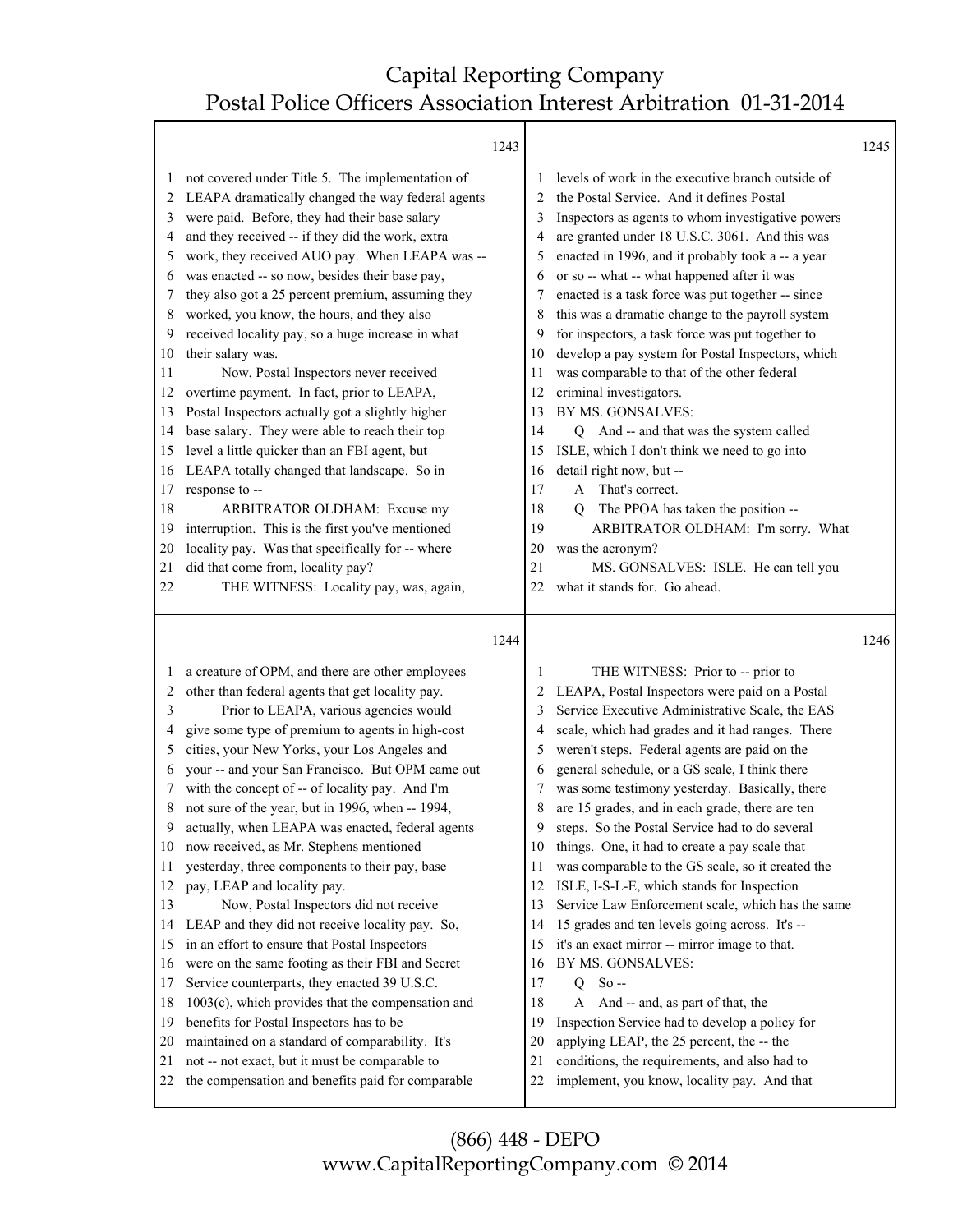**1243**

1 not covered under Title 5. The implementation of
2 LEAPA dramatically changed the way federal agents
3 were paid. Before, they had their base salary
4 and they received -- if they did the work, extra
5 work, they received AUO pay. When LEAPA was --
6 was enacted -- so now, besides their base pay,
7 they also got a 25 percent premium, assuming they
8 worked, you know, the hours, and they also
9 received locality pay, so a huge increase in what
10 their salary was.
11 Now, Postal Inspectors never received
12 overtime payment. In fact, prior to LEAPA,
13 Postal Inspectors actually got a slightly higher
14 base salary. They were able to reach their top
15 level a little quicker than an FBI agent, but
16 LEAPA totally changed that landscape. So in
17 response to --
18 ARBITRATOR OLDHAM: Excuse my
19 interruption. This is the first you've mentioned
20 locality pay. Was that specifically for -- where
21 did that come from, locality pay?
22 THE WITNESS: Locality pay, was, again,

**1244**

1 a creature of OPM, and there are other employees
2 other than federal agents that get locality pay.
3 Prior to LEAPA, various agencies would
4 give some type of premium to agents in high-cost
5 cities, your New Yorks, your Los Angeles and
6 your -- and your San Francisco. But OPM came out
7 with the concept of -- of locality pay. And I'm
8 not sure of the year, but in 1996, when -- 1994,
9 actually, when LEAPA was enacted, federal agents
10 now received, as Mr. Stephens mentioned
11 yesterday, three components to their pay, base
12 pay, LEAP and locality pay.
13 Now, Postal Inspectors did not receive
14 LEAP and they did not receive locality pay. So,
15 in an effort to ensure that Postal Inspectors
16 were on the same footing as their FBI and Secret
17 Service counterparts, they enacted 39 U.S.C.
18 1003(c), which provides that the compensation and
19 benefits for Postal Inspectors has to be
20 maintained on a standard of comparability. It's
21 not -- not exact, but it must be comparable to
22 the compensation and benefits paid for comparable

**1245**

1 levels of work in the executive branch outside of
2 the Postal Service. And it defines Postal
3 Inspectors as agents to whom investigative powers
4 are granted under 18 U.S.C. 3061. And this was
5 enacted in 1996, and it probably took a -- a year
6 or so -- what -- what happened after it was
7 enacted is a task force was put together -- since
8 this was a dramatic change to the payroll system
9 for inspectors, a task force was put together to
10 develop a pay system for Postal Inspectors, which
11 was comparable to that of the other federal
12 criminal investigators.
13 BY MS. GONSALVES:
14 Q And -- and that was the system called
15 ISLE, which I don't think we need to go into
16 detail right now, but --
17 A That's correct.
18 Q The PPOA has taken the position --
19 ARBITRATOR OLDHAM: I'm sorry. What
20 was the acronym?
21 MS. GONSALVES: ISLE. He can tell you
22 what it stands for. Go ahead.

**1246**

1 THE WITNESS: Prior to -- prior to
2 LEAPA, Postal Inspectors were paid on a Postal
3 Service Executive Administrative Scale, the EAS
4 scale, which had grades and it had ranges. There
5 weren't steps. Federal agents are paid on the
6 general schedule, or a GS scale, I think there
7 was some testimony yesterday. Basically, there
8 are 15 grades, and in each grade, there are ten
9 steps. So the Postal Service had to do several
10 things. One, it had to create a pay scale that
11 was comparable to the GS scale, so it created the
12 ISLE, I-S-L-E, which stands for Inspection
13 Service Law Enforcement scale, which has the same
14 15 grades and ten levels going across. It's --
15 it's an exact mirror -- mirror image to that.
16 BY MS. GONSALVES:
17 Q So --
18 A And -- and, as part of that, the
19 Inspection Service had to develop a policy for
20 applying LEAP, the 25 percent, the -- the
21 conditions, the requirements, and also had to
22 implement, you know, locality pay. And that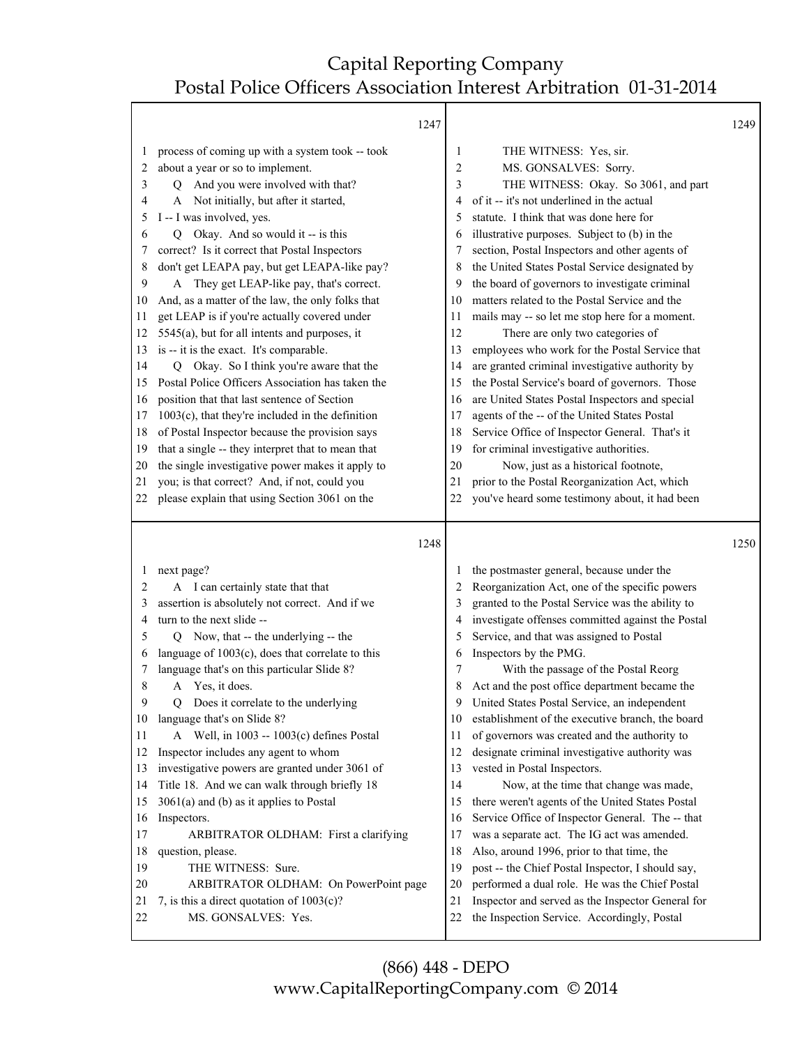1247

1 process of coming up with a system took -- took
2 about a year or so to implement.
3 Q And you were involved with that?
4 A Not initially, but after it started,
5 I -- I was involved, yes.
6 Q Okay. And so would it -- is this
7 correct? Is it correct that Postal Inspectors
8 don't get LEAPA pay, but get LEAPA-like pay?
9 A They get LEAP-like pay, that's correct.
10 And, as a matter of the law, the only folks that
11 get LEAP is if you're actually covered under
12 5545(a), but for all intents and purposes, it
13 is -- it is the exact. It's comparable.
14 Q Okay. So I think you're aware that the
15 Postal Police Officers Association has taken the
16 position that that last sentence of Section
17 1003(c), that they're included in the definition
18 of Postal Inspector because the provision says
19 that a single -- they interpret that to mean that
20 the single investigative power makes it apply to
21 you; is that correct? And, if not, could you
22 please explain that using Section 3061 on the

1248

1 next page?
2 A I can certainly state that that
3 assertion is absolutely not correct. And if we
4 turn to the next slide --
5 Q Now, that -- the underlying -- the
6 language of 1003(c), does that correlate to this
7 language that's on this particular Slide 8?
8 A Yes, it does.
9 Q Does it correlate to the underlying
10 language that's on Slide 8?
11 A Well, in 1003 -- 1003(c) defines Postal
12 Inspector includes any agent to whom
13 investigative powers are granted under 3061 of
14 Title 18. And we can walk through briefly 18
15 3061(a) and (b) as it applies to Postal
16 Inspectors.
17 ARBITRATOR OLDHAM: First a clarifying
18 question, please.
19 THE WITNESS: Sure.
20 ARBITRATOR OLDHAM: On PowerPoint page
21 7, is this a direct quotation of 1003(c)?
22 MS. GONSALVES: Yes.

1249

1 THE WITNESS: Yes, sir.
2 MS. GONSALVES: Sorry.
3 THE WITNESS: Okay. So 3061, and part
4 of it -- it's not underlined in the actual
5 statute. I think that was done here for
6 illustrative purposes. Subject to (b) in the
7 section, Postal Inspectors and other agents of
8 the United States Postal Service designated by
9 the board of governors to investigate criminal
10 matters related to the Postal Service and the
11 mails may -- so let me stop here for a moment.
12 There are only two categories of
13 employees who work for the Postal Service that
14 are granted criminal investigative authority by
15 the Postal Service's board of governors. Those
16 are United States Postal Inspectors and special
17 agents of the -- of the United States Postal
18 Service Office of Inspector General. That's it
19 for criminal investigative authorities.
20 Now, just as a historical footnote,
21 prior to the Postal Reorganization Act, which
22 you've heard some testimony about, it had been

1250

1 the postmaster general, because under the
2 Reorganization Act, one of the specific powers
3 granted to the Postal Service was the ability to
4 investigate offenses committed against the Postal
5 Service, and that was assigned to Postal
6 Inspectors by the PMG.
7 With the passage of the Postal Reorg
8 Act and the post office department became the
9 United States Postal Service, an independent
10 establishment of the executive branch, the board
11 of governors was created and the authority to
12 designate criminal investigative authority was
13 vested in Postal Inspectors.
14 Now, at the time that change was made,
15 there weren't agents of the United States Postal
16 Service Office of Inspector General. The -- that
17 was a separate act. The IG act was amended.
18 Also, around 1996, prior to that time, the
19 post -- the Chief Postal Inspector, I should say,
20 performed a dual role. He was the Chief Postal
21 Inspector and served as the Inspector General for
22 the Inspection Service. Accordingly, Postal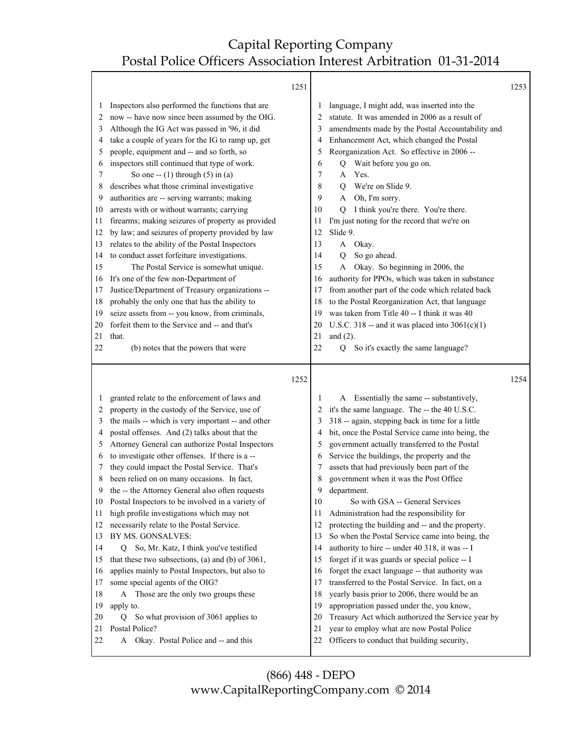1251

1 Inspectors also performed the functions that are
2 now -- have now since been assumed by the OIG.
3 Although the IG Act was passed in '96, it did
4 take a couple of years for the IG to ramp up, get
5 people, equipment and -- and so forth, so
6 inspectors still continued that type of work.
7 So one -- (1) through (5) in (a)
8 describes what those criminal investigative
9 authorities are -- serving warrants; making
10 arrests with or without warrants; carrying
11 firearms; making seizures of property as provided
12 by law; and seizures of property provided by law
13 relates to the ability of the Postal Inspectors
14 to conduct asset forfeiture investigations.
15 The Postal Service is somewhat unique.
16 It's one of the few non-Department of
17 Justice/Department of Treasury organizations --
18 probably the only one that has the ability to
19 seize assets from -- you know, from criminals,
20 forfeit them to the Service and -- and that's
21 that.
22 (b) notes that the powers that were

1252

1 granted relate to the enforcement of laws and
2 property in the custody of the Service, use of
3 the mails -- which is very important -- and other
4 postal offenses. And (2) talks about that the
5 Attorney General can authorize Postal Inspectors
6 to investigate other offenses. If there is a --
7 they could impact the Postal Service. That's
8 been relied on on many occasions. In fact,
9 the -- the Attorney General also often requests
10 Postal Inspectors to be involved in a variety of
11 high profile investigations which may not
12 necessarily relate to the Postal Service.
13 BY MS. GONSALVES:
14 Q So, Mr. Katz, I think you've testified
15 that these two subsections, (a) and (b) of 3061,
16 applies mainly to Postal Inspectors, but also to
17 some special agents of the OIG?
18 A Those are the only two groups these
19 apply to.
20 Q So what provision of 3061 applies to
21 Postal Police?
22 A Okay. Postal Police and -- and this

1253

1 language, I might add, was inserted into the
2 statute. It was amended in 2006 as a result of
3 amendments made by the Postal Accountability and
4 Enhancement Act, which changed the Postal
5 Reorganization Act. So effective in 2006 --
6 Q Wait before you go on.
7 A Yes.
8 Q We're on Slide 9.
9 A Oh, I'm sorry.
10 Q I think you're there. You're there.
11 I'm just noting for the record that we're on
12 Slide 9.
13 A Okay.
14 Q So go ahead.
15 A Okay. So beginning in 2006, the
16 authority for PPOs, which was taken in substance
17 from another part of the code which related back
18 to the Postal Reorganization Act, that language
19 was taken from Title 40 -- I think it was 40
20 U.S.C. 318 -- and it was placed into 3061(c)(1)
21 and (2).
22 Q So it's exactly the same language?

1254

1 A Essentially the same -- substantively,
2 it's the same language. The -- the 40 U.S.C.
3 318 -- again, stepping back in time for a little
4 bit, once the Postal Service came into being, the
5 government actually transferred to the Postal
6 Service the buildings, the property and the
7 assets that had previously been part of the
8 government when it was the Post Office
9 department.
10 So with GSA -- General Services
11 Administration had the responsibility for
12 protecting the building and -- and the property.
13 So when the Postal Service came into being, the
14 authority to hire -- under 40 318, it was -- I
15 forget if it was guards or special police -- I
16 forget the exact language -- that authority was
17 transferred to the Postal Service. In fact, on a
18 yearly basis prior to 2006, there would be an
19 appropriation passed under the, you know,
20 Treasury Act which authorized the Service year by
21 year to employ what are now Postal Police
22 Officers to conduct that building security,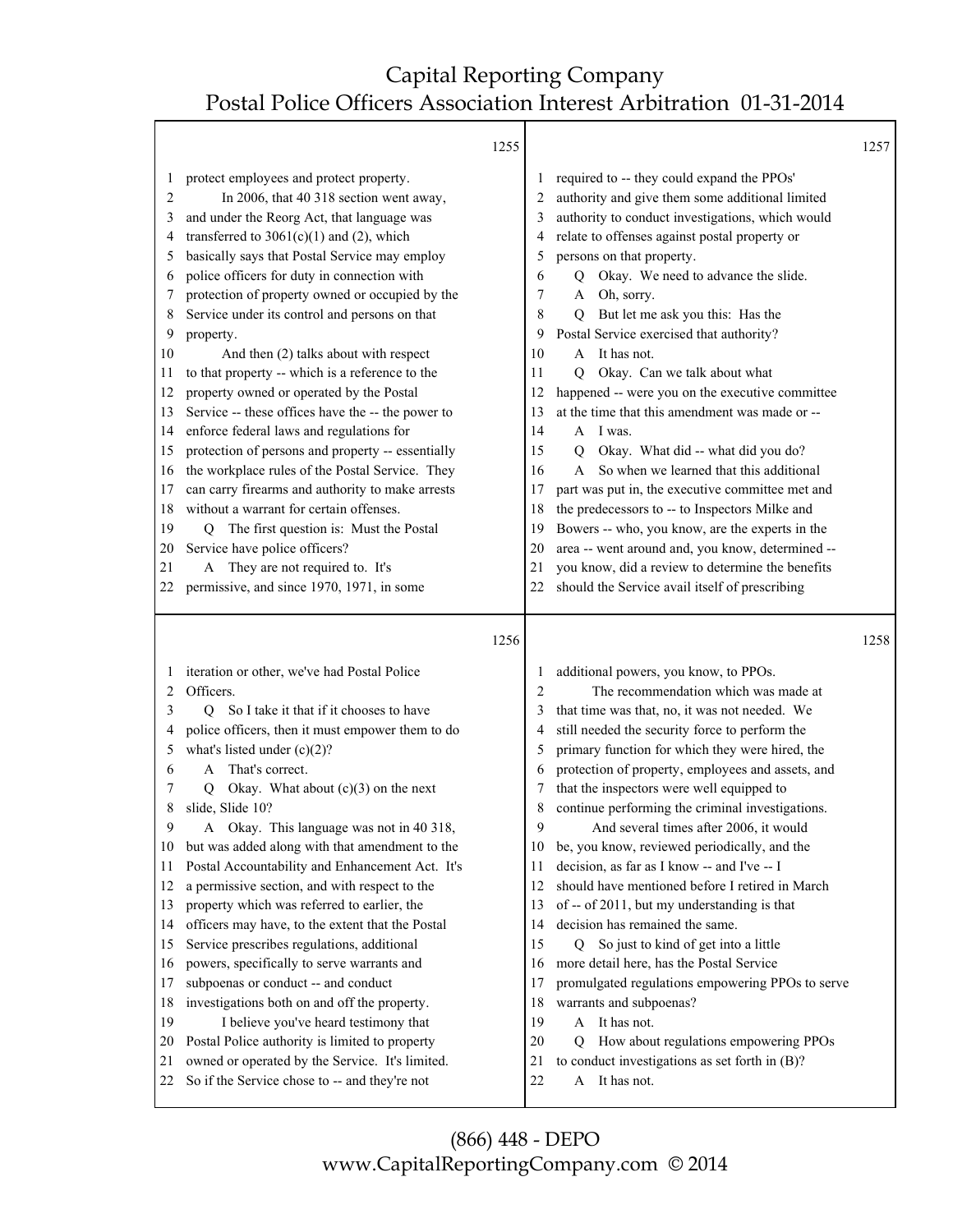1255

1 protect employees and protect property.
2 In 2006, that 40 318 section went away,
3 and under the Reorg Act, that language was
4 transferred to 3061(c)(1) and (2), which
5 basically says that Postal Service may employ
6 police officers for duty in connection with
7 protection of property owned or occupied by the
8 Service under its control and persons on that
9 property.
10 And then (2) talks about with respect
11 to that property -- which is a reference to the
12 property owned or operated by the Postal
13 Service -- these offices have the -- the power to
14 enforce federal laws and regulations for
15 protection of persons and property -- essentially
16 the workplace rules of the Postal Service. They
17 can carry firearms and authority to make arrests
18 without a warrant for certain offenses.
19 Q The first question is: Must the Postal
20 Service have police officers?
21 A They are not required to. It's
22 permissive, and since 1970, 1971, in some

1256

1 iteration or other, we've had Postal Police
2 Officers.
3 Q So I take it that if it chooses to have
4 police officers, then it must empower them to do
5 what's listed under (c)(2)?
6 A That's correct.
7 Q Okay. What about (c)(3) on the next
8 slide, Slide 10?
9 A Okay. This language was not in 40 318,
10 but was added along with that amendment to the
11 Postal Accountability and Enhancement Act. It's
12 a permissive section, and with respect to the
13 property which was referred to earlier, the
14 officers may have, to the extent that the Postal
15 Service prescribes regulations, additional
16 powers, specifically to serve warrants and
17 subpoenas or conduct -- and conduct
18 investigations both on and off the property.
19 I believe you've heard testimony that
20 Postal Police authority is limited to property
21 owned or operated by the Service. It's limited.
22 So if the Service chose to -- and they're not

1257

1 required to -- they could expand the PPOs'
2 authority and give them some additional limited
3 authority to conduct investigations, which would
4 relate to offenses against postal property or
5 persons on that property.
6 Q Okay. We need to advance the slide.
7 A Oh, sorry.
8 Q But let me ask you this: Has the
9 Postal Service exercised that authority?
10 A It has not.
11 Q Okay. Can we talk about what
12 happened -- were you on the executive committee
13 at the time that this amendment was made or --
14 A I was.
15 Q Okay. What did -- what did you do?
16 A So when we learned that this additional
17 part was put in, the executive committee met and
18 the predecessors to -- to Inspectors Milke and
19 Bowers -- who, you know, are the experts in the
20 area -- went around and, you know, determined --
21 you know, did a review to determine the benefits
22 should the Service avail itself of prescribing

1258

1 additional powers, you know, to PPOs.
2 The recommendation which was made at
3 that time was that, no, it was not needed. We
4 still needed the security force to perform the
5 primary function for which they were hired, the
6 protection of property, employees and assets, and
7 that the inspectors were well equipped to
8 continue performing the criminal investigations.
9 And several times after 2006, it would
10 be, you know, reviewed periodically, and the
11 decision, as far as I know -- and I've -- I
12 should have mentioned before I retired in March
13 of -- of 2011, but my understanding is that
14 decision has remained the same.
15 Q So just to kind of get into a little
16 more detail here, has the Postal Service
17 promulgated regulations empowering PPOs to serve
18 warrants and subpoenas?
19 A It has not.
20 Q How about regulations empowering PPOs
21 to conduct investigations as set forth in (B)?
22 A It has not.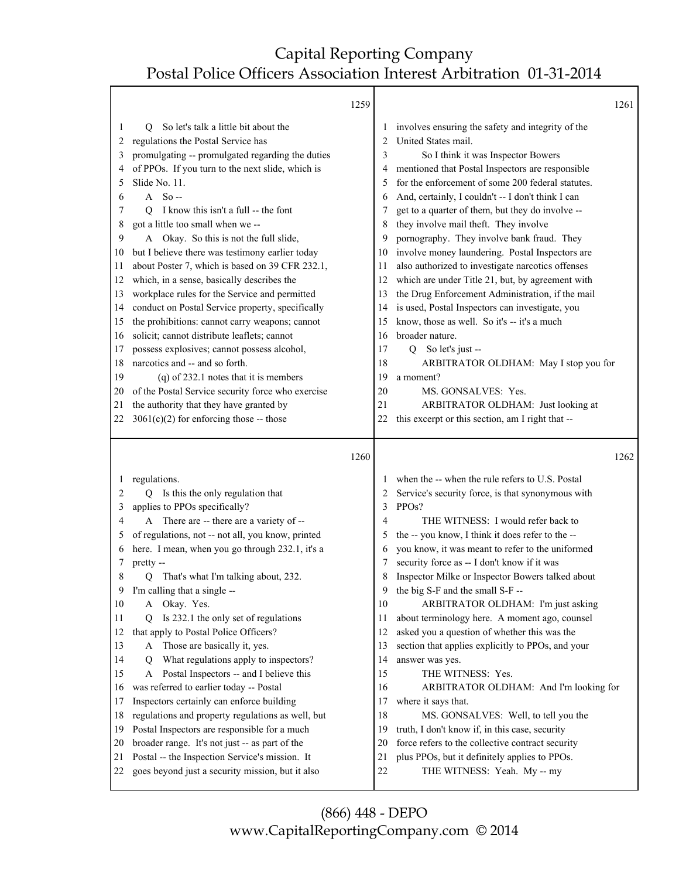1259

Q So let's talk a little bit about the regulations the Postal Service has promulgating -- promulgated regarding the duties of PPOs. If you turn to the next slide, which is Slide No. 11.

A So --

Q I know this isn't a full -- the font got a little too small when we --

A Okay. So this is not the full slide, but I believe there was testimony earlier today about Poster 7, which is based on 39 CFR 232.1, which, in a sense, basically describes the workplace rules for the Service and permitted conduct on Postal Service property, specifically the prohibitions: cannot carry weapons; cannot solicit; cannot distribute leaflets; cannot possess explosives; cannot possess alcohol, narcotics and -- and so forth.

(q) of 232.1 notes that it is members of the Postal Service security force who exercise the authority that they have granted by 3061(c)(2) for enforcing those -- those

1260

regulations.

Q Is this the only regulation that applies to PPOs specifically?

A There are -- there are a variety of -- of regulations, not -- not all, you know, printed here. I mean, when you go through 232.1, it's a pretty --

Q That's what I'm talking about, 232. I'm calling that a single --

A Okay. Yes.

Q Is 232.1 the only set of regulations that apply to Postal Police Officers?

A Those are basically it, yes.

Q What regulations apply to inspectors?

A Postal Inspectors -- and I believe this was referred to earlier today -- Postal Inspectors certainly can enforce building regulations and property regulations as well, but Postal Inspectors are responsible for a much broader range. It's not just -- as part of the Postal -- the Inspection Service's mission. It goes beyond just a security mission, but it also

1261

involves ensuring the safety and integrity of the United States mail.

So I think it was Inspector Bowers mentioned that Postal Inspectors are responsible for the enforcement of some 200 federal statutes. And, certainly, I couldn't -- I don't think I can get to a quarter of them, but they do involve -- they involve mail theft. They involve pornography. They involve bank fraud. They involve money laundering. Postal Inspectors are also authorized to investigate narcotics offenses which are under Title 21, but, by agreement with the Drug Enforcement Administration, if the mail is used, Postal Inspectors can investigate, you know, those as well. So it's -- it's a much broader nature.

Q So let's just --

ARBITRATOR OLDHAM: May I stop you for a moment?

MS. GONSALVES: Yes.

ARBITRATOR OLDHAM: Just looking at this excerpt or this section, am I right that --

1262

when the -- when the rule refers to U.S. Postal Service's security force, is that synonymous with PPOs?

THE WITNESS: I would refer back to the -- you know, I think it does refer to the -- you know, it was meant to refer to the uniformed security force as -- I don't know if it was Inspector Milke or Inspector Bowers talked about the big S-F and the small S-F --

ARBITRATOR OLDHAM: I'm just asking about terminology here. A moment ago, counsel asked you a question of whether this was the section that applies explicitly to PPOs, and your answer was yes.

THE WITNESS: Yes.

ARBITRATOR OLDHAM: And I'm looking for where it says that.

MS. GONSALVES: Well, to tell you the truth, I don't know if, in this case, security force refers to the collective contract security plus PPOs, but it definitely applies to PPOs.

THE WITNESS: Yeah. My -- my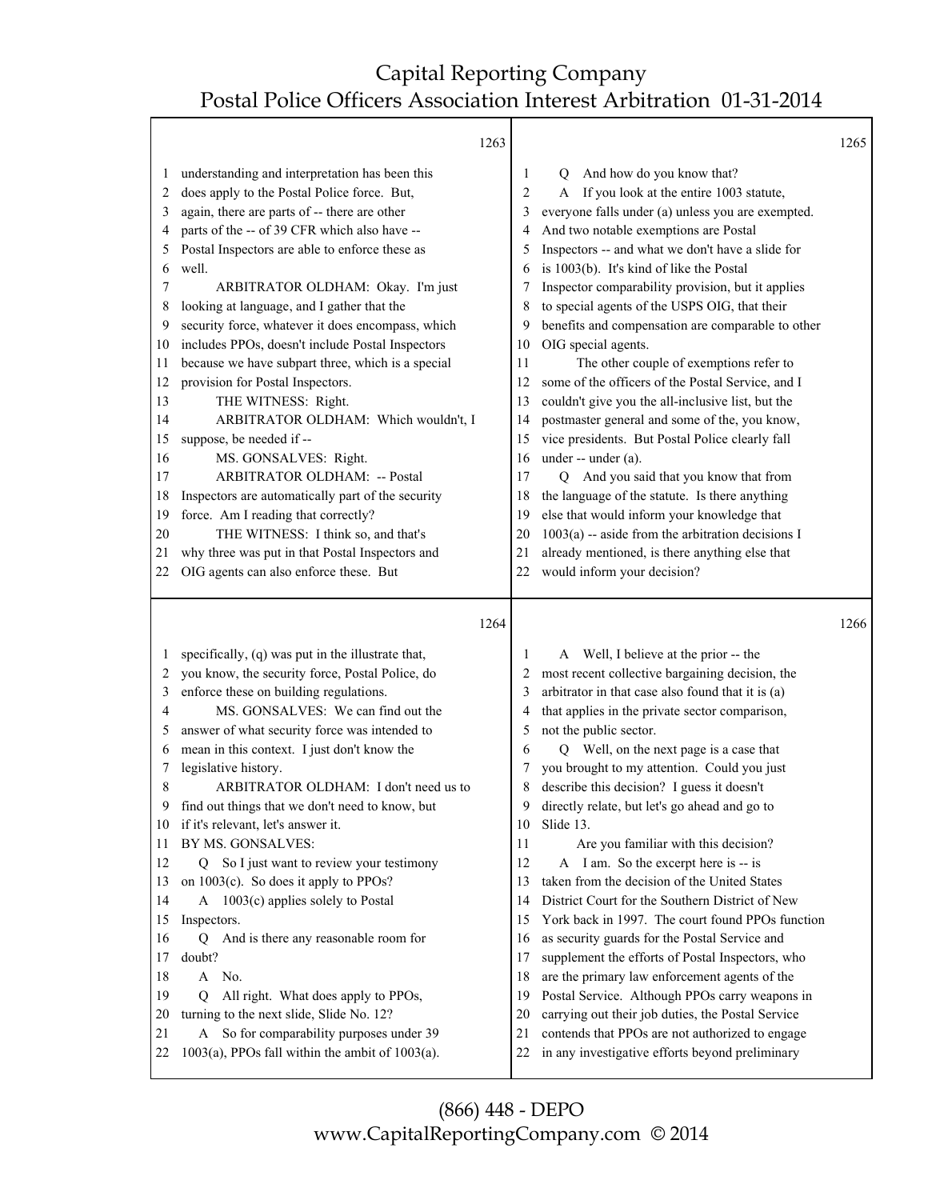1263

understanding and interpretation has been this does apply to the Postal Police force. But, again, there are parts of -- there are other parts of the -- of 39 CFR which also have -- Postal Inspectors are able to enforce these as well.

ARBITRATOR OLDHAM: Okay. I'm just looking at language, and I gather that the security force, whatever it does encompass, which includes PPOs, doesn't include Postal Inspectors because we have subpart three, which is a special provision for Postal Inspectors.

THE WITNESS: Right.

ARBITRATOR OLDHAM: Which wouldn't, I suppose, be needed if --

MS. GONSALVES: Right.

ARBITRATOR OLDHAM: -- Postal Inspectors are automatically part of the security force. Am I reading that correctly?

THE WITNESS: I think so, and that's why three was put in that Postal Inspectors and OIG agents can also enforce these. But

1264

specifically, (q) was put in the illustrate that, you know, the security force, Postal Police, do enforce these on building regulations.

MS. GONSALVES: We can find out the answer of what security force was intended to mean in this context. I just don't know the legislative history.

ARBITRATOR OLDHAM: I don't need us to find out things that we don't need to know, but if it's relevant, let's answer it.

BY MS. GONSALVES:

Q So I just want to review your testimony on 1003(c). So does it apply to PPOs?

A 1003(c) applies solely to Postal Inspectors.

Q And is there any reasonable room for doubt?

A No.

Q All right. What does apply to PPOs, turning to the next slide, Slide No. 12?

A So for comparability purposes under 39 1003(a), PPOs fall within the ambit of 1003(a).

1265

Q And how do you know that?

A If you look at the entire 1003 statute, everyone falls under (a) unless you are exempted. And two notable exemptions are Postal Inspectors -- and what we don't have a slide for is 1003(b). It's kind of like the Postal Inspector comparability provision, but it applies to special agents of the USPS OIG, that their benefits and compensation are comparable to other OIG special agents.

The other couple of exemptions refer to some of the officers of the Postal Service, and I couldn't give you the all-inclusive list, but the postmaster general and some of the, you know, vice presidents. But Postal Police clearly fall under -- under (a).

Q And you said that you know that from the language of the statute. Is there anything else that would inform your knowledge that 1003(a) -- aside from the arbitration decisions I already mentioned, is there anything else that would inform your decision?

1266

A Well, I believe at the prior -- the most recent collective bargaining decision, the arbitrator in that case also found that it is (a) that applies in the private sector comparison, not the public sector.

Q Well, on the next page is a case that you brought to my attention. Could you just describe this decision? I guess it doesn't directly relate, but let's go ahead and go to Slide 13.

Are you familiar with this decision?

A I am. So the excerpt here is -- is taken from the decision of the United States District Court for the Southern District of New York back in 1997. The court found PPOs function as security guards for the Postal Service and supplement the efforts of Postal Inspectors, who are the primary law enforcement agents of the Postal Service. Although PPOs carry weapons in carrying out their job duties, the Postal Service contends that PPOs are not authorized to engage in any investigative efforts beyond preliminary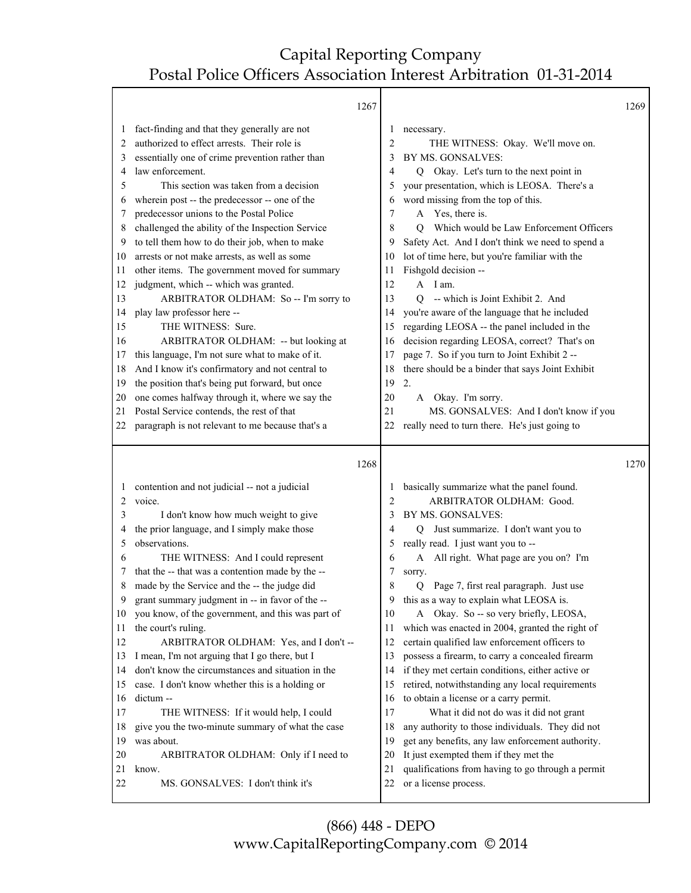1267

1 fact-finding and that they generally are not
2 authorized to effect arrests. Their role is
3 essentially one of crime prevention rather than
4 law enforcement.
5 This section was taken from a decision
6 wherein post -- the predecessor -- one of the
7 predecessor unions to the Postal Police
8 challenged the ability of the Inspection Service
9 to tell them how to do their job, when to make
10 arrests or not make arrests, as well as some
11 other items. The government moved for summary
12 judgment, which -- which was granted.
13 ARBITRATOR OLDHAM: So -- I'm sorry to
14 play law professor here --
15 THE WITNESS: Sure.
16 ARBITRATOR OLDHAM: -- but looking at
17 this language, I'm not sure what to make of it.
18 And I know it's confirmatory and not central to
19 the position that's being put forward, but once
20 one comes halfway through it, where we say the
21 Postal Service contends, the rest of that
22 paragraph is not relevant to me because that's a

1268

1 contention and not judicial -- not a judicial
2 voice.
3 I don't know how much weight to give
4 the prior language, and I simply make those
5 observations.
6 THE WITNESS: And I could represent
7 that the -- that was a contention made by the --
8 made by the Service and the -- the judge did
9 grant summary judgment in -- in favor of the --
10 you know, of the government, and this was part of
11 the court's ruling.
12 ARBITRATOR OLDHAM: Yes, and I don't --
13 I mean, I'm not arguing that I go there, but I
14 don't know the circumstances and situation in the
15 case. I don't know whether this is a holding or
16 dictum --
17 THE WITNESS: If it would help, I could
18 give you the two-minute summary of what the case
19 was about.
20 ARBITRATOR OLDHAM: Only if I need to
21 know.
22 MS. GONSALVES: I don't think it's

1269

1 necessary.
2 THE WITNESS: Okay. We'll move on.
3 BY MS. GONSALVES:
4 Q Okay. Let's turn to the next point in
5 your presentation, which is LEOSA. There's a
6 word missing from the top of this.
7 A Yes, there is.
8 Q Which would be Law Enforcement Officers
9 Safety Act. And I don't think we need to spend a
10 lot of time here, but you're familiar with the
11 Fishgold decision --
12 A I am.
13 Q -- which is Joint Exhibit 2. And
14 you're aware of the language that he included
15 regarding LEOSA -- the panel included in the
16 decision regarding LEOSA, correct? That's on
17 page 7. So if you turn to Joint Exhibit 2 --
18 there should be a binder that says Joint Exhibit
19 2.
20 A Okay. I'm sorry.
21 MS. GONSALVES: And I don't know if you
22 really need to turn there. He's just going to

1270

1 basically summarize what the panel found.
2 ARBITRATOR OLDHAM: Good.
3 BY MS. GONSALVES:
4 Q Just summarize. I don't want you to
5 really read. I just want you to --
6 A All right. What page are you on? I'm
7 sorry.
8 Q Page 7, first real paragraph. Just use
9 this as a way to explain what LEOSA is.
10 A Okay. So -- so very briefly, LEOSA,
11 which was enacted in 2004, granted the right of
12 certain qualified law enforcement officers to
13 possess a firearm, to carry a concealed firearm
14 if they met certain conditions, either active or
15 retired, notwithstanding any local requirements
16 to obtain a license or a carry permit.
17 What it did not do was it did not grant
18 any authority to those individuals. They did not
19 get any benefits, any law enforcement authority.
20 It just exempted them if they met the
21 qualifications from having to go through a permit
22 or a license process.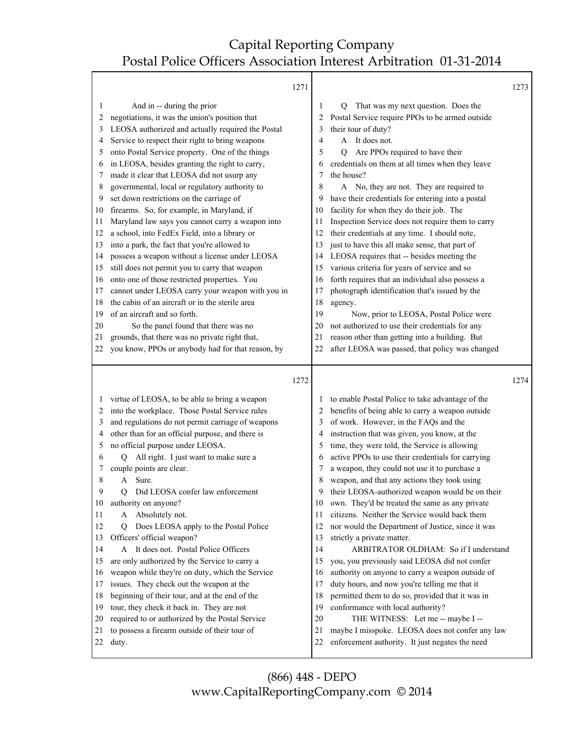1271

1 And in -- during the prior
2 negotiations, it was the union's position that
3 LEOSA authorized and actually required the Postal
4 Service to respect their right to bring weapons
5 onto Postal Service property. One of the things
6 in LEOSA, besides granting the right to carry,
7 made it clear that LEOSA did not usurp any
8 governmental, local or regulatory authority to
9 set down restrictions on the carriage of
10 firearms. So, for example, in Maryland, if
11 Maryland law says you cannot carry a weapon into
12 a school, into FedEx Field, into a library or
13 into a park, the fact that you're allowed to
14 possess a weapon without a license under LEOSA
15 still does not permit you to carry that weapon
16 onto one of those restricted properties. You
17 cannot under LEOSA carry your weapon with you in
18 the cabin of an aircraft or in the sterile area
19 of an aircraft and so forth.
20 So the panel found that there was no
21 grounds, that there was no private right that,
22 you know, PPOs or anybody had for that reason, by

1272

1 virtue of LEOSA, to be able to bring a weapon
2 into the workplace. Those Postal Service rules
3 and regulations do not permit carriage of weapons
4 other than for an official purpose, and there is
5 no official purpose under LEOSA.
6 Q All right. I just want to make sure a
7 couple points are clear.
8 A Sure.
9 Q Did LEOSA confer law enforcement
10 authority on anyone?
11 A Absolutely not.
12 Q Does LEOSA apply to the Postal Police
13 Officers' official weapon?
14 A It does not. Postal Police Officers
15 are only authorized by the Service to carry a
16 weapon while they're on duty, which the Service
17 issues. They check out the weapon at the
18 beginning of their tour, and at the end of the
19 tour, they check it back in. They are not
20 required to or authorized by the Postal Service
21 to possess a firearm outside of their tour of
22 duty.

1273

1 Q That was my next question. Does the
2 Postal Service require PPOs to be armed outside
3 their tour of duty?
4 A It does not.
5 Q Are PPOs required to have their
6 credentials on them at all times when they leave
7 the house?
8 A No, they are not. They are required to
9 have their credentials for entering into a postal
10 facility for when they do their job. The
11 Inspection Service does not require them to carry
12 their credentials at any time. I should note,
13 just to have this all make sense, that part of
14 LEOSA requires that -- besides meeting the
15 various criteria for years of service and so
16 forth requires that an individual also possess a
17 photograph identification that's issued by the
18 agency.
19 Now, prior to LEOSA, Postal Police were
20 not authorized to use their credentials for any
21 reason other than getting into a building. But
22 after LEOSA was passed, that policy was changed

1274

1 to enable Postal Police to take advantage of the
2 benefits of being able to carry a weapon outside
3 of work. However, in the FAQs and the
4 instruction that was given, you know, at the
5 time, they were told, the Service is allowing
6 active PPOs to use their credentials for carrying
7 a weapon, they could not use it to purchase a
8 weapon, and that any actions they took using
9 their LEOSA-authorized weapon would be on their
10 own. They'd be treated the same as any private
11 citizens. Neither the Service would back them
12 nor would the Department of Justice, since it was
13 strictly a private matter.
14 ARBITRATOR OLDHAM: So if I understand
15 you, you previously said LEOSA did not confer
16 authority on anyone to carry a weapon outside of
17 duty hours, and now you're telling me that it
18 permitted them to do so, provided that it was in
19 conformance with local authority?
20 THE WITNESS: Let me -- maybe I --
21 maybe I misspoke. LEOSA does not confer any law
22 enforcement authority. It just negates the need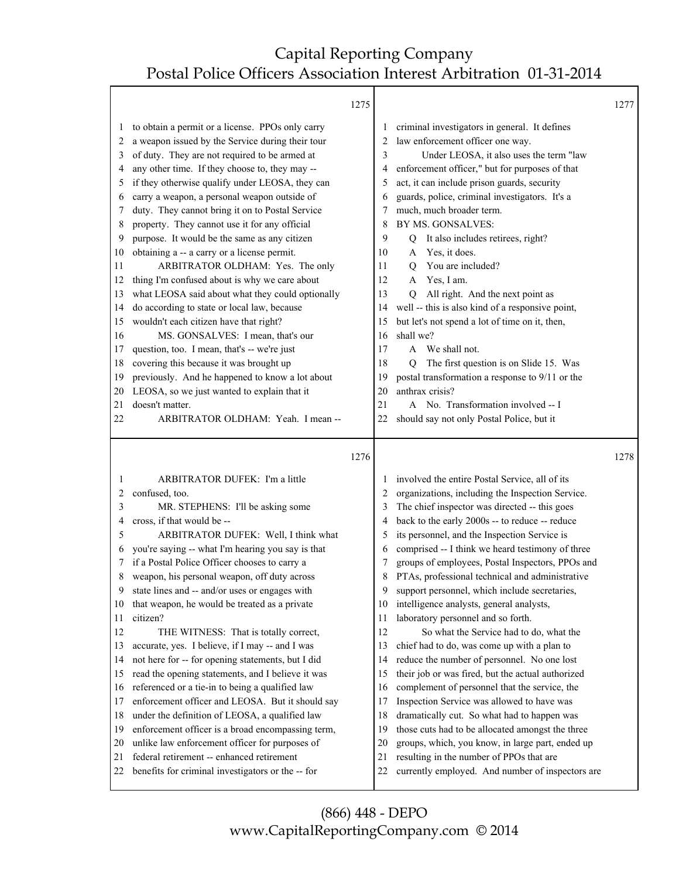to obtain a permit or a license. PPOs only carry a weapon issued by the Service during their tour of duty. They are not required to be armed at any other time. If they choose to, they may -- if they otherwise qualify under LEOSA, they can carry a weapon, a personal weapon outside of duty. They cannot bring it on to Postal Service property. They cannot use it for any official purpose. It would be the same as any citizen obtaining a -- a carry or a license permit.

ARBITRATOR OLDHAM: Yes. The only thing I'm confused about is why we care about what LEOSA said about what they could optionally do according to state or local law, because wouldn't each citizen have that right?

MS. GONSALVES: I mean, that's our question, too. I mean, that's -- we're just covering this because it was brought up previously. And he happened to know a lot about LEOSA, so we just wanted to explain that it doesn't matter.

ARBITRATOR OLDHAM: Yeah. I mean --

ARBITRATOR DUFEK: I'm a little confused, too.

MR. STEPHENS: I'll be asking some cross, if that would be --

ARBITRATOR DUFEK: Well, I think what you're saying -- what I'm hearing you say is that if a Postal Police Officer chooses to carry a weapon, his personal weapon, off duty across state lines and -- and/or uses or engages with that weapon, he would be treated as a private citizen?

THE WITNESS: That is totally correct, accurate, yes. I believe, if I may -- and I was not here for -- for opening statements, but I did read the opening statements, and I believe it was referenced or a tie-in to being a qualified law enforcement officer and LEOSA. But it should say under the definition of LEOSA, a qualified law enforcement officer is a broad encompassing term, unlike law enforcement officer for purposes of federal retirement -- enhanced retirement benefits for criminal investigators or the -- for criminal investigators in general. It defines law enforcement officer one way.

Under LEOSA, it also uses the term "law enforcement officer," but for purposes of that act, it can include prison guards, security guards, police, criminal investigators. It's a much, much broader term.

BY MS. GONSALVES:

Q It also includes retirees, right?

A Yes, it does.

Q You are included?

A Yes, I am.

Q All right. And the next point as well -- this is also kind of a responsive point, but let's not spend a lot of time on it, then, shall we?

A We shall not.

Q The first question is on Slide 15. Was postal transformation a response to 9/11 or the anthrax crisis?

A No. Transformation involved -- I should say not only Postal Police, but it involved the entire Postal Service, all of its organizations, including the Inspection Service. The chief inspector was directed -- this goes back to the early 2000s -- to reduce -- reduce its personnel, and the Inspection Service is comprised -- I think we heard testimony of three groups of employees, Postal Inspectors, PPOs and PTAs, professional technical and administrative support personnel, which include secretaries, intelligence analysts, general analysts, laboratory personnel and so forth.

So what the Service had to do, what the chief had to do, was come up with a plan to reduce the number of personnel. No one lost their job or was fired, but the actual authorized complement of personnel that the service, the Inspection Service was allowed to have was dramatically cut. So what had to happen was those cuts had to be allocated amongst the three groups, which, you know, in large part, ended up resulting in the number of PPOs that are currently employed. And number of inspectors are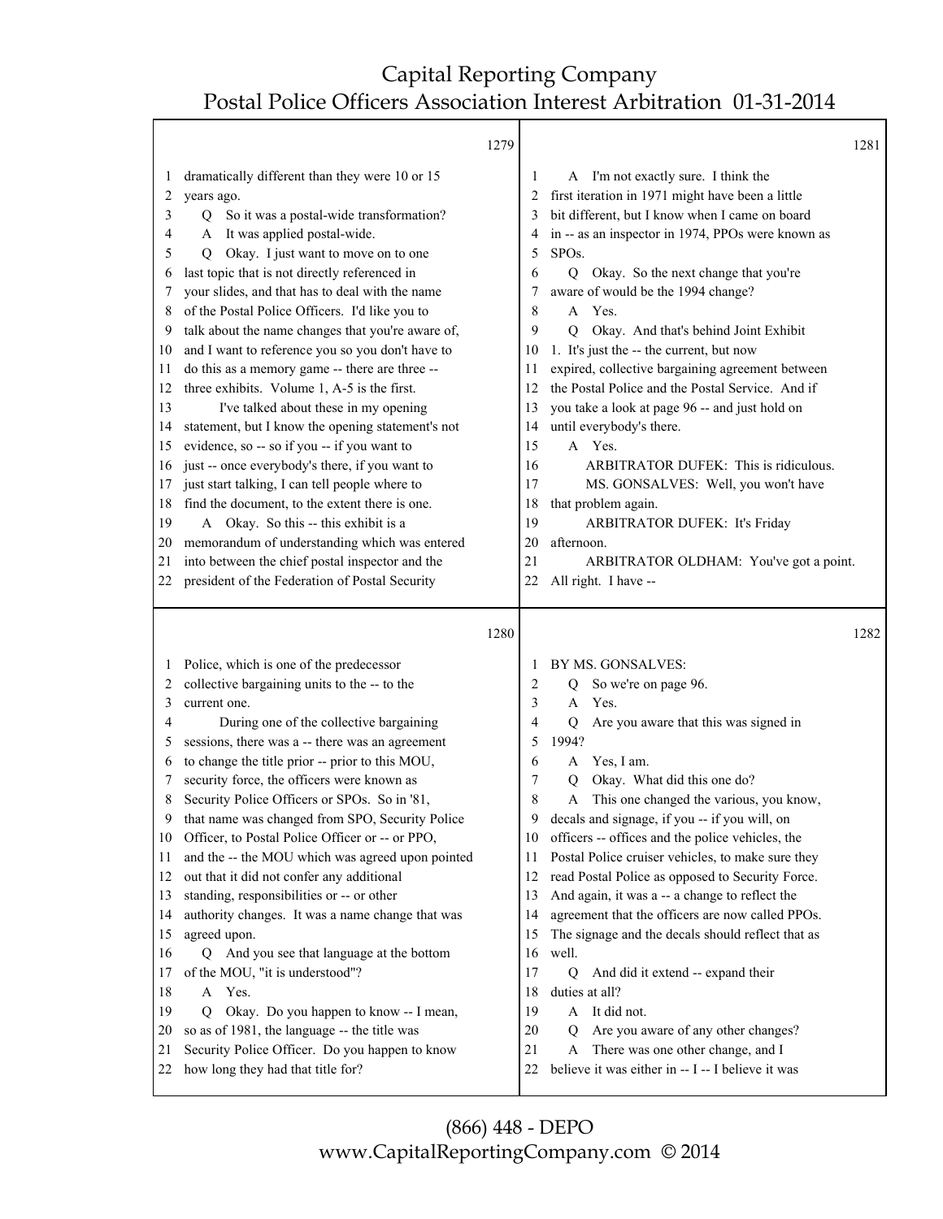1279

1 dramatically different than they were 10 or 15
2 years ago.
3 Q So it was a postal-wide transformation?
4 A It was applied postal-wide.
5 Q Okay. I just want to move on to one
6 last topic that is not directly referenced in
7 your slides, and that has to deal with the name
8 of the Postal Police Officers. I'd like you to
9 talk about the name changes that you're aware of,
10 and I want to reference you so you don't have to
11 do this as a memory game -- there are three --
12 three exhibits. Volume 1, A-5 is the first.
13 I've talked about these in my opening
14 statement, but I know the opening statement's not
15 evidence, so -- so if you -- if you want to
16 just -- once everybody's there, if you want to
17 just start talking, I can tell people where to
18 find the document, to the extent there is one.
19 A Okay. So this -- this exhibit is a
20 memorandum of understanding which was entered
21 into between the chief postal inspector and the
22 president of the Federation of Postal Security

1280

1 Police, which is one of the predecessor
2 collective bargaining units to the -- to the
3 current one.
4 During one of the collective bargaining
5 sessions, there was a -- there was an agreement
6 to change the title prior -- prior to this MOU,
7 security force, the officers were known as
8 Security Police Officers or SPOs. So in '81,
9 that name was changed from SPO, Security Police
10 Officer, to Postal Police Officer or -- or PPO,
11 and the -- the MOU which was agreed upon pointed
12 out that it did not confer any additional
13 standing, responsibilities or -- or other
14 authority changes. It was a name change that was
15 agreed upon.
16 Q And you see that language at the bottom
17 of the MOU, "it is understood"?
18 A Yes.
19 Q Okay. Do you happen to know -- I mean,
20 so as of 1981, the language -- the title was
21 Security Police Officer. Do you happen to know
22 how long they had that title for?

1281

1 A I'm not exactly sure. I think the
2 first iteration in 1971 might have been a little
3 bit different, but I know when I came on board
4 in -- as an inspector in 1974, PPOs were known as
5 SPOs.
6 Q Okay. So the next change that you're
7 aware of would be the 1994 change?
8 A Yes.
9 Q Okay. And that's behind Joint Exhibit
10 1. It's just the -- the current, but now
11 expired, collective bargaining agreement between
12 the Postal Police and the Postal Service. And if
13 you take a look at page 96 -- and just hold on
14 until everybody's there.
15 A Yes.
16 ARBITRATOR DUFEK: This is ridiculous.
17 MS. GONSALVES: Well, you won't have
18 that problem again.
19 ARBITRATOR DUFEK: It's Friday
20 afternoon.
21 ARBITRATOR OLDHAM: You've got a point.
22 All right. I have --

1282

1 BY MS. GONSALVES:
2 Q So we're on page 96.
3 A Yes.
4 Q Are you aware that this was signed in
5 1994?
6 A Yes, I am.
7 Q Okay. What did this one do?
8 A This one changed the various, you know,
9 decals and signage, if you -- if you will, on
10 officers -- offices and the police vehicles, the
11 Postal Police cruiser vehicles, to make sure they
12 read Postal Police as opposed to Security Force.
13 And again, it was a -- a change to reflect the
14 agreement that the officers are now called PPOs.
15 The signage and the decals should reflect that as
16 well.
17 Q And did it extend -- expand their
18 duties at all?
19 A It did not.
20 Q Are you aware of any other changes?
21 A There was one other change, and I
22 believe it was either in -- I -- I believe it was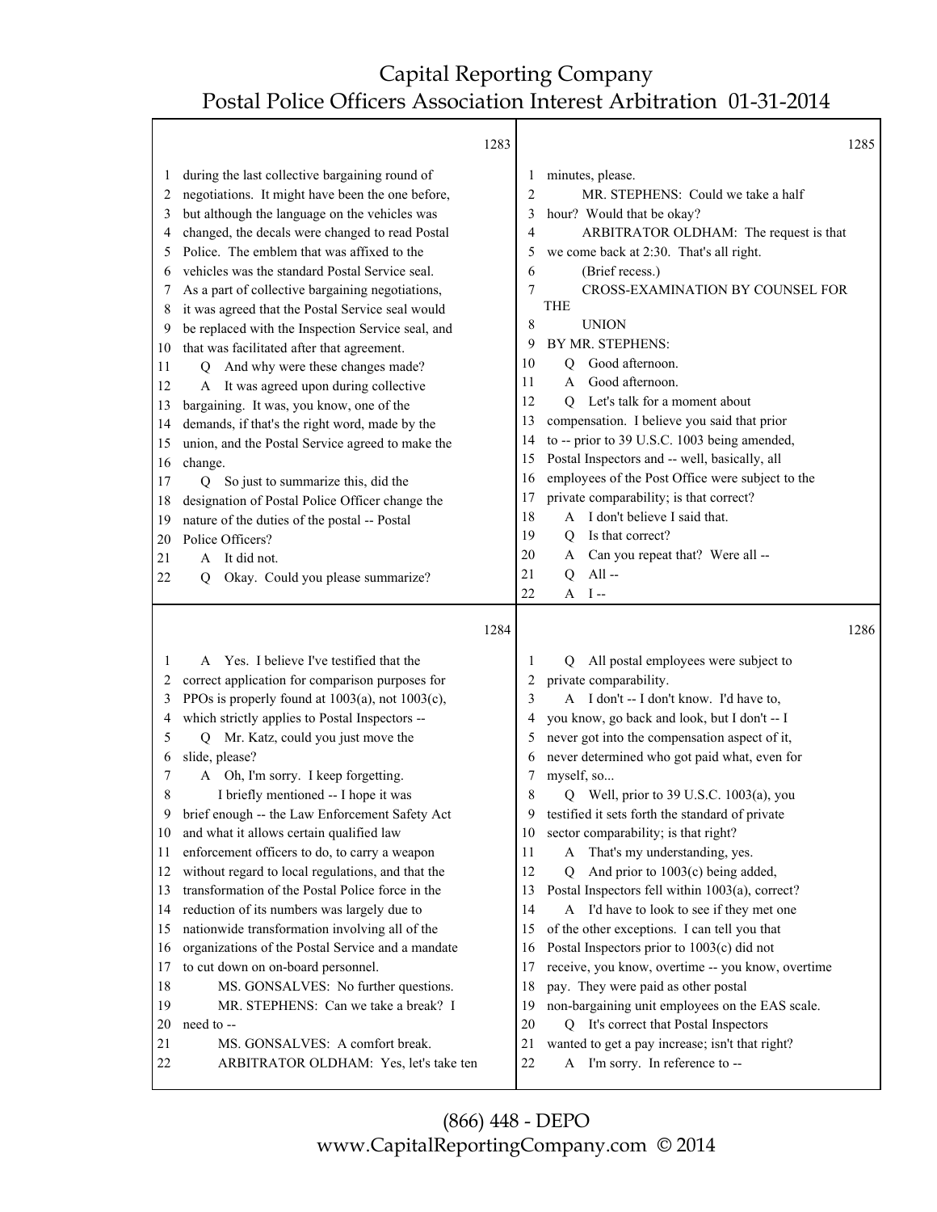**1283**

1 during the last collective bargaining round of
2 negotiations. It might have been the one before,
3 but although the language on the vehicles was
4 changed, the decals were changed to read Postal
5 Police. The emblem that was affixed to the
6 vehicles was the standard Postal Service seal.
7 As a part of collective bargaining negotiations,
8 it was agreed that the Postal Service seal would
9 be replaced with the Inspection Service seal, and
10 that was facilitated after that agreement.
11 Q And why were these changes made?
12 A It was agreed upon during collective
13 bargaining. It was, you know, one of the
14 demands, if that's the right word, made by the
15 union, and the Postal Service agreed to make the
16 change.
17 Q So just to summarize this, did the
18 designation of Postal Police Officer change the
19 nature of the duties of the postal -- Postal
20 Police Officers?
21 A It did not.
22 Q Okay. Could you please summarize?

**1284**

1 A Yes. I believe I've testified that the
2 correct application for comparison purposes for
3 PPOs is properly found at 1003(a), not 1003(c),
4 which strictly applies to Postal Inspectors --
5 Q Mr. Katz, could you just move the
6 slide, please?
7 A Oh, I'm sorry. I keep forgetting.
8 I briefly mentioned -- I hope it was
9 brief enough -- the Law Enforcement Safety Act
10 and what it allows certain qualified law
11 enforcement officers to do, to carry a weapon
12 without regard to local regulations, and that the
13 transformation of the Postal Police force in the
14 reduction of its numbers was largely due to
15 nationwide transformation involving all of the
16 organizations of the Postal Service and a mandate
17 to cut down on on-board personnel.
18 MS. GONSALVES: No further questions.
19 MR. STEPHENS: Can we take a break? I
20 need to --
21 MS. GONSALVES: A comfort break.
22 ARBITRATOR OLDHAM: Yes, let's take ten

**1285**

1 minutes, please.
2 MR. STEPHENS: Could we take a half
3 hour? Would that be okay?
4 ARBITRATOR OLDHAM: The request is that
5 we come back at 2:30. That's all right.
6 (Brief recess.)
7 CROSS-EXAMINATION BY COUNSEL FOR THE
8 UNION
9 BY MR. STEPHENS:
10 Q Good afternoon.
11 A Good afternoon.
12 Q Let's talk for a moment about
13 compensation. I believe you said that prior
14 to -- prior to 39 U.S.C. 1003 being amended,
15 Postal Inspectors and -- well, basically, all
16 employees of the Post Office were subject to the
17 private comparability; is that correct?
18 A I don't believe I said that.
19 Q Is that correct?
20 A Can you repeat that? Were all --
21 Q All --
22 A I --

**1286**

1 Q All postal employees were subject to
2 private comparability.
3 A I don't -- I don't know. I'd have to,
4 you know, go back and look, but I don't -- I
5 never got into the compensation aspect of it,
6 never determined who got paid what, even for
7 myself, so...
8 Q Well, prior to 39 U.S.C. 1003(a), you
9 testified it sets forth the standard of private
10 sector comparability; is that right?
11 A That's my understanding, yes.
12 Q And prior to 1003(c) being added,
13 Postal Inspectors fell within 1003(a), correct?
14 A I'd have to look to see if they met one
15 of the other exceptions. I can tell you that
16 Postal Inspectors prior to 1003(c) did not
17 receive, you know, overtime -- you know, overtime
18 pay. They were paid as other postal
19 non-bargaining unit employees on the EAS scale.
20 Q It's correct that Postal Inspectors
21 wanted to get a pay increase; isn't that right?
22 A I'm sorry. In reference to --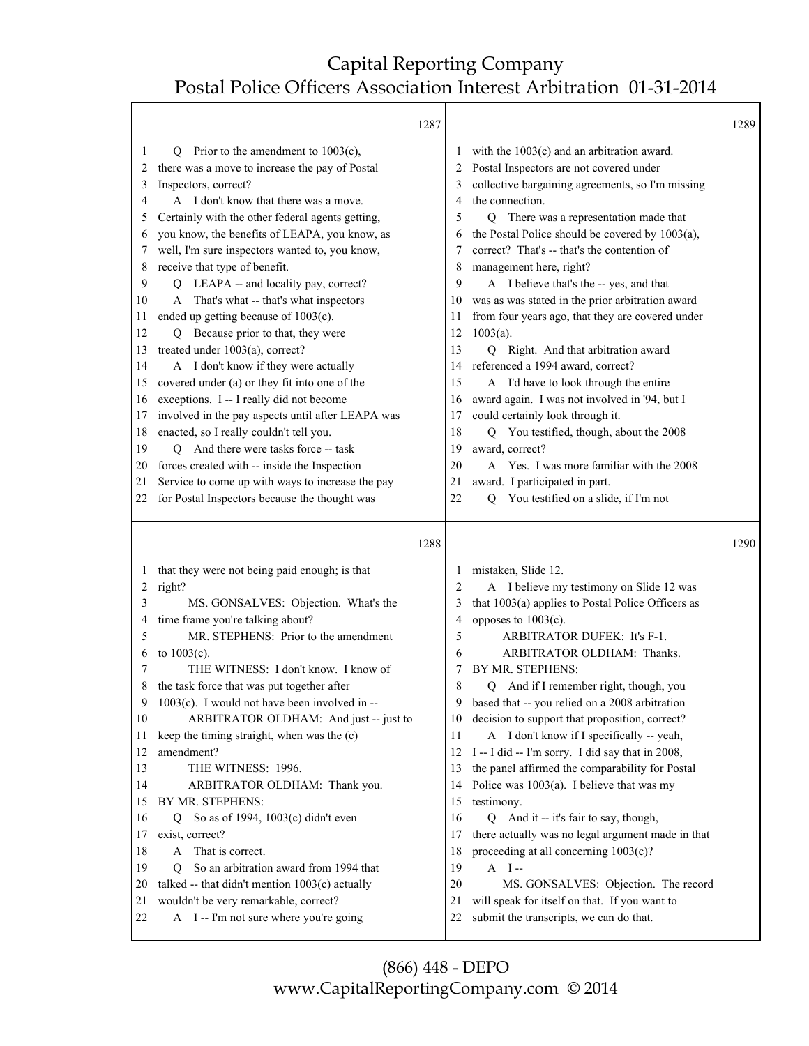1287

1 Q Prior to the amendment to 1003(c),
2 there was a move to increase the pay of Postal
3 Inspectors, correct?
4 A I don't know that there was a move.
5 Certainly with the other federal agents getting,
6 you know, the benefits of LEAPA, you know, as
7 well, I'm sure inspectors wanted to, you know,
8 receive that type of benefit.
9 Q LEAPA -- and locality pay, correct?
10 A That's what -- that's what inspectors
11 ended up getting because of 1003(c).
12 Q Because prior to that, they were
13 treated under 1003(a), correct?
14 A I don't know if they were actually
15 covered under (a) or they fit into one of the
16 exceptions. I -- I really did not become
17 involved in the pay aspects until after LEAPA was
18 enacted, so I really couldn't tell you.
19 Q And there were tasks force -- task
20 forces created with -- inside the Inspection
21 Service to come up with ways to increase the pay
22 for Postal Inspectors because the thought was

1288

1 that they were not being paid enough; is that
2 right?
3 MS. GONSALVES: Objection. What's the
4 time frame you're talking about?
5 MR. STEPHENS: Prior to the amendment
6 to 1003(c).
7 THE WITNESS: I don't know. I know of
8 the task force that was put together after
9 1003(c). I would not have been involved in --
10 ARBITRATOR OLDHAM: And just -- just to
11 keep the timing straight, when was the (c)
12 amendment?
13 THE WITNESS: 1996.
14 ARBITRATOR OLDHAM: Thank you.
15 BY MR. STEPHENS:
16 Q So as of 1994, 1003(c) didn't even
17 exist, correct?
18 A That is correct.
19 Q So an arbitration award from 1994 that
20 talked -- that didn't mention 1003(c) actually
21 wouldn't be very remarkable, correct?
22 A I -- I'm not sure where you're going

1289

1 with the 1003(c) and an arbitration award.
2 Postal Inspectors are not covered under
3 collective bargaining agreements, so I'm missing
4 the connection.
5 Q There was a representation made that
6 the Postal Police should be covered by 1003(a),
7 correct? That's -- that's the contention of
8 management here, right?
9 A I believe that's the -- yes, and that
10 was as was stated in the prior arbitration award
11 from four years ago, that they are covered under
12 1003(a).
13 Q Right. And that arbitration award
14 referenced a 1994 award, correct?
15 A I'd have to look through the entire
16 award again. I was not involved in '94, but I
17 could certainly look through it.
18 Q You testified, though, about the 2008
19 award, correct?
20 A Yes. I was more familiar with the 2008
21 award. I participated in part.
22 Q You testified on a slide, if I'm not

1290

1 mistaken, Slide 12.
2 A I believe my testimony on Slide 12 was
3 that 1003(a) applies to Postal Police Officers as
4 opposes to 1003(c).
5 ARBITRATOR DUFEK: It's F-1.
6 ARBITRATOR OLDHAM: Thanks.
7 BY MR. STEPHENS:
8 Q And if I remember right, though, you
9 based that -- you relied on a 2008 arbitration
10 decision to support that proposition, correct?
11 A I don't know if I specifically -- yeah,
12 I -- I did -- I'm sorry. I did say that in 2008,
13 the panel affirmed the comparability for Postal
14 Police was 1003(a). I believe that was my
15 testimony.
16 Q And it -- it's fair to say, though,
17 there actually was no legal argument made in that
18 proceeding at all concerning 1003(c)?
19 A I --
20 MS. GONSALVES: Objection. The record
21 will speak for itself on that. If you want to
22 submit the transcripts, we can do that.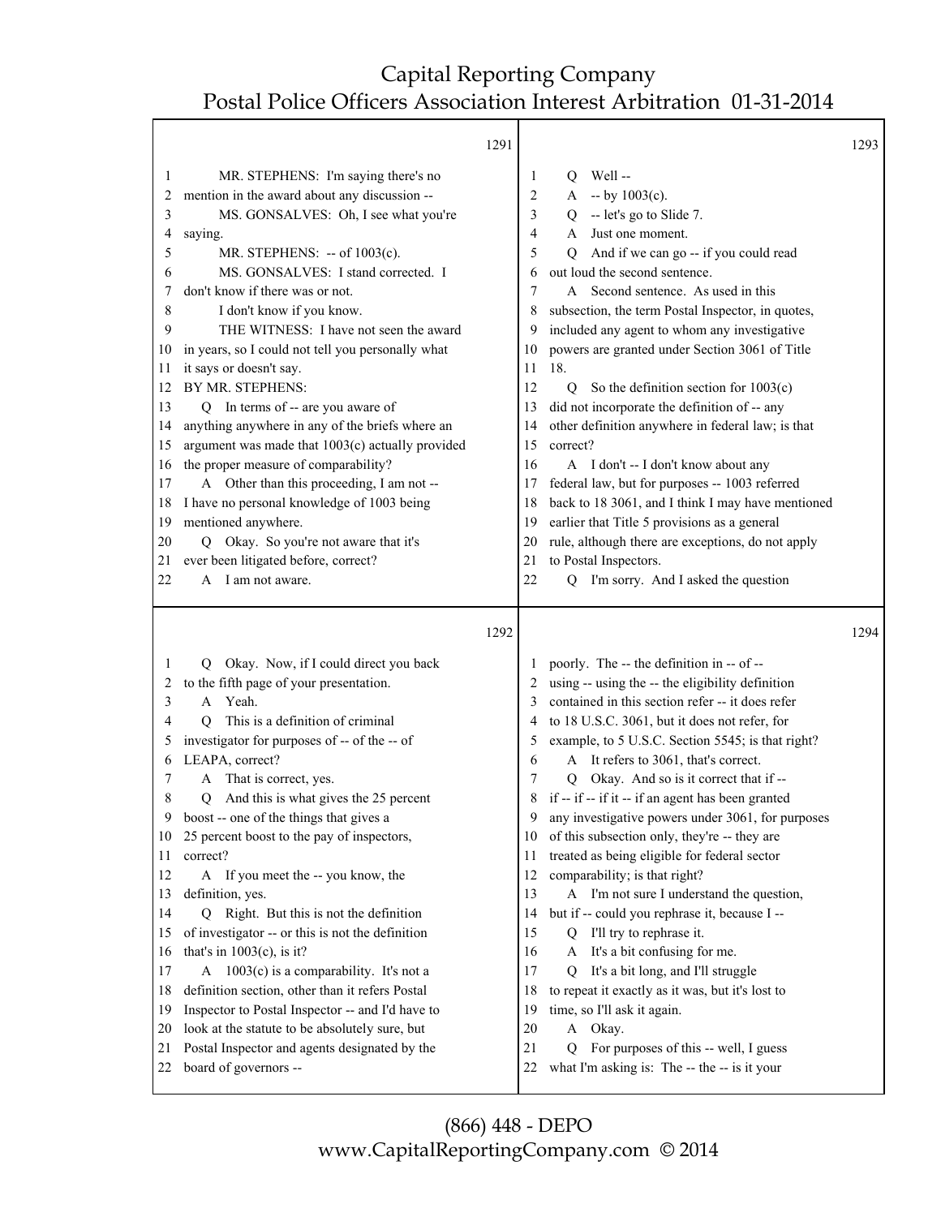1291

1 MR. STEPHENS: I'm saying there's no
2 mention in the award about any discussion --
3 MS. GONSALVES: Oh, I see what you're
4 saying.
5 MR. STEPHENS: -- of 1003(c).
6 MS. GONSALVES: I stand corrected. I
7 don't know if there was or not.
8 I don't know if you know.
9 THE WITNESS: I have not seen the award
10 in years, so I could not tell you personally what
11 it says or doesn't say.
12 BY MR. STEPHENS:
13 Q In terms of -- are you aware of
14 anything anywhere in any of the briefs where an
15 argument was made that 1003(c) actually provided
16 the proper measure of comparability?
17 A Other than this proceeding, I am not --
18 I have no personal knowledge of 1003 being
19 mentioned anywhere.
20 Q Okay. So you're not aware that it's
21 ever been litigated before, correct?
22 A I am not aware.

1292

1 Q Okay. Now, if I could direct you back
2 to the fifth page of your presentation.
3 A Yeah.
4 Q This is a definition of criminal
5 investigator for purposes of -- of the -- of
6 LEAPA, correct?
7 A That is correct, yes.
8 Q And this is what gives the 25 percent
9 boost -- one of the things that gives a
10 25 percent boost to the pay of inspectors,
11 correct?
12 A If you meet the -- you know, the
13 definition, yes.
14 Q Right. But this is not the definition
15 of investigator -- or this is not the definition
16 that's in 1003(c), is it?
17 A 1003(c) is a comparability. It's not a
18 definition section, other than it refers Postal
19 Inspector to Postal Inspector -- and I'd have to
20 look at the statute to be absolutely sure, but
21 Postal Inspector and agents designated by the
22 board of governors --

1293

1 Q Well --
2 A -- by 1003(c).
3 Q -- let's go to Slide 7.
4 A Just one moment.
5 Q And if we can go -- if you could read
6 out loud the second sentence.
7 A Second sentence. As used in this
8 subsection, the term Postal Inspector, in quotes,
9 included any agent to whom any investigative
10 powers are granted under Section 3061 of Title
11 18.
12 Q So the definition section for 1003(c)
13 did not incorporate the definition of -- any
14 other definition anywhere in federal law; is that
15 correct?
16 A I don't -- I don't know about any
17 federal law, but for purposes -- 1003 referred
18 back to 18 3061, and I think I may have mentioned
19 earlier that Title 5 provisions as a general
20 rule, although there are exceptions, do not apply
21 to Postal Inspectors.
22 Q I'm sorry. And I asked the question

1294

1 poorly. The -- the definition in -- of --
2 using -- using the -- the eligibility definition
3 contained in this section refer -- it does refer
4 to 18 U.S.C. 3061, but it does not refer, for
5 example, to 5 U.S.C. Section 5545; is that right?
6 A It refers to 3061, that's correct.
7 Q Okay. And so is it correct that if --
8 if -- if -- if it -- if an agent has been granted
9 any investigative powers under 3061, for purposes
10 of this subsection only, they're -- they are
11 treated as being eligible for federal sector
12 comparability; is that right?
13 A I'm not sure I understand the question,
14 but if -- could you rephrase it, because I --
15 Q I'll try to rephrase it.
16 A It's a bit confusing for me.
17 Q It's a bit long, and I'll struggle
18 to repeat it exactly as it was, but it's lost to
19 time, so I'll ask it again.
20 A Okay.
21 Q For purposes of this -- well, I guess
22 what I'm asking is: The -- the -- is it your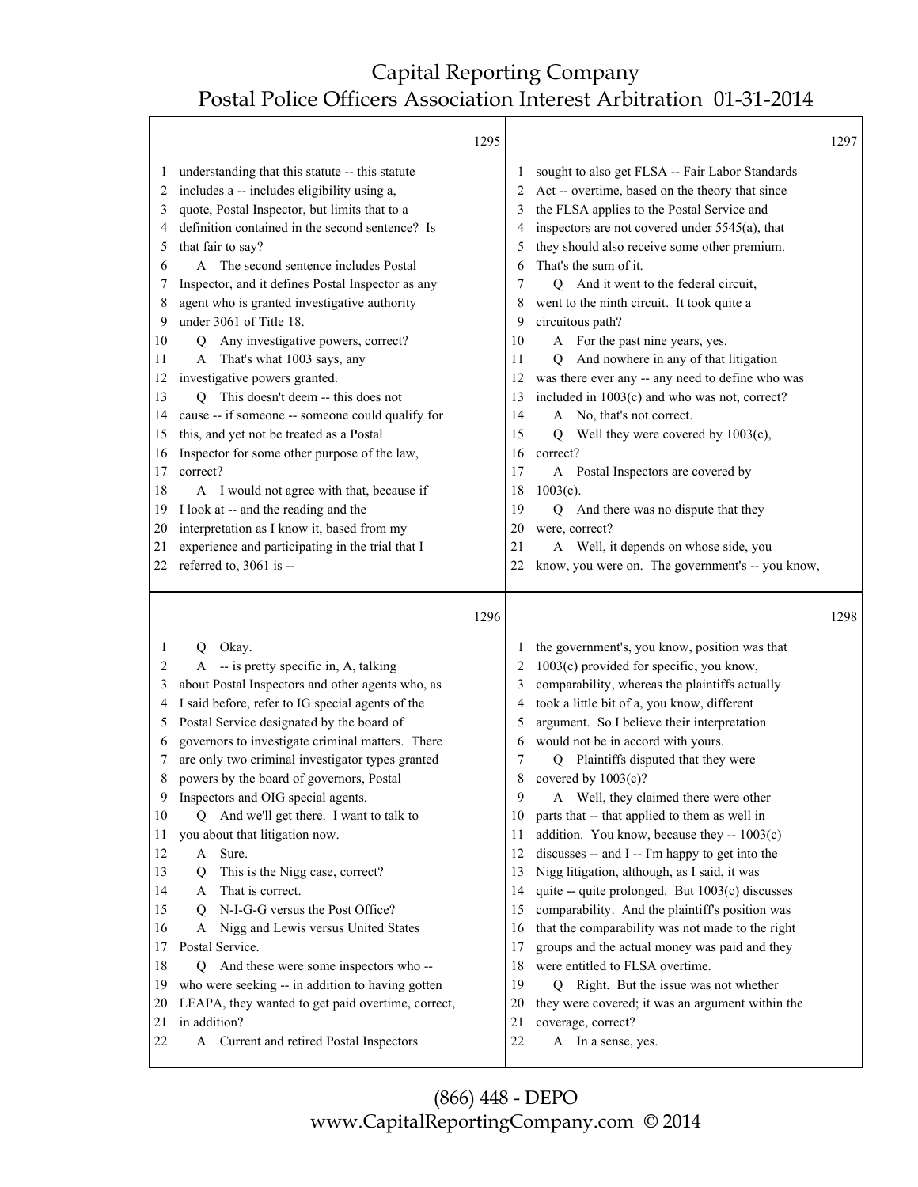1295

1 understanding that this statute -- this statute
2 includes a -- includes eligibility using a,
3 quote, Postal Inspector, but limits that to a
4 definition contained in the second sentence? Is
5 that fair to say?
6 A The second sentence includes Postal
7 Inspector, and it defines Postal Inspector as any
8 agent who is granted investigative authority
9 under 3061 of Title 18.
10 Q Any investigative powers, correct?
11 A That's what 1003 says, any
12 investigative powers granted.
13 Q This doesn't deem -- this does not
14 cause -- if someone -- someone could qualify for
15 this, and yet not be treated as a Postal
16 Inspector for some other purpose of the law,
17 correct?
18 A I would not agree with that, because if
19 I look at -- and the reading and the
20 interpretation as I know it, based from my
21 experience and participating in the trial that I
22 referred to, 3061 is --

1296

1 Q Okay.
2 A -- is pretty specific in, A, talking
3 about Postal Inspectors and other agents who, as
4 I said before, refer to IG special agents of the
5 Postal Service designated by the board of
6 governors to investigate criminal matters. There
7 are only two criminal investigator types granted
8 powers by the board of governors, Postal
9 Inspectors and OIG special agents.
10 Q And we'll get there. I want to talk to
11 you about that litigation now.
12 A Sure.
13 Q This is the Nigg case, correct?
14 A That is correct.
15 Q N-I-G-G versus the Post Office?
16 A Nigg and Lewis versus United States
17 Postal Service.
18 Q And these were some inspectors who --
19 who were seeking -- in addition to having gotten
20 LEAPA, they wanted to get paid overtime, correct,
21 in addition?
22 A Current and retired Postal Inspectors

1297

1 sought to also get FLSA -- Fair Labor Standards
2 Act -- overtime, based on the theory that since
3 the FLSA applies to the Postal Service and
4 inspectors are not covered under 5545(a), that
5 they should also receive some other premium.
6 That's the sum of it.
7 Q And it went to the federal circuit,
8 went to the ninth circuit. It took quite a
9 circuitous path?
10 A For the past nine years, yes.
11 Q And nowhere in any of that litigation
12 was there ever any -- any need to define who was
13 included in 1003(c) and who was not, correct?
14 A No, that's not correct.
15 Q Well they were covered by 1003(c),
16 correct?
17 A Postal Inspectors are covered by
18 1003(c).
19 Q And there was no dispute that they
20 were, correct?
21 A Well, it depends on whose side, you
22 know, you were on. The government's -- you know,

1298

1 the government's, you know, position was that
2 1003(c) provided for specific, you know,
3 comparability, whereas the plaintiffs actually
4 took a little bit of a, you know, different
5 argument. So I believe their interpretation
6 would not be in accord with yours.
7 Q Plaintiffs disputed that they were
8 covered by 1003(c)?
9 A Well, they claimed there were other
10 parts that -- that applied to them as well in
11 addition. You know, because they -- 1003(c)
12 discusses -- and I -- I'm happy to get into the
13 Nigg litigation, although, as I said, it was
14 quite -- quite prolonged. But 1003(c) discusses
15 comparability. And the plaintiff's position was
16 that the comparability was not made to the right
17 groups and the actual money was paid and they
18 were entitled to FLSA overtime.
19 Q Right. But the issue was not whether
20 they were covered; it was an argument within the
21 coverage, correct?
22 A In a sense, yes.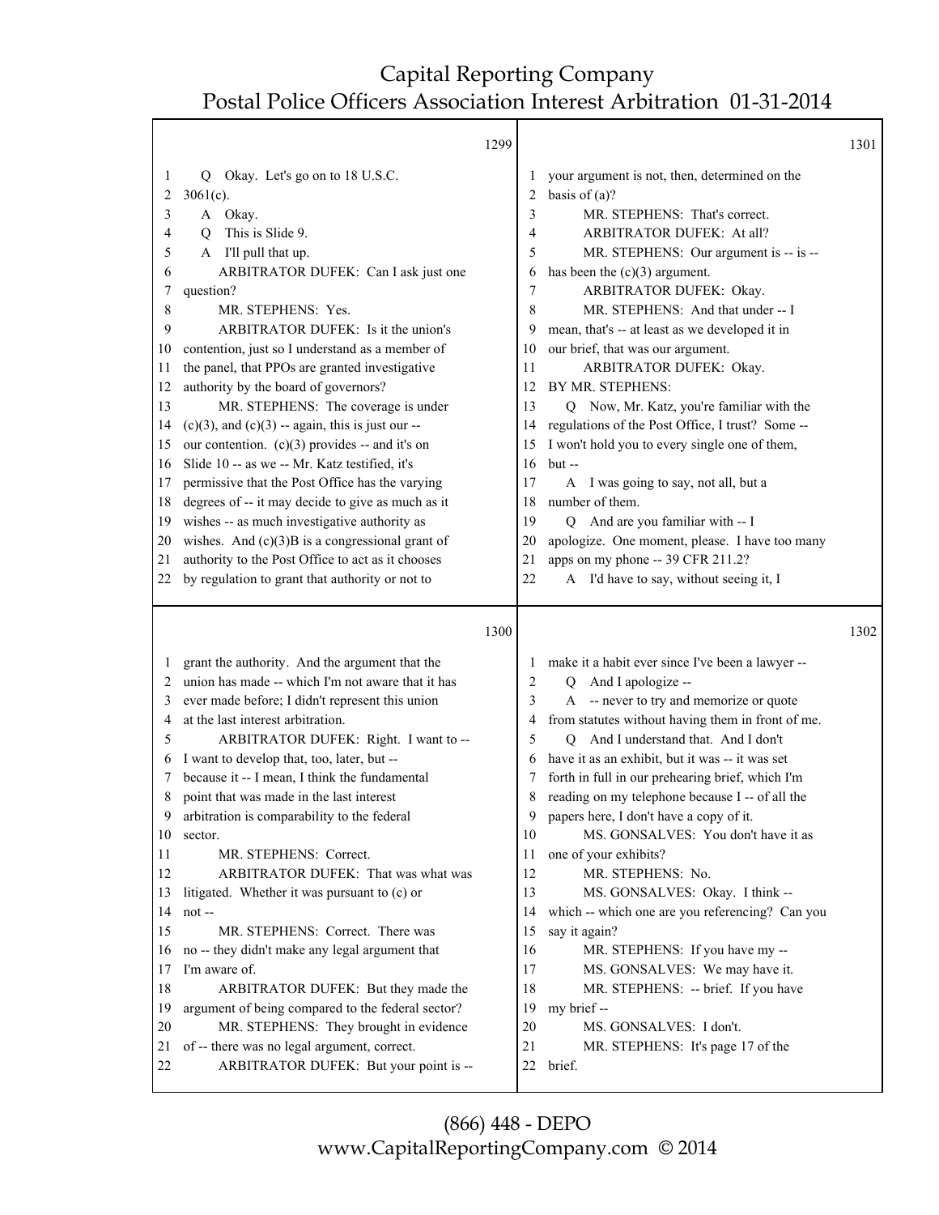1299

Q Okay. Let's go on to 18 U.S.C. 3061(c).

A Okay.

Q This is Slide 9.

A I'll pull that up.

ARBITRATOR DUFEK: Can I ask just one question?

MR. STEPHENS: Yes.

ARBITRATOR DUFEK: Is it the union's contention, just so I understand as a member of the panel, that PPOs are granted investigative authority by the board of governors?

MR. STEPHENS: The coverage is under (c)(3), and (c)(3) -- again, this is just our -- our contention. (c)(3) provides -- and it's on Slide 10 -- as we -- Mr. Katz testified, it's permissive that the Post Office has the varying degrees of -- it may decide to give as much as it wishes -- as much investigative authority as wishes. And (c)(3)B is a congressional grant of authority to the Post Office to act as it chooses by regulation to grant that authority or not to

1300

grant the authority. And the argument that the union has made -- which I'm not aware that it has ever made before; I didn't represent this union at the last interest arbitration.

ARBITRATOR DUFEK: Right. I want to -- I want to develop that, too, later, but -- because it -- I mean, I think the fundamental point that was made in the last interest arbitration is comparability to the federal sector.

MR. STEPHENS: Correct.

ARBITRATOR DUFEK: That was what was litigated. Whether it was pursuant to (c) or not --

MR. STEPHENS: Correct. There was no -- they didn't make any legal argument that I'm aware of.

ARBITRATOR DUFEK: But they made the argument of being compared to the federal sector?

MR. STEPHENS: They brought in evidence of -- there was no legal argument, correct.

ARBITRATOR DUFEK: But your point is --

1301

your argument is not, then, determined on the basis of (a)?

MR. STEPHENS: That's correct.

ARBITRATOR DUFEK: At all?

MR. STEPHENS: Our argument is -- is -- has been the (c)(3) argument.

ARBITRATOR DUFEK: Okay.

MR. STEPHENS: And that under -- I mean, that's -- at least as we developed it in our brief, that was our argument.

ARBITRATOR DUFEK: Okay.

BY MR. STEPHENS:

Q Now, Mr. Katz, you're familiar with the regulations of the Post Office, I trust? Some -- I won't hold you to every single one of them, but --

A I was going to say, not all, but a number of them.

Q And are you familiar with -- I apologize. One moment, please. I have too many apps on my phone -- 39 CFR 211.2?

A I'd have to say, without seeing it, I

1302

make it a habit ever since I've been a lawyer --

Q And I apologize --

A -- never to try and memorize or quote from statutes without having them in front of me.

Q And I understand that. And I don't have it as an exhibit, but it was -- it was set forth in full in our prehearing brief, which I'm reading on my telephone because I -- of all the papers here, I don't have a copy of it.

MS. GONSALVES: You don't have it as one of your exhibits?

MR. STEPHENS: No.

MS. GONSALVES: Okay. I think -- which -- which one are you referencing? Can you say it again?

MR. STEPHENS: If you have my --

MS. GONSALVES: We may have it.

MR. STEPHENS: -- brief. If you have my brief --

MS. GONSALVES: I don't.

MR. STEPHENS: It's page 17 of the brief.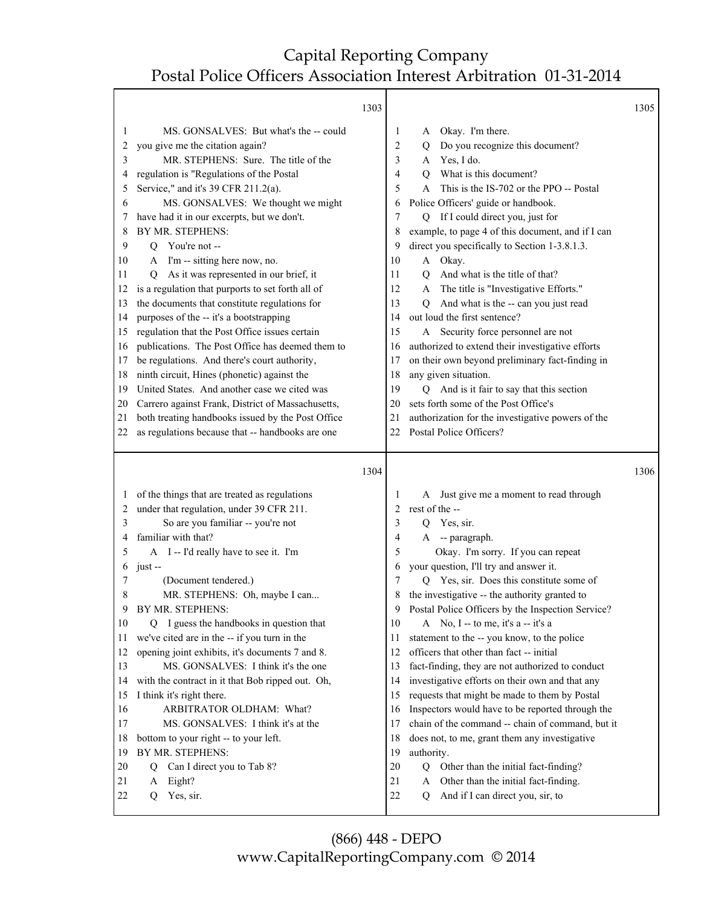1303

1 MS. GONSALVES: But what's the -- could
2 you give me the citation again?
3 MR. STEPHENS: Sure. The title of the
4 regulation is "Regulations of the Postal
5 Service," and it's 39 CFR 211.2(a).
6 MS. GONSALVES: We thought we might
7 have had it in our excerpts, but we don't.
8 BY MR. STEPHENS:
9 Q You're not --
10 A I'm -- sitting here now, no.
11 Q As it was represented in our brief, it
12 is a regulation that purports to set forth all of
13 the documents that constitute regulations for
14 purposes of the -- it's a bootstrapping
15 regulation that the Post Office issues certain
16 publications. The Post Office has deemed them to
17 be regulations. And there's court authority,
18 ninth circuit, Hines (phonetic) against the
19 United States. And another case we cited was
20 Carrero against Frank, District of Massachusetts,
21 both treating handbooks issued by the Post Office
22 as regulations because that -- handbooks are one

1304

1 of the things that are treated as regulations
2 under that regulation, under 39 CFR 211.
3 So are you familiar -- you're not
4 familiar with that?
5 A I -- I'd really have to see it. I'm
6 just --
7 (Document tendered.)
8 MR. STEPHENS: Oh, maybe I can...
9 BY MR. STEPHENS:
10 Q I guess the handbooks in question that
11 we've cited are in the -- if you turn in the
12 opening joint exhibits, it's documents 7 and 8.
13 MS. GONSALVES: I think it's the one
14 with the contract in it that Bob ripped out. Oh,
15 I think it's right there.
16 ARBITRATOR OLDHAM: What?
17 MS. GONSALVES: I think it's at the
18 bottom to your right -- to your left.
19 BY MR. STEPHENS:
20 Q Can I direct you to Tab 8?
21 A Eight?
22 Q Yes, sir.

1305

1 A Okay. I'm there.
2 Q Do you recognize this document?
3 A Yes, I do.
4 Q What is this document?
5 A This is the IS-702 or the PPO -- Postal
6 Police Officers' guide or handbook.
7 Q If I could direct you, just for
8 example, to page 4 of this document, and if I can
9 direct you specifically to Section 1-3.8.1.3.
10 A Okay.
11 Q And what is the title of that?
12 A The title is "Investigative Efforts."
13 Q And what is the -- can you just read
14 out loud the first sentence?
15 A Security force personnel are not
16 authorized to extend their investigative efforts
17 on their own beyond preliminary fact-finding in
18 any given situation.
19 Q And is it fair to say that this section
20 sets forth some of the Post Office's
21 authorization for the investigative powers of the
22 Postal Police Officers?

1306

1 A Just give me a moment to read through
2 rest of the --
3 Q Yes, sir.
4 A -- paragraph.
5 Okay. I'm sorry. If you can repeat
6 your question, I'll try and answer it.
7 Q Yes, sir. Does this constitute some of
8 the investigative -- the authority granted to
9 Postal Police Officers by the Inspection Service?
10 A No, I -- to me, it's a -- it's a
11 statement to the -- you know, to the police
12 officers that other than fact -- initial
13 fact-finding, they are not authorized to conduct
14 investigative efforts on their own and that any
15 requests that might be made to them by Postal
16 Inspectors would have to be reported through the
17 chain of the command -- chain of command, but it
18 does not, to me, grant them any investigative
19 authority.
20 Q Other than the initial fact-finding?
21 A Other than the initial fact-finding.
22 Q And if I can direct you, sir, to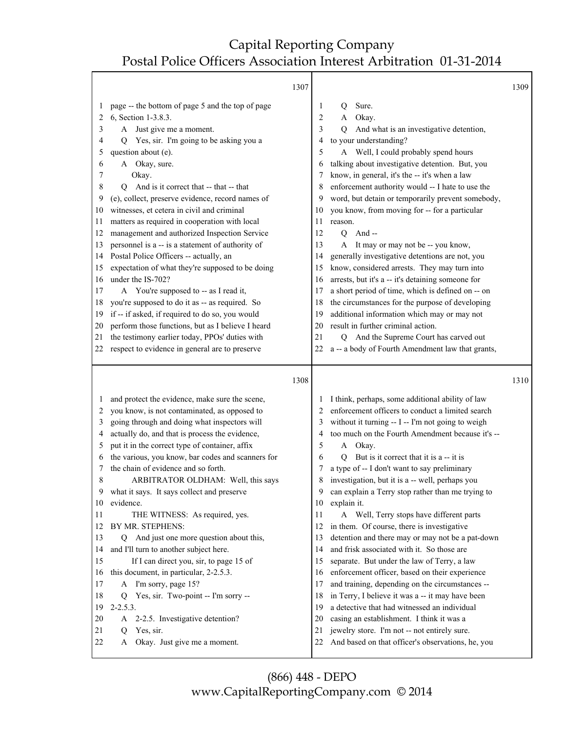1307

page -- the bottom of page 5 and the top of page 6, Section 1-3.8.3.

A Just give me a moment.

Q Yes, sir. I'm going to be asking you a question about (e).

A Okay, sure.

Okay.

Q And is it correct that -- that -- that (e), collect, preserve evidence, record names of witnesses, et cetera in civil and criminal matters as required in cooperation with local management and authorized Inspection Service personnel is a -- is a statement of authority of Postal Police Officers -- actually, an expectation of what they're supposed to be doing under the IS-702?

A You're supposed to -- as I read it, you're supposed to do it as -- as required. So if -- if asked, if required to do so, you would perform those functions, but as I believe I heard the testimony earlier today, PPOs' duties with respect to evidence in general are to preserve

1308

and protect the evidence, make sure the scene, you know, is not contaminated, as opposed to going through and doing what inspectors will actually do, and that is process the evidence, put it in the correct type of container, affix the various, you know, bar codes and scanners for the chain of evidence and so forth.

ARBITRATOR OLDHAM: Well, this says what it says. It says collect and preserve evidence.

THE WITNESS: As required, yes.

BY MR. STEPHENS:

Q And just one more question about this, and I'll turn to another subject here.

If I can direct you, sir, to page 15 of this document, in particular, 2-2.5.3.

A I'm sorry, page 15?

Q Yes, sir. Two-point -- I'm sorry -- 2-2.5.3.

A 2-2.5. Investigative detention?

Q Yes, sir.

A Okay. Just give me a moment.

1309

Q Sure.

A Okay.

Q And what is an investigative detention, to your understanding?

A Well, I could probably spend hours talking about investigative detention. But, you know, in general, it's the -- it's when a law enforcement authority would -- I hate to use the word, but detain or temporarily prevent somebody, you know, from moving for -- for a particular reason.

Q And --

A It may or may not be -- you know, generally investigative detentions are not, you know, considered arrests. They may turn into arrests, but it's a -- it's detaining someone for a short period of time, which is defined on -- on the circumstances for the purpose of developing additional information which may or may not result in further criminal action.

Q And the Supreme Court has carved out a -- a body of Fourth Amendment law that grants,

1310

I think, perhaps, some additional ability of law enforcement officers to conduct a limited search without it turning -- I -- I'm not going to weigh too much on the Fourth Amendment because it's --

A Okay.

Q But is it correct that it is a -- it is a type of -- I don't want to say preliminary investigation, but it is a -- well, perhaps you can explain a Terry stop rather than me trying to explain it.

A Well, Terry stops have different parts in them. Of course, there is investigative detention and there may or may not be a pat-down and frisk associated with it. So those are separate. But under the law of Terry, a law enforcement officer, based on their experience and training, depending on the circumstances -- in Terry, I believe it was a -- it may have been a detective that had witnessed an individual casing an establishment. I think it was a jewelry store. I'm not -- not entirely sure. And based on that officer's observations, he, you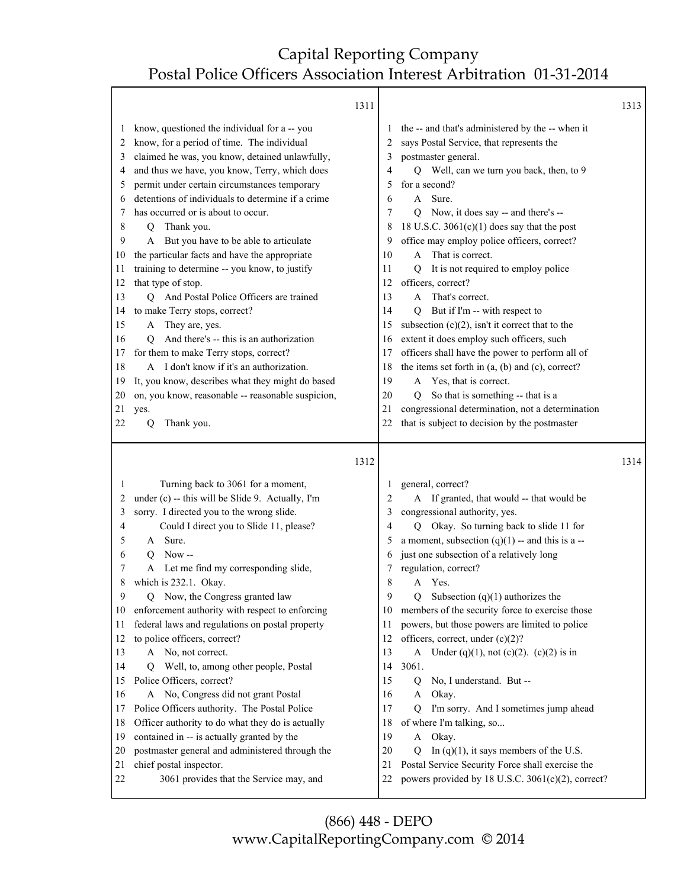1311

1 know, questioned the individual for a -- you
2 know, for a period of time. The individual
3 claimed he was, you know, detained unlawfully,
4 and thus we have, you know, Terry, which does
5 permit under certain circumstances temporary
6 detentions of individuals to determine if a crime
7 has occurred or is about to occur.
8 Q Thank you.
9 A But you have to be able to articulate
10 the particular facts and have the appropriate
11 training to determine -- you know, to justify
12 that type of stop.
13 Q And Postal Police Officers are trained
14 to make Terry stops, correct?
15 A They are, yes.
16 Q And there's -- this is an authorization
17 for them to make Terry stops, correct?
18 A I don't know if it's an authorization.
19 It, you know, describes what they might do based
20 on, you know, reasonable -- reasonable suspicion,
21 yes.
22 Q Thank you.

1312

1 Turning back to 3061 for a moment,
2 under (c) -- this will be Slide 9. Actually, I'm
3 sorry. I directed you to the wrong slide.
4 Could I direct you to Slide 11, please?
5 A Sure.
6 Q Now --
7 A Let me find my corresponding slide,
8 which is 232.1. Okay.
9 Q Now, the Congress granted law
10 enforcement authority with respect to enforcing
11 federal laws and regulations on postal property
12 to police officers, correct?
13 A No, not correct.
14 Q Well, to, among other people, Postal
15 Police Officers, correct?
16 A No, Congress did not grant Postal
17 Police Officers authority. The Postal Police
18 Officer authority to do what they do is actually
19 contained in -- is actually granted by the
20 postmaster general and administered through the
21 chief postal inspector.
22 3061 provides that the Service may, and

1313

1 the -- and that's administered by the -- when it
2 says Postal Service, that represents the
3 postmaster general.
4 Q Well, can we turn you back, then, to 9
5 for a second?
6 A Sure.
7 Q Now, it does say -- and there's --
8 18 U.S.C. 3061(c)(1) does say that the post
9 office may employ police officers, correct?
10 A That is correct.
11 Q It is not required to employ police
12 officers, correct?
13 A That's correct.
14 Q But if I'm -- with respect to
15 subsection (c)(2), isn't it correct that to the
16 extent it does employ such officers, such
17 officers shall have the power to perform all of
18 the items set forth in (a, (b) and (c), correct?
19 A Yes, that is correct.
20 Q So that is something -- that is a
21 congressional determination, not a determination
22 that is subject to decision by the postmaster

1314

1 general, correct?
2 A If granted, that would -- that would be
3 congressional authority, yes.
4 Q Okay. So turning back to slide 11 for
5 a moment, subsection (q)(1) -- and this is a --
6 just one subsection of a relatively long
7 regulation, correct?
8 A Yes.
9 Q Subsection (q)(1) authorizes the
10 members of the security force to exercise those
11 powers, but those powers are limited to police
12 officers, correct, under (c)(2)?
13 A Under (q)(1), not (c)(2). (c)(2) is in
14 3061.
15 Q No, I understand. But --
16 A Okay.
17 Q I'm sorry. And I sometimes jump ahead
18 of where I'm talking, so...
19 A Okay.
20 Q In (q)(1), it says members of the U.S.
21 Postal Service Security Force shall exercise the
22 powers provided by 18 U.S.C. 3061(c)(2), correct?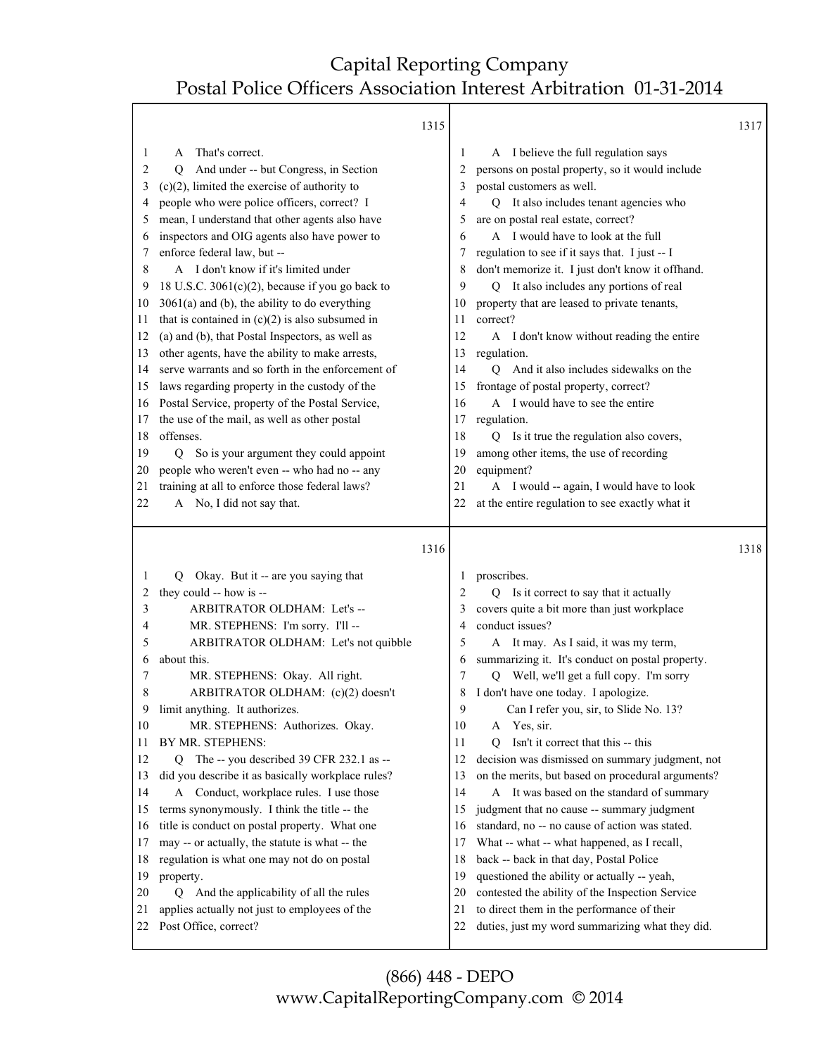**1315**

1 A That's correct.
2 Q And under -- but Congress, in Section
3 (c)(2), limited the exercise of authority to
4 people who were police officers, correct? I
5 mean, I understand that other agents also have
6 inspectors and OIG agents also have power to
7 enforce federal law, but --
8 A I don't know if it's limited under
9 18 U.S.C. 3061(c)(2), because if you go back to
10 3061(a) and (b), the ability to do everything
11 that is contained in (c)(2) is also subsumed in
12 (a) and (b), that Postal Inspectors, as well as
13 other agents, have the ability to make arrests,
14 serve warrants and so forth in the enforcement of
15 laws regarding property in the custody of the
16 Postal Service, property of the Postal Service,
17 the use of the mail, as well as other postal
18 offenses.
19 Q So is your argument they could appoint
20 people who weren't even -- who had no -- any
21 training at all to enforce those federal laws?
22 A No, I did not say that.

**1316**

1 Q Okay. But it -- are you saying that
2 they could -- how is --
3 ARBITRATOR OLDHAM: Let's --
4 MR. STEPHENS: I'm sorry. I'll --
5 ARBITRATOR OLDHAM: Let's not quibble
6 about this.
7 MR. STEPHENS: Okay. All right.
8 ARBITRATOR OLDHAM: (c)(2) doesn't
9 limit anything. It authorizes.
10 MR. STEPHENS: Authorizes. Okay.
11 BY MR. STEPHENS:
12 Q The -- you described 39 CFR 232.1 as --
13 did you describe it as basically workplace rules?
14 A Conduct, workplace rules. I use those
15 terms synonymously. I think the title -- the
16 title is conduct on postal property. What one
17 may -- or actually, the statute is what -- the
18 regulation is what one may not do on postal
19 property.
20 Q And the applicability of all the rules
21 applies actually not just to employees of the
22 Post Office, correct?

**1317**

1 A I believe the full regulation says
2 persons on postal property, so it would include
3 postal customers as well.
4 Q It also includes tenant agencies who
5 are on postal real estate, correct?
6 A I would have to look at the full
7 regulation to see if it says that. I just -- I
8 don't memorize it. I just don't know it offhand.
9 Q It also includes any portions of real
10 property that are leased to private tenants,
11 correct?
12 A I don't know without reading the entire
13 regulation.
14 Q And it also includes sidewalks on the
15 frontage of postal property, correct?
16 A I would have to see the entire
17 regulation.
18 Q Is it true the regulation also covers,
19 among other items, the use of recording
20 equipment?
21 A I would -- again, I would have to look
22 at the entire regulation to see exactly what it

**1318**

1 proscribes.
2 Q Is it correct to say that it actually
3 covers quite a bit more than just workplace
4 conduct issues?
5 A It may. As I said, it was my term,
6 summarizing it. It's conduct on postal property.
7 Q Well, we'll get a full copy. I'm sorry
8 I don't have one today. I apologize.
9 Can I refer you, sir, to Slide No. 13?
10 A Yes, sir.
11 Q Isn't it correct that this -- this
12 decision was dismissed on summary judgment, not
13 on the merits, but based on procedural arguments?
14 A It was based on the standard of summary
15 judgment that no cause -- summary judgment
16 standard, no -- no cause of action was stated.
17 What -- what -- what happened, as I recall,
18 back -- back in that day, Postal Police
19 questioned the ability or actually -- yeah,
20 contested the ability of the Inspection Service
21 to direct them in the performance of their
22 duties, just my word summarizing what they did.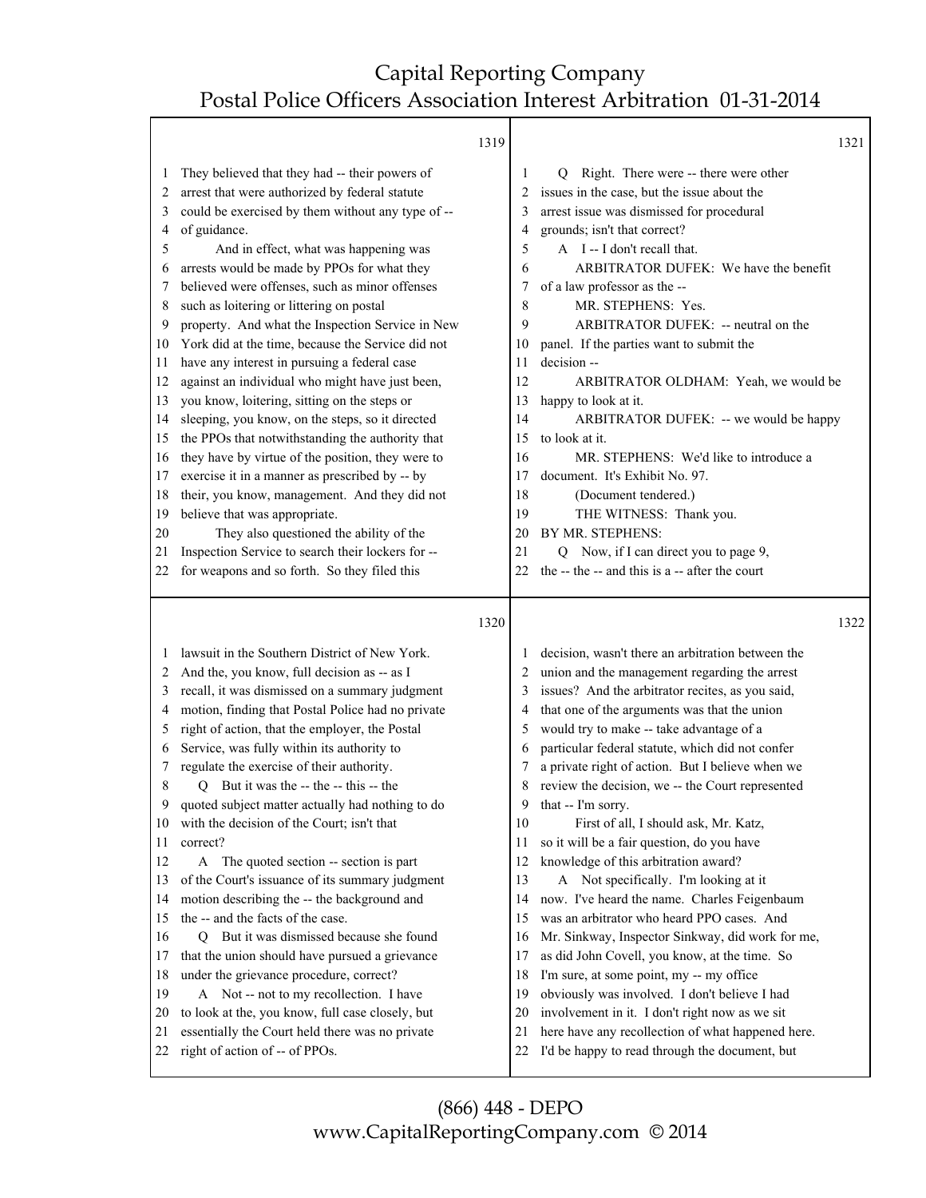1319

1 They believed that they had -- their powers of
2 arrest that were authorized by federal statute
3 could be exercised by them without any type of --
4 of guidance.
5 And in effect, what was happening was
6 arrests would be made by PPOs for what they
7 believed were offenses, such as minor offenses
8 such as loitering or littering on postal
9 property. And what the Inspection Service in New
10 York did at the time, because the Service did not
11 have any interest in pursuing a federal case
12 against an individual who might have just been,
13 you know, loitering, sitting on the steps or
14 sleeping, you know, on the steps, so it directed
15 the PPOs that notwithstanding the authority that
16 they have by virtue of the position, they were to
17 exercise it in a manner as prescribed by -- by
18 their, you know, management. And they did not
19 believe that was appropriate.
20 They also questioned the ability of the
21 Inspection Service to search their lockers for --
22 for weapons and so forth. So they filed this

1320

1 lawsuit in the Southern District of New York.
2 And the, you know, full decision as -- as I
3 recall, it was dismissed on a summary judgment
4 motion, finding that Postal Police had no private
5 right of action, that the employer, the Postal
6 Service, was fully within its authority to
7 regulate the exercise of their authority.
8 Q But it was the -- the -- this -- the
9 quoted subject matter actually had nothing to do
10 with the decision of the Court; isn't that
11 correct?
12 A The quoted section -- section is part
13 of the Court's issuance of its summary judgment
14 motion describing the -- the background and
15 the -- and the facts of the case.
16 Q But it was dismissed because she found
17 that the union should have pursued a grievance
18 under the grievance procedure, correct?
19 A Not -- not to my recollection. I have
20 to look at the, you know, full case closely, but
21 essentially the Court held there was no private
22 right of action of -- of PPOs.

1321

1 Q Right. There were -- there were other
2 issues in the case, but the issue about the
3 arrest issue was dismissed for procedural
4 grounds; isn't that correct?
5 A I -- I don't recall that.
6 ARBITRATOR DUFEK: We have the benefit
7 of a law professor as the --
8 MR. STEPHENS: Yes.
9 ARBITRATOR DUFEK: -- neutral on the
10 panel. If the parties want to submit the
11 decision --
12 ARBITRATOR OLDHAM: Yeah, we would be
13 happy to look at it.
14 ARBITRATOR DUFEK: -- we would be happy
15 to look at it.
16 MR. STEPHENS: We'd like to introduce a
17 document. It's Exhibit No. 97.
18 (Document tendered.)
19 THE WITNESS: Thank you.
20 BY MR. STEPHENS:
21 Q Now, if I can direct you to page 9,
22 the -- the -- and this is a -- after the court

1322

1 decision, wasn't there an arbitration between the
2 union and the management regarding the arrest
3 issues? And the arbitrator recites, as you said,
4 that one of the arguments was that the union
5 would try to make -- take advantage of a
6 particular federal statute, which did not confer
7 a private right of action. But I believe when we
8 review the decision, we -- the Court represented
9 that -- I'm sorry.
10 First of all, I should ask, Mr. Katz,
11 so it will be a fair question, do you have
12 knowledge of this arbitration award?
13 A Not specifically. I'm looking at it
14 now. I've heard the name. Charles Feigenbaum
15 was an arbitrator who heard PPO cases. And
16 Mr. Sinkway, Inspector Sinkway, did work for me,
17 as did John Covell, you know, at the time. So
18 I'm sure, at some point, my -- my office
19 obviously was involved. I don't believe I had
20 involvement in it. I don't right now as we sit
21 here have any recollection of what happened here.
22 I'd be happy to read through the document, but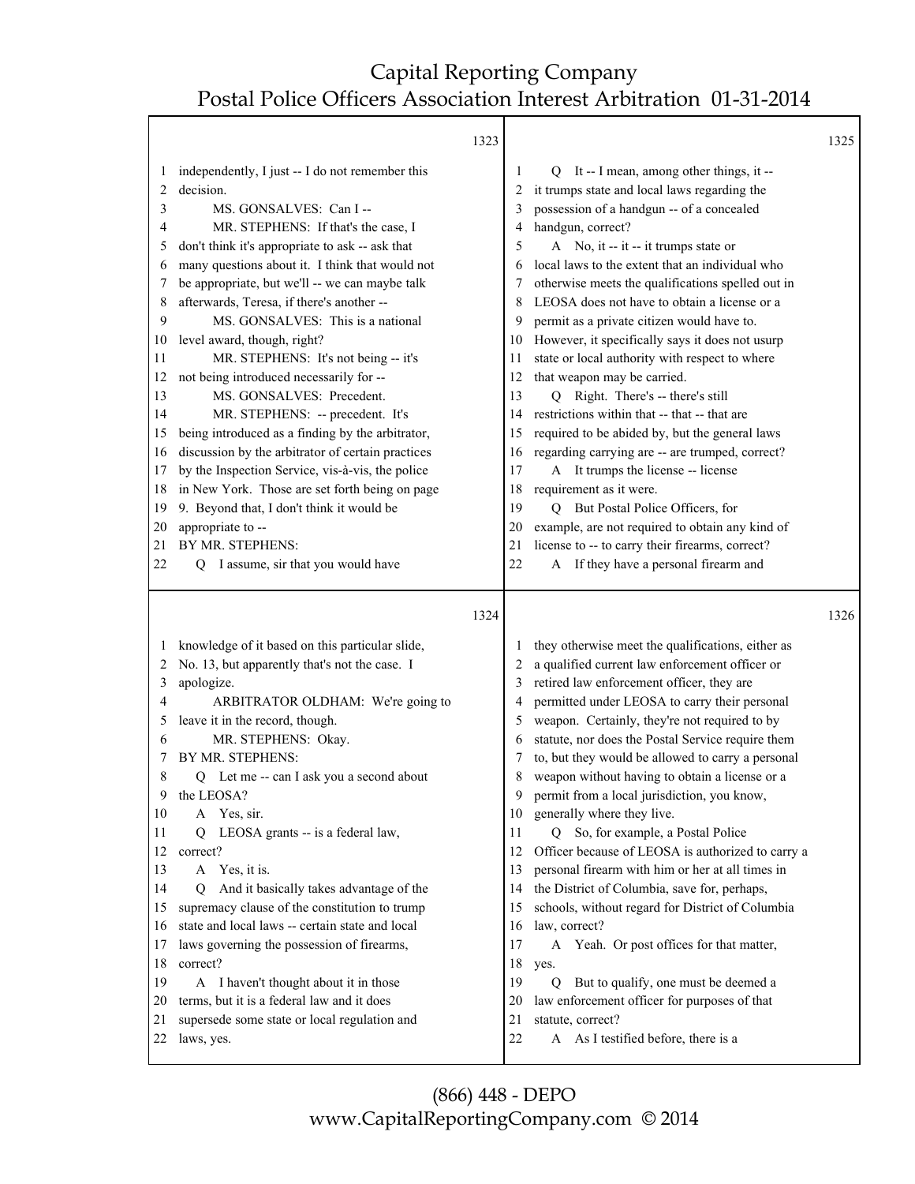independently, I just -- I do not remember this decision.

MS. GONSALVES: Can I --

MR. STEPHENS: If that's the case, I don't think it's appropriate to ask -- ask that many questions about it. I think that would not be appropriate, but we'll -- we can maybe talk afterwards, Teresa, if there's another --

MS. GONSALVES: This is a national level award, though, right?

MR. STEPHENS: It's not being -- it's not being introduced necessarily for --

MS. GONSALVES: Precedent.

MR. STEPHENS: -- precedent. It's being introduced as a finding by the arbitrator, discussion by the arbitrator of certain practices by the Inspection Service, vis-à-vis, the police in New York. Those are set forth being on page 9. Beyond that, I don't think it would be appropriate to --

BY MR. STEPHENS:

Q I assume, sir that you would have knowledge of it based on this particular slide, No. 13, but apparently that's not the case. I apologize.

ARBITRATOR OLDHAM: We're going to leave it in the record, though.

MR. STEPHENS: Okay.

BY MR. STEPHENS:

Q Let me -- can I ask you a second about the LEOSA?

A Yes, sir.

Q LEOSA grants -- is a federal law, correct?

A Yes, it is.

Q And it basically takes advantage of the supremacy clause of the constitution to trump state and local laws -- certain state and local laws governing the possession of firearms, correct?

A I haven't thought about it in those terms, but it is a federal law and it does supersede some state or local regulation and laws, yes.

Q It -- I mean, among other things, it -- it trumps state and local laws regarding the possession of a handgun -- of a concealed handgun, correct?

A No, it -- it -- it trumps state or local laws to the extent that an individual who otherwise meets the qualifications spelled out in LEOSA does not have to obtain a license or a permit as a private citizen would have to. However, it specifically says it does not usurp state or local authority with respect to where that weapon may be carried.

Q Right. There's -- there's still restrictions within that -- that -- that are required to be abided by, but the general laws regarding carrying are -- are trumped, correct?

A It trumps the license -- license requirement as it were.

Q But Postal Police Officers, for example, are not required to obtain any kind of license to -- to carry their firearms, correct?

A If they have a personal firearm and they otherwise meet the qualifications, either as a qualified current law enforcement officer or retired law enforcement officer, they are permitted under LEOSA to carry their personal weapon. Certainly, they're not required to by statute, nor does the Postal Service require them to, but they would be allowed to carry a personal weapon without having to obtain a license or a permit from a local jurisdiction, you know, generally where they live.

Q So, for example, a Postal Police Officer because of LEOSA is authorized to carry a personal firearm with him or her at all times in the District of Columbia, save for, perhaps, schools, without regard for District of Columbia law, correct?

A Yeah. Or post offices for that matter, yes.

Q But to qualify, one must be deemed a law enforcement officer for purposes of that statute, correct?

A As I testified before, there is a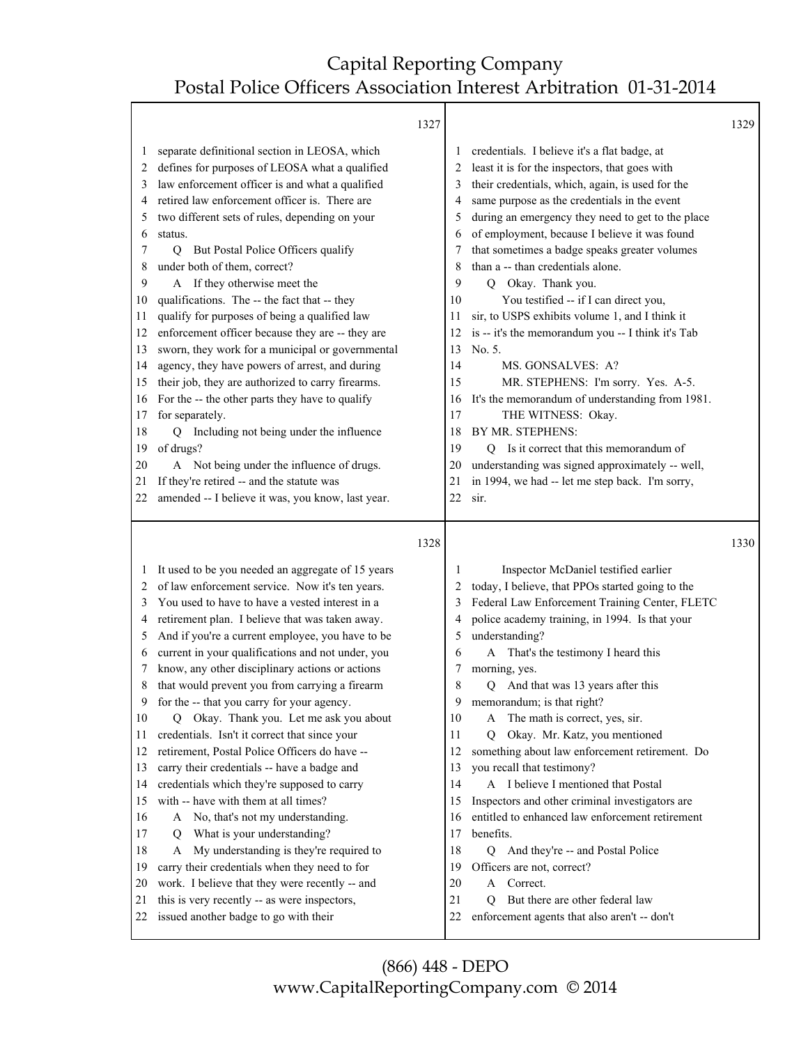1327

separate definitional section in LEOSA, which defines for purposes of LEOSA what a qualified law enforcement officer is and what a qualified retired law enforcement officer is. There are two different sets of rules, depending on your status.

Q But Postal Police Officers qualify under both of them, correct?

A If they otherwise meet the qualifications. The -- the fact that -- they qualify for purposes of being a qualified law enforcement officer because they are -- they are sworn, they work for a municipal or governmental agency, they have powers of arrest, and during their job, they are authorized to carry firearms. For the -- the other parts they have to qualify for separately.

Q Including not being under the influence of drugs?

A Not being under the influence of drugs. If they're retired -- and the statute was amended -- I believe it was, you know, last year.

1328

It used to be you needed an aggregate of 15 years of law enforcement service. Now it's ten years. You used to have to have a vested interest in a retirement plan. I believe that was taken away. And if you're a current employee, you have to be current in your qualifications and not under, you know, any other disciplinary actions or actions that would prevent you from carrying a firearm for the -- that you carry for your agency.

Q Okay. Thank you. Let me ask you about credentials. Isn't it correct that since your retirement, Postal Police Officers do have -- carry their credentials -- have a badge and credentials which they're supposed to carry with -- have with them at all times?

A No, that's not my understanding.

Q What is your understanding?

A My understanding is they're required to carry their credentials when they need to for work. I believe that they were recently -- and this is very recently -- as were inspectors, issued another badge to go with their

1329

credentials. I believe it's a flat badge, at least it is for the inspectors, that goes with their credentials, which, again, is used for the same purpose as the credentials in the event during an emergency they need to get to the place of employment, because I believe it was found that sometimes a badge speaks greater volumes than a -- than credentials alone.

Q Okay. Thank you.

You testified -- if I can direct you, sir, to USPS exhibits volume 1, and I think it is -- it's the memorandum you -- I think it's Tab No. 5.

MS. GONSALVES: A?

MR. STEPHENS: I'm sorry. Yes. A-5. It's the memorandum of understanding from 1981.

THE WITNESS: Okay.

BY MR. STEPHENS:

Q Is it correct that this memorandum of understanding was signed approximately -- well, in 1994, we had -- let me step back. I'm sorry, sir.

1330

Inspector McDaniel testified earlier today, I believe, that PPOs started going to the Federal Law Enforcement Training Center, FLETC police academy training, in 1994. Is that your understanding?

A That's the testimony I heard this morning, yes.

Q And that was 13 years after this memorandum; is that right?

A The math is correct, yes, sir.

Q Okay. Mr. Katz, you mentioned something about law enforcement retirement. Do you recall that testimony?

A I believe I mentioned that Postal Inspectors and other criminal investigators are entitled to enhanced law enforcement retirement benefits.

Q And they're -- and Postal Police Officers are not, correct?

A Correct.

Q But there are other federal law enforcement agents that also aren't -- don't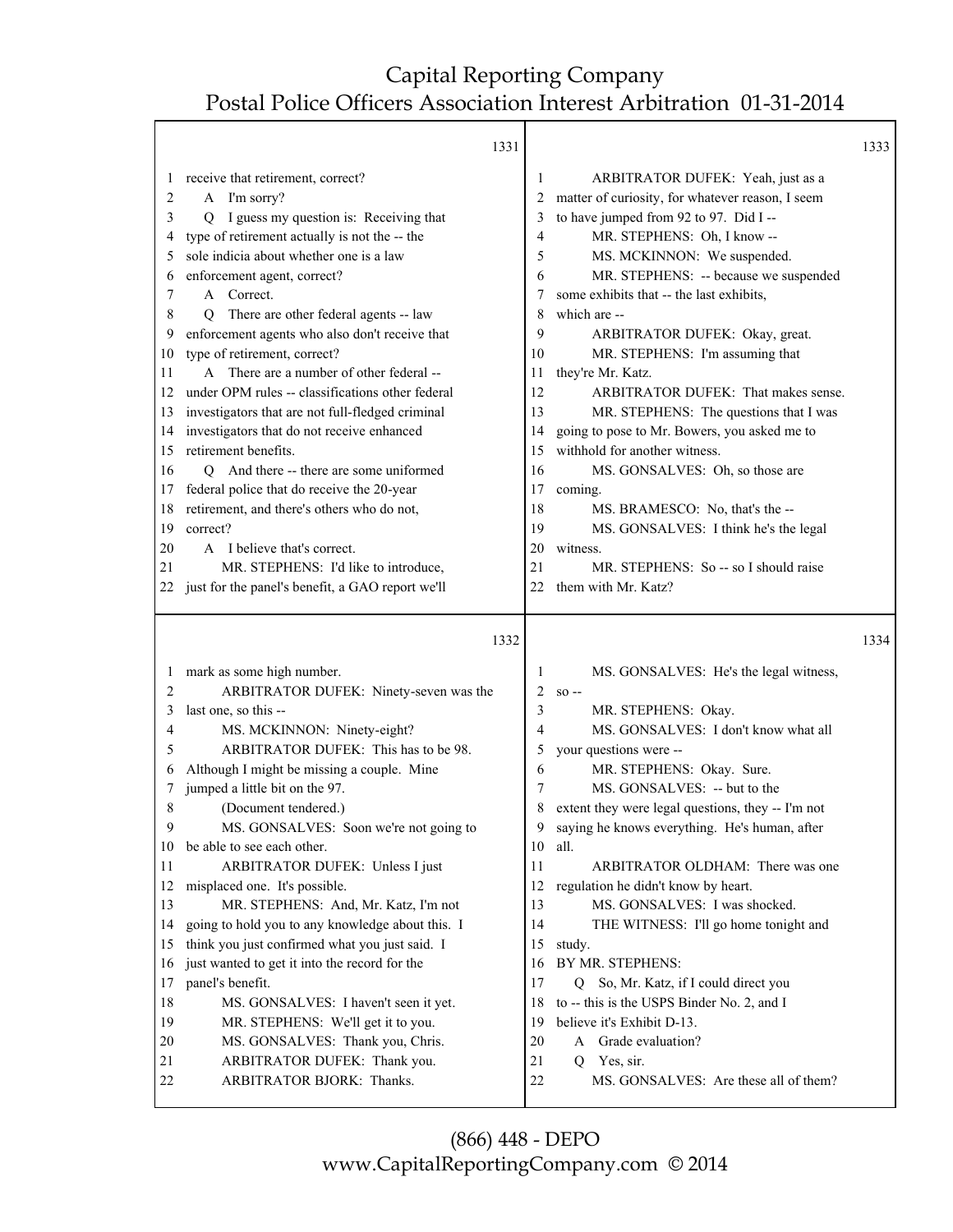Page 1331

1 receive that retirement, correct?
2 A I'm sorry?
3 Q I guess my question is: Receiving that
4 type of retirement actually is not the -- the
5 sole indicia about whether one is a law
6 enforcement agent, correct?
7 A Correct.
8 Q There are other federal agents -- law
9 enforcement agents who also don't receive that
10 type of retirement, correct?
11 A There are a number of other federal --
12 under OPM rules -- classifications other federal
13 investigators that are not full-fledged criminal
14 investigators that do not receive enhanced
15 retirement benefits.
16 Q And there -- there are some uniformed
17 federal police that do receive the 20-year
18 retirement, and there's others who do not,
19 correct?
20 A I believe that's correct.
21 MR. STEPHENS: I'd like to introduce,
22 just for the panel's benefit, a GAO report we'll

Page 1332

1 mark as some high number.
2 ARBITRATOR DUFEK: Ninety-seven was the
3 last one, so this --
4 MS. MCKINNON: Ninety-eight?
5 ARBITRATOR DUFEK: This has to be 98.
6 Although I might be missing a couple. Mine
7 jumped a little bit on the 97.
8 (Document tendered.)
9 MS. GONSALVES: Soon we're not going to
10 be able to see each other.
11 ARBITRATOR DUFEK: Unless I just
12 misplaced one. It's possible.
13 MR. STEPHENS: And, Mr. Katz, I'm not
14 going to hold you to any knowledge about this. I
15 think you just confirmed what you just said. I
16 just wanted to get it into the record for the
17 panel's benefit.
18 MS. GONSALVES: I haven't seen it yet.
19 MR. STEPHENS: We'll get it to you.
20 MS. GONSALVES: Thank you, Chris.
21 ARBITRATOR DUFEK: Thank you.
22 ARBITRATOR BJORK: Thanks.

Page 1333

1 ARBITRATOR DUFEK: Yeah, just as a
2 matter of curiosity, for whatever reason, I seem
3 to have jumped from 92 to 97. Did I --
4 MR. STEPHENS: Oh, I know --
5 MS. MCKINNON: We suspended.
6 MR. STEPHENS: -- because we suspended
7 some exhibits that -- the last exhibits,
8 which are --
9 ARBITRATOR DUFEK: Okay, great.
10 MR. STEPHENS: I'm assuming that
11 they're Mr. Katz.
12 ARBITRATOR DUFEK: That makes sense.
13 MR. STEPHENS: The questions that I was
14 going to pose to Mr. Bowers, you asked me to
15 withhold for another witness.
16 MS. GONSALVES: Oh, so those are
17 coming.
18 MS. BRAMESCO: No, that's the --
19 MS. GONSALVES: I think he's the legal
20 witness.
21 MR. STEPHENS: So -- so I should raise
22 them with Mr. Katz?

Page 1334

1 MS. GONSALVES: He's the legal witness,
2 so --
3 MR. STEPHENS: Okay.
4 MS. GONSALVES: I don't know what all
5 your questions were --
6 MR. STEPHENS: Okay. Sure.
7 MS. GONSALVES: -- but to the
8 extent they were legal questions, they -- I'm not
9 saying he knows everything. He's human, after
10 all.
11 ARBITRATOR OLDHAM: There was one
12 regulation he didn't know by heart.
13 MS. GONSALVES: I was shocked.
14 THE WITNESS: I'll go home tonight and
15 study.
16 BY MR. STEPHENS:
17 Q So, Mr. Katz, if I could direct you
18 to -- this is the USPS Binder No. 2, and I
19 believe it's Exhibit D-13.
20 A Grade evaluation?
21 Q Yes, sir.
22 MS. GONSALVES: Are these all of them?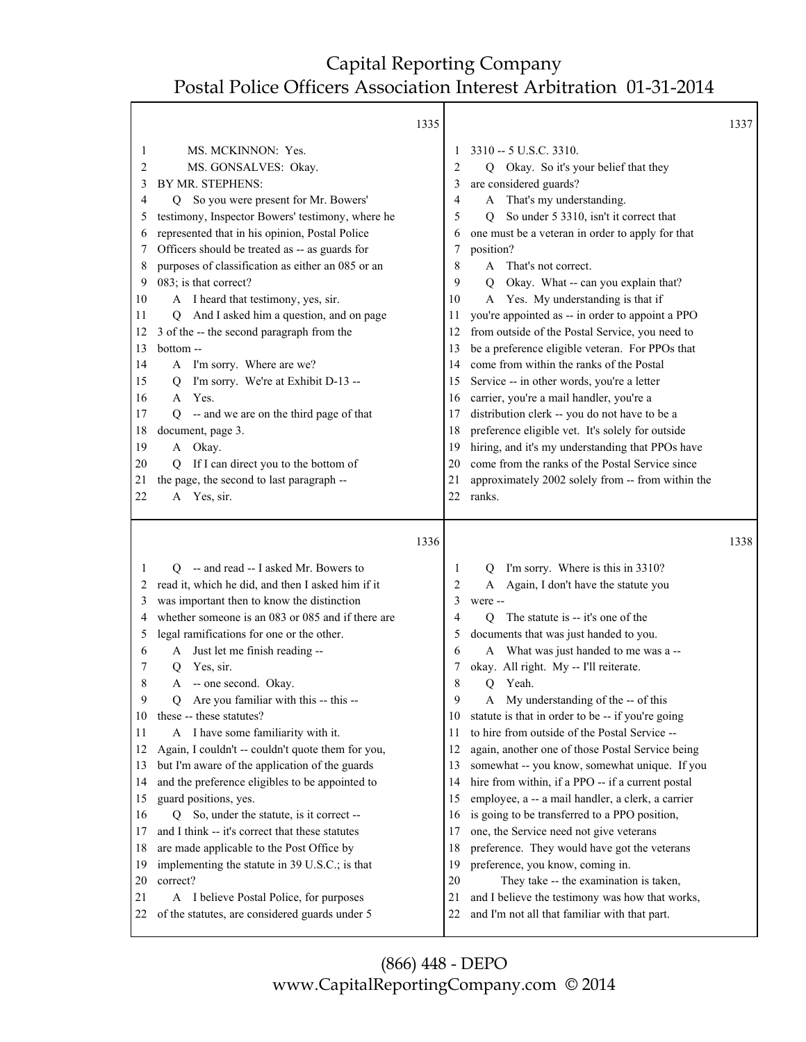1335

MS. MCKINNON: Yes.

MS. GONSALVES: Okay.

BY MR. STEPHENS:

Q So you were present for Mr. Bowers' testimony, Inspector Bowers' testimony, where he represented that in his opinion, Postal Police Officers should be treated as -- as guards for purposes of classification as either an 085 or an 083; is that correct?

A I heard that testimony, yes, sir.

Q And I asked him a question, and on page 3 of the -- the second paragraph from the bottom --

A I'm sorry. Where are we?

Q I'm sorry. We're at Exhibit D-13 --

A Yes.

Q -- and we are on the third page of that document, page 3.

A Okay.

Q If I can direct you to the bottom of the page, the second to last paragraph --

A Yes, sir.

1336

Q -- and read -- I asked Mr. Bowers to read it, which he did, and then I asked him if it was important then to know the distinction whether someone is an 083 or 085 and if there are legal ramifications for one or the other.

A Just let me finish reading --

Q Yes, sir.

A -- one second. Okay.

Q Are you familiar with this -- this -- these -- these statutes?

A I have some familiarity with it. Again, I couldn't -- couldn't quote them for you, but I'm aware of the application of the guards and the preference eligibles to be appointed to guard positions, yes.

Q So, under the statute, is it correct -- and I think -- it's correct that these statutes are made applicable to the Post Office by implementing the statute in 39 U.S.C.; is that correct?

A I believe Postal Police, for purposes of the statutes, are considered guards under 5 3310 -- 5 U.S.C. 3310.

1337

Q Okay. So it's your belief that they are considered guards?

A That's my understanding.

Q So under 5 3310, isn't it correct that one must be a veteran in order to apply for that position?

A That's not correct.

Q Okay. What -- can you explain that?

A Yes. My understanding is that if you're appointed as -- in order to appoint a PPO from outside of the Postal Service, you need to be a preference eligible veteran. For PPOs that come from within the ranks of the Postal Service -- in other words, you're a letter carrier, you're a mail handler, you're a distribution clerk -- you do not have to be a preference eligible vet. It's solely for outside hiring, and it's my understanding that PPOs have come from the ranks of the Postal Service since approximately 2002 solely from -- from within the ranks.

1338

Q I'm sorry. Where is this in 3310?

A Again, I don't have the statute you were --

Q The statute is -- it's one of the documents that was just handed to you.

A What was just handed to me was a -- okay. All right. My -- I'll reiterate.

Q Yeah.

A My understanding of the -- of this statute is that in order to be -- if you're going to hire from outside of the Postal Service -- again, another one of those Postal Service being somewhat -- you know, somewhat unique. If you hire from within, if a PPO -- if a current postal employee, a -- a mail handler, a clerk, a carrier is going to be transferred to a PPO position, one, the Service need not give veterans preference. They would have got the veterans preference, you know, coming in.

They take -- the examination is taken, and I believe the testimony was how that works, and I'm not all that familiar with that part.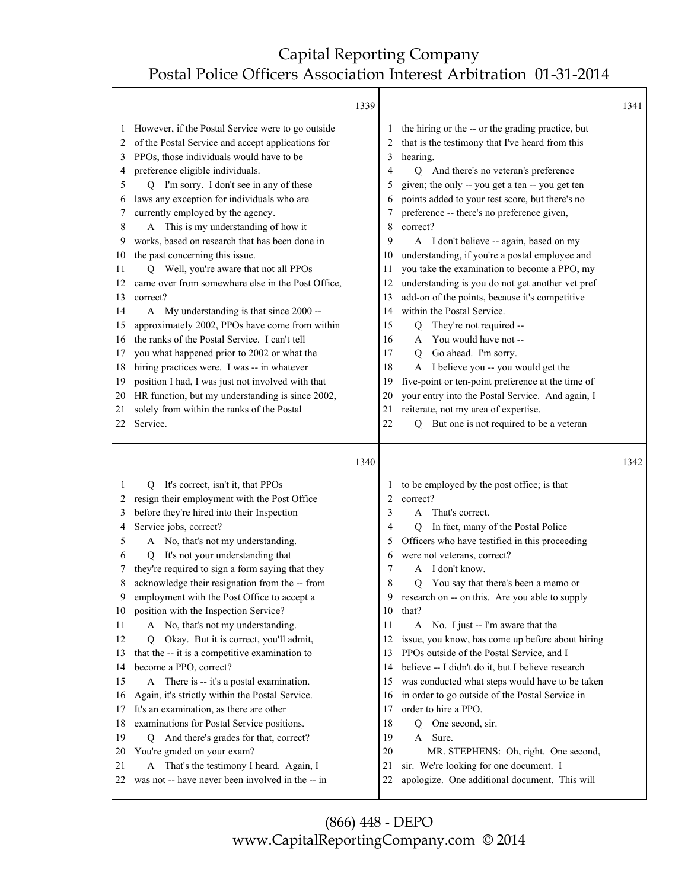1339

1 However, if the Postal Service were to go outside
2 of the Postal Service and accept applications for
3 PPOs, those individuals would have to be
4 preference eligible individuals.
5 Q I'm sorry. I don't see in any of these
6 laws any exception for individuals who are
7 currently employed by the agency.
8 A This is my understanding of how it
9 works, based on research that has been done in
10 the past concerning this issue.
11 Q Well, you're aware that not all PPOs
12 came over from somewhere else in the Post Office,
13 correct?
14 A My understanding is that since 2000 --
15 approximately 2002, PPOs have come from within
16 the ranks of the Postal Service. I can't tell
17 you what happened prior to 2002 or what the
18 hiring practices were. I was -- in whatever
19 position I had, I was just not involved with that
20 HR function, but my understanding is since 2002,
21 solely from within the ranks of the Postal
22 Service.

1340

1 Q It's correct, isn't it, that PPOs
2 resign their employment with the Post Office
3 before they're hired into their Inspection
4 Service jobs, correct?
5 A No, that's not my understanding.
6 Q It's not your understanding that
7 they're required to sign a form saying that they
8 acknowledge their resignation from the -- from
9 employment with the Post Office to accept a
10 position with the Inspection Service?
11 A No, that's not my understanding.
12 Q Okay. But it is correct, you'll admit,
13 that the -- it is a competitive examination to
14 become a PPO, correct?
15 A There is -- it's a postal examination.
16 Again, it's strictly within the Postal Service.
17 It's an examination, as there are other
18 examinations for Postal Service positions.
19 Q And there's grades for that, correct?
20 You're graded on your exam?
21 A That's the testimony I heard. Again, I
22 was not -- have never been involved in the -- in

1341

1 the hiring or the -- or the grading practice, but
2 that is the testimony that I've heard from this
3 hearing.
4 Q And there's no veteran's preference
5 given; the only -- you get a ten -- you get ten
6 points added to your test score, but there's no
7 preference -- there's no preference given,
8 correct?
9 A I don't believe -- again, based on my
10 understanding, if you're a postal employee and
11 you take the examination to become a PPO, my
12 understanding is you do not get another vet pref
13 add-on of the points, because it's competitive
14 within the Postal Service.
15 Q They're not required --
16 A You would have not --
17 Q Go ahead. I'm sorry.
18 A I believe you -- you would get the
19 five-point or ten-point preference at the time of
20 your entry into the Postal Service. And again, I
21 reiterate, not my area of expertise.
22 Q But one is not required to be a veteran

1342

1 to be employed by the post office; is that
2 correct?
3 A That's correct.
4 Q In fact, many of the Postal Police
5 Officers who have testified in this proceeding
6 were not veterans, correct?
7 A I don't know.
8 Q You say that there's been a memo or
9 research on -- on this. Are you able to supply
10 that?
11 A No. I just -- I'm aware that the
12 issue, you know, has come up before about hiring
13 PPOs outside of the Postal Service, and I
14 believe -- I didn't do it, but I believe research
15 was conducted what steps would have to be taken
16 in order to go outside of the Postal Service in
17 order to hire a PPO.
18 Q One second, sir.
19 A Sure.
20 MR. STEPHENS: Oh, right. One second,
21 sir. We're looking for one document. I
22 apologize. One additional document. This will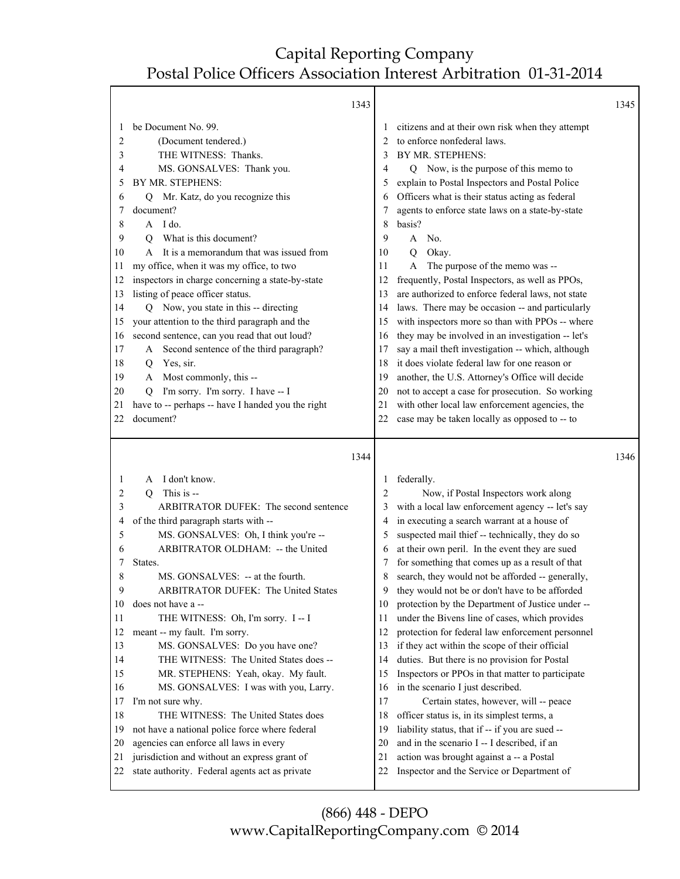be Document No. 99.

(Document tendered.)

THE WITNESS: Thanks.

MS. GONSALVES: Thank you.

BY MR. STEPHENS:

Q Mr. Katz, do you recognize this document?

A I do.

Q What is this document?

A It is a memorandum that was issued from my office, when it was my office, to two inspectors in charge concerning a state-by-state listing of peace officer status.

Q Now, you state in this -- directing your attention to the third paragraph and the second sentence, can you read that out loud?

A Second sentence of the third paragraph?

Q Yes, sir.

A Most commonly, this --

Q I'm sorry. I'm sorry. I have -- I have to -- perhaps -- have I handed you the right document?

A I don't know.

Q This is --

ARBITRATOR DUFEK: The second sentence of the third paragraph starts with --

MS. GONSALVES: Oh, I think you're --

ARBITRATOR OLDHAM: -- the United States.

MS. GONSALVES: -- at the fourth.

ARBITRATOR DUFEK: The United States does not have a --

THE WITNESS: Oh, I'm sorry. I -- I meant -- my fault. I'm sorry.

MS. GONSALVES: Do you have one?

THE WITNESS: The United States does --

MR. STEPHENS: Yeah, okay. My fault.

MS. GONSALVES: I was with you, Larry. I'm not sure why.

THE WITNESS: The United States does not have a national police force where federal agencies can enforce all laws in every jurisdiction and without an express grant of state authority. Federal agents act as private citizens and at their own risk when they attempt to enforce nonfederal laws.

BY MR. STEPHENS:

Q Now, is the purpose of this memo to explain to Postal Inspectors and Postal Police Officers what is their status acting as federal agents to enforce state laws on a state-by-state basis?

A No.

Q Okay.

A The purpose of the memo was -- frequently, Postal Inspectors, as well as PPOs, are authorized to enforce federal laws, not state laws. There may be occasion -- and particularly with inspectors more so than with PPOs -- where they may be involved in an investigation -- let's say a mail theft investigation -- which, although it does violate federal law for one reason or another, the U.S. Attorney's Office will decide not to accept a case for prosecution. So working with other local law enforcement agencies, the case may be taken locally as opposed to -- to federally.

Now, if Postal Inspectors work along with a local law enforcement agency -- let's say in executing a search warrant at a house of suspected mail thief -- technically, they do so at their own peril. In the event they are sued for something that comes up as a result of that search, they would not be afforded -- generally, they would not be or don't have to be afforded protection by the Department of Justice under -- under the Bivens line of cases, which provides protection for federal law enforcement personnel if they act within the scope of their official duties. But there is no provision for Postal Inspectors or PPOs in that matter to participate in the scenario I just described.

Certain states, however, will -- peace officer status is, in its simplest terms, a liability status, that if -- if you are sued -- and in the scenario I -- I described, if an action was brought against a -- a Postal Inspector and the Service or Department of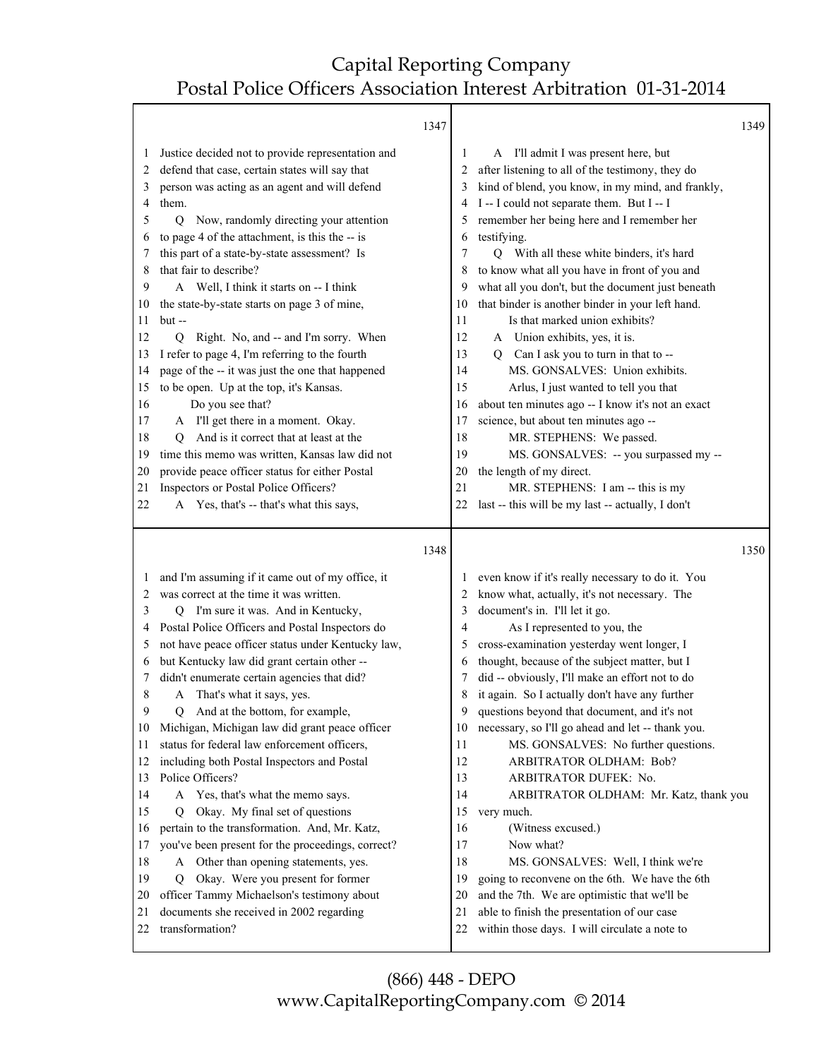1347

1 Justice decided not to provide representation and
2 defend that case, certain states will say that
3 person was acting as an agent and will defend
4 them.
5 Q Now, randomly directing your attention
6 to page 4 of the attachment, is this the -- is
7 this part of a state-by-state assessment? Is
8 that fair to describe?
9 A Well, I think it starts on -- I think
10 the state-by-state starts on page 3 of mine,
11 but --
12 Q Right. No, and -- and I'm sorry. When
13 I refer to page 4, I'm referring to the fourth
14 page of the -- it was just the one that happened
15 to be open. Up at the top, it's Kansas.
16 Do you see that?
17 A I'll get there in a moment. Okay.
18 Q And is it correct that at least at the
19 time this memo was written, Kansas law did not
20 provide peace officer status for either Postal
21 Inspectors or Postal Police Officers?
22 A Yes, that's -- that's what this says,

1348

1 and I'm assuming if it came out of my office, it
2 was correct at the time it was written.
3 Q I'm sure it was. And in Kentucky,
4 Postal Police Officers and Postal Inspectors do
5 not have peace officer status under Kentucky law,
6 but Kentucky law did grant certain other --
7 didn't enumerate certain agencies that did?
8 A That's what it says, yes.
9 Q And at the bottom, for example,
10 Michigan, Michigan law did grant peace officer
11 status for federal law enforcement officers,
12 including both Postal Inspectors and Postal
13 Police Officers?
14 A Yes, that's what the memo says.
15 Q Okay. My final set of questions
16 pertain to the transformation. And, Mr. Katz,
17 you've been present for the proceedings, correct?
18 A Other than opening statements, yes.
19 Q Okay. Were you present for former
20 officer Tammy Michaelson's testimony about
21 documents she received in 2002 regarding
22 transformation?

1349

1 A I'll admit I was present here, but
2 after listening to all of the testimony, they do
3 kind of blend, you know, in my mind, and frankly,
4 I -- I could not separate them. But I -- I
5 remember her being here and I remember her
6 testifying.
7 Q With all these white binders, it's hard
8 to know what all you have in front of you and
9 what all you don't, but the document just beneath
10 that binder is another binder in your left hand.
11 Is that marked union exhibits?
12 A Union exhibits, yes, it is.
13 Q Can I ask you to turn in that to --
14 MS. GONSALVES: Union exhibits.
15 Arlus, I just wanted to tell you that
16 about ten minutes ago -- I know it's not an exact
17 science, but about ten minutes ago --
18 MR. STEPHENS: We passed.
19 MS. GONSALVES: -- you surpassed my --
20 the length of my direct.
21 MR. STEPHENS: I am -- this is my
22 last -- this will be my last -- actually, I don't

1350

1 even know if it's really necessary to do it. You
2 know what, actually, it's not necessary. The
3 document's in. I'll let it go.
4 As I represented to you, the
5 cross-examination yesterday went longer, I
6 thought, because of the subject matter, but I
7 did -- obviously, I'll make an effort not to do
8 it again. So I actually don't have any further
9 questions beyond that document, and it's not
10 necessary, so I'll go ahead and let -- thank you.
11 MS. GONSALVES: No further questions.
12 ARBITRATOR OLDHAM: Bob?
13 ARBITRATOR DUFEK: No.
14 ARBITRATOR OLDHAM: Mr. Katz, thank you
15 very much.
16 (Witness excused.)
17 Now what?
18 MS. GONSALVES: Well, I think we're
19 going to reconvene on the 6th. We have the 6th
20 and the 7th. We are optimistic that we'll be
21 able to finish the presentation of our case
22 within those days. I will circulate a note to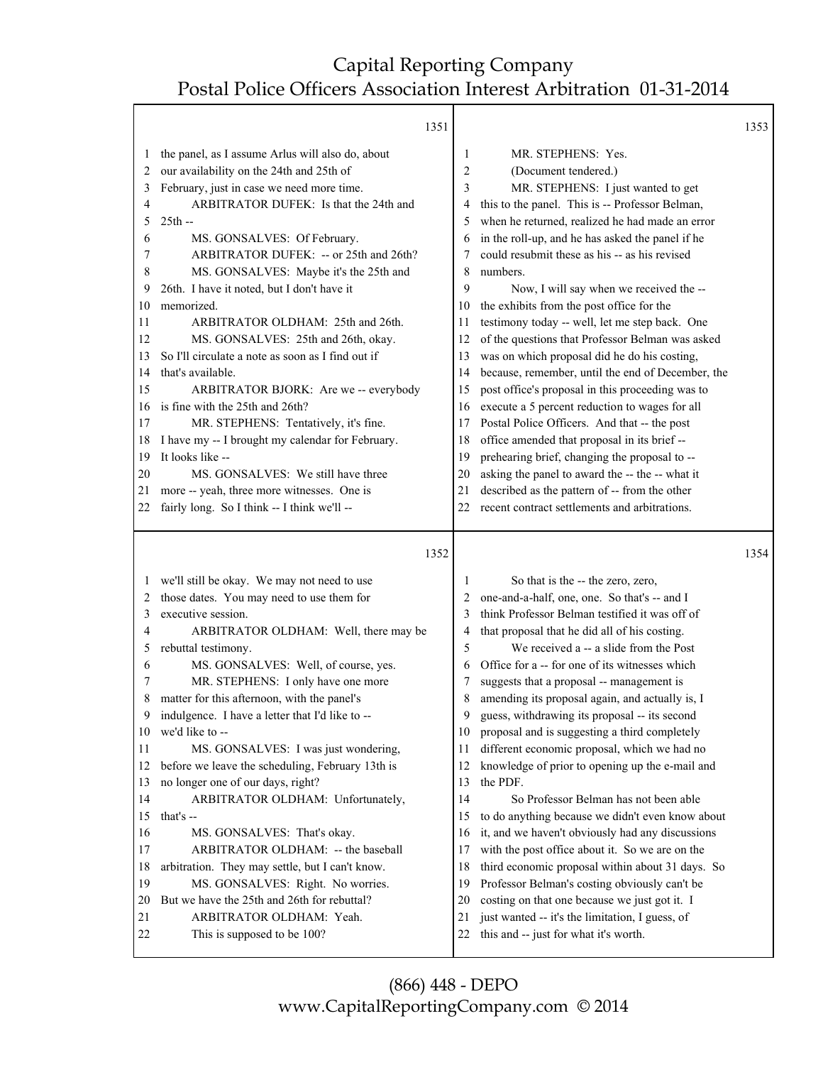1351

1 the panel, as I assume Arlus will also do, about
2 our availability on the 24th and 25th of
3 February, just in case we need more time.
4 ARBITRATOR DUFEK: Is that the 24th and
5 25th --
6 MS. GONSALVES: Of February.
7 ARBITRATOR DUFEK: -- or 25th and 26th?
8 MS. GONSALVES: Maybe it's the 25th and
9 26th. I have it noted, but I don't have it
10 memorized.
11 ARBITRATOR OLDHAM: 25th and 26th.
12 MS. GONSALVES: 25th and 26th, okay.
13 So I'll circulate a note as soon as I find out if
14 that's available.
15 ARBITRATOR BJORK: Are we -- everybody
16 is fine with the 25th and 26th?
17 MR. STEPHENS: Tentatively, it's fine.
18 I have my -- I brought my calendar for February.
19 It looks like --
20 MS. GONSALVES: We still have three
21 more -- yeah, three more witnesses. One is
22 fairly long. So I think -- I think we'll --

1352

1 we'll still be okay. We may not need to use
2 those dates. You may need to use them for
3 executive session.
4 ARBITRATOR OLDHAM: Well, there may be
5 rebuttal testimony.
6 MS. GONSALVES: Well, of course, yes.
7 MR. STEPHENS: I only have one more
8 matter for this afternoon, with the panel's
9 indulgence. I have a letter that I'd like to --
10 we'd like to --
11 MS. GONSALVES: I was just wondering,
12 before we leave the scheduling, February 13th is
13 no longer one of our days, right?
14 ARBITRATOR OLDHAM: Unfortunately,
15 that's --
16 MS. GONSALVES: That's okay.
17 ARBITRATOR OLDHAM: -- the baseball
18 arbitration. They may settle, but I can't know.
19 MS. GONSALVES: Right. No worries.
20 But we have the 25th and 26th for rebuttal?
21 ARBITRATOR OLDHAM: Yeah.
22 This is supposed to be 100?

1353

1 MR. STEPHENS: Yes.
2 (Document tendered.)
3 MR. STEPHENS: I just wanted to get
4 this to the panel. This is -- Professor Belman,
5 when he returned, realized he had made an error
6 in the roll-up, and he has asked the panel if he
7 could resubmit these as his -- as his revised
8 numbers.
9 Now, I will say when we received the --
10 the exhibits from the post office for the
11 testimony today -- well, let me step back. One
12 of the questions that Professor Belman was asked
13 was on which proposal did he do his costing,
14 because, remember, until the end of December, the
15 post office's proposal in this proceeding was to
16 execute a 5 percent reduction to wages for all
17 Postal Police Officers. And that -- the post
18 office amended that proposal in its brief --
19 prehearing brief, changing the proposal to --
20 asking the panel to award the -- the -- what it
21 described as the pattern of -- from the other
22 recent contract settlements and arbitrations.

1354

1 So that is the -- the zero, zero,
2 one-and-a-half, one, one. So that's -- and I
3 think Professor Belman testified it was off of
4 that proposal that he did all of his costing.
5 We received a -- a slide from the Post
6 Office for a -- for one of its witnesses which
7 suggests that a proposal -- management is
8 amending its proposal again, and actually is, I
9 guess, withdrawing its proposal -- its second
10 proposal and is suggesting a third completely
11 different economic proposal, which we had no
12 knowledge of prior to opening up the e-mail and
13 the PDF.
14 So Professor Belman has not been able
15 to do anything because we didn't even know about
16 it, and we haven't obviously had any discussions
17 with the post office about it. So we are on the
18 third economic proposal within about 31 days. So
19 Professor Belman's costing obviously can't be
20 costing on that one because we just got it. I
21 just wanted -- it's the limitation, I guess, of
22 this and -- just for what it's worth.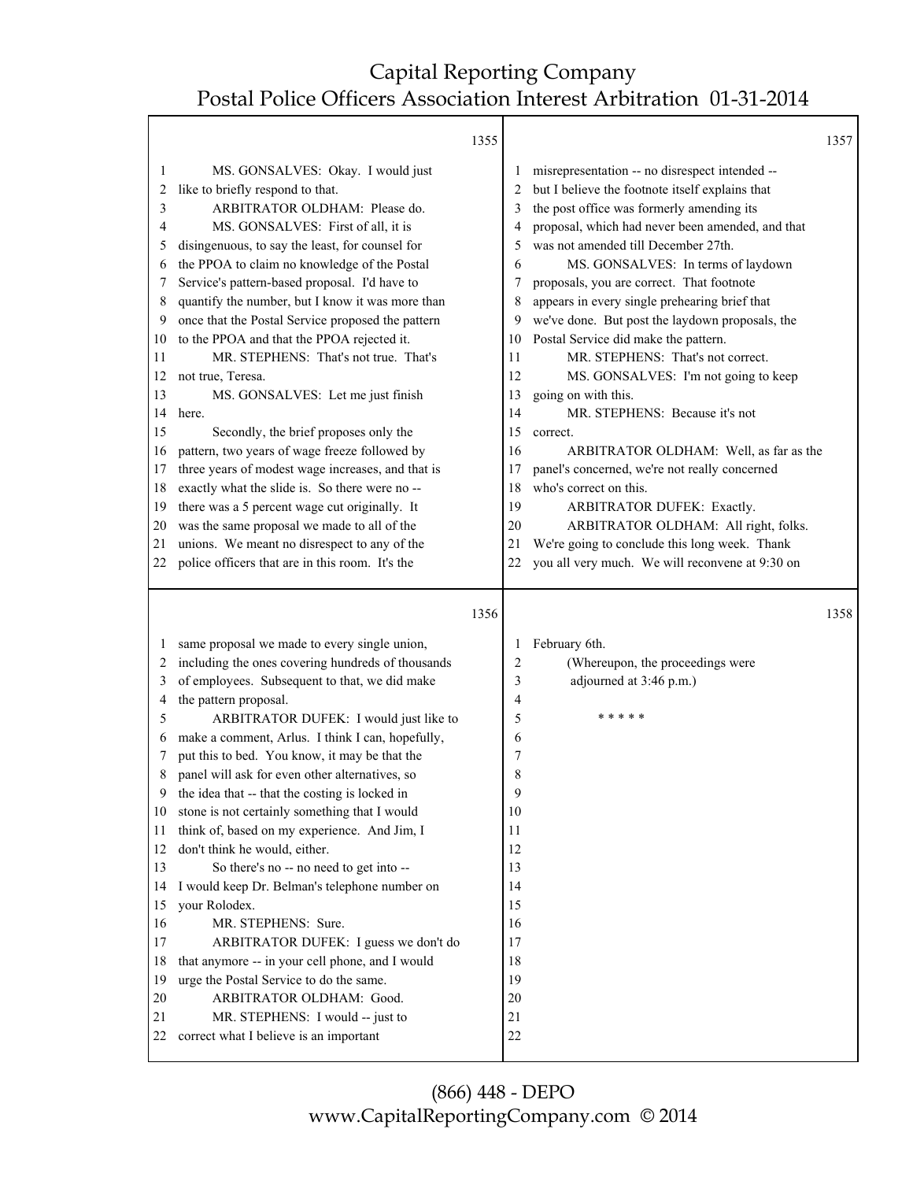MS. GONSALVES: Okay. I would just like to briefly respond to that.

ARBITRATOR OLDHAM: Please do.

MS. GONSALVES: First of all, it is disingenuous, to say the least, for counsel for the PPOA to claim no knowledge of the Postal Service's pattern-based proposal. I'd have to quantify the number, but I know it was more than once that the Postal Service proposed the pattern to the PPOA and that the PPOA rejected it.

MR. STEPHENS: That's not true. That's not true, Teresa.

MS. GONSALVES: Let me just finish here.

Secondly, the brief proposes only the pattern, two years of wage freeze followed by three years of modest wage increases, and that is exactly what the slide is. So there were no -- there was a 5 percent wage cut originally. It was the same proposal we made to all of the unions. We meant no disrespect to any of the police officers that are in this room. It's the same proposal we made to every single union, including the ones covering hundreds of thousands of employees. Subsequent to that, we did make the pattern proposal.

ARBITRATOR DUFEK: I would just like to make a comment, Arlus. I think I can, hopefully, put this to bed. You know, it may be that the panel will ask for even other alternatives, so the idea that -- that the costing is locked in stone is not certainly something that I would think of, based on my experience. And Jim, I don't think he would, either.

So there's no -- no need to get into -- I would keep Dr. Belman's telephone number on your Rolodex.

MR. STEPHENS: Sure.

ARBITRATOR DUFEK: I guess we don't do that anymore -- in your cell phone, and I would urge the Postal Service to do the same.

ARBITRATOR OLDHAM: Good.

MR. STEPHENS: I would -- just to correct what I believe is an important misrepresentation -- no disrespect intended -- but I believe the footnote itself explains that the post office was formerly amending its proposal, which had never been amended, and that was not amended till December 27th.

MS. GONSALVES: In terms of laydown proposals, you are correct. That footnote appears in every single prehearing brief that we've done. But post the laydown proposals, the Postal Service did make the pattern.

MR. STEPHENS: That's not correct.

MS. GONSALVES: I'm not going to keep going on with this.

MR. STEPHENS: Because it's not correct.

ARBITRATOR OLDHAM: Well, as far as the panel's concerned, we're not really concerned who's correct on this.

ARBITRATOR DUFEK: Exactly.

ARBITRATOR OLDHAM: All right, folks. We're going to conclude this long week. Thank you all very much. We will reconvene at 9:30 on February 6th.

(Whereupon, the proceedings were adjourned at 3:46 p.m.)

* * * * *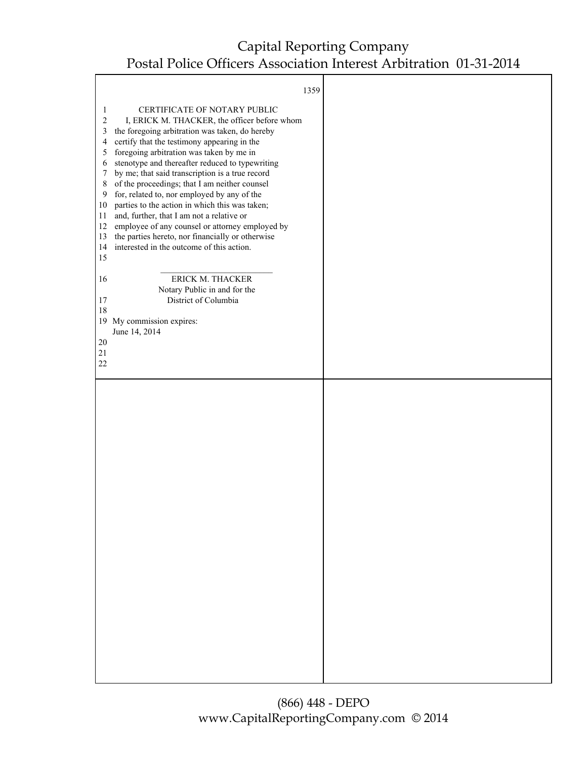# CERTIFICATE OF NOTARY PUBLIC

I, ERICK M. THACKER, the officer before whom the foregoing arbitration was taken, do hereby certify that the testimony appearing in the foregoing arbitration was taken by me in stenotype and thereafter reduced to typewriting by me; that said transcription is a true record of the proceedings; that I am neither counsel for, related to, nor employed by any of the parties to the action in which this was taken; and, further, that I am not a relative or employee of any counsel or attorney employed by the parties hereto, nor financially or otherwise interested in the outcome of this action.

\_\_\_\_\_\_\_\_\_\_\_\_\_\_\_\_\_\_\_\_\_\_\_\_\_\_

ERICK M. THACKER
Notary Public in and for the
District of Columbia

My commission expires:
June 14, 2014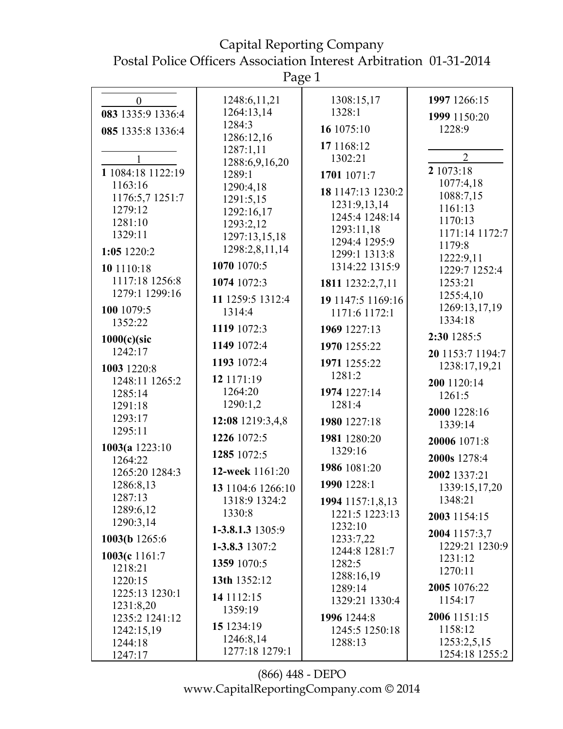**0**

**083** 1335:9 1336:4

**085** 1335:8 1336:4

**1**

**1** 1084:18 1122:19 1163:16 1176:5,7 1251:7 1279:12 1281:10 1329:11

**1:05** 1220:2

**10** 1110:18 1117:18 1256:8 1279:1 1299:16

**100** 1079:5 1352:22

**1000(c)(sic** 1242:17

**1003** 1220:8 1248:11 1265:2 1285:14 1291:18 1293:17 1295:11

**1003(a** 1223:10 1264:22 1265:20 1284:3 1286:8,13 1287:13 1289:6,12 1290:3,14

**1003(b** 1265:6

**1003(c** 1161:7 1218:21 1220:15 1225:13 1230:1 1231:8,20 1235:2 1241:12 1242:15,19 1244:18 1247:17 1248:6,11,21 1264:13,14 1284:3 1286:12,16 1287:1,11 1288:6,9,16,20 1289:1 1290:4,18 1291:5,15 1292:16,17 1293:2,12 1297:13,15,18 1298:2,8,11,14

**1070** 1070:5

**1074** 1072:3

**11** 1259:5 1312:4 1314:4

**1119** 1072:3

**1149** 1072:4

**1193** 1072:4

**12** 1171:19 1264:20 1290:1,2

**12:08** 1219:3,4,8

**1226** 1072:5

**1285** 1072:5

**12-week** 1161:20

**13** 1104:6 1266:10 1318:9 1324:2 1330:8

**1-3.8.1.3** 1305:9

**1-3.8.3** 1307:2

**1359** 1070:5

**13th** 1352:12

**14** 1112:15 1359:19

**15** 1234:19 1246:8,14 1277:18 1279:1 1308:15,17 1328:1

**16** 1075:10

**17** 1168:12 1302:21

**1701** 1071:7

**18** 1147:13 1230:2 1231:9,13,14 1245:4 1248:14 1293:11,18 1294:4 1295:9 1299:1 1313:8 1314:22 1315:9

**1811** 1232:2,7,11

**19** 1147:5 1169:16 1171:6 1172:1

**1969** 1227:13

**1970** 1255:22

**1971** 1255:22 1281:2

**1974** 1227:14 1281:4

**1980** 1227:18

**1981** 1280:20 1329:16

**1986** 1081:20

**1990** 1228:1

**1994** 1157:1,8,13 1221:5 1223:13 1232:10 1233:7,22 1244:8 1281:7 1282:5 1288:16,19 1289:14 1329:21 1330:4

**1996** 1244:8 1245:5 1250:18 1288:13

**1997** 1266:15

**1999** 1150:20 1228:9

**2**

**2** 1073:18 1077:4,18 1088:7,15 1161:13 1170:13 1171:14 1172:7 1179:8 1222:9,11 1229:7 1252:4 1253:21 1255:4,10 1269:13,17,19 1334:18

**2:30** 1285:5

**20** 1153:7 1194:7 1238:17,19,21

**200** 1120:14 1261:5

**2000** 1228:16 1339:14

**20006** 1071:8

**2000s** 1278:4

**2002** 1337:21 1339:15,17,20 1348:21

**2003** 1154:15

**2004** 1157:3,7 1229:21 1230:9 1231:12 1270:11

**2005** 1076:22 1154:17

**2006** 1151:15 1158:12 1253:2,5,15 1254:18 1255:2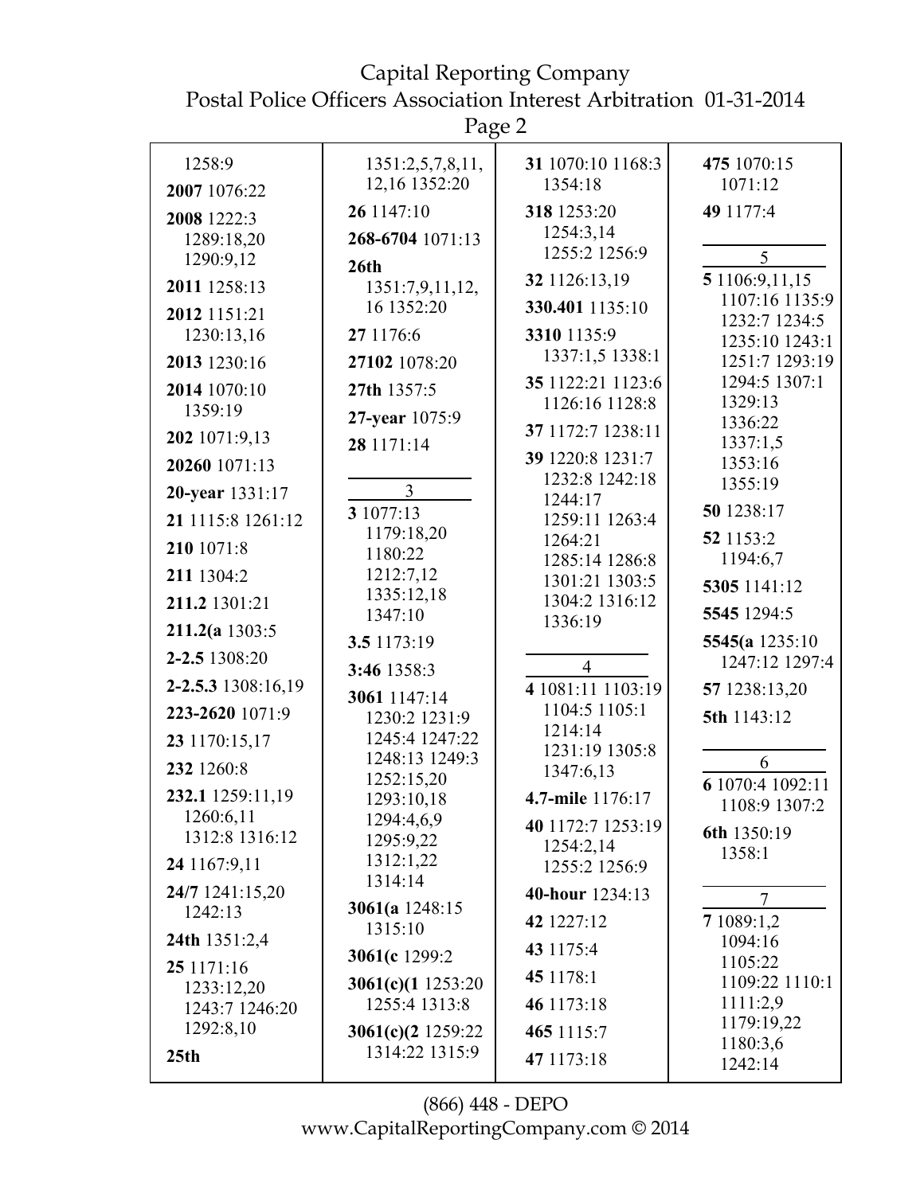1258:9

**2007** 1076:22

**2008** 1222:3 1289:18,20 1290:9,12

**2011** 1258:13

**2012** 1151:21 1230:13,16

**2013** 1230:16

**2014** 1070:10 1359:19

**202** 1071:9,13

**20260** 1071:13

**20-year** 1331:17

**21** 1115:8 1261:12

**210** 1071:8

**211** 1304:2

**211.2** 1301:21

**211.2(a** 1303:5

**2-2.5** 1308:20

**2-2.5.3** 1308:16,19

**223-2620** 1071:9

**23** 1170:15,17

**232** 1260:8

**232.1** 1259:11,19 1260:6,11 1312:8 1316:12

**24** 1167:9,11

**24/7** 1241:15,20 1242:13

**24th** 1351:2,4

**25** 1171:16 1233:12,20 1243:7 1246:20 1292:8,10

**25th** 1351:2,5,7,8,11, 12,16 1352:20

**26** 1147:10

**268-6704** 1071:13

**26th** 1351:7,9,11,12, 16 1352:20

**27** 1176:6

**27102** 1078:20

**27th** 1357:5

**27-year** 1075:9

**28** 1171:14

## 3

**3** 1077:13 1179:18,20 1180:22 1212:7,12 1335:12,18 1347:10

**3.5** 1173:19

**3:46** 1358:3

**3061** 1147:14 1230:2 1231:9 1245:4 1247:22 1248:13 1249:3 1252:15,20 1293:10,18 1294:4,6,9 1295:9,22 1312:1,22 1314:14

**3061(a** 1248:15 1315:10

**3061(c** 1299:2

**3061(c)(1** 1253:20 1255:4 1313:8

**3061(c)(2** 1259:22 1314:22 1315:9

**31** 1070:10 1168:3 1354:18

**318** 1253:20 1254:3,14 1255:2 1256:9

**32** 1126:13,19

**330.401** 1135:10

**3310** 1135:9 1337:1,5 1338:1

**35** 1122:21 1123:6 1126:16 1128:8

**37** 1172:7 1238:11

**39** 1220:8 1231:7 1232:8 1242:18 1244:17 1259:11 1263:4 1264:21 1285:14 1286:8 1301:21 1303:5 1304:2 1316:12 1336:19

## 4

**4** 1081:11 1103:19 1104:5 1105:1 1214:14 1231:19 1305:8 1347:6,13

**4.7-mile** 1176:17

**40** 1172:7 1253:19 1254:2,14 1255:2 1256:9

**40-hour** 1234:13

**42** 1227:12

**43** 1175:4

**45** 1178:1

**46** 1173:18

**465** 1115:7

**47** 1173:18

**475** 1070:15 1071:12

**49** 1177:4

## 5

**5** 1106:9,11,15 1107:16 1135:9 1232:7 1234:5 1235:10 1243:1 1251:7 1293:19 1294:5 1307:1 1329:13 1336:22 1337:1,5 1353:16 1355:19

**50** 1238:17

**52** 1153:2 1194:6,7

**5305** 1141:12

**5545** 1294:5

**5545(a** 1235:10 1247:12 1297:4

**57** 1238:13,20

**5th** 1143:12

## 6

**6** 1070:4 1092:11 1108:9 1307:2

**6th** 1350:19 1358:1

## 7

**7** 1089:1,2 1094:16 1105:22 1109:22 1110:1 1111:2,9 1179:19,22 1180:3,6 1242:14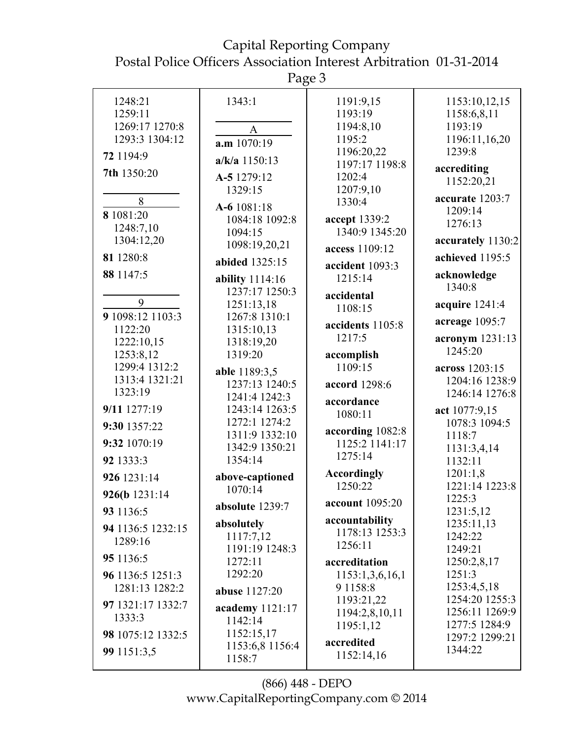1248:21
1259:11
1269:17 1270:8
1293:3 1304:12

**72** 1194:9

**7th** 1350:20

## 8

**8** 1081:20
1248:7,10
1304:12,20

**81** 1280:8

**88** 1147:5

## 9

**9** 1098:12 1103:3
1122:20
1222:10,15
1253:8,12
1299:4 1312:2
1313:4 1321:21
1323:19

**9/11** 1277:19

**9:30** 1357:22

**9:32** 1070:19

**92** 1333:3

**926** 1231:14

**926(b** 1231:14

**93** 1136:5

**94** 1136:5 1232:15
1289:16

**95** 1136:5

**96** 1136:5 1251:3
1281:13 1282:2

**97** 1321:17 1332:7
1333:3

**98** 1075:12 1332:5

**99** 1151:3,5

1343:1

## A

**a.m** 1070:19

**a/k/a** 1150:13

**A-5** 1279:12
1329:15

**A-6** 1081:18
1084:18 1092:8
1094:15
1098:19,20,21

**abided** 1325:15

**ability** 1114:16
1237:17 1250:3
1251:13,18
1267:8 1310:1
1315:10,13
1318:19,20
1319:20

**able** 1189:3,5
1237:13 1240:5
1241:4 1242:3
1243:14 1263:5
1272:1 1274:2
1311:9 1332:10
1342:9 1350:21
1354:14

**above-captioned**
1070:14

**absolute** 1239:7

**absolutely**
1117:7,12
1191:19 1248:3
1272:11
1292:20

**abuse** 1127:20

**academy** 1121:17
1142:14
1152:15,17
1153:6,8 1156:4
1158:7

1191:9,15
1193:19
1194:8,10
1195:2
1196:20,22
1197:17 1198:8
1202:4
1207:9,10
1330:4

**accept** 1339:2
1340:9 1345:20

**access** 1109:12

**accident** 1093:3
1215:14

**accidental**
1108:15

**accidents** 1105:8
1217:5

**accomplish**
1109:15

**accord** 1298:6

**accordance**
1080:11

**according** 1082:8
1125:2 1141:17
1275:14

**Accordingly**
1250:22

**account** 1095:20

**accountability**
1178:13 1253:3
1256:11

**accreditation**
1153:1,3,6,16,1
9 1158:8
1193:21,22
1194:2,8,10,11
1195:1,12

**accredited**
1152:14,16

1153:10,12,15
1158:6,8,11
1193:19
1196:11,16,20
1239:8

**accrediting**
1152:20,21

**accurate** 1203:7
1209:14
1276:13

**accurately** 1130:2

**achieved** 1195:5

**acknowledge**
1340:8

**acquire** 1241:4

**acreage** 1095:7

**acronym** 1231:13
1245:20

**across** 1203:15
1204:16 1238:9
1246:14 1276:8

**act** 1077:9,15
1078:3 1094:5
1118:7
1131:3,4,14
1132:11
1201:1,8
1221:14 1223:8
1225:3
1231:5,12
1235:11,13
1242:22
1249:21
1250:2,8,17
1251:3
1253:4,5,18
1254:20 1255:3
1256:11 1269:9
1277:5 1284:9
1297:2 1299:21
1344:22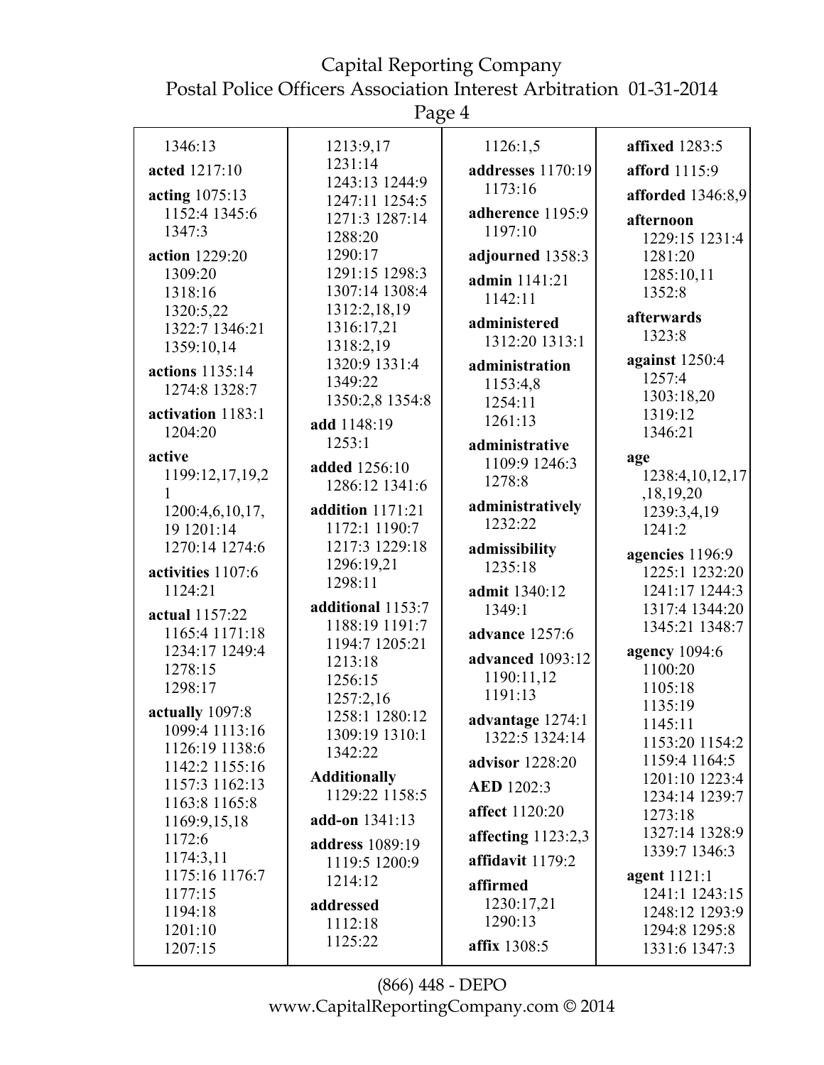1346:13

**acted** 1217:10

**acting** 1075:13 1152:4 1345:6 1347:3

**action** 1229:20 1309:20 1318:16 1320:5,22 1322:7 1346:21 1359:10,14

**actions** 1135:14 1274:8 1328:7

**activation** 1183:1 1204:20

**active** 1199:12,17,19,21 1200:4,6,10,17,19 1201:14 1270:14 1274:6

**activities** 1107:6 1124:21

**actual** 1157:22 1165:4 1171:18 1234:17 1249:4 1278:15 1298:17

**actually** 1097:8 1099:4 1113:16 1126:19 1138:6 1142:2 1155:16 1157:3 1162:13 1163:8 1165:8 1169:9,15,18 1172:6 1174:3,11 1175:16 1176:7 1177:15 1194:18 1201:10 1207:15 1213:9,17 1231:14 1243:13 1244:9 1247:11 1254:5 1271:3 1287:14 1288:20 1290:17 1291:15 1298:3 1307:14 1308:4 1312:2,18,19 1316:17,21 1318:2,19 1320:9 1331:4 1349:22 1350:2,8 1354:8

**add** 1148:19 1253:1

**added** 1256:10 1286:12 1341:6

**addition** 1171:21 1172:1 1190:7 1217:3 1229:18 1296:19,21 1298:11

**additional** 1153:7 1188:19 1191:7 1194:7 1205:21 1213:18 1256:15 1257:2,16 1258:1 1280:12 1309:19 1310:1 1342:22

**Additionally** 1129:22 1158:5

**add-on** 1341:13

**address** 1089:19 1119:5 1200:9 1214:12

**addressed** 1112:18 1125:22 1126:1,5

**addresses** 1170:19 1173:16

**adherence** 1195:9 1197:10

**adjourned** 1358:3

**admin** 1141:21 1142:11

**administered** 1312:20 1313:1

**administration** 1153:4,8 1254:11 1261:13

**administrative** 1109:9 1246:3 1278:8

**administratively** 1232:22

**admissibility** 1235:18

**admit** 1340:12 1349:1

**advance** 1257:6

**advanced** 1093:12 1190:11,12 1191:13

**advantage** 1274:1 1322:5 1324:14

**advisor** 1228:20

**AED** 1202:3

**affect** 1120:20

**affecting** 1123:2,3

**affidavit** 1179:2

**affirmed** 1230:17,21 1290:13

**affix** 1308:5

**affixed** 1283:5

**afford** 1115:9

**afforded** 1346:8,9

**afternoon** 1229:15 1231:4 1281:20 1285:10,11 1352:8

**afterwards** 1323:8

**against** 1250:4 1257:4 1303:18,20 1319:12 1346:21

**age** 1238:4,10,12,17,18,19,20 1239:3,4,19 1241:2

**agencies** 1196:9 1225:1 1232:20 1241:17 1244:3 1317:4 1344:20 1345:21 1348:7

**agency** 1094:6 1100:20 1105:18 1135:19 1145:11 1153:20 1154:2 1159:4 1164:5 1201:10 1223:4 1234:14 1239:7 1273:18 1327:14 1328:9 1339:7 1346:3

**agent** 1121:1 1241:1 1243:15 1248:12 1293:9 1294:8 1295:8 1331:6 1347:3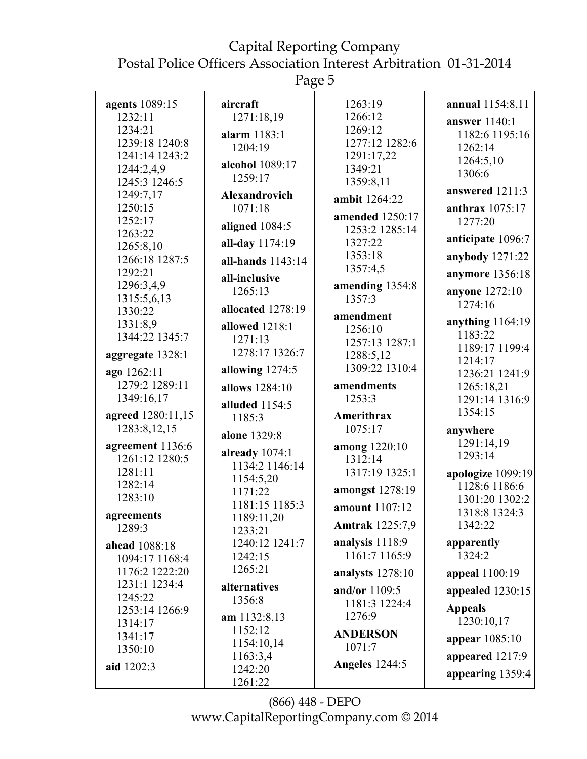**agents** 1089:15 1232:11 1234:21 1239:18 1240:8 1241:14 1243:2 1244:2,4,9 1245:3 1246:5 1249:7,17 1250:15 1252:17 1263:22 1265:8,10 1266:18 1287:5 1292:21 1296:3,4,9 1315:5,6,13 1330:22 1331:8,9 1344:22 1345:7

**aggregate** 1328:1

**ago** 1262:11 1279:2 1289:11 1349:16,17

**agreed** 1280:11,15 1283:8,12,15

**agreement** 1136:6 1261:12 1280:5 1281:11 1282:14 1283:10

**agreements** 1289:3

**ahead** 1088:18 1094:17 1168:4 1176:2 1222:20 1231:1 1234:4 1245:22 1253:14 1266:9 1314:17 1341:17 1350:10

**aid** 1202:3

**aircraft** 1271:18,19

**alarm** 1183:1 1204:19

**alcohol** 1089:17 1259:17

**Alexandrovich** 1071:18

**aligned** 1084:5

**all-day** 1174:19

**all-hands** 1143:14

**all-inclusive** 1265:13

**allocated** 1278:19

**allowed** 1218:1 1271:13 1278:17 1326:7

**allowing** 1274:5

**allows** 1284:10

**alluded** 1154:5 1185:3

**alone** 1329:8

**already** 1074:1 1134:2 1146:14 1154:5,20 1171:22 1181:15 1185:3 1189:11,20 1233:21 1240:12 1241:7 1242:15 1265:21

**alternatives** 1356:8

**am** 1132:8,13 1152:12 1154:10,14 1163:3,4 1242:20 1261:22 1263:19 1266:12 1269:12 1277:12 1282:6 1291:17,22 1349:21 1359:8,11

**ambit** 1264:22

**amended** 1250:17 1253:2 1285:14 1327:22 1353:18 1357:4,5

**amending** 1354:8 1357:3

**amendment** 1256:10 1257:13 1287:1 1288:5,12 1309:22 1310:4

**amendments** 1253:3

**Amerithrax** 1075:17

**among** 1220:10 1312:14 1317:19 1325:1

**amongst** 1278:19

**amount** 1107:12

**Amtrak** 1225:7,9

**analysis** 1118:9 1161:7 1165:9

**analysts** 1278:10

**and/or** 1109:5 1181:3 1224:4 1276:9

**ANDERSON** 1071:7

**Angeles** 1244:5

**annual** 1154:8,11

**answer** 1140:1 1182:6 1195:16 1262:14 1264:5,10 1306:6

**answered** 1211:3

**anthrax** 1075:17 1277:20

**anticipate** 1096:7

**anybody** 1271:22

**anymore** 1356:18

**anyone** 1272:10 1274:16

**anything** 1164:19 1183:22 1189:17 1199:4 1214:17 1236:21 1241:9 1265:18,21 1291:14 1316:9 1354:15

**anywhere** 1291:14,19 1293:14

**apologize** 1099:19 1128:6 1186:6 1301:20 1302:2 1318:8 1324:3 1342:22

**apparently** 1324:2

**appeal** 1100:19

**appealed** 1230:15

**Appeals** 1230:10,17

**appear** 1085:10

**appeared** 1217:9

**appearing** 1359:4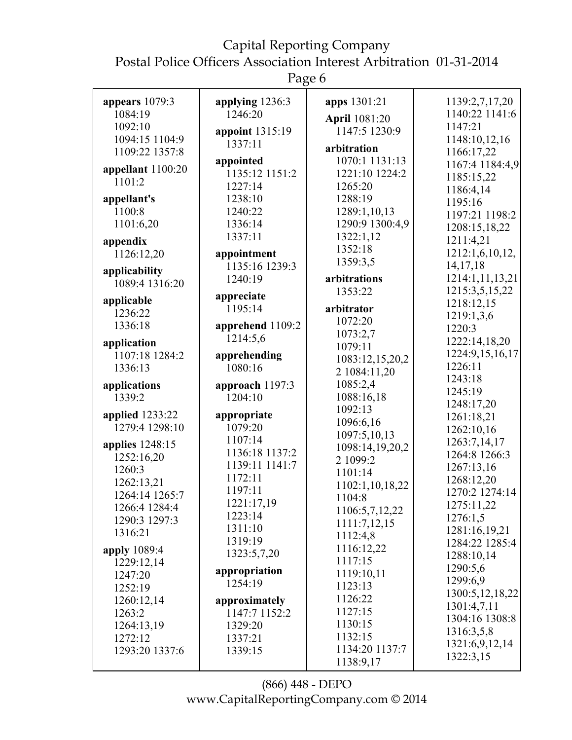**appears** 1079:3 1084:19 1092:10 1094:15 1104:9 1109:22 1357:8

**appellant** 1100:20 1101:2

**appellant's** 1100:8 1101:6,20

**appendix** 1126:12,20

**applicability** 1089:4 1316:20

**applicable** 1236:22 1336:18

**application** 1107:18 1284:2 1336:13

**applications** 1339:2

**applied** 1233:22 1279:4 1298:10

**applies** 1248:15 1252:16,20 1260:3 1262:13,21 1264:14 1265:7 1266:4 1284:4 1290:3 1297:3 1316:21

**apply** 1089:4 1229:12,14 1247:20 1252:19 1260:12,14 1263:2 1264:13,19 1272:12 1293:20 1337:6

**applying** 1236:3 1246:20

**appoint** 1315:19 1337:11

**appointed** 1135:12 1151:2 1227:14 1238:10 1240:22 1336:14 1337:11

**appointment** 1135:16 1239:3 1240:19

**appreciate** 1195:14

**apprehend** 1109:2 1214:5,6

**apprehending** 1080:16

**approach** 1197:3 1204:10

**appropriate** 1079:20 1107:14 1136:18 1137:2 1139:11 1141:7 1172:11 1197:11 1221:17,19 1223:14 1311:10 1319:19 1323:5,7,20

**appropriation** 1254:19

**approximately** 1147:7 1152:2 1329:20 1337:21 1339:15

**apps** 1301:21

**April** 1081:20 1147:5 1230:9

**arbitration** 1070:1 1131:13 1221:10 1224:2 1265:20 1288:19 1289:1,10,13 1290:9 1300:4,9 1322:1,12 1352:18 1359:3,5

**arbitrations** 1353:22

**arbitrator** 1072:20 1073:2,7 1079:11 1083:12,15,20,22 1084:11,20 1085:2,4 1088:16,18 1092:13 1096:6,16 1097:5,10,13 1098:14,19,20,22 1099:2 1101:14 1102:1,10,18,22 1104:8 1106:5,7,12,22 1111:7,12,15 1112:4,8 1116:12,22 1117:15 1119:10,11 1123:13 1126:22 1127:15 1130:15 1132:15 1134:20 1137:7 1138:9,17 1139:2,7,17,20 1140:22 1141:6 1147:21 1148:10,12,16 1166:17,22 1167:4 1184:4,9 1185:15,22 1186:4,14 1195:16 1197:21 1198:2 1208:15,18,22 1211:4,21 1212:1,6,10,12,14,17,18 1214:1,11,13,21 1215:3,5,15,22 1218:12,15 1219:1,3,6 1220:3 1222:14,18,20 1224:9,15,16,17 1226:11 1243:18 1245:19 1248:17,20 1261:18,21 1262:10,16 1263:7,14,17 1264:8 1266:3 1267:13,16 1268:12,20 1270:2 1274:14 1275:11,22 1276:1,5 1281:16,19,21 1284:22 1285:4 1288:10,14 1290:5,6 1299:6,9 1300:5,12,18,22 1301:4,7,11 1304:16 1308:8 1316:3,5,8 1321:6,9,12,14 1322:3,15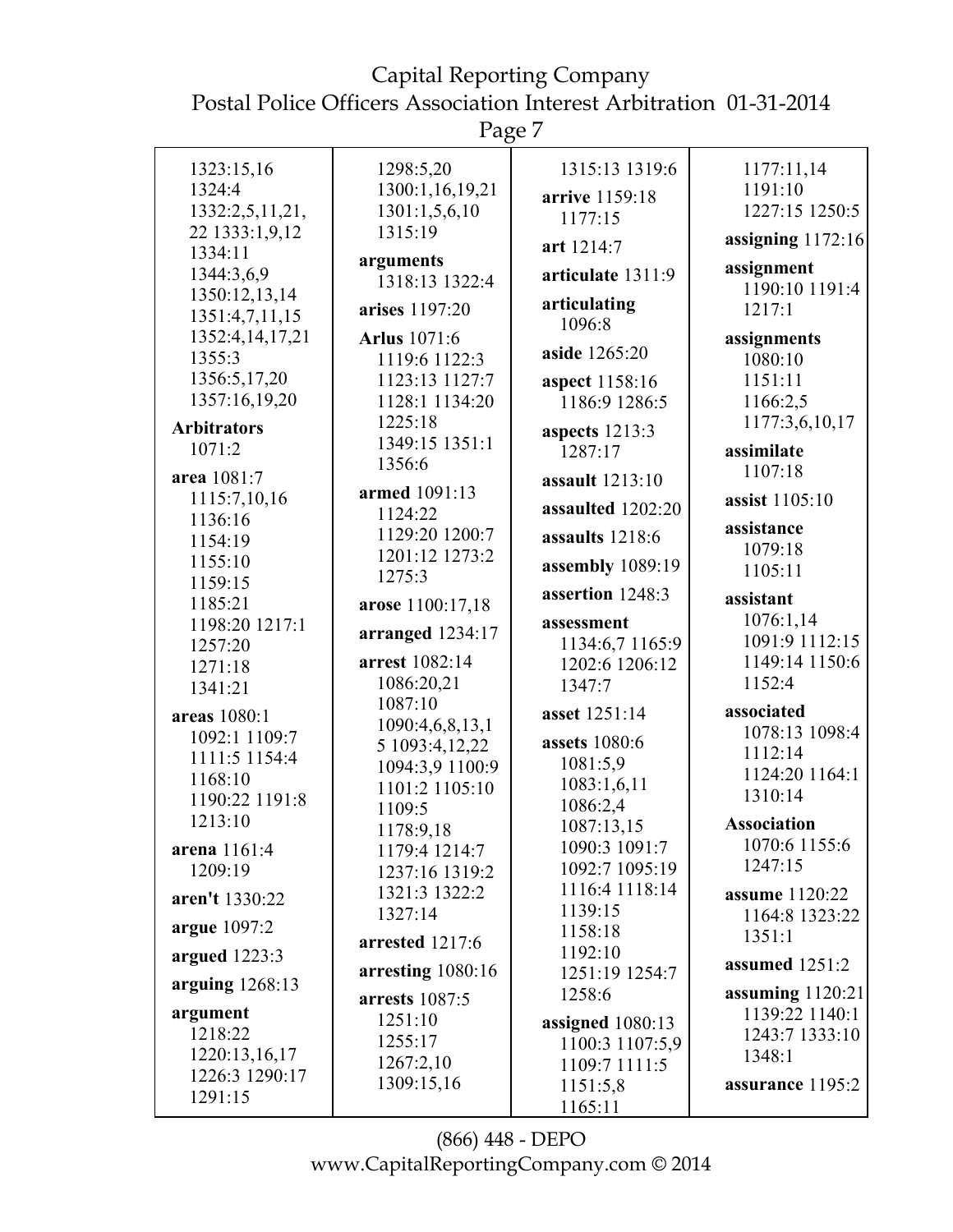1323:15,16
1324:4
1332:2,5,11,21,22 1333:1,9,12
1334:11
1344:3,6,9
1350:12,13,14
1351:4,7,11,15
1352:4,14,17,21
1355:3
1356:5,17,20
1357:16,19,20

**Arbitrators** 1071:2

**area** 1081:7 1115:7,10,16 1136:16 1154:19 1155:10 1159:15 1185:21 1198:20 1217:1 1257:20 1271:18 1341:21

**areas** 1080:1 1092:1 1109:7 1111:5 1154:4 1168:10 1190:22 1191:8 1213:10

**arena** 1161:4 1209:19

**aren't** 1330:22

**argue** 1097:2

**argued** 1223:3

**arguing** 1268:13

**argument** 1218:22 1220:13,16,17 1226:3 1290:17 1291:15

1298:5,20 1300:1,16,19,21 1301:1,5,6,10 1315:19

**arguments** 1318:13 1322:4

**arises** 1197:20

**Arlus** 1071:6 1119:6 1122:3 1123:13 1127:7 1128:1 1134:20 1225:18 1349:15 1351:1 1356:6

**armed** 1091:13 1124:22 1129:20 1200:7 1201:12 1273:2 1275:3

**arose** 1100:17,18

**arranged** 1234:17

**arrest** 1082:14 1086:20,21 1087:10 1090:4,6,8,13,15 1093:4,12,22 1094:3,9 1100:9 1101:2 1105:10 1109:5 1178:9,18 1179:4 1214:7 1237:16 1319:2 1321:3 1322:2 1327:14

**arrested** 1217:6

**arresting** 1080:16

**arrests** 1087:5 1251:10 1255:17 1267:2,10 1309:15,16

1315:13 1319:6

**arrive** 1159:18 1177:15

**art** 1214:7

**articulate** 1311:9

**articulating** 1096:8

**aside** 1265:20

**aspect** 1158:16 1186:9 1286:5

**aspects** 1213:3 1287:17

**assault** 1213:10

**assaulted** 1202:20

**assaults** 1218:6

**assembly** 1089:19

**assertion** 1248:3

**assessment** 1134:6,7 1165:9 1202:6 1206:12 1347:7

**asset** 1251:14

**assets** 1080:6 1081:5,9 1083:1,6,11 1086:2,4 1087:13,15 1090:3 1091:7 1092:7 1095:19 1116:4 1118:14 1139:15 1158:18 1192:10 1251:19 1254:7 1258:6

**assigned** 1080:13 1100:3 1107:5,9 1109:7 1111:5 1151:5,8 1165:11

1177:11,14 1191:10 1227:15 1250:5

**assigning** 1172:16

**assignment** 1190:10 1191:4 1217:1

**assignments** 1080:10 1151:11 1166:2,5 1177:3,6,10,17

**assimilate** 1107:18

**assist** 1105:10

**assistance** 1079:18 1105:11

**assistant** 1076:1,14 1091:9 1112:15 1149:14 1150:6 1152:4

**associated** 1078:13 1098:4 1112:14 1124:20 1164:1 1310:14

**Association** 1070:6 1155:6 1247:15

**assume** 1120:22 1164:8 1323:22 1351:1

**assumed** 1251:2

**assuming** 1120:21 1139:22 1140:1 1243:7 1333:10 1348:1

**assurance** 1195:2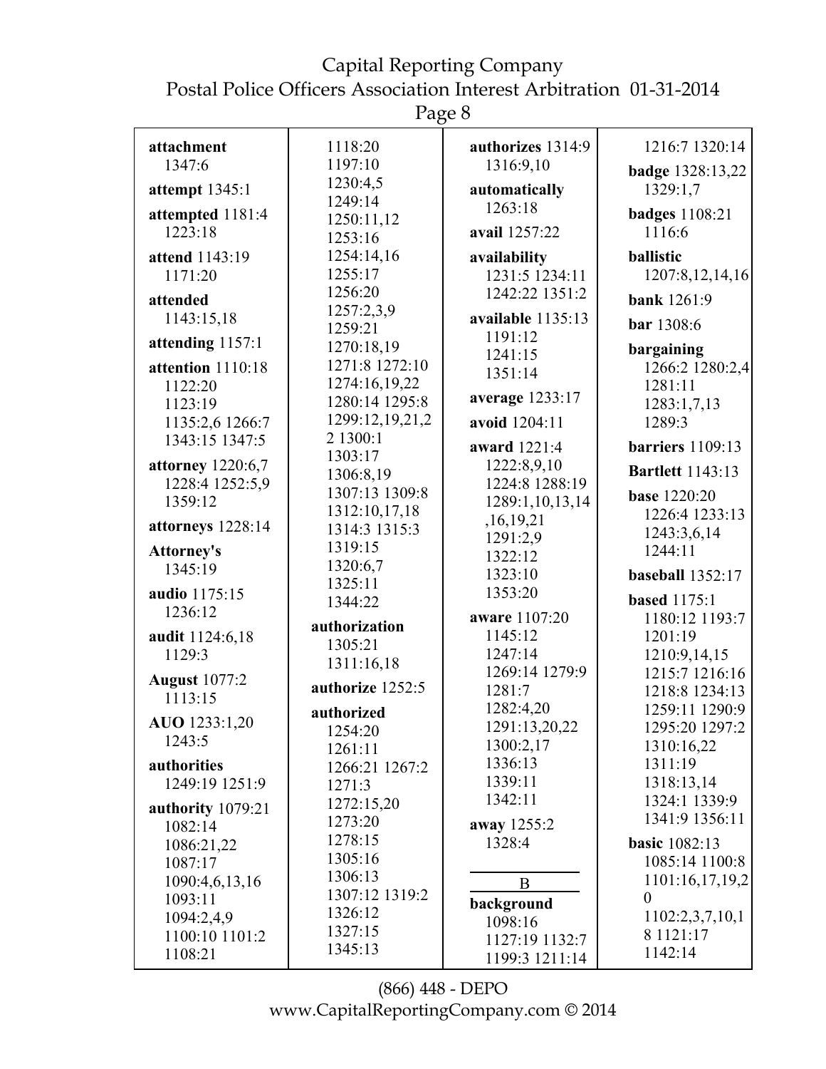**attachment** 1347:6

**attempt** 1345:1

**attempted** 1181:4 1223:18

**attend** 1143:19 1171:20

**attended** 1143:15,18

**attending** 1157:1

**attention** 1110:18 1122:20 1123:19 1135:2,6 1266:7 1343:15 1347:5

**attorney** 1220:6,7 1228:4 1252:5,9 1359:12

**attorneys** 1228:14

**Attorney's** 1345:19

**audio** 1175:15 1236:12

**audit** 1124:6,18 1129:3

**August** 1077:2 1113:15

**AUO** 1233:1,20 1243:5

**authorities** 1249:19 1251:9

**authority** 1079:21 1082:14 1086:21,22 1087:17 1090:4,6,13,16 1093:11 1094:2,4,9 1100:10 1101:2 1108:21 1118:20 1197:10 1230:4,5 1249:14 1250:11,12 1253:16 1254:14,16 1255:17 1256:20 1257:2,3,9 1259:21 1270:18,19 1271:8 1272:10 1274:16,19,22 1280:14 1295:8 1299:12,19,21,22 1300:1 1303:17 1306:8,19 1307:13 1309:8 1312:10,17,18 1314:3 1315:3 1319:15 1320:6,7 1325:11 1344:22

**authorization** 1305:21 1311:16,18

**authorize** 1252:5

**authorized** 1254:20 1261:11 1266:21 1267:2 1271:3 1272:15,20 1273:20 1278:15 1305:16 1306:13 1307:12 1319:2 1326:12 1327:15 1345:13

**authorizes** 1314:9 1316:9,10

**automatically** 1263:18

**avail** 1257:22

**availability** 1231:5 1234:11 1242:22 1351:2

**available** 1135:13 1191:12 1241:15 1351:14

**average** 1233:17

**avoid** 1204:11

**award** 1221:4 1222:8,9,10 1224:8 1288:19 1289:1,10,13,14,16,19,21 1291:2,9 1322:12 1323:10 1353:20

**aware** 1107:20 1145:12 1247:14 1269:14 1279:9 1281:7 1282:4,20 1291:13,20,22 1300:2,17 1336:13 1339:11 1342:11

**away** 1255:2 1328:4

## B

**background** 1098:16 1127:19 1132:7 1199:3 1211:14 1216:7 1320:14

**badge** 1328:13,22 1329:1,7

**badges** 1108:21 1116:6

**ballistic** 1207:8,12,14,16

**bank** 1261:9

**bar** 1308:6

**bargaining** 1266:2 1280:2,4 1281:11 1283:1,7,13 1289:3

**barriers** 1109:13

**Bartlett** 1143:13

**base** 1220:20 1226:4 1233:13 1243:3,6,14 1244:11

**baseball** 1352:17

**based** 1175:1 1180:12 1193:7 1201:19 1210:9,14,15 1215:7 1216:16 1218:8 1234:13 1259:11 1290:9 1295:20 1297:2 1310:16,22 1311:19 1318:13,14 1324:1 1339:9 1341:9 1356:11

**basic** 1082:13 1085:14 1100:8 1101:16,17,19,20 1102:2,3,7,10,18 1121:17 1142:14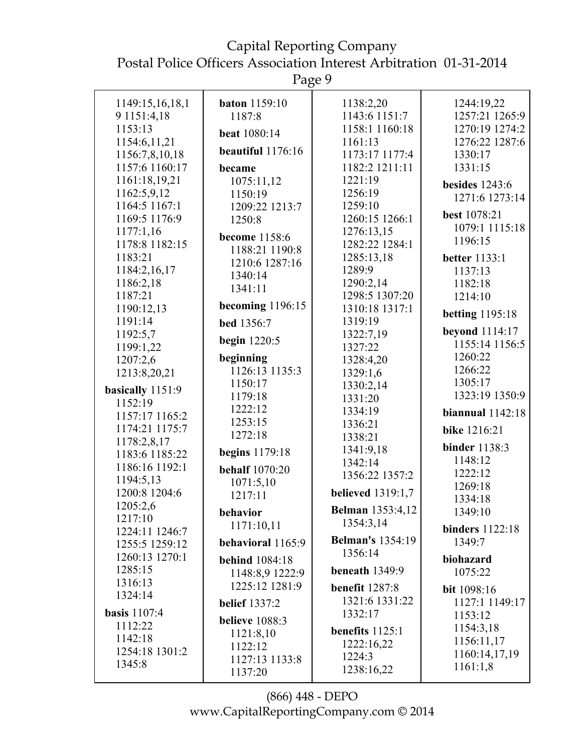1149:15,16,18,19 1151:4,18
1153:13
1154:6,11,21
1156:7,8,10,18
1157:6 1160:17
1161:18,19,21
1162:5,9,12
1164:5 1167:1
1169:5 1176:9
1177:1,16
1178:8 1182:15
1183:21
1184:2,16,17
1186:2,18
1187:21
1190:12,13
1191:14
1192:5,7
1199:1,22
1207:2,6
1213:8,20,21

**basically** 1151:9 1152:19 1157:17 1165:2 1174:21 1175:7 1178:2,8,17 1183:6 1185:22 1186:16 1192:1 1194:5,13 1200:8 1204:6 1205:2,6 1217:10 1224:11 1246:7 1255:5 1259:12 1260:13 1270:1 1285:15 1316:13 1324:14

**basis** 1107:4 1112:22 1142:18 1254:18 1301:2 1345:8

**baton** 1159:10 1187:8

**beat** 1080:14

**beautiful** 1176:16

**became** 1075:11,12 1150:19 1209:22 1213:7 1250:8

**become** 1158:6 1188:21 1190:8 1210:6 1287:16 1340:14 1341:11

**becoming** 1196:15

**bed** 1356:7

**begin** 1220:5

**beginning** 1126:13 1135:3 1150:17 1179:18 1222:12 1253:15 1272:18

**begins** 1179:18

**behalf** 1070:20 1071:5,10 1217:11

**behavior** 1171:10,11

**behavioral** 1165:9

**behind** 1084:18 1148:8,9 1222:9 1225:12 1281:9

**belief** 1337:2

**believe** 1088:3 1121:8,10 1122:12 1127:13 1133:8 1137:20 1138:2,20 1143:6 1151:7 1158:1 1160:18 1161:13 1173:17 1177:4 1182:2 1211:11 1221:19 1256:19 1259:10 1260:15 1266:1 1276:13,15 1282:22 1284:1 1285:13,18 1289:9 1290:2,14 1298:5 1307:20 1310:18 1317:1 1319:19 1322:7,19 1327:22 1328:4,20 1329:1,6 1330:2,14 1331:20 1334:19 1336:21 1338:21 1341:9,18 1342:14 1356:22 1357:2

**believed** 1319:1,7

**Belman** 1353:4,12 1354:3,14

**Belman's** 1354:19 1356:14

**beneath** 1349:9

**benefit** 1287:8 1321:6 1331:22 1332:17

**benefits** 1125:1 1222:16,22 1224:3 1238:16,22 1244:19,22 1257:21 1265:9 1270:19 1274:2 1276:22 1287:6 1330:17 1331:15

**besides** 1243:6 1271:6 1273:14

**best** 1078:21 1079:1 1115:18 1196:15

**better** 1133:1 1137:13 1182:18 1214:10

**betting** 1195:18

**beyond** 1114:17 1155:14 1156:5 1260:22 1266:22 1305:17 1323:19 1350:9

**biannual** 1142:18

**bike** 1216:21

**binder** 1138:3 1148:12 1222:12 1269:18 1334:18 1349:10

**binders** 1122:18 1349:7

**biohazard** 1075:22

**bit** 1098:16 1127:1 1149:17 1153:12 1154:3,18 1156:11,17 1160:14,17,19 1161:1,8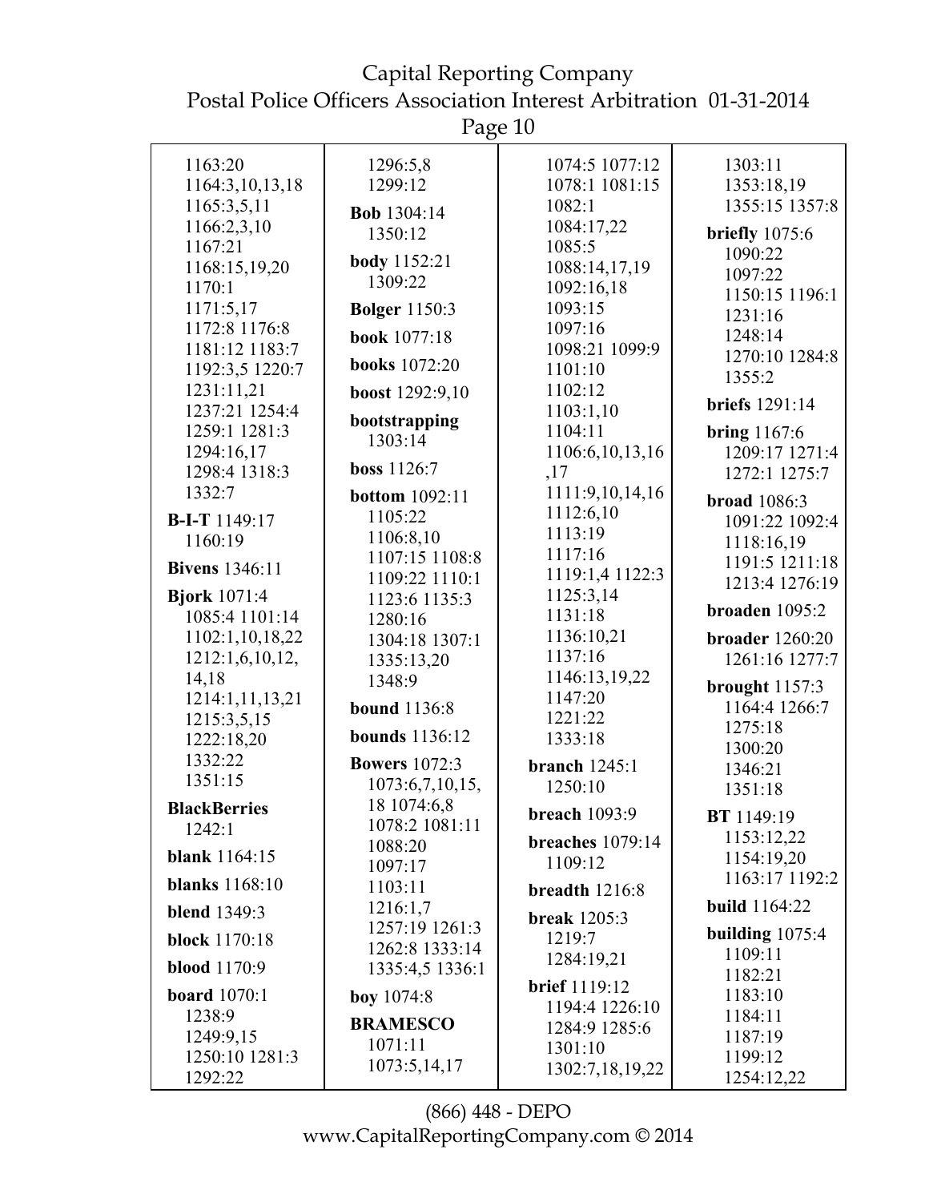1163:20
1164:3,10,13,18
1165:3,5,11
1166:2,3,10
1167:21
1168:15,19,20
1170:1
1171:5,17
1172:8 1176:8
1181:12 1183:7
1192:3,5 1220:7
1231:11,21
1237:21 1254:4
1259:1 1281:3
1294:16,17
1298:4 1318:3
1332:7

**B-I-T** 1149:17
1160:19

**Bivens** 1346:11

**Bjork** 1071:4
1085:4 1101:14
1102:1,10,18,22
1212:1,6,10,12,
14,18
1214:1,11,13,21
1215:3,5,15
1222:18,20
1332:22
1351:15

**BlackBerries**
1242:1

**blank** 1164:15

**blanks** 1168:10

**blend** 1349:3

**block** 1170:18

**blood** 1170:9

**board** 1070:1
1238:9
1249:9,15
1250:10 1281:3
1292:22

1296:5,8
1299:12

**Bob** 1304:14
1350:12

**body** 1152:21
1309:22

**Bolger** 1150:3

**book** 1077:18

**books** 1072:20

**boost** 1292:9,10

**bootstrapping**
1303:14

**boss** 1126:7

**bottom** 1092:11
1105:22
1106:8,10
1107:15 1108:8
1109:22 1110:1
1123:6 1135:3
1280:16
1304:18 1307:1
1335:13,20
1348:9

**bound** 1136:8

**bounds** 1136:12

**Bowers** 1072:3
1073:6,7,10,15,
18 1074:6,8
1078:2 1081:11
1088:20
1097:17
1103:11
1216:1,7
1257:19 1261:3
1262:8 1333:14
1335:4,5 1336:1

**boy** 1074:8

**BRAMESCO**
1071:11
1073:5,14,17

1074:5 1077:12
1078:1 1081:15
1082:1
1084:17,22
1085:5
1088:14,17,19
1092:16,18
1093:15
1097:16
1098:21 1099:9
1101:10
1102:12
1103:1,10
1104:11
1106:6,10,13,16
,17
1111:9,10,14,16
1112:6,10
1113:19
1117:16
1119:1,4 1122:3
1125:3,14
1131:18
1136:10,21
1137:16
1146:13,19,22
1147:20
1221:22
1333:18

**branch** 1245:1
1250:10

**breach** 1093:9

**breaches** 1079:14
1109:12

**breadth** 1216:8

**break** 1205:3
1219:7
1284:19,21

**brief** 1119:12
1194:4 1226:10
1284:9 1285:6
1301:10
1302:7,18,19,22

1303:11
1353:18,19
1355:15 1357:8

**briefly** 1075:6
1090:22
1097:22
1150:15 1196:1
1231:16
1248:14
1270:10 1284:8
1355:2

**briefs** 1291:14

**bring** 1167:6
1209:17 1271:4
1272:1 1275:7

**broad** 1086:3
1091:22 1092:4
1118:16,19
1191:5 1211:18
1213:4 1276:19

**broaden** 1095:2

**broader** 1260:20
1261:16 1277:7

**brought** 1157:3
1164:4 1266:7
1275:18
1300:20
1346:21
1351:18

**BT** 1149:19
1153:12,22
1154:19,20
1163:17 1192:2

**build** 1164:22

**building** 1075:4
1109:11
1182:21
1183:10
1184:11
1187:19
1199:12
1254:12,22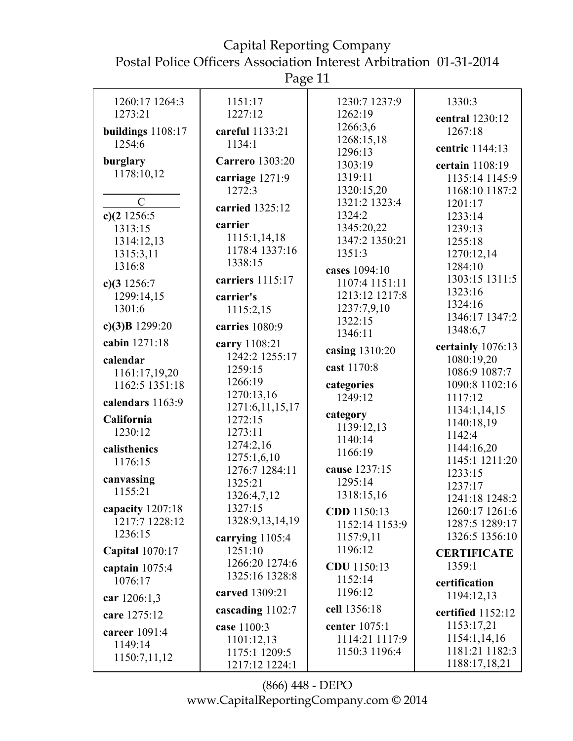1260:17 1264:3 1273:21

**buildings** 1108:17 1254:6

**burglary** 1178:10,12

C

**c)(2** 1256:5 1313:15 1314:12,13 1315:3,11 1316:8

**c)(3** 1256:7 1299:14,15 1301:6

**c)(3)B** 1299:20

**cabin** 1271:18

**calendar** 1161:17,19,20 1162:5 1351:18

**calendars** 1163:9

**California** 1230:12

**calisthenics** 1176:15

**canvassing** 1155:21

**capacity** 1207:18 1217:7 1228:12 1236:15

**Capital** 1070:17

**captain** 1075:4 1076:17

**car** 1206:1,3

**care** 1275:12

**career** 1091:4 1149:14 1150:7,11,12

1151:17 1227:12

**careful** 1133:21 1134:1

**Carrero** 1303:20

**carriage** 1271:9 1272:3

**carried** 1325:12

**carrier** 1115:1,14,18 1178:4 1337:16 1338:15

**carriers** 1115:17

**carrier's** 1115:2,15

**carries** 1080:9

**carry** 1108:21 1242:2 1255:17 1259:15 1266:19 1270:13,16 1271:6,11,15,17 1272:15 1273:11 1274:2,16 1275:1,6,10 1276:7 1284:11 1325:21 1326:4,7,12 1327:15 1328:9,13,14,19

**carrying** 1105:4 1251:10 1266:20 1274:6 1325:16 1328:8

**carved** 1309:21

**cascading** 1102:7

**case** 1100:3 1101:12,13 1175:1 1209:5 1217:12 1224:1

1230:7 1237:9 1262:19 1266:3,6 1268:15,18 1296:13 1303:19 1319:11 1320:15,20 1321:2 1323:4 1324:2 1345:20,22 1347:2 1350:21 1351:3

**cases** 1094:10 1107:4 1151:11 1213:12 1217:8 1237:7,9,10 1322:15 1346:11

**casing** 1310:20

**cast** 1170:8

**categories** 1249:12

**category** 1139:12,13 1140:14 1166:19

**cause** 1237:15 1295:14 1318:15,16

**CDD** 1150:13 1152:14 1153:9 1157:9,11 1196:12

**CDU** 1150:13 1152:14 1196:12

**cell** 1356:18

**center** 1075:1 1114:21 1117:9 1150:3 1196:4

1330:3

**central** 1230:12 1267:18

**centric** 1144:13

**certain** 1108:19 1135:14 1145:9 1168:10 1187:2 1201:17 1233:14 1239:13 1255:18 1270:12,14 1284:10 1303:15 1311:5 1323:16 1324:16 1346:17 1347:2 1348:6,7

**certainly** 1076:13 1080:19,20 1086:9 1087:7 1090:8 1102:16 1117:12 1134:1,14,15 1140:18,19 1142:4 1144:16,20 1145:1 1211:20 1233:15 1237:17 1241:18 1248:2 1260:17 1261:6 1287:5 1289:17 1326:5 1356:10

**CERTIFICATE** 1359:1

**certification** 1194:12,13

**certified** 1152:12 1153:17,21 1154:1,14,16 1181:21 1182:3 1188:17,18,21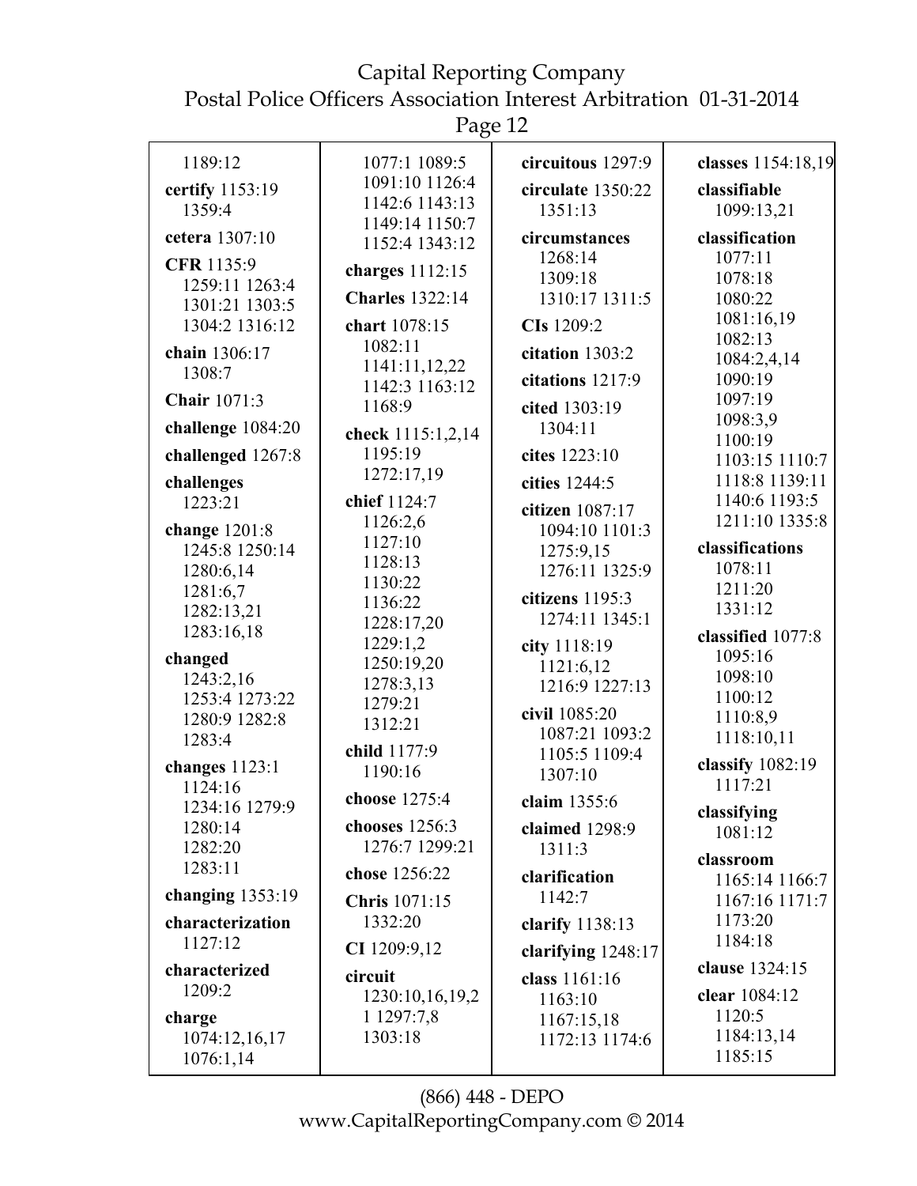1189:12

**certify** 1153:19 1359:4

**cetera** 1307:10

**CFR** 1135:9 1259:11 1263:4 1301:21 1303:5 1304:2 1316:12

**chain** 1306:17 1308:7

**Chair** 1071:3

**challenge** 1084:20

**challenged** 1267:8

**challenges** 1223:21

**change** 1201:8 1245:8 1250:14 1280:6,14 1281:6,7 1282:13,21 1283:16,18

**changed** 1243:2,16 1253:4 1273:22 1280:9 1282:8 1283:4

**changes** 1123:1 1124:16 1234:16 1279:9 1280:14 1282:20 1283:11

**changing** 1353:19

**characterization** 1127:12

**characterized** 1209:2

**charge** 1074:12,16,17 1076:1,14 1077:1 1089:5 1091:10 1126:4 1142:6 1143:13 1149:14 1150:7 1152:4 1343:12

**charges** 1112:15

**Charles** 1322:14

**chart** 1078:15 1082:11 1141:11,12,22 1142:3 1163:12 1168:9

**check** 1115:1,2,14 1195:19 1272:17,19

**chief** 1124:7 1126:2,6 1127:10 1128:13 1130:22 1136:22 1228:17,20 1229:1,2 1250:19,20 1278:3,13 1279:21 1312:21

**child** 1177:9 1190:16

**choose** 1275:4

**chooses** 1256:3 1276:7 1299:21

**chose** 1256:22

**Chris** 1071:15 1332:20

**CI** 1209:9,12

**circuit** 1230:10,16,19,21 1297:7,8 1303:18

**circuitous** 1297:9

**circulate** 1350:22 1351:13

**circumstances** 1268:14 1309:18 1310:17 1311:5

**CIs** 1209:2

**citation** 1303:2

**citations** 1217:9

**cited** 1303:19 1304:11

**cites** 1223:10

**cities** 1244:5

**citizen** 1087:17 1094:10 1101:3 1275:9,15 1276:11 1325:9

**citizens** 1195:3 1274:11 1345:1

**city** 1118:19 1121:6,12 1216:9 1227:13

**civil** 1085:20 1087:21 1093:2 1105:5 1109:4 1307:10

**claim** 1355:6

**claimed** 1298:9 1311:3

**clarification** 1142:7

**clarify** 1138:13

**clarifying** 1248:17

**class** 1161:16 1163:10 1167:15,18 1172:13 1174:6

**classes** 1154:18,19

**classifiable** 1099:13,21

**classification** 1077:11 1078:18 1080:22 1081:16,19 1082:13 1084:2,4,14 1090:19 1097:19 1098:3,9 1100:19 1103:15 1110:7 1118:8 1139:11 1140:6 1193:5 1211:10 1335:8

**classifications** 1078:11 1211:20 1331:12

**classified** 1077:8 1095:16 1098:10 1100:12 1110:8,9 1118:10,11

**classify** 1082:19 1117:21

**classifying** 1081:12

**classroom** 1165:14 1166:7 1167:16 1171:7 1173:20 1184:18

**clause** 1324:15

**clear** 1084:12 1120:5 1184:13,14 1185:15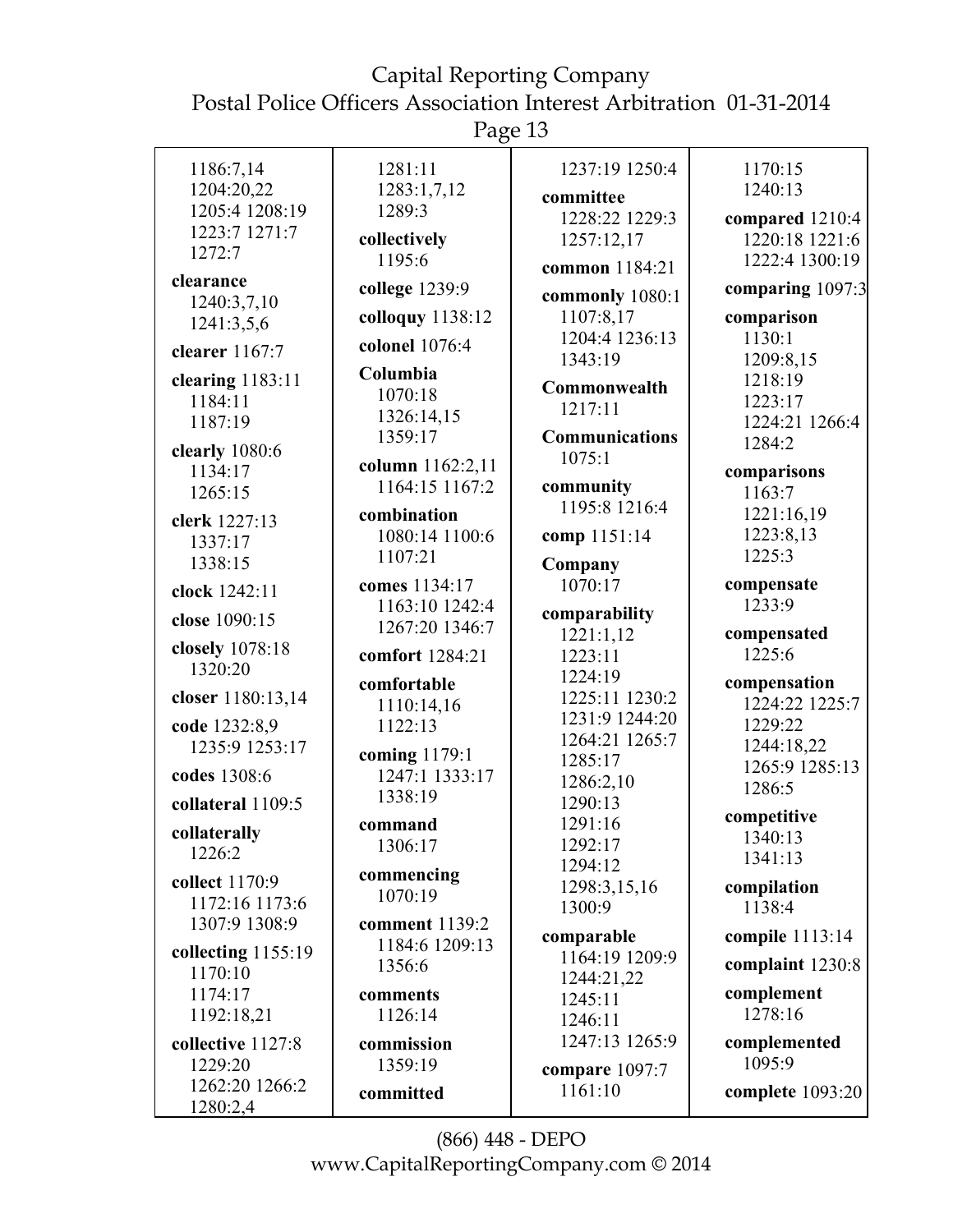1186:7,14
1204:20,22
1205:4 1208:19
1223:7 1271:7
1272:7

**clearance**
1240:3,7,10
1241:3,5,6

**clearer** 1167:7

**clearing** 1183:11
1184:11
1187:19

**clearly** 1080:6
1134:17
1265:15

**clerk** 1227:13
1337:17
1338:15

**clock** 1242:11

**close** 1090:15

**closely** 1078:18
1320:20

**closer** 1180:13,14

**code** 1232:8,9
1235:9 1253:17

**codes** 1308:6

**collateral** 1109:5

**collaterally**
1226:2

**collect** 1170:9
1172:16 1173:6
1307:9 1308:9

**collecting** 1155:19
1170:10
1174:17
1192:18,21

**collective** 1127:8
1229:20
1262:20 1266:2
1280:2,4

1281:11
1283:1,7,12
1289:3

**collectively**
1195:6

**college** 1239:9

**colloquy** 1138:12

**colonel** 1076:4

**Columbia**
1070:18
1326:14,15
1359:17

**column** 1162:2,11
1164:15 1167:2

**combination**
1080:14 1100:6
1107:21

**comes** 1134:17
1163:10 1242:4
1267:20 1346:7

**comfort** 1284:21

**comfortable**
1110:14,16
1122:13

**coming** 1179:1
1247:1 1333:17
1338:19

**command**
1306:17

**commencing**
1070:19

**comment** 1139:2
1184:6 1209:13
1356:6

**comments**
1126:14

**commission**
1359:19

**committed**
1237:19 1250:4

**committee**
1228:22 1229:3
1257:12,17

**common** 1184:21

**commonly** 1080:1
1107:8,17
1204:4 1236:13
1343:19

**Commonwealth**
1217:11

**Communications**
1075:1

**community**
1195:8 1216:4

**comp** 1151:14

**Company**
1070:17

**comparability**
1221:1,12
1223:11
1224:19
1225:11 1230:2
1231:9 1244:20
1264:21 1265:7
1285:17
1286:2,10
1290:13
1291:16
1292:17
1294:12
1298:3,15,16
1300:9

**comparable**
1164:19 1209:9
1244:21,22
1245:11
1246:11
1247:13 1265:9

**compare** 1097:7
1161:10

1170:15
1240:13

**compared** 1210:4
1220:18 1221:6
1222:4 1300:19

**comparing** 1097:3

**comparison**
1130:1
1209:8,15
1218:19
1223:17
1224:21 1266:4
1284:2

**comparisons**
1163:7
1221:16,19
1223:8,13
1225:3

**compensate**
1233:9

**compensated**
1225:6

**compensation**
1224:22 1225:7
1229:22
1244:18,22
1265:9 1285:13
1286:5

**competitive**
1340:13
1341:13

**compilation**
1138:4

**compile** 1113:14

**complaint** 1230:8

**complement**
1278:16

**complemented**
1095:9

**complete** 1093:20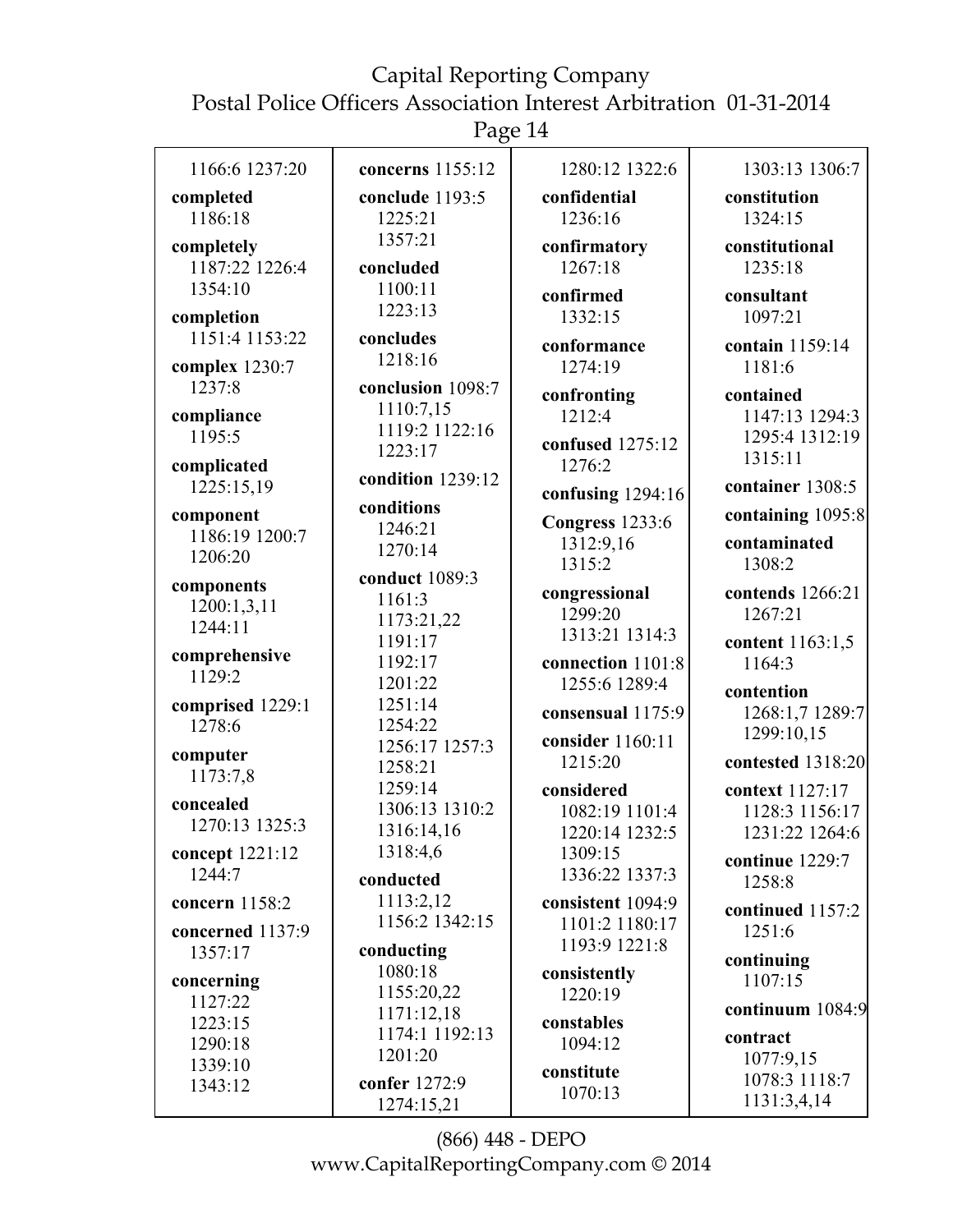1166:6 1237:20

**completed** 1186:18

**completely** 1187:22 1226:4 1354:10

**completion** 1151:4 1153:22

**complex** 1230:7 1237:8

**compliance** 1195:5

**complicated** 1225:15,19

**component** 1186:19 1200:7 1206:20

**components** 1200:1,3,11 1244:11

**comprehensive** 1129:2

**comprised** 1229:1 1278:6

**computer** 1173:7,8

**concealed** 1270:13 1325:3

**concept** 1221:12 1244:7

**concern** 1158:2

**concerned** 1137:9 1357:17

**concerning** 1127:22 1223:15 1290:18 1339:10 1343:12

**concerns** 1155:12

**conclude** 1193:5 1225:21 1357:21

**concluded** 1100:11 1223:13

**concludes** 1218:16

**conclusion** 1098:7 1110:7,15 1119:2 1122:16 1223:17

**condition** 1239:12

**conditions** 1246:21 1270:14

**conduct** 1089:3 1161:3 1173:21,22 1191:17 1192:17 1201:22 1251:14 1254:22 1256:17 1257:3 1258:21 1259:14 1306:13 1310:2 1316:14,16 1318:4,6

**conducted** 1113:2,12 1156:2 1342:15

**conducting** 1080:18 1155:20,22 1171:12,18 1174:1 1192:13 1201:20

**confer** 1272:9 1274:15,21

1280:12 1322:6

**confidential** 1236:16

**confirmatory** 1267:18

**confirmed** 1332:15

**conformance** 1274:19

**confronting** 1212:4

**confused** 1275:12 1276:2

**confusing** 1294:16

**Congress** 1233:6 1312:9,16 1315:2

**congressional** 1299:20 1313:21 1314:3

**connection** 1101:8 1255:6 1289:4

**consensual** 1175:9

**consider** 1160:11 1215:20

**considered** 1082:19 1101:4 1220:14 1232:5 1309:15 1336:22 1337:3

**consistent** 1094:9 1101:2 1180:17 1193:9 1221:8

**consistently** 1220:19

**constables** 1094:12

**constitute** 1070:13

1303:13 1306:7

**constitution** 1324:15

**constitutional** 1235:18

**consultant** 1097:21

**contain** 1159:14 1181:6

**contained** 1147:13 1294:3 1295:4 1312:19 1315:11

**container** 1308:5

**containing** 1095:8

**contaminated** 1308:2

**contends** 1266:21 1267:21

**content** 1163:1,5 1164:3

**contention** 1268:1,7 1289:7 1299:10,15

**contested** 1318:20

**context** 1127:17 1128:3 1156:17 1231:22 1264:6

**continue** 1229:7 1258:8

**continued** 1157:2 1251:6

**continuing** 1107:15

**continuum** 1084:9

**contract** 1077:9,15 1078:3 1118:7 1131:3,4,14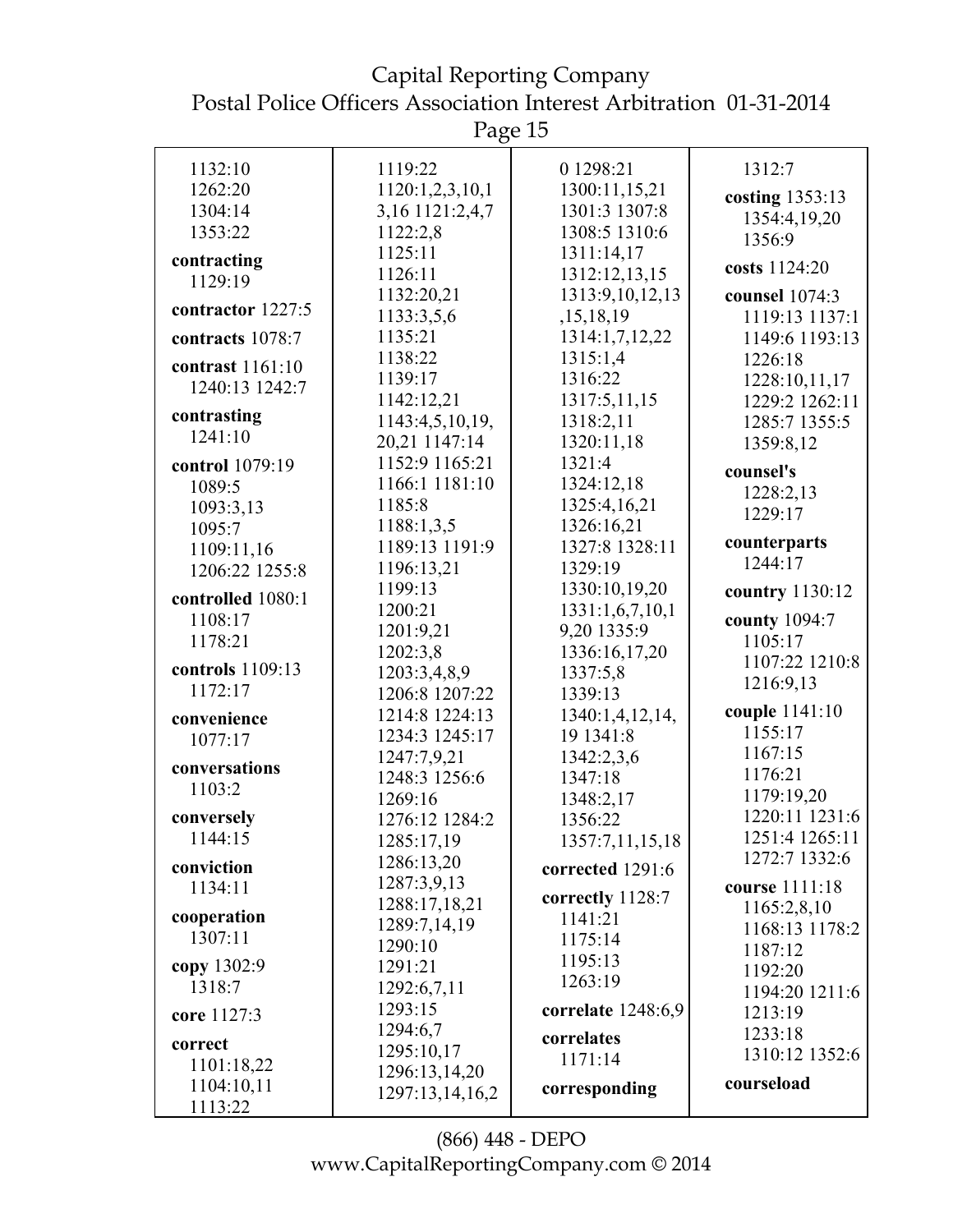1132:10
1262:20
1304:14
1353:22

**contracting**
1129:19

**contractor** 1227:5

**contracts** 1078:7

**contrast** 1161:10
1240:13 1242:7

**contrasting**
1241:10

**control** 1079:19
1089:5
1093:3,13
1095:7
1109:11,16
1206:22 1255:8

**controlled** 1080:1
1108:17
1178:21

**controls** 1109:13
1172:17

**convenience**
1077:17

**conversations**
1103:2

**conversely**
1144:15

**conviction**
1134:11

**cooperation**
1307:11

**copy** 1302:9
1318:7

**core** 1127:3

**correct**
1101:18,22
1104:10,11
1113:22
1119:22
1120:1,2,3,10,1
3,16 1121:2,4,7
1122:2,8
1125:11
1126:11
1132:20,21
1133:3,5,6
1135:21
1138:22
1139:17
1142:12,21
1143:4,5,10,19,
20,21 1147:14
1152:9 1165:21
1166:1 1181:10
1185:8
1188:1,3,5
1189:13 1191:9
1196:13,21
1199:13
1200:21
1201:9,21
1202:3,8
1203:3,4,8,9
1206:8 1207:22
1214:8 1224:13
1234:3 1245:17
1247:7,9,21
1248:3 1256:6
1269:16
1276:12 1284:2
1285:17,19
1286:13,20
1287:3,9,13
1288:17,18,21
1289:7,14,19
1290:10
1291:21
1292:6,7,11
1293:15
1294:6,7
1295:10,17
1296:13,14,20
1297:13,14,16,2
0 1298:21
1300:11,15,21
1301:3 1307:8
1308:5 1310:6
1311:14,17
1312:12,13,15
1313:9,10,12,13
,15,18,19
1314:1,7,12,22
1315:1,4
1316:22
1317:5,11,15
1318:2,11
1320:11,18
1321:4
1324:12,18
1325:4,16,21
1326:16,21
1327:8 1328:11
1329:19
1330:10,19,20
1331:1,6,7,10,1
9,20 1335:9
1336:16,17,20
1337:5,8
1339:13
1340:1,4,12,14,
19 1341:8
1342:2,3,6
1347:18
1348:2,17
1356:22
1357:7,11,15,18

**corrected** 1291:6

**correctly** 1128:7
1141:21
1175:14
1195:13
1263:19

**correlate** 1248:6,9

**correlates**
1171:14

**corresponding**
1312:7

**costing** 1353:13
1354:4,19,20
1356:9

**costs** 1124:20

**counsel** 1074:3
1119:13 1137:1
1149:6 1193:13
1226:18
1228:10,11,17
1229:2 1262:11
1285:7 1355:5
1359:8,12

**counsel's**
1228:2,13
1229:17

**counterparts**
1244:17

**country** 1130:12

**county** 1094:7
1105:17
1107:22 1210:8
1216:9,13

**couple** 1141:10
1155:17
1167:15
1176:21
1179:19,20
1220:11 1231:6
1251:4 1265:11
1272:7 1332:6

**course** 1111:18
1165:2,8,10
1168:13 1178:2
1187:12
1192:20
1194:20 1211:6
1213:19
1233:18
1310:12 1352:6

**courseload**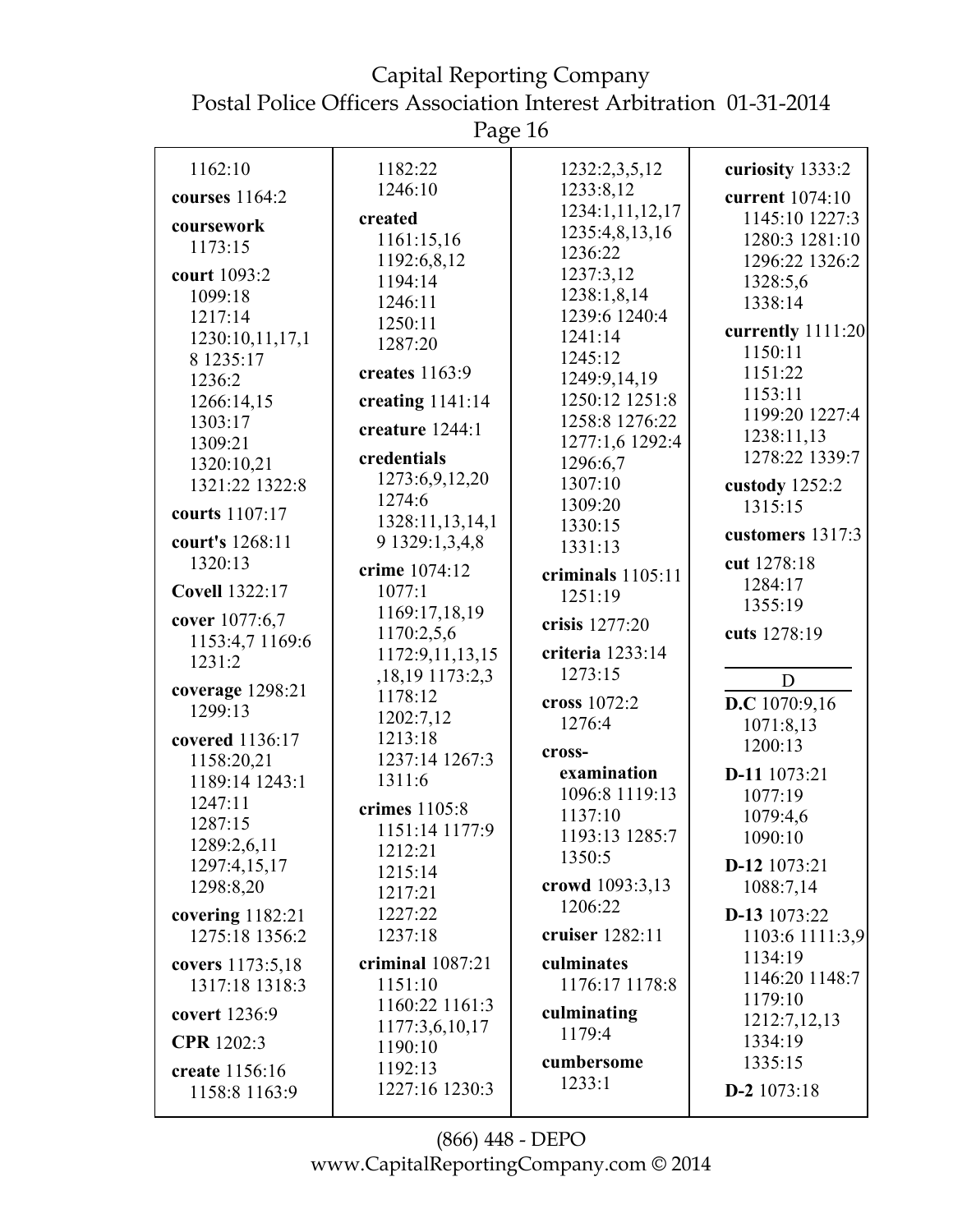1162:10

**courses** 1164:2

**coursework** 1173:15

**court** 1093:2 1099:18 1217:14 1230:10,11,17,18 1235:17 1236:2 1266:14,15 1303:17 1309:21 1320:10,21 1321:22 1322:8

**courts** 1107:17

**court's** 1268:11 1320:13

**Covell** 1322:17

**cover** 1077:6,7 1153:4,7 1169:6 1231:2

**coverage** 1298:21 1299:13

**covered** 1136:17 1158:20,21 1189:14 1243:1 1247:11 1287:15 1289:2,6,11 1297:4,15,17 1298:8,20

**covering** 1182:21 1275:18 1356:2

**covers** 1173:5,18 1317:18 1318:3

**covert** 1236:9

**CPR** 1202:3

**create** 1156:16 1158:8 1163:9 1182:22 1246:10

**created** 1161:15,16 1192:6,8,12 1194:14 1246:11 1250:11 1287:20

**creates** 1163:9

**creating** 1141:14

**creature** 1244:1

**credentials** 1273:6,9,12,20 1274:6 1328:11,13,14,19 1329:1,3,4,8

**crime** 1074:12 1077:1 1169:17,18,19 1170:2,5,6 1172:9,11,13,15,18,19 1173:2,3 1178:12 1202:7,12 1213:18 1237:14 1267:3 1311:6

**crimes** 1105:8 1151:14 1177:9 1212:21 1215:14 1217:21 1227:22 1237:18

**criminal** 1087:21 1151:10 1160:22 1161:3 1177:3,6,10,17 1190:10 1192:13 1227:16 1230:3 1232:2,3,5,12 1233:8,12 1234:1,11,12,17 1235:4,8,13,16 1236:22 1237:3,12 1238:1,8,14 1239:6 1240:4 1241:14 1245:12 1249:9,14,19 1250:12 1251:8 1258:8 1276:22 1277:1,6 1292:4 1296:6,7 1307:10 1309:20 1330:15 1331:13

**criminals** 1105:11 1251:19

**crisis** 1277:20

**criteria** 1233:14 1273:15

**cross** 1072:2 1276:4

**cross-examination** 1096:8 1119:13 1137:10 1193:13 1285:7 1350:5

**crowd** 1093:3,13 1206:22

**cruiser** 1282:11

**culminates** 1176:17 1178:8

**culminating** 1179:4

**cumbersome** 1233:1

**curiosity** 1333:2

**current** 1074:10 1145:10 1227:3 1280:3 1281:10 1296:22 1326:2 1328:5,6 1338:14

**currently** 1111:20 1150:11 1151:22 1153:11 1199:20 1227:4 1238:11,13 1278:22 1339:7

**custody** 1252:2 1315:15

**customers** 1317:3

**cut** 1278:18 1284:17 1355:19

**cuts** 1278:19

## D

**D.C** 1070:9,16 1071:8,13 1200:13

**D-11** 1073:21 1077:19 1079:4,6 1090:10

**D-12** 1073:21 1088:7,14

**D-13** 1073:22 1103:6 1111:3,9 1134:19 1146:20 1148:7 1179:10 1212:7,12,13 1334:19 1335:15

**D-2** 1073:18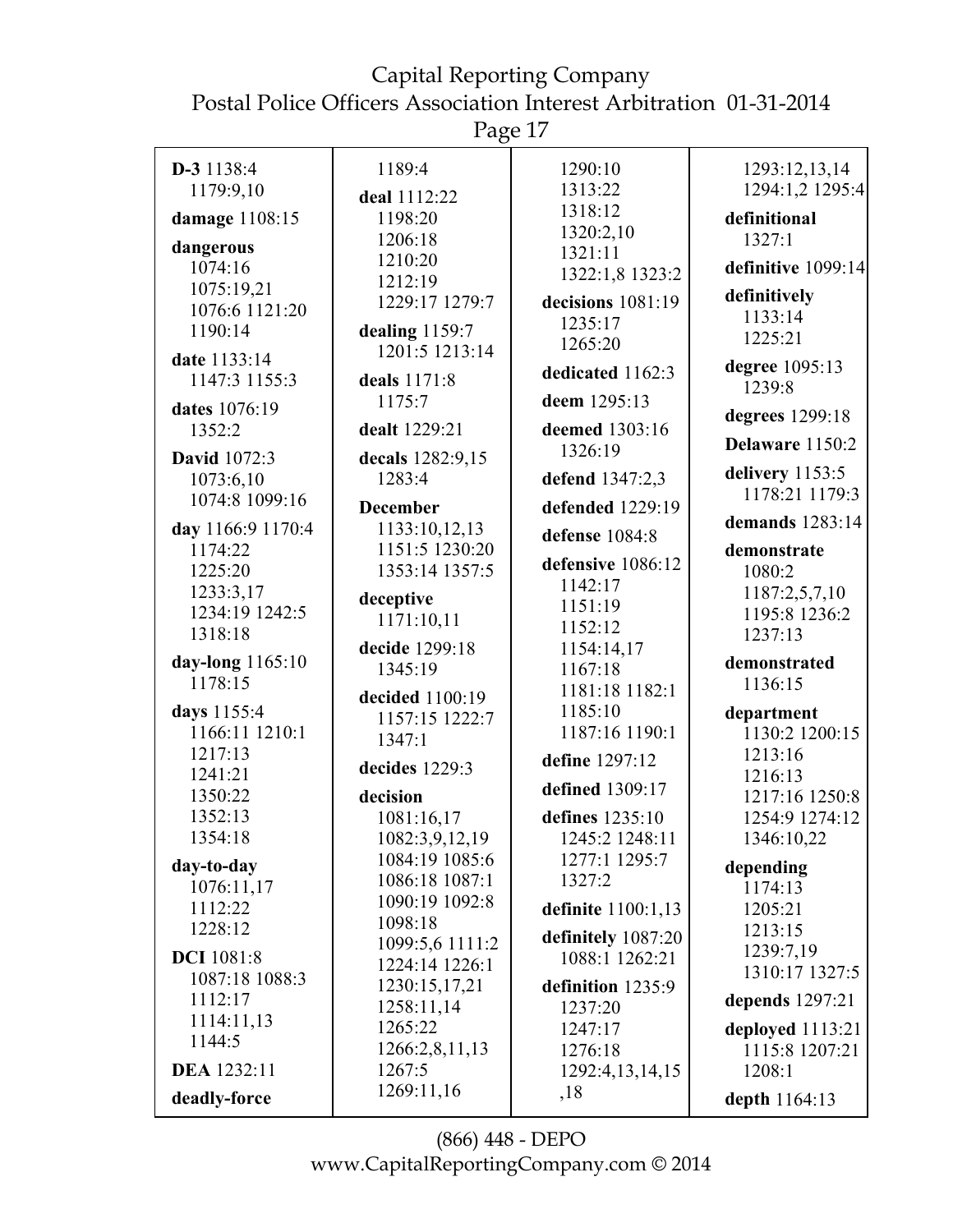**D-3** 1138:4 1179:9,10

**damage** 1108:15

**dangerous** 1074:16 1075:19,21 1076:6 1121:20 1190:14

**date** 1133:14 1147:3 1155:3

**dates** 1076:19 1352:2

**David** 1072:3 1073:6,10 1074:8 1099:16

**day** 1166:9 1170:4 1174:22 1225:20 1233:3,17 1234:19 1242:5 1318:18

**day-long** 1165:10 1178:15

**days** 1155:4 1166:11 1210:1 1217:13 1241:21 1350:22 1352:13 1354:18

**day-to-day** 1076:11,17 1112:22 1228:12

**DCI** 1081:8 1087:18 1088:3 1112:17 1114:11,13 1144:5

**DEA** 1232:11

**deadly-force** 1189:4

**deal** 1112:22 1198:20 1206:18 1210:20 1212:19 1229:17 1279:7

**dealing** 1159:7 1201:5 1213:14

**deals** 1171:8 1175:7

**dealt** 1229:21

**decals** 1282:9,15 1283:4

**December** 1133:10,12,13 1151:5 1230:20 1353:14 1357:5

**deceptive** 1171:10,11

**decide** 1299:18 1345:19

**decided** 1100:19 1157:15 1222:7 1347:1

**decides** 1229:3

**decision** 1081:16,17 1082:3,9,12,19 1084:19 1085:6 1086:18 1087:1 1090:19 1092:8 1098:18 1099:5,6 1111:2 1224:14 1226:1 1230:15,17,21 1258:11,14 1265:22 1266:2,8,11,13 1267:5 1269:11,16 1290:10 1313:22 1318:12 1320:2,10 1321:11 1322:1,8 1323:2

**decisions** 1081:19 1235:17 1265:20

**dedicated** 1162:3

**deem** 1295:13

**deemed** 1303:16 1326:19

**defend** 1347:2,3

**defended** 1229:19

**defense** 1084:8

**defensive** 1086:12 1142:17 1151:19 1152:12 1154:14,17 1167:18 1181:18 1182:1 1185:10 1187:16 1190:1

**define** 1297:12

**defined** 1309:17

**defines** 1235:10 1245:2 1248:11 1277:1 1295:7 1327:2

**definite** 1100:1,13

**definitely** 1087:20 1088:1 1262:21

**definition** 1235:9 1237:20 1247:17 1276:18 1292:4,13,14,15,18 1293:12,13,14 1294:1,2 1295:4

**definitional** 1327:1

**definitive** 1099:14

**definitively** 1133:14 1225:21

**degree** 1095:13 1239:8

**degrees** 1299:18

**Delaware** 1150:2

**delivery** 1153:5 1178:21 1179:3

**demands** 1283:14

**demonstrate** 1080:2 1187:2,5,7,10 1195:8 1236:2 1237:13

**demonstrated** 1136:15

**department** 1130:2 1200:15 1213:16 1216:13 1217:16 1250:8 1254:9 1274:12 1346:10,22

**depending** 1174:13 1205:21 1213:15 1239:7,19 1310:17 1327:5

**depends** 1297:21

**deployed** 1113:21 1115:8 1207:21 1208:1

**depth** 1164:13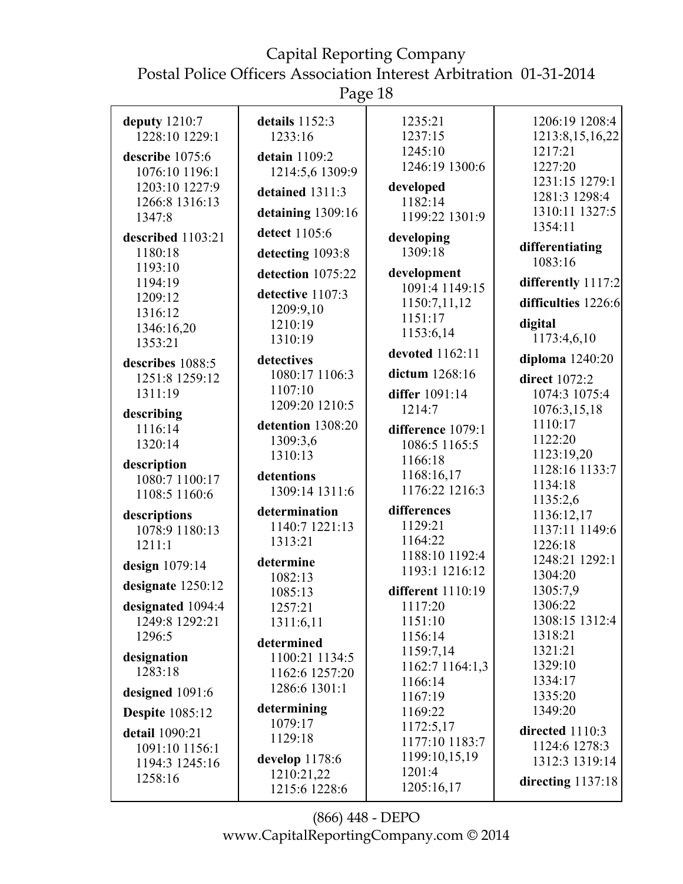**deputy** 1210:7 1228:10 1229:1

**describe** 1075:6 1076:10 1196:1 1203:10 1227:9 1266:8 1316:13 1347:8

**described** 1103:21 1180:18 1193:10 1194:19 1209:12 1316:12 1346:16,20 1353:21

**describes** 1088:5 1251:8 1259:12 1311:19

**describing** 1116:14 1320:14

**description** 1080:7 1100:17 1108:5 1160:6

**descriptions** 1078:9 1180:13 1211:1

**design** 1079:14

**designate** 1250:12

**designated** 1094:4 1249:8 1292:21 1296:5

**designation** 1283:18

**designed** 1091:6

**Despite** 1085:12

**detail** 1090:21 1091:10 1156:1 1194:3 1245:16 1258:16

**details** 1152:3 1233:16

**detain** 1109:2 1214:5,6 1309:9

**detained** 1311:3

**detaining** 1309:16

**detect** 1105:6

**detecting** 1093:8

**detection** 1075:22

**detective** 1107:3 1209:9,10 1210:19 1310:19

**detectives** 1080:17 1106:3 1107:10 1209:20 1210:5

**detention** 1308:20 1309:3,6 1310:13

**detentions** 1309:14 1311:6

**determination** 1140:7 1221:13 1313:21

**determine** 1082:13 1085:13 1257:21 1311:6,11

**determined** 1100:21 1134:5 1162:6 1257:20 1286:6 1301:1

**determining** 1079:17 1129:18

**develop** 1178:6 1210:21,22 1215:6 1228:6 1235:21 1237:15 1245:10 1246:19 1300:6

**developed** 1182:14 1199:22 1301:9

**developing** 1309:18

**development** 1091:4 1149:15 1150:7,11,12 1151:17 1153:6,14

**devoted** 1162:11

**dictum** 1268:16

**differ** 1091:14 1214:7

**difference** 1079:1 1086:5 1165:5 1166:18 1168:16,17 1176:22 1216:3

**differences** 1129:21 1164:22 1188:10 1192:4 1193:1 1216:12

**different** 1110:19 1117:20 1151:10 1156:14 1159:7,14 1162:7 1164:1,3 1166:14 1167:19 1169:22 1172:5,17 1177:10 1183:7 1199:10,15,19 1201:4 1205:16,17 1206:19 1208:4 1213:8,15,16,22 1217:21 1227:20 1231:15 1279:1 1281:3 1298:4 1310:11 1327:5 1354:11

**differentiating** 1083:16

**differently** 1117:2

**difficulties** 1226:6

**digital** 1173:4,6,10

**diploma** 1240:20

**direct** 1072:2 1074:3 1075:4 1076:3,15,18 1110:17 1122:20 1123:19,20 1128:16 1133:7 1134:18 1135:2,6 1136:12,17 1137:11 1149:6 1226:18 1248:21 1292:1 1304:20 1305:7,9 1306:22 1308:15 1312:4 1318:21 1321:21 1329:10 1334:17 1335:20 1349:20

**directed** 1110:3 1124:6 1278:3 1312:3 1319:14

**directing** 1137:18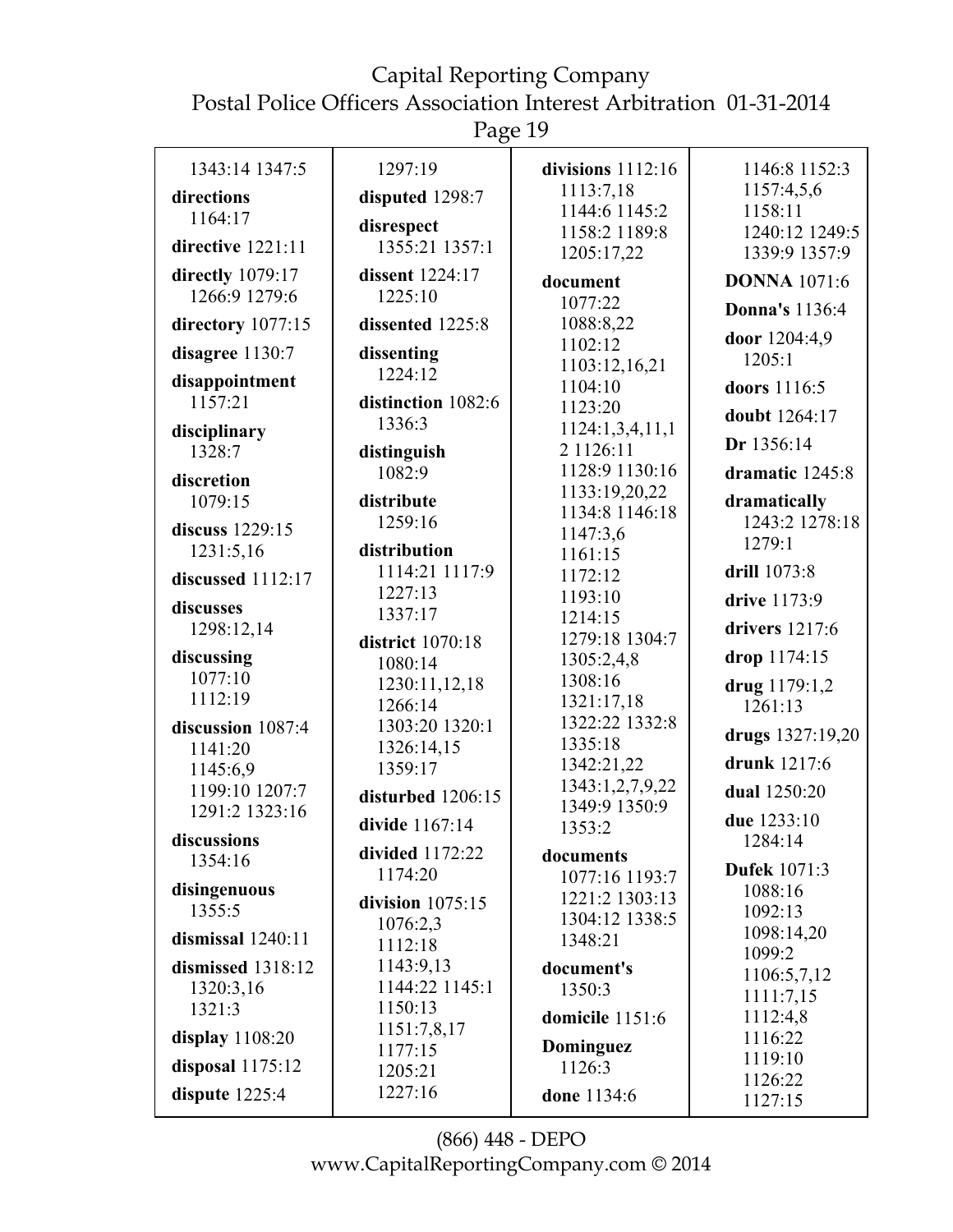1343:14 1347:5

**directions** 1164:17

**directive** 1221:11

**directly** 1079:17 1266:9 1279:6

**directory** 1077:15

**disagree** 1130:7

**disappointment** 1157:21

**disciplinary** 1328:7

**discretion** 1079:15

**discuss** 1229:15 1231:5,16

**discussed** 1112:17

**discusses** 1298:12,14

**discussing** 1077:10 1112:19

**discussion** 1087:4 1141:20 1145:6,9 1199:10 1207:7 1291:2 1323:16

**discussions** 1354:16

**disingenuous** 1355:5

**dismissal** 1240:11

**dismissed** 1318:12 1320:3,16 1321:3

**display** 1108:20

**disposal** 1175:12

**dispute** 1225:4

1297:19

**disputed** 1298:7

**disrespect** 1355:21 1357:1

**dissent** 1224:17 1225:10

**dissented** 1225:8

**dissenting** 1224:12

**distinction** 1082:6 1336:3

**distinguish** 1082:9

**distribute** 1259:16

**distribution** 1114:21 1117:9 1227:13 1337:17

**district** 1070:18 1080:14 1230:11,12,18 1266:14 1303:20 1320:1 1326:14,15 1359:17

**disturbed** 1206:15

**divide** 1167:14

**divided** 1172:22 1174:20

**division** 1075:15 1076:2,3 1112:18 1143:9,13 1144:22 1145:1 1150:13 1151:7,8,17 1177:15 1205:21 1227:16

**divisions** 1112:16 1113:7,18 1144:6 1145:2 1158:2 1189:8 1205:17,22

**document** 1077:22 1088:8,22 1102:12 1103:12,16,21 1104:10 1123:20 1124:1,3,4,11,12 1126:11 1128:9 1130:16 1133:19,20,22 1134:8 1146:18 1147:3,6 1161:15 1172:12 1193:10 1214:15 1279:18 1304:7 1305:2,4,8 1308:16 1321:17,18 1322:22 1332:8 1335:18 1342:21,22 1343:1,2,7,9,22 1349:9 1350:9 1353:2

**documents** 1077:16 1193:7 1221:2 1303:13 1304:12 1338:5 1348:21

**document's** 1350:3

**domicile** 1151:6

**Dominguez** 1126:3

**done** 1134:6

1146:8 1152:3 1157:4,5,6 1158:11 1240:12 1249:5 1339:9 1357:9

**DONNA** 1071:6

**Donna's** 1136:4

**door** 1204:4,9 1205:1

**doors** 1116:5

**doubt** 1264:17

**Dr** 1356:14

**dramatic** 1245:8

**dramatically** 1243:2 1278:18 1279:1

**drill** 1073:8

**drive** 1173:9

**drivers** 1217:6

**drop** 1174:15

**drug** 1179:1,2 1261:13

**drugs** 1327:19,20

**drunk** 1217:6

**dual** 1250:20

**due** 1233:10 1284:14

**Dufek** 1071:3 1088:16 1092:13 1098:14,20 1099:2 1106:5,7,12 1111:7,15 1112:4,8 1116:22 1119:10 1126:22 1127:15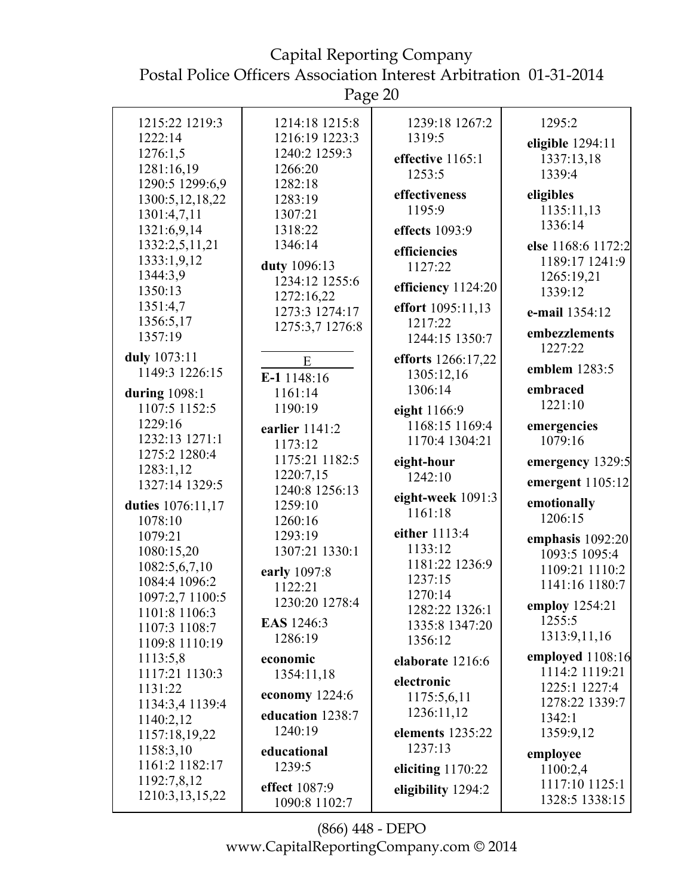1215:22 1219:3
1222:14
1276:1,5
1281:16,19
1290:5 1299:6,9
1300:5,12,18,22
1301:4,7,11
1321:6,9,14
1332:2,5,11,21
1333:1,9,12
1344:3,9
1350:13
1351:4,7
1356:5,17
1357:19

**duly** 1073:11
1149:3 1226:15

**during** 1098:1
1107:5 1152:5
1229:16
1232:13 1271:1
1275:2 1280:4
1283:1,12
1327:14 1329:5

**duties** 1076:11,17
1078:10
1079:21
1080:15,20
1082:5,6,7,10
1084:4 1096:2
1097:2,7 1100:5
1101:8 1106:3
1107:3 1108:7
1109:8 1110:19
1113:5,8
1117:21 1130:3
1131:22
1134:3,4 1139:4
1140:2,12
1157:18,19,22
1158:3,10
1161:2 1182:17
1192:7,8,12
1210:3,13,15,22
1214:18 1215:8
1216:19 1223:3
1240:2 1259:3
1266:20
1282:18
1283:19
1307:21
1318:22
1346:14

**duty** 1096:13
1234:12 1255:6
1272:16,22
1273:3 1274:17
1275:3,7 1276:8

## E

**E-1** 1148:16
1161:14
1190:19

**earlier** 1141:2
1173:12
1175:21 1182:5
1220:7,15
1240:8 1256:13
1259:10
1260:16
1293:19
1307:21 1330:1

**early** 1097:8
1122:21
1230:20 1278:4

**EAS** 1246:3
1286:19

**economic**
1354:11,18

**economy** 1224:6

**education** 1238:7
1240:19

**educational**
1239:5

**effect** 1087:9
1090:8 1102:7
1239:18 1267:2
1319:5

**effective** 1165:1
1253:5

**effectiveness**
1195:9

**effects** 1093:9

**efficiencies**
1127:22

**efficiency** 1124:20

**effort** 1095:11,13
1217:22
1244:15 1350:7

**efforts** 1266:17,22
1305:12,16
1306:14

**eight** 1166:9
1168:15 1169:4
1170:4 1304:21

**eight-hour**
1242:10

**eight-week** 1091:3
1161:18

**either** 1113:4
1133:12
1181:22 1236:9
1237:15
1270:14
1282:22 1326:1
1335:8 1347:20
1356:12

**elaborate** 1216:6

**electronic**
1175:5,6,11
1236:11,12

**elements** 1235:22
1237:13

**eliciting** 1170:22

**eligibility** 1294:2
1295:2

**eligible** 1294:11
1337:13,18
1339:4

**eligibles**
1135:11,13
1336:14

**else** 1168:6 1172:2
1189:17 1241:9
1265:19,21
1339:12

**e-mail** 1354:12

**embezzlements**
1227:22

**emblem** 1283:5

**embraced**
1221:10

**emergencies**
1079:16

**emergency** 1329:5

**emergent** 1105:12

**emotionally**
1206:15

**emphasis** 1092:20
1093:5 1095:4
1109:21 1110:2
1141:16 1180:7

**employ** 1254:21
1255:5
1313:9,11,16

**employed** 1108:16
1114:2 1119:21
1225:1 1227:4
1278:22 1339:7
1342:1
1359:9,12

**employee**
1100:2,4
1117:10 1125:1
1328:5 1338:15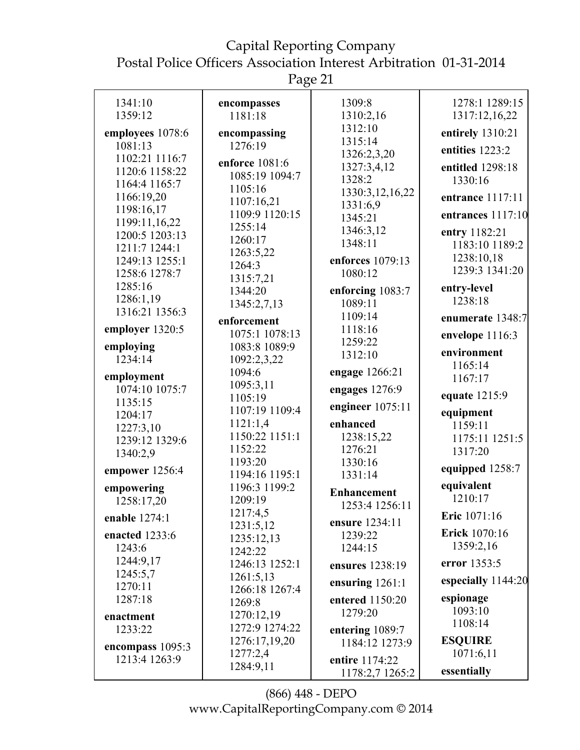1341:10
1359:12

**employees** 1078:6 1081:13 1102:21 1116:7 1120:6 1158:22 1164:4 1165:7 1166:19,20 1198:16,17 1199:11,16,22 1200:5 1203:13 1211:7 1244:1 1249:13 1255:1 1258:6 1278:7 1285:16 1286:1,19 1316:21 1356:3

**employer** 1320:5

**employing** 1234:14

**employment** 1074:10 1075:7 1135:15 1204:17 1227:3,10 1239:12 1329:6 1340:2,9

**empower** 1256:4

**empowering** 1258:17,20

**enable** 1274:1

**enacted** 1233:6 1243:6 1244:9,17 1245:5,7 1270:11 1287:18

**enactment** 1233:22

**encompass** 1095:3 1213:4 1263:9

**encompasses** 1181:18

**encompassing** 1276:19

**enforce** 1081:6 1085:19 1094:7 1105:16 1107:16,21 1109:9 1120:15 1255:14 1260:17 1263:5,22 1264:3 1315:7,21 1344:20 1345:2,7,13

**enforcement** 1075:1 1078:13 1083:8 1089:9 1092:2,3,22 1094:6 1095:3,11 1105:19 1107:19 1109:4 1121:1,4 1150:22 1151:1 1152:22 1193:20 1194:16 1195:1 1196:3 1199:2 1209:19 1217:4,5 1231:5,12 1235:12,13 1242:22 1246:13 1252:1 1261:5,13 1266:18 1267:4 1269:8 1270:12,19 1272:9 1274:22 1276:17,19,20 1277:2,4 1284:9,11 1309:8 1310:2,16 1312:10 1315:14 1326:2,3,20 1327:3,4,12 1328:2 1330:3,12,16,22 1331:6,9 1345:21 1346:3,12 1348:11

**enforces** 1079:13 1080:12

**enforcing** 1083:7 1089:11 1109:14 1118:16 1259:22 1312:10

**engage** 1266:21

**engages** 1276:9

**engineer** 1075:11

**enhanced** 1238:15,22 1276:21 1330:16 1331:14

**Enhancement** 1253:4 1256:11

**ensure** 1234:11 1239:22 1244:15

**ensures** 1238:19

**ensuring** 1261:1

**entered** 1150:20 1279:20

**entering** 1089:7 1184:12 1273:9

**entire** 1174:22 1178:2,7 1265:2 1278:1 1289:15 1317:12,16,22

**entirely** 1310:21

**entities** 1223:2

**entitled** 1298:18 1330:16

**entrance** 1117:11

**entrances** 1117:10

**entry** 1182:21 1183:10 1189:2 1238:10,18 1239:3 1341:20

**entry-level** 1238:18

**enumerate** 1348:7

**envelope** 1116:3

**environment** 1165:14 1167:17

**equate** 1215:9

**equipment** 1159:11 1175:11 1251:5 1317:20

**equipped** 1258:7

**equivalent** 1210:17

**Eric** 1071:16

**Erick** 1070:16 1359:2,16

**error** 1353:5

**especially** 1144:20

**espionage** 1093:10 1108:14

**ESQUIRE** 1071:6,11

**essentially**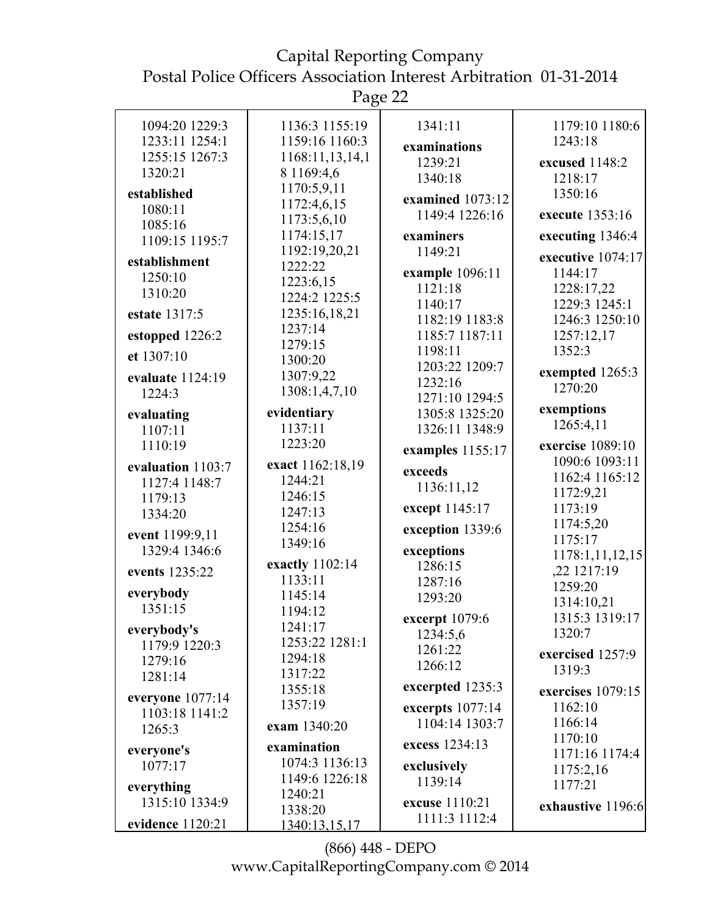1094:20 1229:3
1233:11 1254:1
1255:15 1267:3
1320:21

**established**
1080:11
1085:16
1109:15 1195:7

**establishment**
1250:10
1310:20

**estate** 1317:5

**estopped** 1226:2

**et** 1307:10

**evaluate** 1124:19
1224:3

**evaluating**
1107:11
1110:19

**evaluation** 1103:7
1127:4 1148:7
1179:13
1334:20

**event** 1199:9,11
1329:4 1346:6

**events** 1235:22

**everybody**
1351:15

**everybody's**
1179:9 1220:3
1279:16
1281:14

**everyone** 1077:14
1103:18 1141:2
1265:3

**everyone's**
1077:17

**everything**
1315:10 1334:9

**evidence** 1120:21
1136:3 1155:19
1159:16 1160:3
1168:11,13,14,18 1169:4,6
1170:5,9,11
1172:4,6,15
1173:5,6,10
1174:15,17
1192:19,20,21
1222:22
1223:6,15
1224:2 1225:5
1235:16,18,21
1237:14
1279:15
1300:20
1307:9,22
1308:1,4,7,10

**evidentiary**
1137:11
1223:20

**exact** 1162:18,19
1244:21
1246:15
1247:13
1254:16
1349:16

**exactly** 1102:14
1133:11
1145:14
1194:12
1241:17
1253:22 1281:1
1294:18
1317:22
1355:18
1357:19

**exam** 1340:20

**examination**
1074:3 1136:13
1149:6 1226:18
1240:21
1338:20
1340:13,15,17
1341:11

**examinations**
1239:21
1340:18

**examined** 1073:12
1149:4 1226:16

**examiners**
1149:21

**example** 1096:11
1121:18
1140:17
1182:19 1183:8
1185:7 1187:11
1198:11
1203:22 1209:7
1232:16
1271:10 1294:5
1305:8 1325:20
1326:11 1348:9

**examples** 1155:17

**exceeds**
1136:11,12

**except** 1145:17

**exception** 1339:6

**exceptions**
1286:15
1287:16
1293:20

**excerpt** 1079:6
1234:5,6
1261:22
1266:12

**excerpted** 1235:3

**excerpts** 1077:14
1104:14 1303:7

**excess** 1234:13

**exclusively**
1139:14

**excuse** 1110:21
1111:3 1112:4
1179:10 1180:6
1243:18

**excused** 1148:2
1218:17
1350:16

**execute** 1353:16

**executing** 1346:4

**executive** 1074:17
1144:17
1228:17,22
1229:3 1245:1
1246:3 1250:10
1257:12,17
1352:3

**exempted** 1265:3
1270:20

**exemptions**
1265:4,11

**exercise** 1089:10
1090:6 1093:11
1162:4 1165:12
1172:9,21
1173:19
1174:5,20
1175:17
1178:1,11,12,15,22 1217:19
1259:20
1314:10,21
1315:3 1319:17
1320:7

**exercised** 1257:9
1319:3

**exercises** 1079:15
1162:10
1166:14
1170:10
1171:16 1174:4
1175:2,16
1177:21

**exhaustive** 1196:6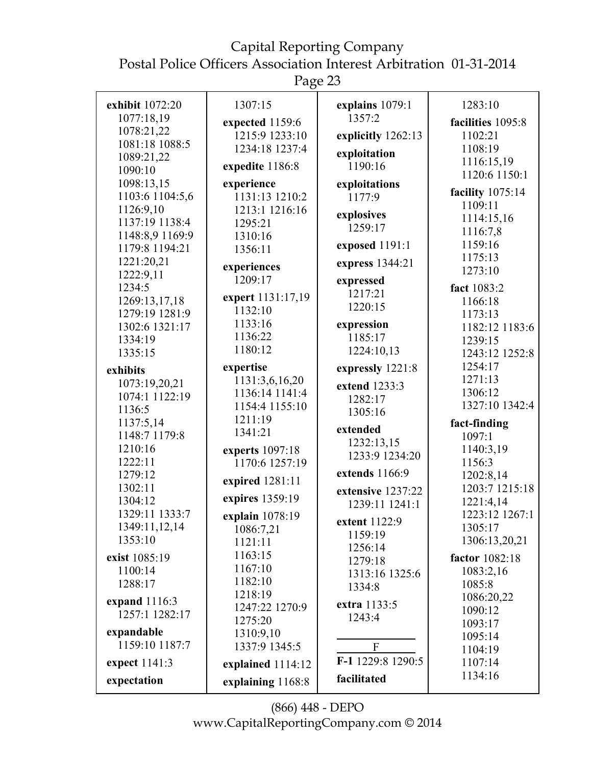**exhibit** 1072:20 1077:18,19 1078:21,22 1081:18 1088:5 1089:21,22 1090:10 1098:13,15 1103:6 1104:5,6 1126:9,10 1137:19 1138:4 1148:8,9 1169:9 1179:8 1194:21 1221:20,21 1222:9,11 1234:5 1269:13,17,18 1279:19 1281:9 1302:6 1321:17 1334:19 1335:15

**exhibits** 1073:19,20,21 1074:1 1122:19 1136:5 1137:5,14 1148:7 1179:8 1210:16 1222:11 1279:12 1302:11 1304:12 1329:11 1333:7 1349:11,12,14 1353:10

**exist** 1085:19 1100:14 1288:17

**expand** 1116:3 1257:1 1282:17

**expandable** 1159:10 1187:7

**expect** 1141:3

**expectation** 1307:15

**expected** 1159:6 1215:9 1233:10 1234:18 1237:4

**expedite** 1186:8

**experience** 1131:13 1210:2 1213:1 1216:16 1295:21 1310:16 1356:11

**experiences** 1209:17

**expert** 1131:17,19 1132:10 1133:16 1136:22 1180:12

**expertise** 1131:3,6,16,20 1136:14 1141:4 1154:4 1155:10 1211:19 1341:21

**experts** 1097:18 1170:6 1257:19

**expired** 1281:11

**expires** 1359:19

**explain** 1078:19 1086:7,21 1121:11 1163:15 1167:10 1182:10 1218:19 1247:22 1270:9 1275:20 1310:9,10 1337:9 1345:5

**explained** 1114:12

**explaining** 1168:8

**explains** 1079:1 1357:2

**explicitly** 1262:13

**exploitation** 1190:16

**exploitations** 1177:9

**explosives** 1259:17

**exposed** 1191:1

**express** 1344:21

**expressed** 1217:21 1220:15

**expression** 1185:17 1224:10,13

**expressly** 1221:8

**extend** 1233:3 1282:17 1305:16

**extended** 1232:13,15 1233:9 1234:20

**extends** 1166:9

**extensive** 1237:22 1239:11 1241:1

**extent** 1122:9 1159:19 1256:14 1279:18 1313:16 1325:6 1334:8

**extra** 1133:5 1243:4

## F

**F-1** 1229:8 1290:5

**facilitated** 1283:10

**facilities** 1095:8 1102:21 1108:19 1116:15,19 1120:6 1150:1

**facility** 1075:14 1109:11 1114:15,16 1116:7,8 1159:16 1175:13 1273:10

**fact** 1083:2 1166:18 1173:13 1182:12 1183:6 1239:15 1243:12 1252:8 1254:17 1271:13 1306:12 1327:10 1342:4

**fact-finding** 1097:1 1140:3,19 1156:3 1202:8,14 1203:7 1215:18 1221:4,14 1223:12 1267:1 1305:17 1306:13,20,21

**factor** 1082:18 1083:2,16 1085:8 1086:20,22 1090:12 1093:17 1095:14 1104:19 1107:14 1134:16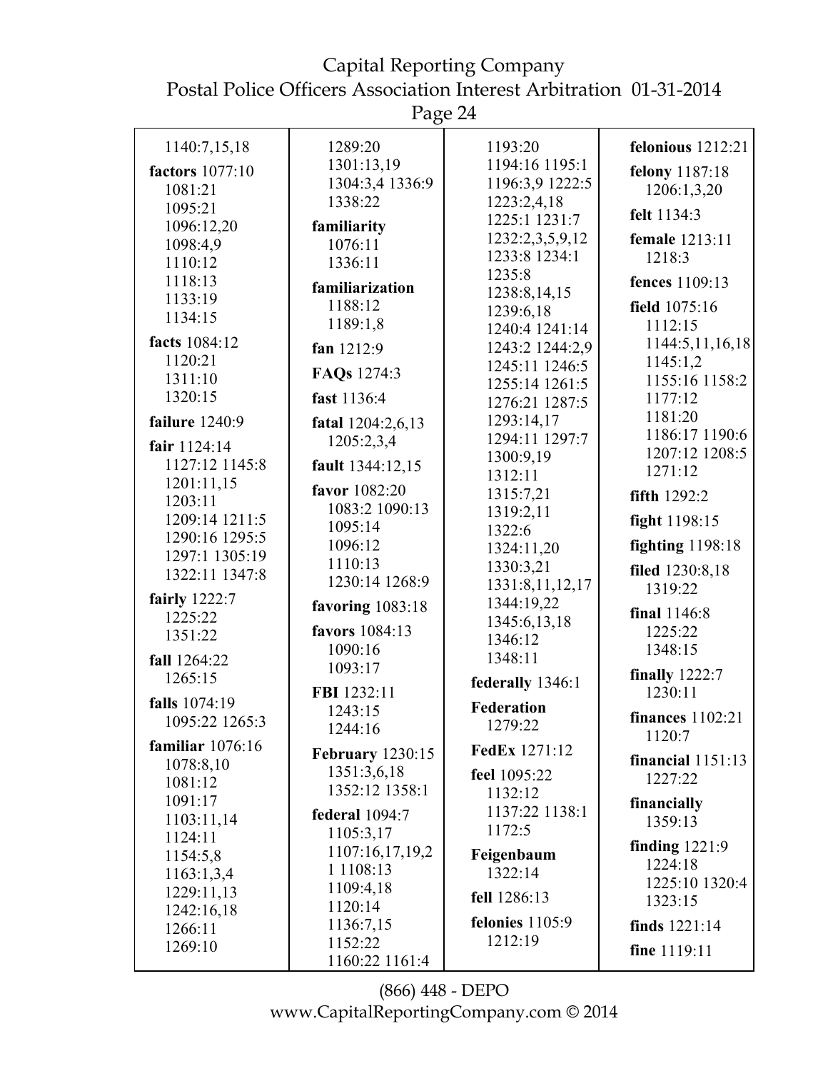1140:7,15,18

**factors** 1077:10 1081:21 1095:21 1096:12,20 1098:4,9 1110:12 1118:13 1133:19 1134:15

**facts** 1084:12 1120:21 1311:10 1320:15

**failure** 1240:9

**fair** 1124:14 1127:12 1145:8 1201:11,15 1203:11 1209:14 1211:5 1290:16 1295:5 1297:1 1305:19 1322:11 1347:8

**fairly** 1222:7 1225:22 1351:22

**fall** 1264:22 1265:15

**falls** 1074:19 1095:22 1265:3

**familiar** 1076:16 1078:8,10 1081:12 1091:17 1103:11,14 1124:11 1154:5,8 1163:1,3,4 1229:11,13 1242:16,18 1266:11 1269:10

1289:20 1301:13,19 1304:3,4 1336:9 1338:22

**familiarity** 1076:11 1336:11

**familiarization** 1188:12 1189:1,8

**fan** 1212:9

**FAQs** 1274:3

**fast** 1136:4

**fatal** 1204:2,6,13 1205:2,3,4

**fault** 1344:12,15

**favor** 1082:20 1083:2 1090:13 1095:14 1096:12 1110:13 1230:14 1268:9

**favoring** 1083:18

**favors** 1084:13 1090:16 1093:17

**FBI** 1232:11 1243:15 1244:16

**February** 1230:15 1351:3,6,18 1352:12 1358:1

**federal** 1094:7 1105:3,17 1107:16,17,19,21 1108:13 1109:4,18 1120:14 1136:7,15 1152:22 1160:22 1161:4

1193:20 1194:16 1195:1 1196:3,9 1222:5 1223:2,4,18 1225:1 1231:7 1232:2,3,5,9,12 1233:8 1234:1 1235:8 1238:8,14,15 1239:6,18 1240:4 1241:14 1243:2 1244:2,9 1245:11 1246:5 1255:14 1261:5 1276:21 1287:5 1293:14,17 1294:11 1297:7 1300:9,19 1312:11 1315:7,21 1319:2,11 1322:6 1324:11,20 1330:3,21 1331:8,11,12,17 1344:19,22 1345:6,13,18 1346:12 1348:11

**federally** 1346:1

**Federation** 1279:22

**FedEx** 1271:12

**feel** 1095:22 1132:12 1137:22 1138:1 1172:5

**Feigenbaum** 1322:14

**fell** 1286:13

**felonies** 1105:9 1212:19

**felonious** 1212:21

**felony** 1187:18 1206:1,3,20

**felt** 1134:3

**female** 1213:11 1218:3

**fences** 1109:13

**field** 1075:16 1112:15 1144:5,11,16,18 1145:1,2 1155:16 1158:2 1177:12 1181:20 1186:17 1190:6 1207:12 1208:5 1271:12

**fifth** 1292:2

**fight** 1198:15

**fighting** 1198:18

**filed** 1230:8,18 1319:22

**final** 1146:8 1225:22 1348:15

**finally** 1222:7 1230:11

**finances** 1102:21 1120:7

**financial** 1151:13 1227:22

**financially** 1359:13

**finding** 1221:9 1224:18 1225:10 1320:4 1323:15

**finds** 1221:14

**fine** 1119:11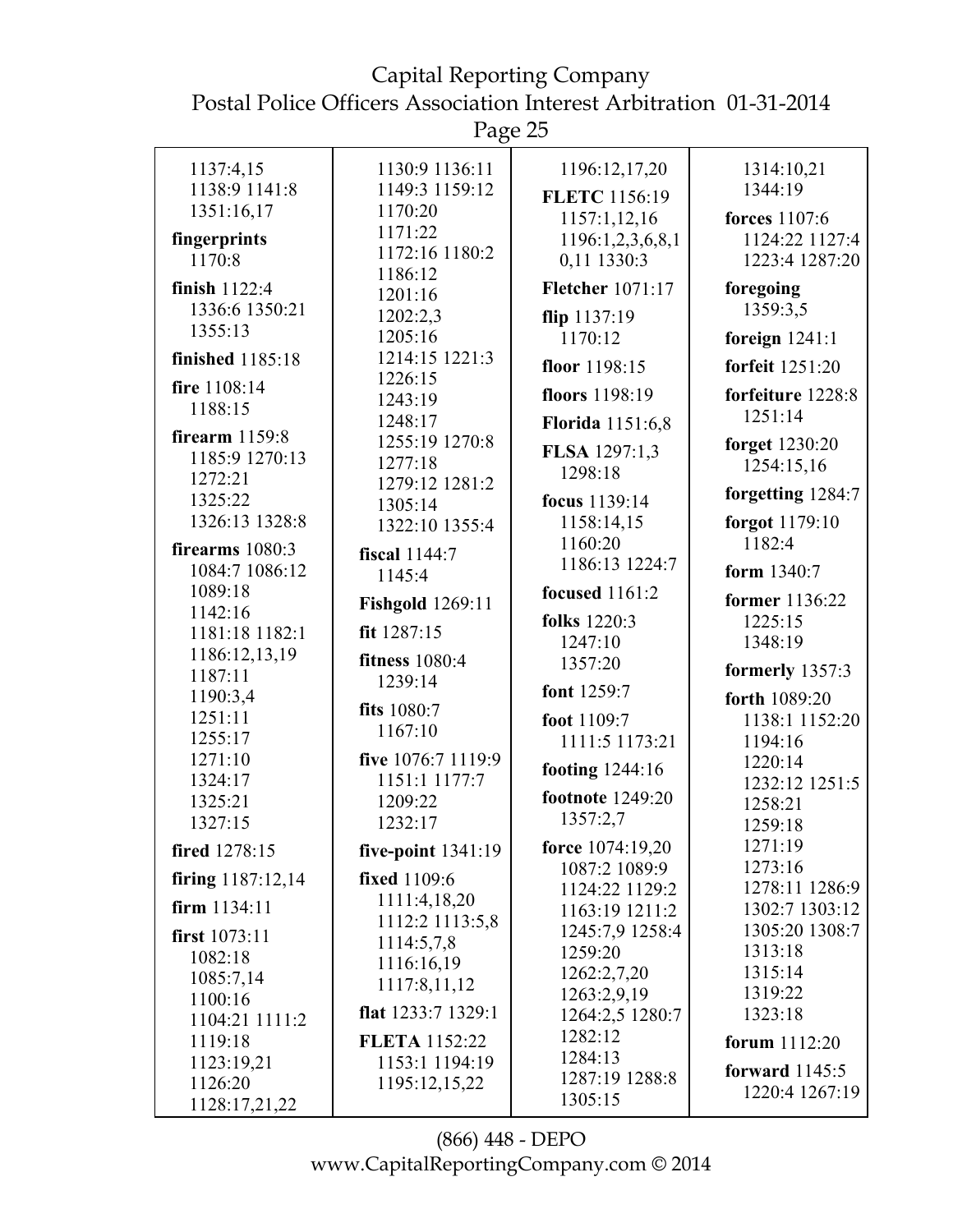1137:4,15
1138:9 1141:8
1351:16,17

**fingerprints** 1170:8

**finish** 1122:4 1336:6 1350:21 1355:13

**finished** 1185:18

**fire** 1108:14 1188:15

**firearm** 1159:8 1185:9 1270:13 1272:21 1325:22 1326:13 1328:8

**firearms** 1080:3 1084:7 1086:12 1089:18 1142:16 1181:18 1182:1 1186:12,13,19 1187:11 1190:3,4 1251:11 1255:17 1271:10 1324:17 1325:21 1327:15

**fired** 1278:15

**firing** 1187:12,14

**firm** 1134:11

**first** 1073:11 1082:18 1085:7,14 1100:16 1104:21 1111:2 1119:18 1123:19,21 1126:20 1128:17,21,22 1130:9 1136:11 1149:3 1159:12 1170:20 1171:22 1172:16 1180:2 1186:12 1201:16 1202:2,3 1205:16 1214:15 1221:3 1226:15 1243:19 1248:17 1255:19 1270:8 1277:18 1279:12 1281:2 1305:14 1322:10 1355:4

**fiscal** 1144:7 1145:4

**Fishgold** 1269:11

**fit** 1287:15

**fitness** 1080:4 1239:14

**fits** 1080:7 1167:10

**five** 1076:7 1119:9 1151:1 1177:7 1209:22 1232:17

**five-point** 1341:19

**fixed** 1109:6 1111:4,18,20 1112:2 1113:5,8 1114:5,7,8 1116:16,19 1117:8,11,12

**flat** 1233:7 1329:1

**FLETA** 1152:22 1153:1 1194:19 1195:12,15,22 1196:12,17,20

**FLETC** 1156:19 1157:1,12,16 1196:1,2,3,6,8,10,11 1330:3

**Fletcher** 1071:17

**flip** 1137:19 1170:12

**floor** 1198:15

**floors** 1198:19

**Florida** 1151:6,8

**FLSA** 1297:1,3 1298:18

**focus** 1139:14 1158:14,15 1160:20 1186:13 1224:7

**focused** 1161:2

**folks** 1220:3 1247:10 1357:20

**font** 1259:7

**foot** 1109:7 1111:5 1173:21

**footing** 1244:16

**footnote** 1249:20 1357:2,7

**force** 1074:19,20 1087:2 1089:9 1124:22 1129:2 1163:19 1211:2 1245:7,9 1258:4 1259:20 1262:2,7,20 1263:2,9,19 1264:2,5 1280:7 1282:12 1284:13 1287:19 1288:8 1305:15 1314:10,21 1344:19

**forces** 1107:6 1124:22 1127:4 1223:4 1287:20

**foregoing** 1359:3,5

**foreign** 1241:1

**forfeit** 1251:20

**forfeiture** 1228:8 1251:14

**forget** 1230:20 1254:15,16

**forgetting** 1284:7

**forgot** 1179:10 1182:4

**form** 1340:7

**former** 1136:22 1225:15 1348:19

**formerly** 1357:3

**forth** 1089:20 1138:1 1152:20 1194:16 1220:14 1232:12 1251:5 1258:21 1259:18 1271:19 1273:16 1278:11 1286:9 1302:7 1303:12 1305:20 1308:7 1313:18 1315:14 1319:22 1323:18

**forum** 1112:20

**forward** 1145:5 1220:4 1267:19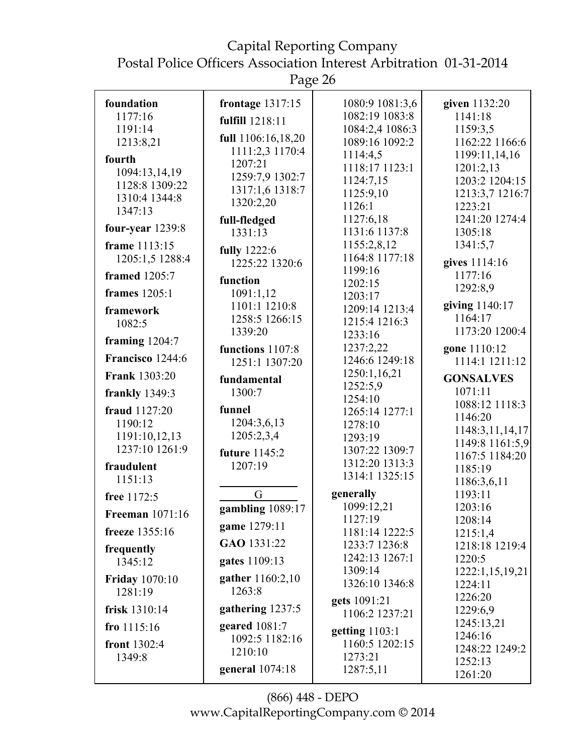**foundation** 1177:16 1191:14 1213:8,21

**fourth** 1094:13,14,19 1128:8 1309:22 1310:4 1344:8 1347:13

**four-year** 1239:8

**frame** 1113:15 1205:1,5 1288:4

**framed** 1205:7

**frames** 1205:1

**framework** 1082:5

**framing** 1204:7

**Francisco** 1244:6

**Frank** 1303:20

**frankly** 1349:3

**fraud** 1127:20 1190:12 1191:10,12,13 1237:10 1261:9

**fraudulent** 1151:13

**free** 1172:5

**Freeman** 1071:16

**freeze** 1355:16

**frequently** 1345:12

**Friday** 1070:10 1281:19

**frisk** 1310:14

**fro** 1115:16

**front** 1302:4 1349:8

**frontage** 1317:15

**fulfill** 1218:11

**full** 1106:16,18,20 1111:2,3 1170:4 1207:21 1259:7,9 1302:7 1317:1,6 1318:7 1320:2,20

**full-fledged** 1331:13

**fully** 1222:6 1225:22 1320:6

**function** 1091:1,12 1101:1 1210:8 1258:5 1266:15 1339:20

**functions** 1107:8 1251:1 1307:20

**fundamental** 1300:7

**funnel** 1204:3,6,13 1205:2,3,4

**future** 1145:2 1207:19

G

**gambling** 1089:17

**game** 1279:11

**GAO** 1331:22

**gates** 1109:13

**gather** 1160:2,10 1263:8

**gathering** 1237:5

**geared** 1081:7 1092:5 1182:16 1210:10

**general** 1074:18 1080:9 1081:3,6 1082:19 1083:8 1084:2,4 1086:3 1089:16 1092:2 1114:4,5 1118:17 1123:1 1124:7,15 1125:9,10 1126:1 1127:6,18 1131:6 1137:8 1155:2,8,12 1164:8 1177:18 1199:16 1202:15 1203:17 1209:14 1213:4 1215:4 1216:3 1233:16 1237:2,22 1246:6 1249:18 1250:1,16,21 1252:5,9 1254:10 1265:14 1277:1 1278:10 1293:19 1307:22 1309:7 1312:20 1313:3 1314:1 1325:15

**generally** 1099:12,21 1127:19 1181:14 1222:5 1233:7 1236:8 1242:13 1267:1 1309:14 1326:10 1346:8

**gets** 1091:21 1106:2 1237:21

**getting** 1103:1 1160:5 1202:15 1273:21 1287:5,11

**given** 1132:20 1141:18 1159:3,5 1162:22 1166:6 1199:11,14,16 1201:2,13 1203:2 1204:15 1213:3,7 1216:7 1223:21 1241:20 1274:4 1305:18 1341:5,7

**gives** 1114:16 1177:16 1292:8,9

**giving** 1140:17 1164:17 1173:20 1200:4

**gone** 1110:12 1114:1 1211:12

**GONSALVES** 1071:11 1088:12 1118:3 1146:20 1148:3,11,14,17 1149:8 1161:5,9 1167:5 1184:20 1185:19 1186:3,6,11 1193:11 1203:16 1208:14 1215:1,4 1218:18 1219:4 1220:5 1222:1,15,19,21 1224:11 1226:20 1229:6,9 1245:13,21 1246:16 1248:22 1249:2 1252:13 1261:20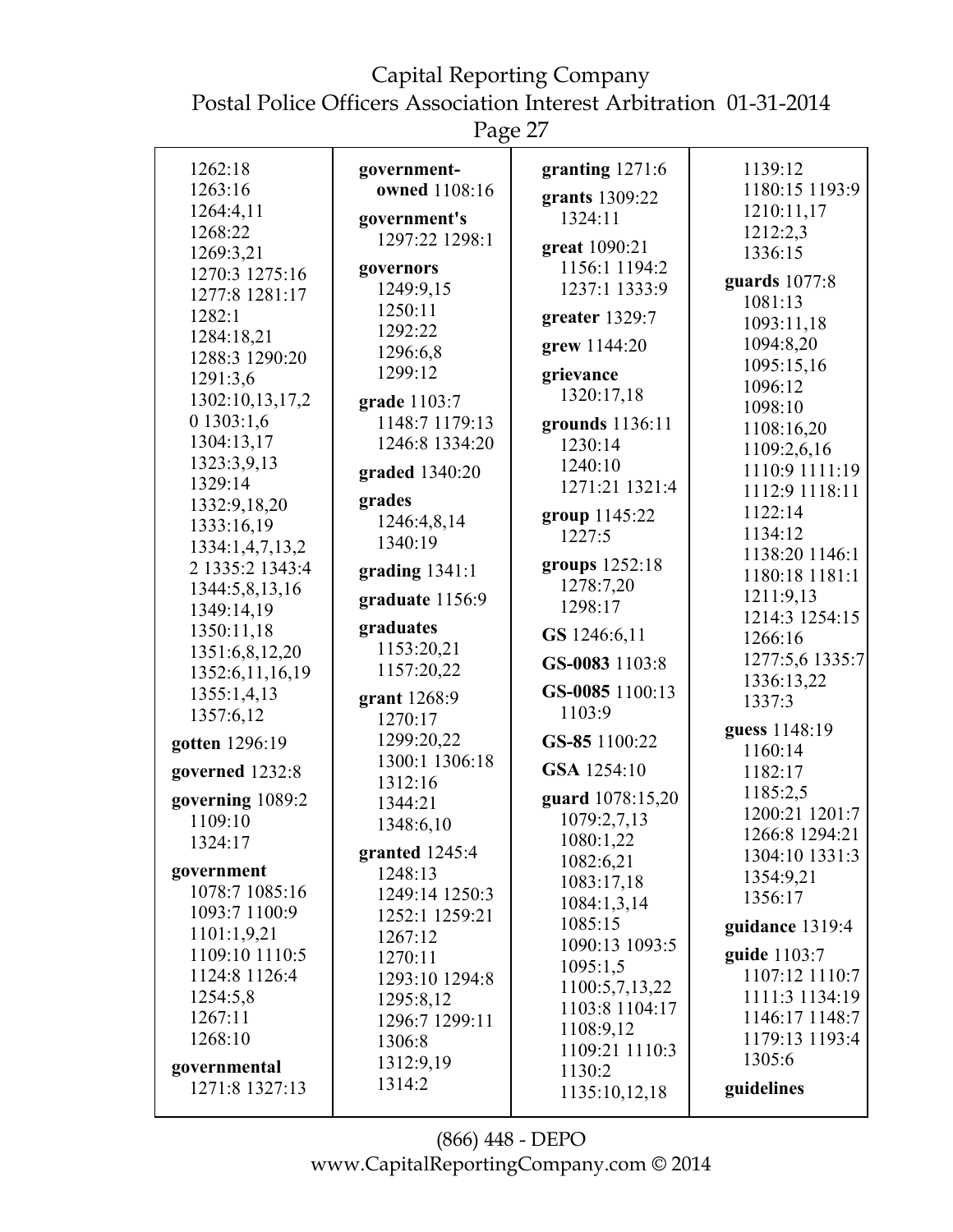1262:18
1263:16
1264:4,11
1268:22
1269:3,21
1270:3 1275:16
1277:8 1281:17
1282:1
1284:18,21
1288:3 1290:20
1291:3,6
1302:10,13,17,2
0 1303:1,6
1304:13,17
1323:3,9,13
1329:14
1332:9,18,20
1333:16,19
1334:1,4,7,13,2
2 1335:2 1343:4
1344:5,8,13,16
1349:14,19
1350:11,18
1351:6,8,12,20
1352:6,11,16,19
1355:1,4,13
1357:6,12

**gotten** 1296:19

**governed** 1232:8

**governing** 1089:2
1109:10
1324:17

**government**
1078:7 1085:16
1093:7 1100:9
1101:1,9,21
1109:10 1110:5
1124:8 1126:4
1254:5,8
1267:11
1268:10

**governmental**
1271:8 1327:13

**government-owned** 1108:16

**government's**
1297:22 1298:1

**governors**
1249:9,15
1250:11
1292:22
1296:6,8
1299:12

**grade** 1103:7
1148:7 1179:13
1246:8 1334:20

**graded** 1340:20

**grades**
1246:4,8,14
1340:19

**grading** 1341:1

**graduate** 1156:9

**graduates**
1153:20,21
1157:20,22

**grant** 1268:9
1270:17
1299:20,22
1300:1 1306:18
1312:16
1344:21
1348:6,10

**granted** 1245:4
1248:13
1249:14 1250:3
1252:1 1259:21
1267:12
1270:11
1293:10 1294:8
1295:8,12
1296:7 1299:11
1306:8
1312:9,19
1314:2

**granting** 1271:6

**grants** 1309:22
1324:11

**great** 1090:21
1156:1 1194:2
1237:1 1333:9

**greater** 1329:7

**grew** 1144:20

**grievance**
1320:17,18

**grounds** 1136:11
1230:14
1240:10
1271:21 1321:4

**group** 1145:22
1227:5

**groups** 1252:18
1278:7,20
1298:17

**GS** 1246:6,11

**GS-0083** 1103:8

**GS-0085** 1100:13
1103:9

**GS-85** 1100:22

**GSA** 1254:10

**guard** 1078:15,20
1079:2,7,13
1080:1,22
1082:6,21
1083:17,18
1084:1,3,14
1085:15
1090:13 1093:5
1095:1,5
1100:5,7,13,22
1103:8 1104:17
1108:9,12
1109:21 1110:3
1130:2
1135:10,12,18
1139:12
1180:15 1193:9
1210:11,17
1212:2,3
1336:15

**guards** 1077:8
1081:13
1093:11,18
1094:8,20
1095:15,16
1096:12
1098:10
1108:16,20
1109:2,6,16
1110:9 1111:19
1112:9 1118:11
1122:14
1134:12
1138:20 1146:1
1180:18 1181:1
1211:9,13
1214:3 1254:15
1266:16
1277:5,6 1335:7
1336:13,22
1337:3

**guess** 1148:19
1160:14
1182:17
1185:2,5
1200:21 1201:7
1266:8 1294:21
1304:10 1331:3
1354:9,21
1356:17

**guidance** 1319:4

**guide** 1103:7
1107:12 1110:7
1111:3 1134:19
1146:17 1148:7
1179:13 1193:4
1305:6

**guidelines**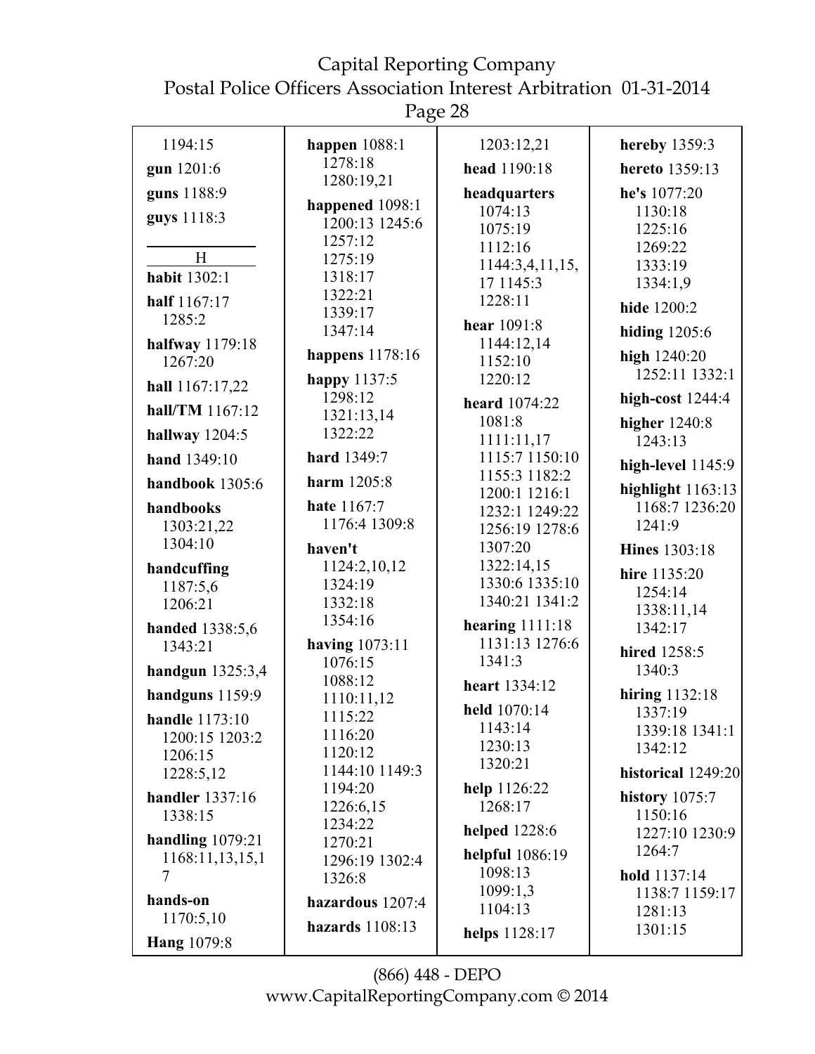1194:15

**gun** 1201:6

**guns** 1188:9

**guys** 1118:3

H

**habit** 1302:1

**half** 1167:17 1285:2

**halfway** 1179:18 1267:20

**hall** 1167:17,22

**hall/TM** 1167:12

**hallway** 1204:5

**hand** 1349:10

**handbook** 1305:6

**handbooks** 1303:21,22 1304:10

**handcuffing** 1187:5,6 1206:21

**handed** 1338:5,6 1343:21

**handgun** 1325:3,4

**handguns** 1159:9

**handle** 1173:10 1200:15 1203:2 1206:15 1228:5,12

**handler** 1337:16 1338:15

**handling** 1079:21 1168:11,13,15,17

**hands-on** 1170:5,10

**Hang** 1079:8

**happen** 1088:1 1278:18 1280:19,21

**happened** 1098:1 1200:13 1245:6 1257:12 1275:19 1318:17 1322:21 1339:17 1347:14

**happens** 1178:16

**happy** 1137:5 1298:12 1321:13,14 1322:22

**hard** 1349:7

**harm** 1205:8

**hate** 1167:7 1176:4 1309:8

**haven't** 1124:2,10,12 1324:19 1332:18 1354:16

**having** 1073:11 1076:15 1088:12 1110:11,12 1115:22 1116:20 1120:12 1144:10 1149:3 1194:20 1226:6,15 1234:22 1270:21 1296:19 1302:4 1326:8

**hazardous** 1207:4

**hazards** 1108:13

1203:12,21

**head** 1190:18

**headquarters** 1074:13 1075:19 1112:16 1144:3,4,11,15,17 1145:3 1228:11

**hear** 1091:8 1144:12,14 1152:10 1220:12

**heard** 1074:22 1081:8 1111:11,17 1115:7 1150:10 1155:3 1182:2 1200:1 1216:1 1232:1 1249:22 1256:19 1278:6 1307:20 1322:14,15 1330:6 1335:10 1340:21 1341:2

**hearing** 1111:18 1131:13 1276:6 1341:3

**heart** 1334:12

**held** 1070:14 1143:14 1230:13 1320:21

**help** 1126:22 1268:17

**helped** 1228:6

**helpful** 1086:19 1098:13 1099:1,3 1104:13

**helps** 1128:17

**hereby** 1359:3

**hereto** 1359:13

**he's** 1077:20 1130:18 1225:16 1269:22 1333:19 1334:1,9

**hide** 1200:2

**hiding** 1205:6

**high** 1240:20 1252:11 1332:1

**high-cost** 1244:4

**higher** 1240:8 1243:13

**high-level** 1145:9

**highlight** 1163:13 1168:7 1236:20 1241:9

**Hines** 1303:18

**hire** 1135:20 1254:14 1338:11,14 1342:17

**hired** 1258:5 1340:3

**hiring** 1132:18 1337:19 1339:18 1341:1 1342:12

**historical** 1249:20

**history** 1075:7 1150:16 1227:10 1230:9 1264:7

**hold** 1137:14 1138:7 1159:17 1281:13 1301:15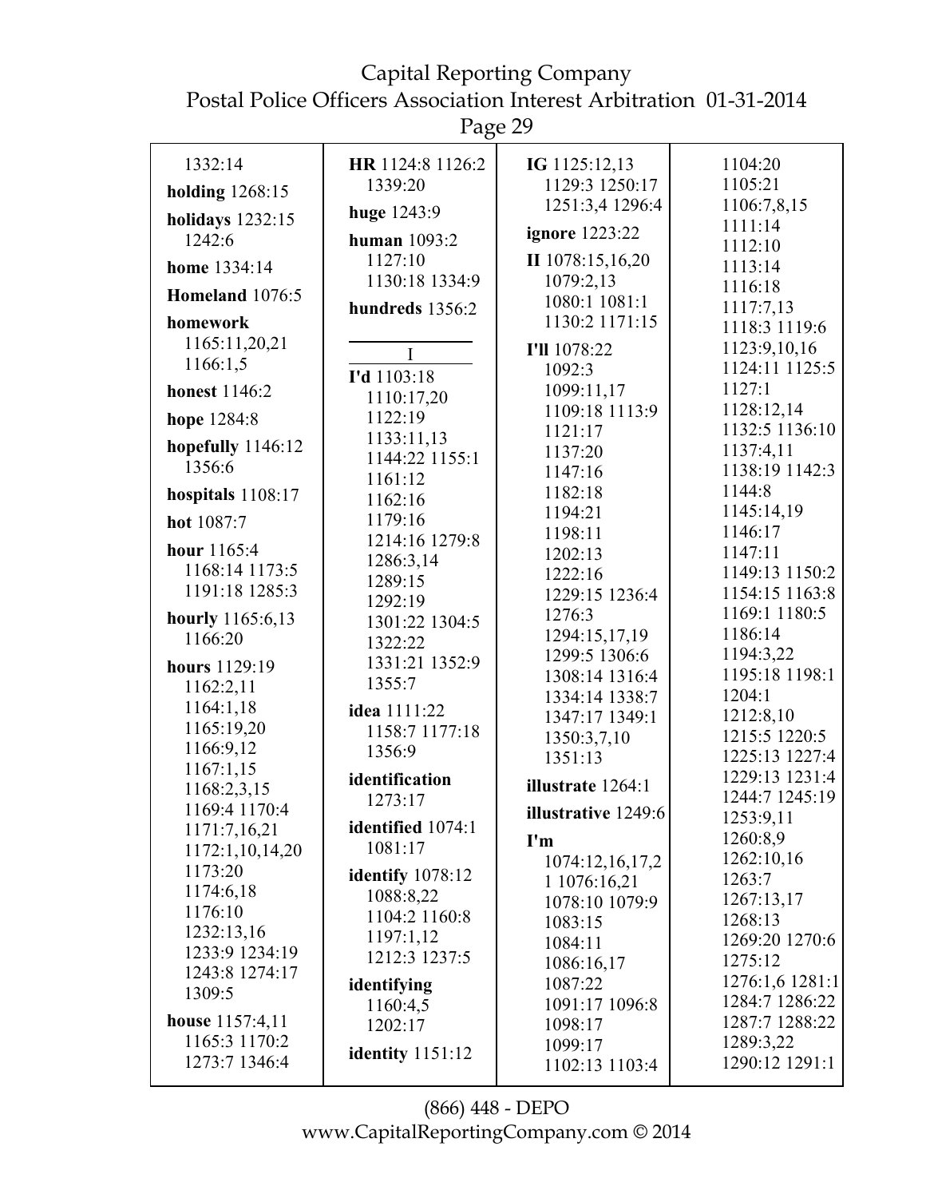1332:14

**holding** 1268:15

**holidays** 1232:15 1242:6

**home** 1334:14

**Homeland** 1076:5

**homework** 1165:11,20,21 1166:1,5

**honest** 1146:2

**hope** 1284:8

**hopefully** 1146:12 1356:6

**hospitals** 1108:17

**hot** 1087:7

**hour** 1165:4 1168:14 1173:5 1191:18 1285:3

**hourly** 1165:6,13 1166:20

**hours** 1129:19 1162:2,11 1164:1,18 1165:19,20 1166:9,12 1167:1,15 1168:2,3,15 1169:4 1170:4 1171:7,16,21 1172:1,10,14,20 1173:20 1174:6,18 1176:10 1232:13,16 1233:9 1234:19 1243:8 1274:17 1309:5

**house** 1157:4,11 1165:3 1170:2 1273:7 1346:4

**HR** 1124:8 1126:2 1339:20

**huge** 1243:9

**human** 1093:2 1127:10 1130:18 1334:9

**hundreds** 1356:2

I

**I'd** 1103:18 1110:17,20 1122:19 1133:11,13 1144:22 1155:1 1161:12 1162:16 1179:16 1214:16 1279:8 1286:3,14 1289:15 1292:19 1301:22 1304:5 1322:22 1331:21 1352:9 1355:7

**idea** 1111:22 1158:7 1177:18 1356:9

**identification** 1273:17

**identified** 1074:1 1081:17

**identify** 1078:12 1088:8,22 1104:2 1160:8 1197:1,12 1212:3 1237:5

**identifying** 1160:4,5 1202:17

**identity** 1151:12

**IG** 1125:12,13 1129:3 1250:17 1251:3,4 1296:4

**ignore** 1223:22

**II** 1078:15,16,20 1079:2,13 1080:1 1081:1 1130:2 1171:15

**I'll** 1078:22 1092:3 1099:11,17 1109:18 1113:9 1121:17 1137:20 1147:16 1182:18 1194:21 1198:11 1202:13 1222:16 1229:15 1236:4 1276:3 1294:15,17,19 1299:5 1306:6 1308:14 1316:4 1334:14 1338:7 1347:17 1349:1 1350:3,7,10 1351:13

**illustrate** 1264:1

**illustrative** 1249:6

**I'm** 1074:12,16,17,21 1076:16,21 1078:10 1079:9 1083:15 1084:11 1086:16,17 1087:22 1091:17 1096:8 1098:17 1099:17 1102:13 1103:4 1104:20 1105:21 1106:7,8,15 1111:14 1112:10 1113:14 1116:18 1117:7,13 1118:3 1119:6 1123:9,10,16 1124:11 1125:5 1127:1 1128:12,14 1132:5 1136:10 1137:4,11 1138:19 1142:3 1144:8 1145:14,19 1146:17 1147:11 1149:13 1150:2 1154:15 1163:8 1169:1 1180:5 1186:14 1194:3,22 1195:18 1198:1 1204:1 1212:8,10 1215:5 1220:5 1225:13 1227:4 1229:13 1231:4 1244:7 1245:19 1253:9,11 1260:8,9 1262:10,16 1263:7 1267:13,17 1268:13 1269:20 1270:6 1275:12 1276:1,6 1281:1 1284:7 1286:22 1287:7 1288:22 1289:3,22 1290:12 1291:1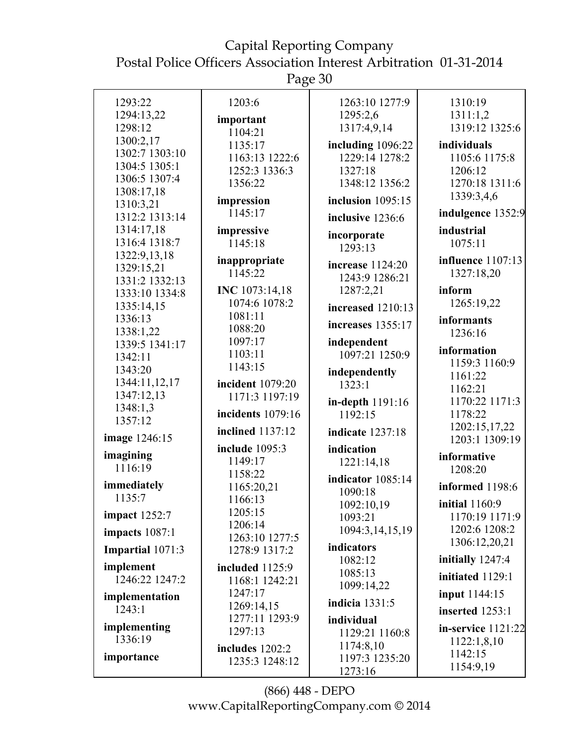1293:22
1294:13,22
1298:12
1300:2,17
1302:7 1303:10
1304:5 1305:1
1306:5 1307:4
1308:17,18
1310:3,21
1312:2 1313:14
1314:17,18
1316:4 1318:7
1322:9,13,18
1329:15,21
1331:2 1332:13
1333:10 1334:8
1335:14,15
1336:13
1338:1,22
1339:5 1341:17
1342:11
1343:20
1344:11,12,17
1347:12,13
1348:1,3
1357:12

**image** 1246:15

**imagining** 1116:19

**immediately** 1135:7

**impact** 1252:7

**impacts** 1087:1

**Impartial** 1071:3

**implement** 1246:22 1247:2

**implementation** 1243:1

**implementing** 1336:19

**importance** 1203:6

**important** 1104:21 1135:17 1163:13 1222:6 1252:3 1336:3 1356:22

**impression** 1145:17

**impressive** 1145:18

**inappropriate** 1145:22

**INC** 1073:14,18 1074:6 1078:2 1081:11 1088:20 1097:17 1103:11 1143:15

**incident** 1079:20 1171:3 1197:19

**incidents** 1079:16

**inclined** 1137:12

**include** 1095:3 1149:17 1158:22 1165:20,21 1166:13 1205:15 1206:14 1263:10 1277:5 1278:9 1317:2

**included** 1125:9 1168:1 1242:21 1247:17 1269:14,15 1277:11 1293:9 1297:13

**includes** 1202:2 1235:3 1248:12 1263:10 1277:9 1295:2,6 1317:4,9,14

**including** 1096:22 1229:14 1278:2 1327:18 1348:12 1356:2

**inclusion** 1095:15

**inclusive** 1236:6

**incorporate** 1293:13

**increase** 1124:20 1243:9 1286:21 1287:2,21

**increased** 1210:13

**increases** 1355:17

**independent** 1097:21 1250:9

**independently** 1323:1

**in-depth** 1191:16 1192:15

**indicate** 1237:18

**indication** 1221:14,18

**indicator** 1085:14 1090:18 1092:10,19 1093:21 1094:3,14,15,19

**indicators** 1082:12 1085:13 1099:14,22

**indicia** 1331:5

**individual** 1129:21 1160:8 1174:8,10 1197:3 1235:20 1273:16 1310:19 1311:1,2 1319:12 1325:6

**individuals** 1105:6 1175:8 1206:12 1270:18 1311:6 1339:3,4,6

**indulgence** 1352:9

**industrial** 1075:11

**influence** 1107:13 1327:18,20

**inform** 1265:19,22

**informants** 1236:16

**information** 1159:3 1160:9 1161:22 1162:21 1170:22 1171:3 1178:22 1202:15,17,22 1203:1 1309:19

**informative** 1208:20

**informed** 1198:6

**initial** 1160:9 1170:19 1171:9 1202:6 1208:2 1306:12,20,21

**initially** 1247:4

**initiated** 1129:1

**input** 1144:15

**inserted** 1253:1

**in-service** 1121:22 1122:1,8,10 1142:15 1154:9,19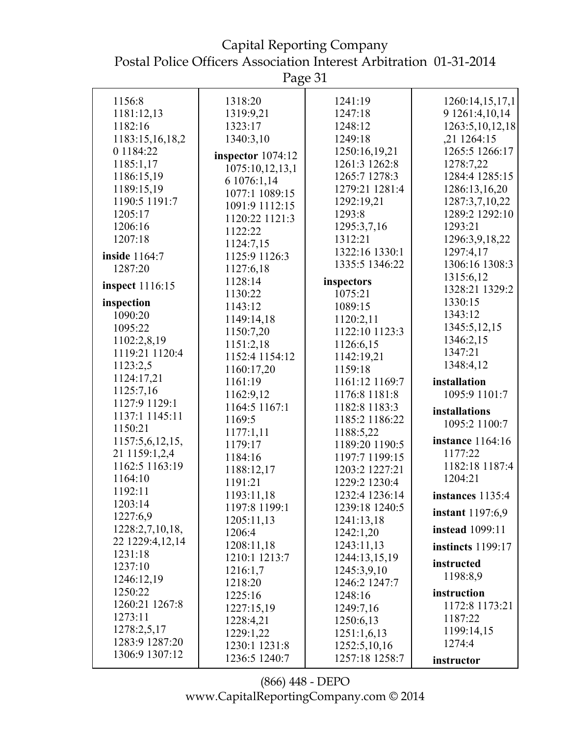1156:8
1181:12,13
1182:16
1183:15,16,18,2
0 1184:22
1185:1,17
1186:15,19
1189:15,19
1190:5 1191:7
1205:17
1206:16
1207:18

**inside** 1164:7
1287:20

**inspect** 1116:15

**inspection**
1090:20
1095:22
1102:2,8,19
1119:21 1120:4
1123:2,5
1124:17,21
1125:7,16
1127:9 1129:1
1137:1 1145:11
1150:21
1157:5,6,12,15,
21 1159:1,2,4
1162:5 1163:19
1164:10
1192:11
1203:14
1227:6,9
1228:2,7,10,18,
22 1229:4,12,14
1231:18
1237:10
1246:12,19
1250:22
1260:21 1267:8
1273:11
1278:2,5,17
1283:9 1287:20
1306:9 1307:12
1318:20
1319:9,21
1323:17
1340:3,10

**inspector** 1074:12
1075:10,12,13,1
6 1076:1,14
1077:1 1089:15
1091:9 1112:15
1120:22 1121:3
1122:22
1124:7,15
1125:9 1126:3
1127:6,18
1128:14
1130:22
1143:12
1149:14,18
1150:7,20
1151:2,18
1152:4 1154:12
1160:17,20
1161:19
1162:9,12
1164:5 1167:1
1169:5
1177:1,11
1179:17
1184:16
1188:12,17
1191:21
1193:11,18
1197:8 1199:1
1205:11,13
1206:4
1208:11,18
1210:1 1213:7
1216:1,7
1218:20
1225:16
1227:15,19
1228:4,21
1229:1,22
1230:1 1231:8
1236:5 1240:7
1241:19
1247:18
1248:12
1249:18
1250:16,19,21
1261:3 1262:8
1265:7 1278:3
1279:21 1281:4
1292:19,21
1293:8
1295:3,7,16
1312:21
1322:16 1330:1
1335:5 1346:22

**inspectors**
1075:21
1089:15
1120:2,11
1122:10 1123:3
1126:6,15
1142:19,21
1159:18
1161:12 1169:7
1176:8 1181:8
1182:8 1183:3
1185:2 1186:22
1188:5,22
1189:20 1190:5
1197:7 1199:15
1203:2 1227:21
1229:2 1230:4
1232:4 1236:14
1239:18 1240:5
1241:13,18
1242:1,20
1243:11,13
1244:13,15,19
1245:3,9,10
1246:2 1247:7
1248:16
1249:7,16
1250:6,13
1251:1,6,13
1252:5,10,16
1257:18 1258:7
1260:14,15,17,1
9 1261:4,10,14
1263:5,10,12,18
,21 1264:15
1265:5 1266:17
1278:7,22
1284:4 1285:15
1286:13,16,20
1287:3,7,10,22
1289:2 1292:10
1293:21
1296:3,9,18,22
1297:4,17
1306:16 1308:3
1315:6,12
1328:21 1329:2
1330:15
1343:12
1345:5,12,15
1346:2,15
1347:21
1348:4,12

**installation**
1095:9 1101:7

**installations**
1095:2 1100:7

**instance** 1164:16
1177:22
1182:18 1187:4
1204:21

**instances** 1135:4

**instant** 1197:6,9

**instead** 1099:11

**instincts** 1199:17

**instructed**
1198:8,9

**instruction**
1172:8 1173:21
1187:22
1199:14,15
1274:4

**instructor**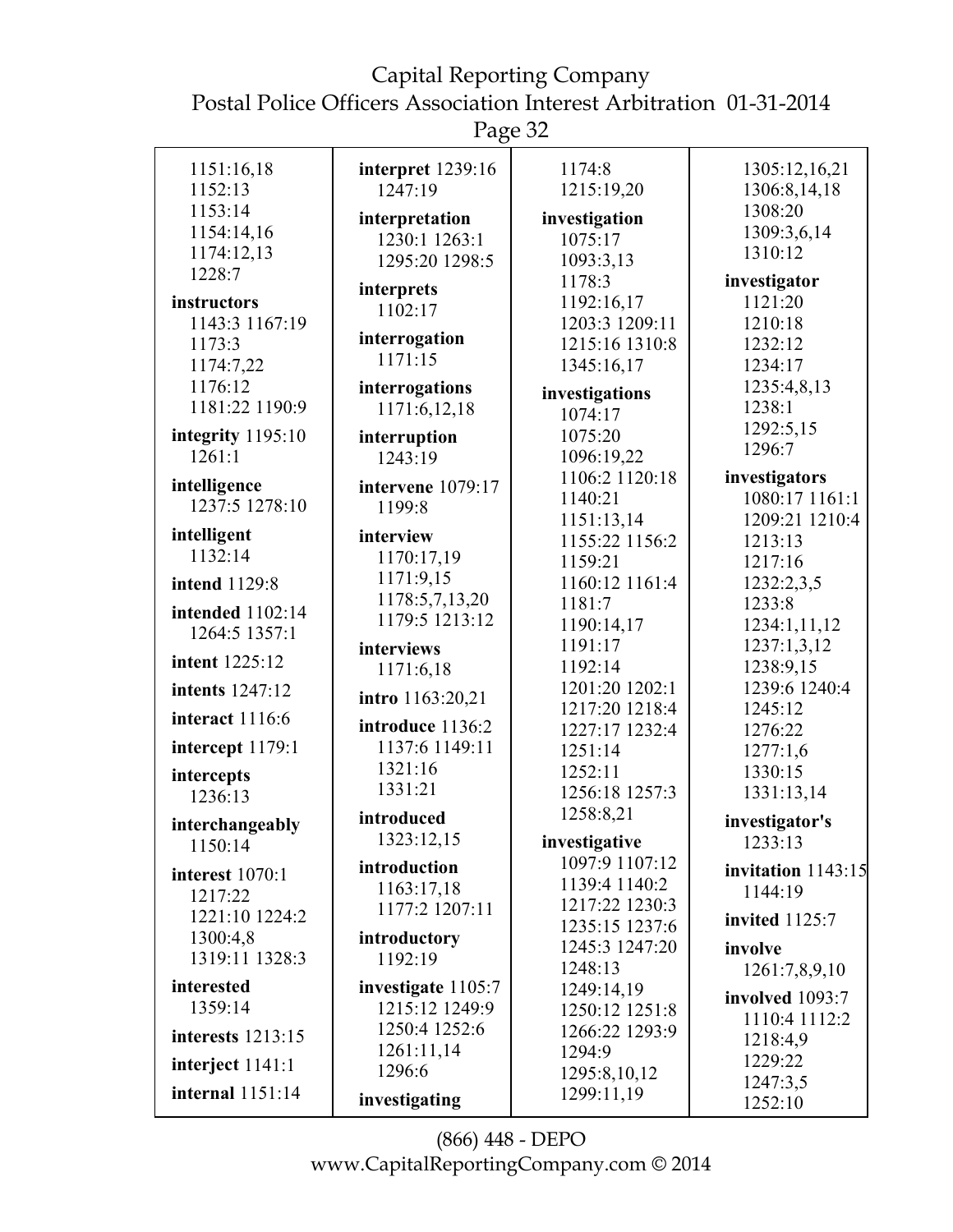1151:16,18
1152:13
1153:14
1154:14,16
1174:12,13
1228:7

**instructors** 1143:3 1167:19 1173:3 1174:7,22 1176:12 1181:22 1190:9

**integrity** 1195:10 1261:1

**intelligence** 1237:5 1278:10

**intelligent** 1132:14

**intend** 1129:8

**intended** 1102:14 1264:5 1357:1

**intent** 1225:12

**intents** 1247:12

**interact** 1116:6

**intercept** 1179:1

**intercepts** 1236:13

**interchangeably** 1150:14

**interest** 1070:1 1217:22 1221:10 1224:2 1300:4,8 1319:11 1328:3

**interested** 1359:14

**interests** 1213:15

**interject** 1141:1

**internal** 1151:14

**interpret** 1239:16 1247:19

**interpretation** 1230:1 1263:1 1295:20 1298:5

**interprets** 1102:17

**interrogation** 1171:15

**interrogations** 1171:6,12,18

**interruption** 1243:19

**intervene** 1079:17 1199:8

**interview** 1170:17,19 1171:9,15 1178:5,7,13,20 1179:5 1213:12

**interviews** 1171:6,18

**intro** 1163:20,21

**introduce** 1136:2 1137:6 1149:11 1321:16 1331:21

**introduced** 1323:12,15

**introduction** 1163:17,18 1177:2 1207:11

**introductory** 1192:19

**investigate** 1105:7 1215:12 1249:9 1250:4 1252:6 1261:11,14 1296:6

**investigating**
1174:8
1215:19,20

**investigation** 1075:17 1093:3,13 1178:3 1192:16,17 1203:3 1209:11 1215:16 1310:8 1345:16,17

**investigations** 1074:17 1075:20 1096:19,22 1106:2 1120:18 1140:21 1151:13,14 1155:22 1156:2 1159:21 1160:12 1161:4 1181:7 1190:14,17 1191:17 1192:14 1201:20 1202:1 1217:20 1218:4 1227:17 1232:4 1251:14 1252:11 1256:18 1257:3 1258:8,21

**investigative** 1097:9 1107:12 1139:4 1140:2 1217:22 1230:3 1235:15 1237:6 1245:3 1247:20 1248:13 1249:14,19 1250:12 1251:8 1266:22 1293:9 1294:9 1295:8,10,12 1299:11,19
1305:12,16,21
1306:8,14,18
1308:20
1309:3,6,14
1310:12

**investigator** 1121:20 1210:18 1232:12 1234:17 1235:4,8,13 1238:1 1292:5,15 1296:7

**investigators** 1080:17 1161:1 1209:21 1210:4 1213:13 1217:16 1232:2,3,5 1233:8 1234:1,11,12 1237:1,3,12 1238:9,15 1239:6 1240:4 1245:12 1276:22 1277:1,6 1330:15 1331:13,14

**investigator's** 1233:13

**invitation** 1143:15 1144:19

**invited** 1125:7

**involve** 1261:7,8,9,10

**involved** 1093:7 1110:4 1112:2 1218:4,9 1229:22 1247:3,5 1252:10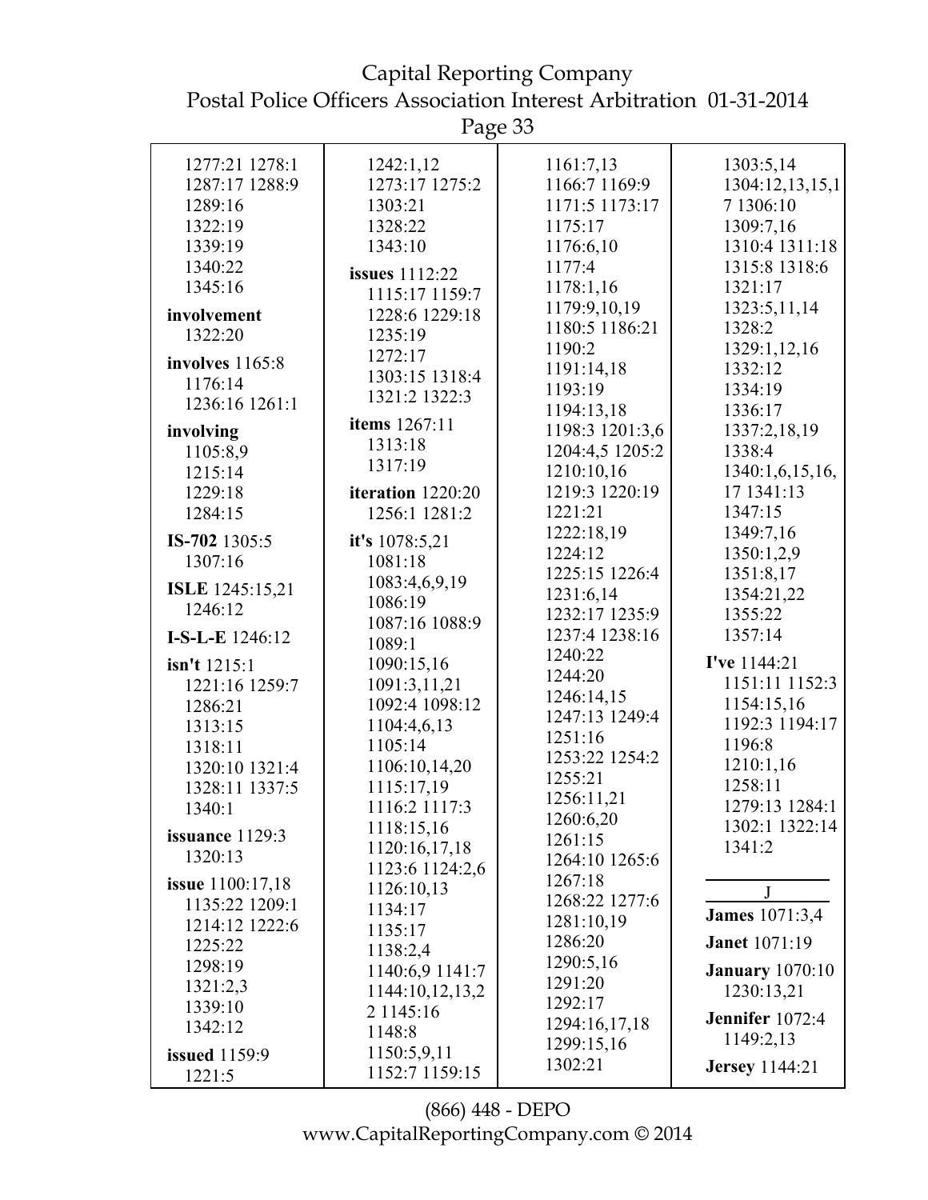1277:21 1278:1
1287:17 1288:9
1289:16
1322:19
1339:19
1340:22
1345:16

**involvement**
1322:20

**involves** 1165:8
1176:14
1236:16 1261:1

**involving**
1105:8,9
1215:14
1229:18
1284:15

**IS-702** 1305:5
1307:16

**ISLE** 1245:15,21
1246:12

**I-S-L-E** 1246:12

**isn't** 1215:1
1221:16 1259:7
1286:21
1313:15
1318:11
1320:10 1321:4
1328:11 1337:5
1340:1

**issuance** 1129:3
1320:13

**issue** 1100:17,18
1135:22 1209:1
1214:12 1222:6
1225:22
1298:19
1321:2,3
1339:10
1342:12

**issued** 1159:9
1221:5

1242:1,12
1273:17 1275:2
1303:21
1328:22
1343:10

**issues** 1112:22
1115:17 1159:7
1228:6 1229:18
1235:19
1272:17
1303:15 1318:4
1321:2 1322:3

**items** 1267:11
1313:18
1317:19

**iteration** 1220:20
1256:1 1281:2

**it's** 1078:5,21
1081:18
1083:4,6,9,19
1086:19
1087:16 1088:9
1089:1
1090:15,16
1091:3,11,21
1092:4 1098:12
1104:4,6,13
1105:14
1106:10,14,20
1115:17,19
1116:2 1117:3
1118:15,16
1120:16,17,18
1123:6 1124:2,6
1126:10,13
1134:17
1135:17
1138:2,4
1140:6,9 1141:7
1144:10,12,13,2
2 1145:16
1148:8
1150:5,9,11
1152:7 1159:15

1161:7,13
1166:7 1169:9
1171:5 1173:17
1175:17
1176:6,10
1177:4
1178:1,16
1179:9,10,19
1180:5 1186:21
1190:2
1191:14,18
1193:19
1194:13,18
1198:3 1201:3,6
1204:4,5 1205:2
1210:10,16
1219:3 1220:19
1221:21
1222:18,19
1224:12
1225:15 1226:4
1231:6,14
1232:17 1235:9
1237:4 1238:16
1240:22
1244:20
1246:14,15
1247:13 1249:4
1251:16
1253:22 1254:2
1255:21
1256:11,21
1260:6,20
1261:15
1264:10 1265:6
1267:18
1268:22 1277:6
1281:10,19
1286:20
1290:5,16
1291:20
1292:17
1294:16,17,18
1299:15,16
1302:21

1303:5,14
1304:12,13,15,1
7 1306:10
1309:7,16
1310:4 1311:18
1315:8 1318:6
1321:17
1323:5,11,14
1328:2
1329:1,12,16
1332:12
1334:19
1336:17
1337:2,18,19
1338:4
1340:1,6,15,16,
17 1341:13
1347:15
1349:7,16
1350:1,2,9
1351:8,17
1354:21,22
1355:22
1357:14

**I've** 1144:21
1151:11 1152:3
1154:15,16
1192:3 1194:17
1196:8
1210:1,16
1258:11
1279:13 1284:1
1302:1 1322:14
1341:2

## J

**James** 1071:3,4

**Janet** 1071:19

**January** 1070:10
1230:13,21

**Jennifer** 1072:4
1149:2,13

**Jersey** 1144:21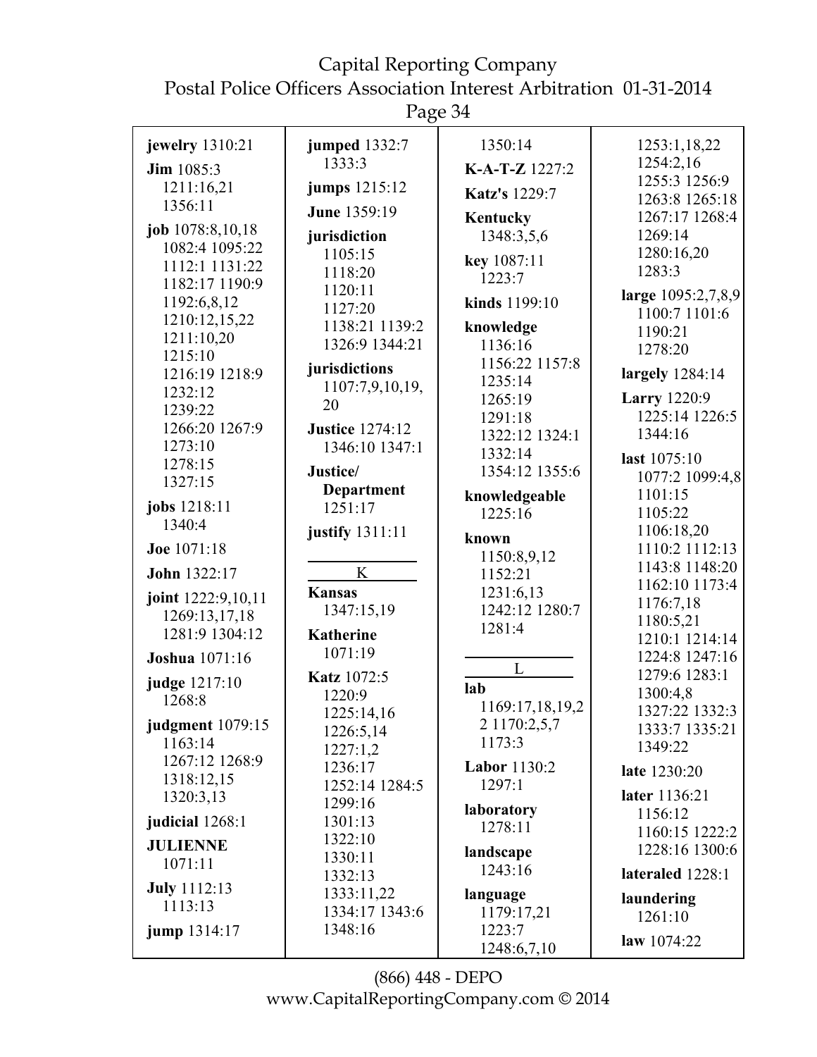**jewelry** 1310:21

**Jim** 1085:3
1211:16,21
1356:11

**job** 1078:8,10,18
1082:4 1095:22
1112:1 1131:22
1182:17 1190:9
1192:6,8,12
1210:12,15,22
1211:10,20
1215:10
1216:19 1218:9
1232:12
1239:22
1266:20 1267:9
1273:10
1278:15
1327:15

**jobs** 1218:11
1340:4

**Joe** 1071:18

**John** 1322:17

**joint** 1222:9,10,11
1269:13,17,18
1281:9 1304:12

**Joshua** 1071:16

**judge** 1217:10
1268:8

**judgment** 1079:15
1163:14
1267:12 1268:9
1318:12,15
1320:3,13

**judicial** 1268:1

**JULIENNE**
1071:11

**July** 1112:13
1113:13

**jump** 1314:17

**jumped** 1332:7
1333:3

**jumps** 1215:12

**June** 1359:19

**jurisdiction**
1105:15
1118:20
1120:11
1127:20
1138:21 1139:2
1326:9 1344:21

**jurisdictions**
1107:7,9,10,19,
20

**Justice** 1274:12
1346:10 1347:1

**Justice/ Department**
1251:17

**justify** 1311:11

K

**Kansas**
1347:15,19

**Katherine**
1071:19

**Katz** 1072:5
1220:9
1225:14,16
1226:5,14
1227:1,2
1236:17
1252:14 1284:5
1299:16
1301:13
1322:10
1330:11
1332:13
1333:11,22
1334:17 1343:6
1348:16
1350:14

**K-A-T-Z** 1227:2

**Katz's** 1229:7

**Kentucky**
1348:3,5,6

**key** 1087:11
1223:7

**kinds** 1199:10

**knowledge**
1136:16
1156:22 1157:8
1235:14
1265:19
1291:18
1322:12 1324:1
1332:14
1354:12 1355:6

**knowledgeable**
1225:16

**known**
1150:8,9,12
1152:21
1231:6,13
1242:12 1280:7
1281:4

L

**lab**
1169:17,18,19,2
2 1170:2,5,7
1173:3

**Labor** 1130:2
1297:1

**laboratory**
1278:11

**landscape**
1243:16

**language**
1179:17,21
1223:7
1248:6,7,10
1253:1,18,22
1254:2,16
1255:3 1256:9
1263:8 1265:18
1267:17 1268:4
1269:14
1280:16,20
1283:3

**large** 1095:2,7,8,9
1100:7 1101:6
1190:21
1278:20

**largely** 1284:14

**Larry** 1220:9
1225:14 1226:5
1344:16

**last** 1075:10
1077:2 1099:4,8
1101:15
1105:22
1106:18,20
1110:2 1112:13
1143:8 1148:20
1162:10 1173:4
1176:7,18
1180:5,21
1210:1 1214:14
1224:8 1247:16
1279:6 1283:1
1300:4,8
1327:22 1332:3
1333:7 1335:21
1349:22

**late** 1230:20

**later** 1136:21
1156:12
1160:15 1222:2
1228:16 1300:6

**lateraled** 1228:1

**laundering**
1261:10

**law** 1074:22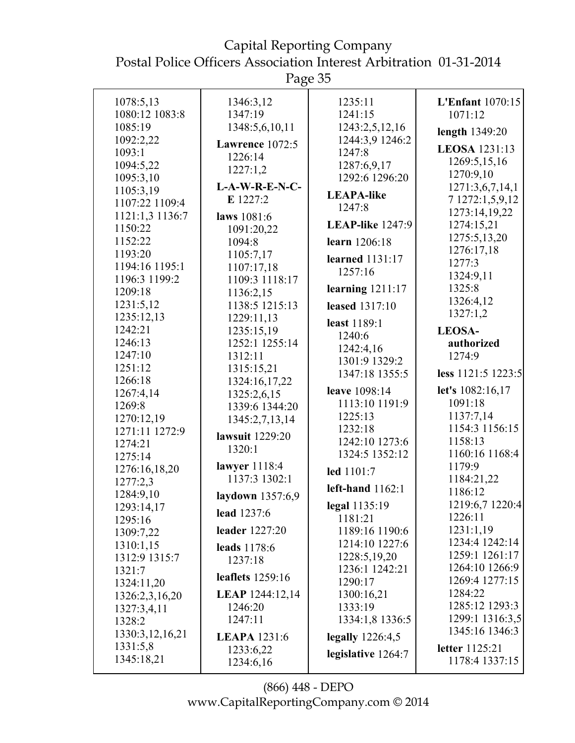1078:5,13
1080:12 1083:8
1085:19
1092:2,22
1093:1
1094:5,22
1095:3,10
1105:3,19
1107:22 1109:4
1121:1,3 1136:7
1150:22
1152:22
1193:20
1194:16 1195:1
1196:3 1199:2
1209:18
1231:5,12
1235:12,13
1242:21
1246:13
1247:10
1251:12
1266:18
1267:4,14
1269:8
1270:12,19
1271:11 1272:9
1274:21
1275:14
1276:16,18,20
1277:2,3
1284:9,10
1293:14,17
1295:16
1309:7,22
1310:1,15
1312:9 1315:7
1321:7
1324:11,20
1326:2,3,16,20
1327:3,4,11
1328:2
1330:3,12,16,21
1331:5,8
1345:18,21
1346:3,12
1347:19
1348:5,6,10,11

**Lawrence** 1072:5 1226:14 1227:1,2

**L-A-W-R-E-N-C-E** 1227:2

**laws** 1081:6 1091:20,22 1094:8 1105:7,17 1107:17,18 1109:3 1118:17 1136:2,15 1138:5 1215:13 1229:11,13 1235:15,19 1252:1 1255:14 1312:11 1315:15,21 1324:16,17,22 1325:2,6,15 1339:6 1344:20 1345:2,7,13,14

**lawsuit** 1229:20 1320:1

**lawyer** 1118:4 1137:3 1302:1

**laydown** 1357:6,9

**lead** 1237:6

**leader** 1227:20

**leads** 1178:6 1237:18

**leaflets** 1259:16

**LEAP** 1244:12,14 1246:20 1247:11

**LEAPA** 1231:6 1233:6,22 1234:6,16 1235:11 1241:15 1243:2,5,12,16 1244:3,9 1246:2 1247:8 1287:6,9,17 1292:6 1296:20

**LEAPA-like** 1247:8

**LEAP-like** 1247:9

**learn** 1206:18

**learned** 1131:17 1257:16

**learning** 1211:17

**leased** 1317:10

**least** 1189:1 1240:6 1242:4,16 1301:9 1329:2 1347:18 1355:5

**leave** 1098:14 1113:10 1191:9 1225:13 1232:18 1242:10 1273:6 1324:5 1352:12

**led** 1101:7

**left-hand** 1162:1

**legal** 1135:19 1181:21 1189:16 1190:6 1214:10 1227:6 1228:5,19,20 1236:1 1242:21 1290:17 1300:16,21 1333:19 1334:1,8 1336:5

**legally** 1226:4,5

**legislative** 1264:7

**L'Enfant** 1070:15 1071:12

**length** 1349:20

**LEOSA** 1231:13 1269:5,15,16 1270:9,10 1271:3,6,7,14,17 1272:1,5,9,12 1273:14,19,22 1274:15,21 1275:5,13,20 1276:17,18 1277:3 1324:9,11 1325:8 1326:4,12 1327:1,2

**LEOSA-authorized** 1274:9

**less** 1121:5 1223:5

**let's** 1082:16,17 1091:18 1137:7,14 1154:3 1156:15 1158:13 1160:16 1168:4 1179:9 1184:21,22 1186:12 1219:6,7 1220:4 1226:11 1231:1,19 1234:4 1242:14 1259:1 1261:17 1264:10 1266:9 1269:4 1277:15 1284:22 1285:12 1293:3 1299:1 1316:3,5 1345:16 1346:3

**letter** 1125:21 1178:4 1337:15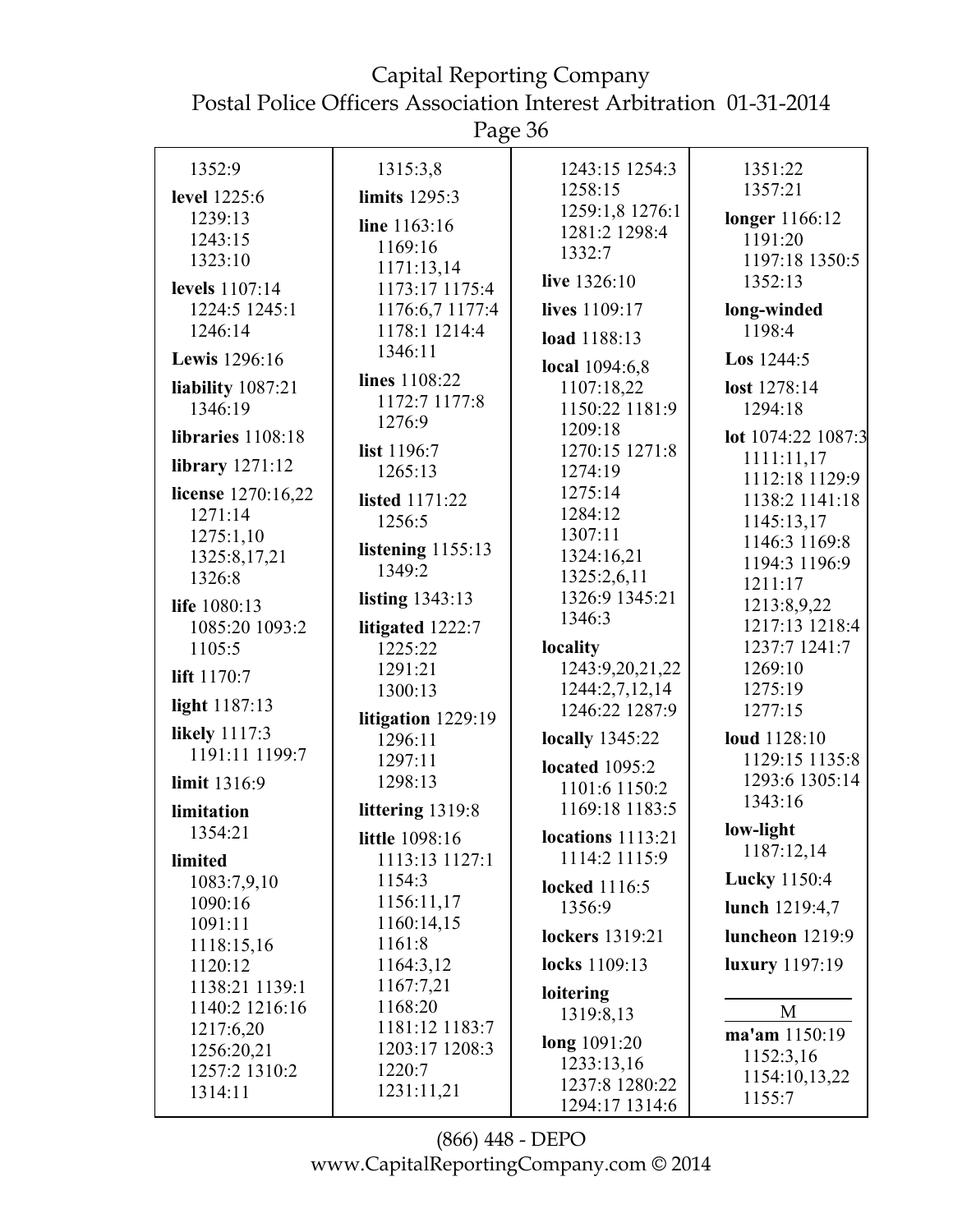1352:9

**level** 1225:6 1239:13 1243:15 1323:10

**levels** 1107:14 1224:5 1245:1 1246:14

**Lewis** 1296:16

**liability** 1087:21 1346:19

**libraries** 1108:18

**library** 1271:12

**license** 1270:16,22 1271:14 1275:1,10 1325:8,17,21 1326:8

**life** 1080:13 1085:20 1093:2 1105:5

**lift** 1170:7

**light** 1187:13

**likely** 1117:3 1191:11 1199:7

**limit** 1316:9

**limitation** 1354:21

**limited** 1083:7,9,10 1090:16 1091:11 1118:15,16 1120:12 1138:21 1139:1 1140:2 1216:16 1217:6,20 1256:20,21 1257:2 1310:2 1314:11

1315:3,8

**limits** 1295:3

**line** 1163:16 1169:16 1171:13,14 1173:17 1175:4 1176:6,7 1177:4 1178:1 1214:4 1346:11

**lines** 1108:22 1172:7 1177:8 1276:9

**list** 1196:7 1265:13

**listed** 1171:22 1256:5

**listening** 1155:13 1349:2

**listing** 1343:13

**litigated** 1222:7 1225:22 1291:21 1300:13

**litigation** 1229:19 1296:11 1297:11 1298:13

**littering** 1319:8

**little** 1098:16 1113:13 1127:1 1154:3 1156:11,17 1160:14,15 1161:8 1164:3,12 1167:7,21 1168:20 1181:12 1183:7 1203:17 1208:3 1220:7 1231:11,21

1243:15 1254:3 1258:15 1259:1,8 1276:1 1281:2 1298:4 1332:7

**live** 1326:10

**lives** 1109:17

**load** 1188:13

**local** 1094:6,8 1107:18,22 1150:22 1181:9 1209:18 1270:15 1271:8 1274:19 1275:14 1284:12 1307:11 1324:16,21 1325:2,6,11 1326:9 1345:21 1346:3

**locality** 1243:9,20,21,22 1244:2,7,12,14 1246:22 1287:9

**locally** 1345:22

**located** 1095:2 1101:6 1150:2 1169:18 1183:5

**locations** 1113:21 1114:2 1115:9

**locked** 1116:5 1356:9

**lockers** 1319:21

**locks** 1109:13

**loitering** 1319:8,13

**long** 1091:20 1233:13,16 1237:8 1280:22 1294:17 1314:6

1351:22 1357:21

**longer** 1166:12 1191:20 1197:18 1350:5 1352:13

**long-winded** 1198:4

**Los** 1244:5

**lost** 1278:14 1294:18

**lot** 1074:22 1087:3 1111:11,17 1112:18 1129:9 1138:2 1141:18 1145:13,17 1146:3 1169:8 1194:3 1196:9 1211:17 1213:8,9,22 1217:13 1218:4 1237:7 1241:7 1269:10 1275:19 1277:15

**loud** 1128:10 1129:15 1135:8 1293:6 1305:14 1343:16

**low-light** 1187:12,14

**Lucky** 1150:4

**lunch** 1219:4,7

**luncheon** 1219:9

**luxury** 1197:19

## M

**ma'am** 1150:19 1152:3,16 1154:10,13,22 1155:7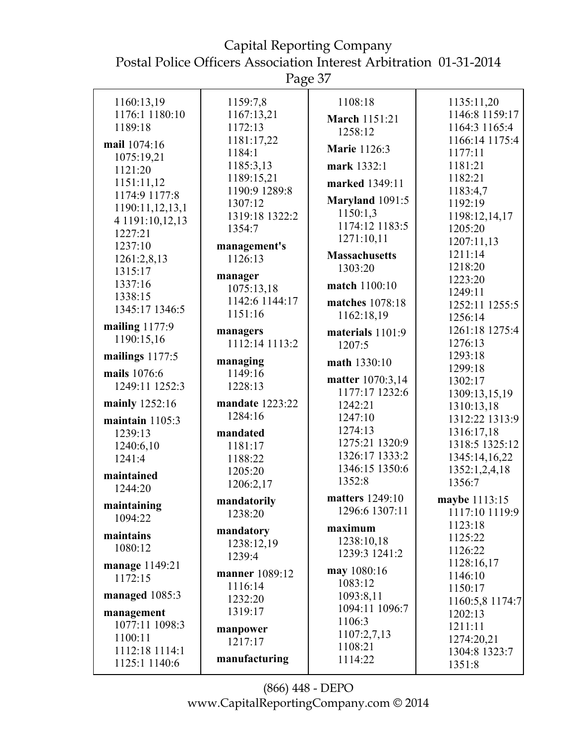1160:13,19
1176:1 1180:10
1189:18

**mail** 1074:16
1075:19,21
1121:20
1151:11,12
1174:9 1177:8
1190:11,12,13,1
4 1191:10,12,13
1227:21
1237:10
1261:2,8,13
1315:17
1337:16
1338:15
1345:17 1346:5

**mailing** 1177:9
1190:15,16

**mailings** 1177:5

**mails** 1076:6
1249:11 1252:3

**mainly** 1252:16

**maintain** 1105:3
1239:13
1240:6,10
1241:4

**maintained**
1244:20

**maintaining**
1094:22

**maintains**
1080:12

**manage** 1149:21
1172:15

**managed** 1085:3

**management**
1077:11 1098:3
1100:11
1112:18 1114:1
1125:1 1140:6
1159:7,8
1167:13,21
1172:13
1181:17,22
1184:1
1185:3,13
1189:15,21
1190:9 1289:8
1307:12
1319:18 1322:2
1354:7

**management's**
1126:13

**manager**
1075:13,18
1142:6 1144:17
1151:16

**managers**
1112:14 1113:2

**managing**
1149:16
1228:13

**mandate** 1223:22
1284:16

**mandated**
1181:17
1188:22
1205:20
1206:2,17

**mandatorily**
1238:20

**mandatory**
1238:12,19
1239:4

**manner** 1089:12
1116:14
1232:20
1319:17

**manpower**
1217:17

**manufacturing**
1108:18

**March** 1151:21
1258:12

**Marie** 1126:3

**mark** 1332:1

**marked** 1349:11

**Maryland** 1091:5
1150:1,3
1174:12 1183:5
1271:10,11

**Massachusetts**
1303:20

**match** 1100:10

**matches** 1078:18
1162:18,19

**materials** 1101:9
1207:5

**math** 1330:10

**matter** 1070:3,14
1177:17 1232:6
1242:21
1247:10
1274:13
1275:21 1320:9
1326:17 1333:2
1346:15 1350:6
1352:8

**matters** 1249:10
1296:6 1307:11

**maximum**
1238:10,18
1239:3 1241:2

**may** 1080:16
1083:12
1093:8,11
1094:11 1096:7
1106:3
1107:2,7,13
1108:21
1114:22
1135:11,20
1146:8 1159:17
1164:3 1165:4
1166:14 1175:4
1177:11
1181:21
1182:21
1183:4,7
1192:19
1198:12,14,17
1205:20
1207:11,13
1211:14
1218:20
1223:20
1249:11
1252:11 1255:5
1256:14
1261:18 1275:4
1276:13
1293:18
1299:18
1302:17
1309:13,15,19
1310:13,18
1312:22 1313:9
1316:17,18
1318:5 1325:12
1345:14,16,22
1352:1,2,4,18
1356:7

**maybe** 1113:15
1117:10 1119:9
1123:18
1125:22
1126:22
1128:16,17
1146:10
1150:17
1160:5,8 1174:7
1202:13
1211:11
1274:20,21
1304:8 1323:7
1351:8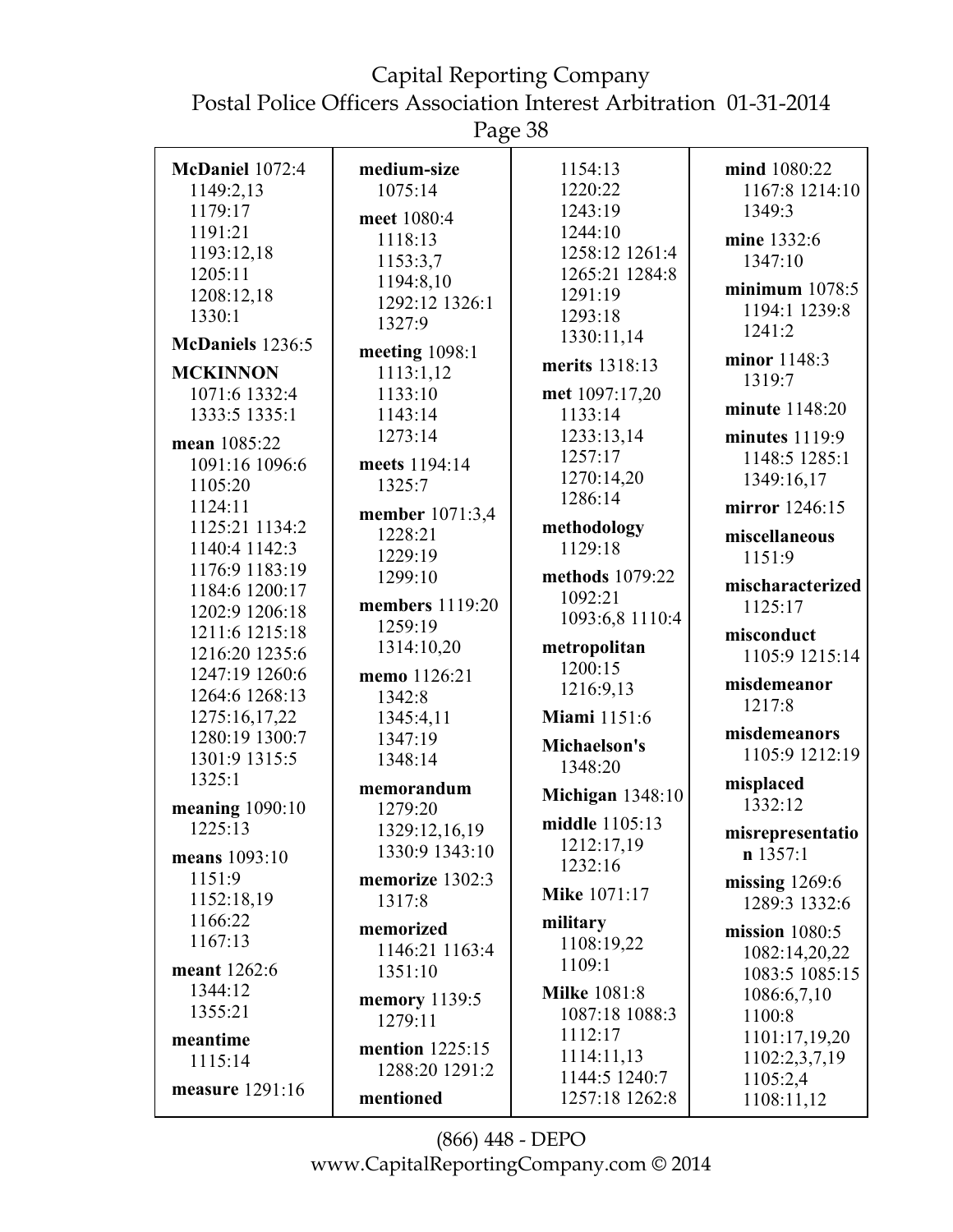**McDaniel** 1072:4 1149:2,13 1179:17 1191:21 1193:12,18 1205:11 1208:12,18 1330:1

**McDaniels** 1236:5

**MCKINNON** 1071:6 1332:4 1333:5 1335:1

**mean** 1085:22 1091:16 1096:6 1105:20 1124:11 1125:21 1134:2 1140:4 1142:3 1176:9 1183:19 1184:6 1200:17 1202:9 1206:18 1211:6 1215:18 1216:20 1235:6 1247:19 1260:6 1264:6 1268:13 1275:16,17,22 1280:19 1300:7 1301:9 1315:5 1325:1

**meaning** 1090:10 1225:13

**means** 1093:10 1151:9 1152:18,19 1166:22 1167:13

**meant** 1262:6 1344:12 1355:21

**meantime** 1115:14

**measure** 1291:16

**medium-size** 1075:14

**meet** 1080:4 1118:13 1153:3,7 1194:8,10 1292:12 1326:1 1327:9

**meeting** 1098:1 1113:1,12 1133:10 1143:14 1273:14

**meets** 1194:14 1325:7

**member** 1071:3,4 1228:21 1229:19 1299:10

**members** 1119:20 1259:19 1314:10,20

**memo** 1126:21 1342:8 1345:4,11 1347:19 1348:14

**memorandum** 1279:20 1329:12,16,19 1330:9 1343:10

**memorize** 1302:3 1317:8

**memorized** 1146:21 1163:4 1351:10

**memory** 1139:5 1279:11

**mention** 1225:15 1288:20 1291:2

**mentioned** 1154:13 1220:22 1243:19 1244:10 1258:12 1261:4 1265:21 1284:8 1291:19 1293:18 1330:11,14

**merits** 1318:13

**met** 1097:17,20 1133:14 1233:13,14 1257:17 1270:14,20 1286:14

**methodology** 1129:18

**methods** 1079:22 1092:21 1093:6,8 1110:4

**metropolitan** 1200:15 1216:9,13

**Miami** 1151:6

**Michaelson's** 1348:20

**Michigan** 1348:10

**middle** 1105:13 1212:17,19 1232:16

**Mike** 1071:17

**military** 1108:19,22 1109:1

**Milke** 1081:8 1087:18 1088:3 1112:17 1114:11,13 1144:5 1240:7 1257:18 1262:8

**mind** 1080:22 1167:8 1214:10 1349:3

**mine** 1332:6 1347:10

**minimum** 1078:5 1194:1 1239:8 1241:2

**minor** 1148:3 1319:7

**minute** 1148:20

**minutes** 1119:9 1148:5 1285:1 1349:16,17

**mirror** 1246:15

**miscellaneous** 1151:9

**mischaracterized** 1125:17

**misconduct** 1105:9 1215:14

**misdemeanor** 1217:8

**misdemeanors** 1105:9 1212:19

**misplaced** 1332:12

**misrepresentation** 1357:1

**missing** 1269:6 1289:3 1332:6

**mission** 1080:5 1082:14,20,22 1083:5 1085:15 1086:6,7,10 1100:8 1101:17,19,20 1102:2,3,7,19 1105:2,4 1108:11,12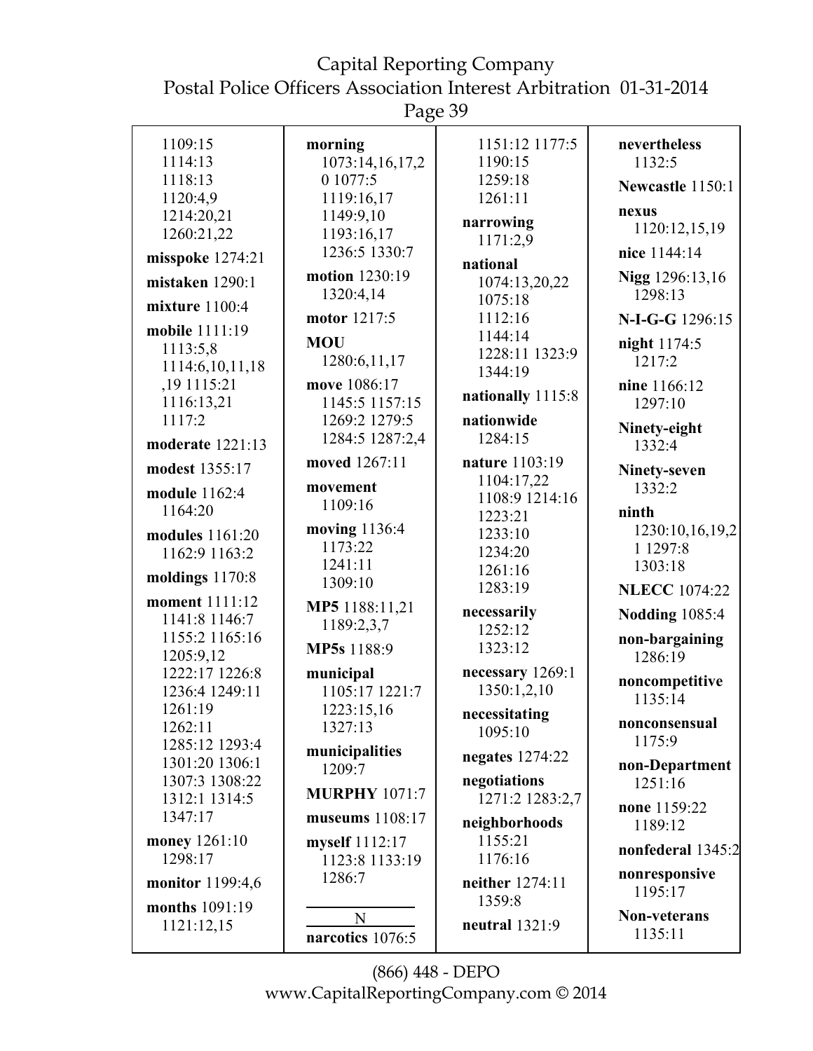1109:15
1114:13
1118:13
1120:4,9
1214:20,21
1260:21,22

**misspoke** 1274:21

**mistaken** 1290:1

**mixture** 1100:4

**mobile** 1111:19
1113:5,8
1114:6,10,11,18
,19 1115:21
1116:13,21
1117:2

**moderate** 1221:13

**modest** 1355:17

**module** 1162:4
1164:20

**modules** 1161:20
1162:9 1163:2

**moldings** 1170:8

**moment** 1111:12
1141:8 1146:7
1155:2 1165:16
1205:9,12
1222:17 1226:8
1236:4 1249:11
1261:19
1262:11
1285:12 1293:4
1301:20 1306:1
1307:3 1308:22
1312:1 1314:5
1347:17

**money** 1261:10
1298:17

**monitor** 1199:4,6

**months** 1091:19
1121:12,15

**morning**
1073:14,16,17,2
0 1077:5
1119:16,17
1149:9,10
1193:16,17
1236:5 1330:7

**motion** 1230:19
1320:4,14

**motor** 1217:5

**MOU**
1280:6,11,17

**move** 1086:17
1145:5 1157:15
1269:2 1279:5
1284:5 1287:2,4

**moved** 1267:11

**movement**
1109:16

**moving** 1136:4
1173:22
1241:11
1309:10

**MP5** 1188:11,21
1189:2,3,7

**MP5s** 1188:9

**municipal**
1105:17 1221:7
1223:15,16
1327:13

**municipalities**
1209:7

**MURPHY** 1071:7

**museums** 1108:17

**myself** 1112:17
1123:8 1133:19
1286:7

N

**narcotics** 1076:5

1151:12 1177:5
1190:15
1259:18
1261:11

**narrowing**
1171:2,9

**national**
1074:13,20,22
1075:18
1112:16
1144:14
1228:11 1323:9
1344:19

**nationally** 1115:8

**nationwide**
1284:15

**nature** 1103:19
1104:17,22
1108:9 1214:16
1223:21
1233:10
1234:20
1261:16
1283:19

**necessarily**
1252:12
1323:12

**necessary** 1269:1
1350:1,2,10

**necessitating**
1095:10

**negates** 1274:22

**negotiations**
1271:2 1283:2,7

**neighborhoods**
1155:21
1176:16

**neither** 1274:11
1359:8

**neutral** 1321:9

**nevertheless**
1132:5

**Newcastle** 1150:1

**nexus**
1120:12,15,19

**nice** 1144:14

**Nigg** 1296:13,16
1298:13

**N-I-G-G** 1296:15

**night** 1174:5
1217:2

**nine** 1166:12
1297:10

**Ninety-eight**
1332:4

**Ninety-seven**
1332:2

**ninth**
1230:10,16,19,2
1 1297:8
1303:18

**NLECC** 1074:22

**Nodding** 1085:4

**non-bargaining**
1286:19

**noncompetitive**
1135:14

**nonconsensual**
1175:9

**non-Department**
1251:16

**none** 1159:22
1189:12

**nonfederal** 1345:2

**nonresponsive**
1195:17

**Non-veterans**
1135:11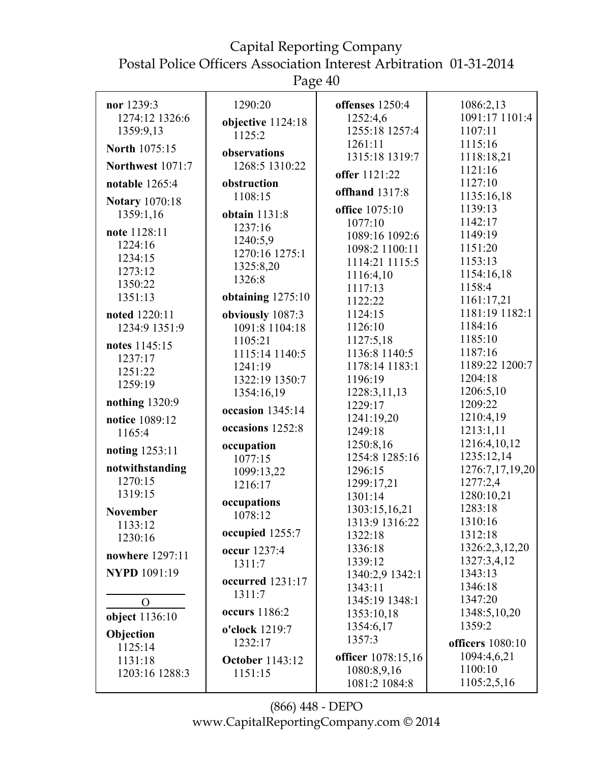**nor** 1239:3
1274:12 1326:6
1359:9,13

**North** 1075:15

**Northwest** 1071:7

**notable** 1265:4

**Notary** 1070:18
1359:1,16

**note** 1128:11
1224:16
1234:15
1273:12
1350:22
1351:13

**noted** 1220:11
1234:9 1351:9

**notes** 1145:15
1237:17
1251:22
1259:19

**nothing** 1320:9

**notice** 1089:12
1165:4

**noting** 1253:11

**notwithstanding**
1270:15
1319:15

**November**
1133:12
1230:16

**nowhere** 1297:11

**NYPD** 1091:19

O

**object** 1136:10

**Objection**
1125:14
1131:18
1203:16 1288:3
1290:20

**objective** 1124:18
1125:2

**observations**
1268:5 1310:22

**obstruction**
1108:15

**obtain** 1131:8
1237:16
1240:5,9
1270:16 1275:1
1325:8,20
1326:8

**obtaining** 1275:10

**obviously** 1087:3
1091:8 1104:18
1105:21
1115:14 1140:5
1241:19
1322:19 1350:7
1354:16,19

**occasion** 1345:14

**occasions** 1252:8

**occupation**
1077:15
1099:13,22
1216:17

**occupations**
1078:12

**occupied** 1255:7

**occur** 1237:4
1311:7

**occurred** 1231:17
1311:7

**occurs** 1186:2

**o'clock** 1219:7
1232:17

**October** 1143:12
1151:15

**offenses** 1250:4
1252:4,6
1255:18 1257:4
1261:11
1315:18 1319:7

**offer** 1121:22

**offhand** 1317:8

**office** 1075:10
1077:10
1089:16 1092:6
1098:2 1100:11
1114:21 1115:5
1116:4,10
1117:13
1122:22
1124:15
1126:10
1127:5,18
1136:8 1140:5
1178:14 1183:1
1196:19
1228:3,11,13
1229:17
1241:19,20
1249:18
1250:8,16
1254:8 1285:16
1296:15
1299:17,21
1301:14
1303:15,16,21
1313:9 1316:22
1322:18
1336:18
1339:12
1340:2,9 1342:1
1343:11
1345:19 1348:1
1353:10,18
1354:6,17
1357:3

**officer** 1078:15,16
1080:8,9,16
1081:2 1084:8
1086:2,13
1091:17 1101:4
1107:11
1115:16
1118:18,21
1121:16
1127:10
1135:16,18
1139:13
1142:17
1149:19
1151:20
1153:13
1154:16,18
1158:4
1161:17,21
1181:19 1182:1
1184:16
1185:10
1187:16
1189:22 1200:7
1204:18
1206:5,10
1209:22
1210:4,19
1213:1,11
1216:4,10,12
1235:12,14
1276:7,17,19,20
1277:2,4
1280:10,21
1283:18
1310:16
1312:18
1326:2,3,12,20
1327:3,4,12
1343:13
1346:18
1347:20
1348:5,10,20
1359:2

**officers** 1080:10
1094:4,6,21
1100:10
1105:2,5,16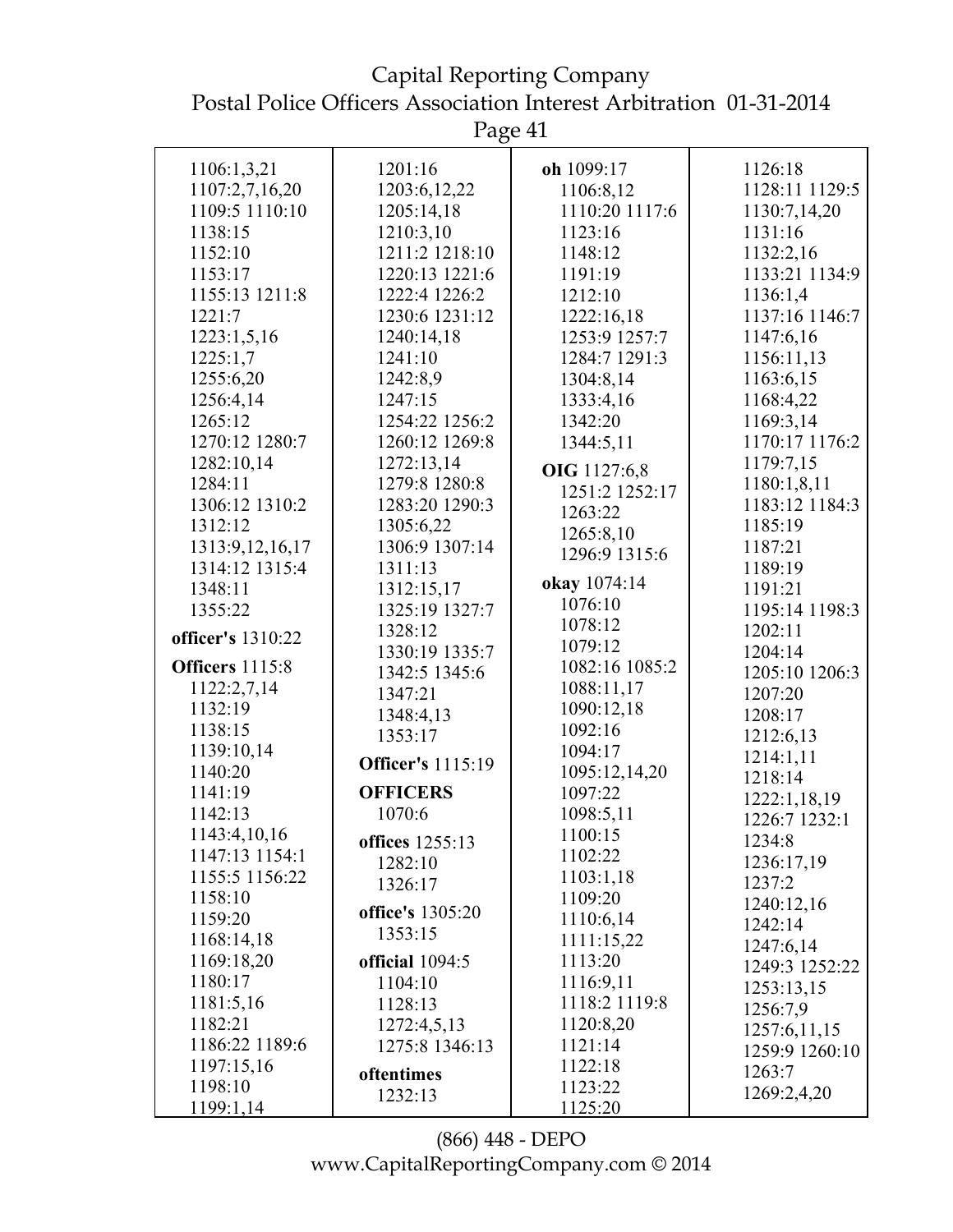1106:1,3,21
1107:2,7,16,20
1109:5 1110:10
1138:15
1152:10
1153:17
1155:13 1211:8
1221:7
1223:1,5,16
1225:1,7
1255:6,20
1256:4,14
1265:12
1270:12 1280:7
1282:10,14
1284:11
1306:12 1310:2
1312:12
1313:9,12,16,17
1314:12 1315:4
1348:11
1355:22

**officer's** 1310:22

**Officers** 1115:8
1122:2,7,14
1132:19
1138:15
1139:10,14
1140:20
1141:19
1142:13
1143:4,10,16
1147:13 1154:1
1155:5 1156:22
1158:10
1159:20
1168:14,18
1169:18,20
1180:17
1181:5,16
1182:21
1186:22 1189:6
1197:15,16
1198:10
1199:1,14
1201:16
1203:6,12,22
1205:14,18
1210:3,10
1211:2 1218:10
1220:13 1221:6
1222:4 1226:2
1230:6 1231:12
1240:14,18
1241:10
1242:8,9
1247:15
1254:22 1256:2
1260:12 1269:8
1272:13,14
1279:8 1280:8
1283:20 1290:3
1305:6,22
1306:9 1307:14
1311:13
1312:15,17
1325:19 1327:7
1328:12
1330:19 1335:7
1342:5 1345:6
1347:21
1348:4,13
1353:17

**Officer's** 1115:19

**OFFICERS**
1070:6

**offices** 1255:13
1282:10
1326:17

**office's** 1305:20
1353:15

**official** 1094:5
1104:10
1128:13
1272:4,5,13
1275:8 1346:13

**oftentimes**
1232:13

**oh** 1099:17
1106:8,12
1110:20 1117:6
1123:16
1148:12
1191:19
1212:10
1222:16,18
1253:9 1257:7
1284:7 1291:3
1304:8,14
1333:4,16
1342:20
1344:5,11

**OIG** 1127:6,8
1251:2 1252:17
1263:22
1265:8,10
1296:9 1315:6

**okay** 1074:14
1076:10
1078:12
1079:12
1082:16 1085:2
1088:11,17
1090:12,18
1092:16
1094:17
1095:12,14,20
1097:22
1098:5,11
1100:15
1102:22
1103:1,18
1109:20
1110:6,14
1111:15,22
1113:20
1116:9,11
1118:2 1119:8
1120:8,20
1121:14
1122:18
1123:22
1125:20
1126:18
1128:11 1129:5
1130:7,14,20
1131:16
1132:2,16
1133:21 1134:9
1136:1,4
1137:16 1146:7
1147:6,16
1156:11,13
1163:6,15
1168:4,22
1169:3,14
1170:17 1176:2
1179:7,15
1180:1,8,11
1183:12 1184:3
1185:19
1187:21
1189:19
1191:21
1195:14 1198:3
1202:11
1204:14
1205:10 1206:3
1207:20
1208:17
1212:6,13
1214:1,11
1218:14
1222:1,18,19
1226:7 1232:1
1234:8
1236:17,19
1237:2
1240:12,16
1242:14
1247:6,14
1249:3 1252:22
1253:13,15
1256:7,9
1257:6,11,15
1259:9 1260:10
1263:7
1269:2,4,20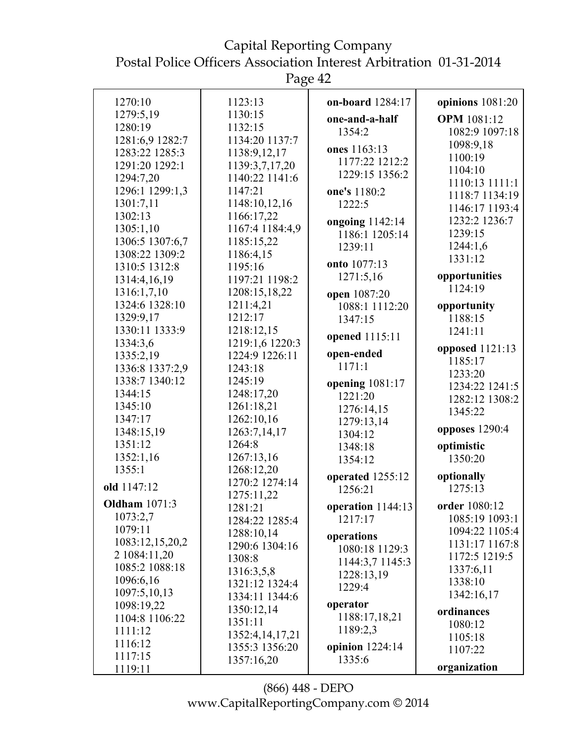1270:10
1279:5,19
1280:19
1281:6,9 1282:7
1283:22 1285:3
1291:20 1292:1
1294:7,20
1296:1 1299:1,3
1301:7,11
1302:13
1305:1,10
1306:5 1307:6,7
1308:22 1309:2
1310:5 1312:8
1314:4,16,19
1316:1,7,10
1324:6 1328:10
1329:9,17
1330:11 1333:9
1334:3,6
1335:2,19
1336:8 1337:2,9
1338:7 1340:12
1344:15
1345:10
1347:17
1348:15,19
1351:12
1352:1,16
1355:1

**old** 1147:12

**Oldham** 1071:3
1073:2,7
1079:11
1083:12,15,20,2
2 1084:11,20
1085:2 1088:18
1096:6,16
1097:5,10,13
1098:19,22
1104:8 1106:22
1111:12
1116:12
1117:15
1119:11
1123:13
1130:15
1132:15
1134:20 1137:7
1138:9,12,17
1139:3,7,17,20
1140:22 1141:6
1147:21
1148:10,12,16
1166:17,22
1167:4 1184:4,9
1185:15,22
1186:4,15
1195:16
1197:21 1198:2
1208:15,18,22
1211:4,21
1212:17
1218:12,15
1219:1,6 1220:3
1224:9 1226:11
1243:18
1245:19
1248:17,20
1261:18,21
1262:10,16
1263:7,14,17
1264:8
1267:13,16
1268:12,20
1270:2 1274:14
1275:11,22
1281:21
1284:22 1285:4
1288:10,14
1290:6 1304:16
1308:8
1316:3,5,8
1321:12 1324:4
1334:11 1344:6
1350:12,14
1351:11
1352:4,14,17,21
1355:3 1356:20
1357:16,20

**on-board** 1284:17

**one-and-a-half**
1354:2

**ones** 1163:13
1177:22 1212:2
1229:15 1356:2

**one's** 1180:2
1222:5

**ongoing** 1142:14
1186:1 1205:14
1239:11

**onto** 1077:13
1271:5,16

**open** 1087:20
1088:1 1112:20
1347:15

**opened** 1115:11

**open-ended**
1171:1

**opening** 1081:17
1221:20
1276:14,15
1279:13,14
1304:12
1348:18
1354:12

**operated** 1255:12
1256:21

**operation** 1144:13
1217:17

**operations**
1080:18 1129:3
1144:3,7 1145:3
1228:13,19
1229:4

**operator**
1188:17,18,21
1189:2,3

**opinion** 1224:14
1335:6

**opinions** 1081:20

**OPM** 1081:12
1082:9 1097:18
1098:9,18
1100:19
1104:10
1110:13 1111:1
1118:7 1134:19
1146:17 1193:4
1232:2 1236:7
1239:15
1244:1,6
1331:12

**opportunities**
1124:19

**opportunity**
1188:15
1241:11

**opposed** 1121:13
1185:17
1233:20
1234:22 1241:5
1282:12 1308:2
1345:22

**opposes** 1290:4

**optimistic**
1350:20

**optionally**
1275:13

**order** 1080:12
1085:19 1093:1
1094:22 1105:4
1131:17 1167:8
1172:5 1219:5
1337:6,11
1338:10
1342:16,17

**ordinances**
1080:12
1105:18
1107:22

**organization**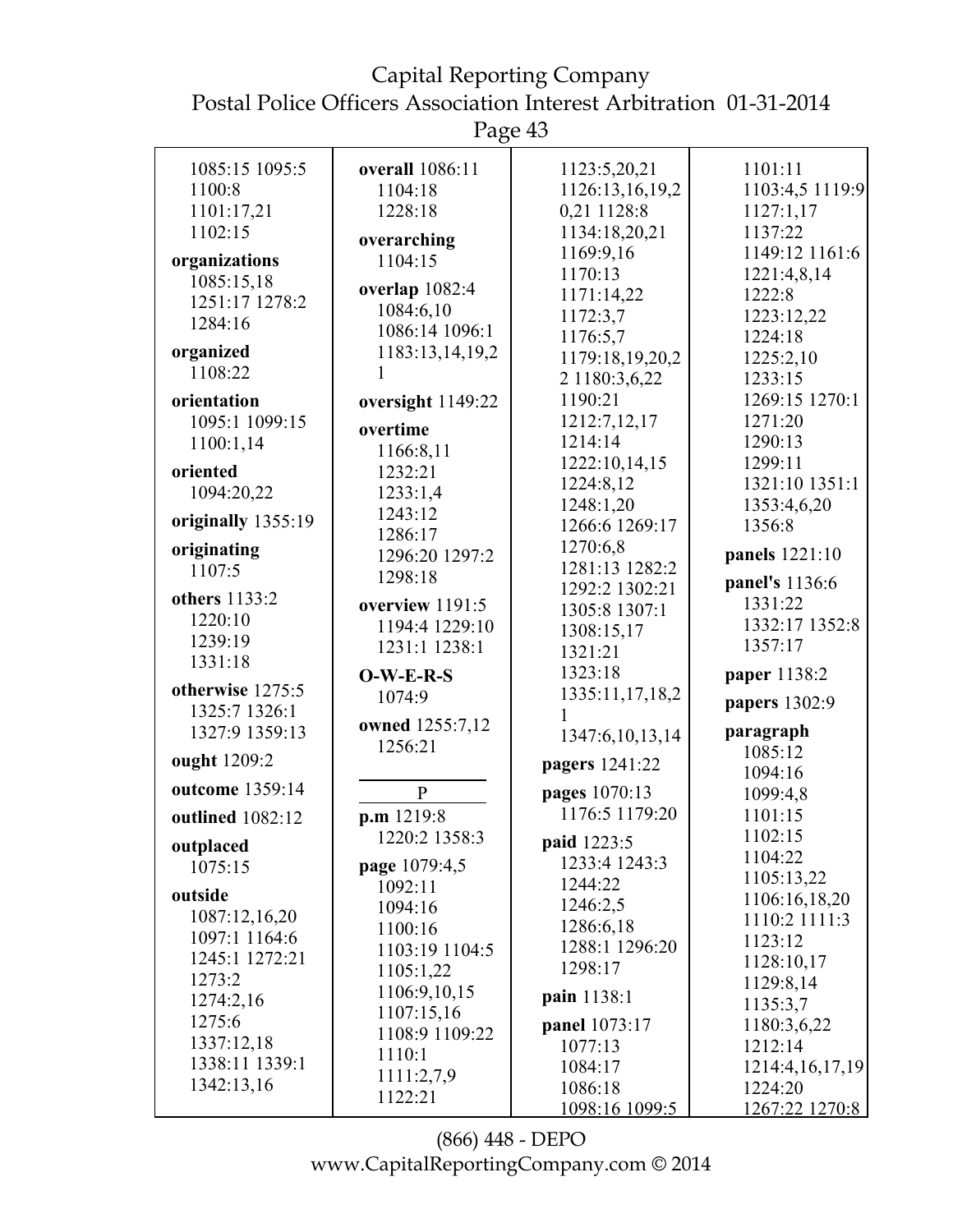1085:15 1095:5
1100:8
1101:17,21
1102:15

**organizations**
1085:15,18
1251:17 1278:2
1284:16

**organized**
1108:22

**orientation**
1095:1 1099:15
1100:1,14

**oriented**
1094:20,22

**originally** 1355:19

**originating**
1107:5

**others** 1133:2
1220:10
1239:19
1331:18

**otherwise** 1275:5
1325:7 1326:1
1327:9 1359:13

**ought** 1209:2

**outcome** 1359:14

**outlined** 1082:12

**outplaced**
1075:15

**outside**
1087:12,16,20
1097:1 1164:6
1245:1 1272:21
1273:2
1274:2,16
1275:6
1337:12,18
1338:11 1339:1
1342:13,16

**overall** 1086:11
1104:18
1228:18

**overarching**
1104:15

**overlap** 1082:4
1084:6,10
1086:14 1096:1
1183:13,14,19,2
1

**oversight** 1149:22

**overtime**
1166:8,11
1232:21
1233:1,4
1243:12
1286:17
1296:20 1297:2
1298:18

**overview** 1191:5
1194:4 1229:10
1231:1 1238:1

**O-W-E-R-S**
1074:9

**owned** 1255:7,12
1256:21

P

**p.m** 1219:8
1220:2 1358:3

**page** 1079:4,5
1092:11
1094:16
1100:16
1103:19 1104:5
1105:1,22
1106:9,10,15
1107:15,16
1108:9 1109:22
1110:1
1111:2,7,9
1122:21
1123:5,20,21
1126:13,16,19,2
0,21 1128:8
1134:18,20,21
1169:9,16
1170:13
1171:14,22
1172:3,7
1176:5,7
1179:18,19,20,2
2 1180:3,6,22
1190:21
1212:7,12,17
1214:14
1222:10,14,15
1224:8,12
1248:1,20
1266:6 1269:17
1270:6,8
1281:13 1282:2
1292:2 1302:21
1305:8 1307:1
1308:15,17
1321:21
1323:18
1335:11,17,18,2
1
1347:6,10,13,14

**pagers** 1241:22

**pages** 1070:13
1176:5 1179:20

**paid** 1223:5
1233:4 1243:3
1244:22
1246:2,5
1286:6,18
1288:1 1296:20
1298:17

**pain** 1138:1

**panel** 1073:17
1077:13
1084:17
1086:18
1098:16 1099:5
1101:11
1103:4,5 1119:9
1127:1,17
1137:22
1149:12 1161:6
1221:4,8,14
1222:8
1223:12,22
1224:18
1225:2,10
1233:15
1269:15 1270:1
1271:20
1290:13
1299:11
1321:10 1351:1
1353:4,6,20
1356:8

**panels** 1221:10

**panel's** 1136:6
1331:22
1332:17 1352:8
1357:17

**paper** 1138:2

**papers** 1302:9

**paragraph**
1085:12
1094:16
1099:4,8
1101:15
1102:15
1104:22
1105:13,22
1106:16,18,20
1110:2 1111:3
1123:12
1128:10,17
1129:8,14
1135:3,7
1180:3,6,22
1212:14
1214:4,16,17,19
1224:20
1267:22 1270:8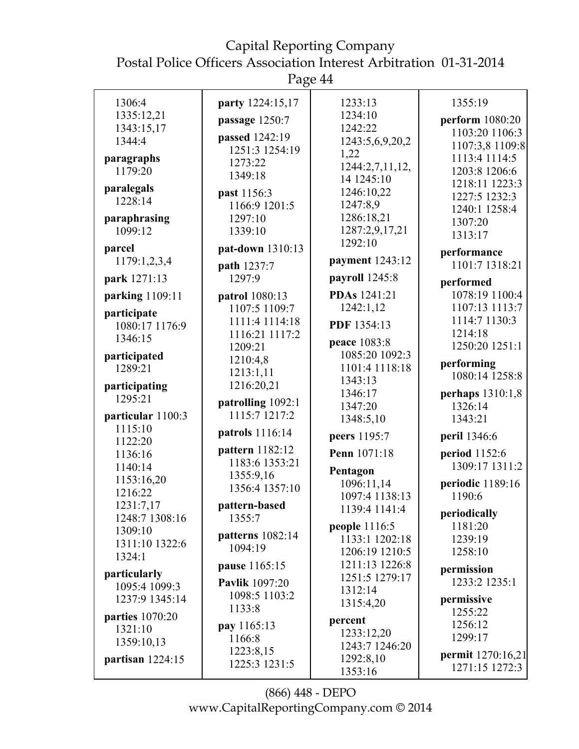1306:4
1335:12,21
1343:15,17
1344:4

**paragraphs** 1179:20

**paralegals** 1228:14

**paraphrasing** 1099:12

**parcel** 1179:1,2,3,4

**park** 1271:13

**parking** 1109:11

**participate** 1080:17 1176:9 1346:15

**participated** 1289:21

**participating** 1295:21

**particular** 1100:3 1115:10 1122:20 1136:16 1140:14 1153:16,20 1216:22 1231:7,17 1248:7 1308:16 1309:10 1311:10 1322:6 1324:1

**particularly** 1095:4 1099:3 1237:9 1345:14

**parties** 1070:20 1321:10 1359:10,13

**partisan** 1224:15

**party** 1224:15,17

**passage** 1250:7

**passed** 1242:19 1251:3 1254:19 1273:22 1349:18

**past** 1156:3 1166:9 1201:5 1297:10 1339:10

**pat-down** 1310:13

**path** 1237:7 1297:9

**patrol** 1080:13 1107:5 1109:7 1111:4 1114:18 1116:21 1117:2 1209:21 1210:4,8 1213:1,11 1216:20,21

**patrolling** 1092:1 1115:7 1217:2

**patrols** 1116:14

**pattern** 1182:12 1183:6 1353:21 1355:9,16 1356:4 1357:10

**pattern-based** 1355:7

**patterns** 1082:14 1094:19

**pause** 1165:15

**Pavlik** 1097:20 1098:5 1103:2 1133:8

**pay** 1165:13 1166:8 1223:8,15 1225:3 1231:5

1233:13
1234:10
1242:22
1243:5,6,9,20,21,22
1244:2,7,11,12,14 1245:10
1246:10,22
1247:8,9
1286:18,21
1287:2,9,17,21
1292:10

**payment** 1243:12

**payroll** 1245:8

**PDAs** 1241:21 1242:1,12

**PDF** 1354:13

**peace** 1083:8 1085:20 1092:3 1101:4 1118:18 1343:13 1346:17 1347:20 1348:5,10

**peers** 1195:7

**Penn** 1071:18

**Pentagon** 1096:11,14 1097:4 1138:13 1139:4 1141:4

**people** 1116:5 1133:1 1202:18 1206:19 1210:5 1211:13 1226:8 1251:5 1279:17 1312:14 1315:4,20

**percent** 1233:12,20 1243:7 1246:20 1292:8,10 1353:16

1355:19

**perform** 1080:20 1103:20 1106:3 1107:3,8 1109:8 1113:4 1114:5 1203:8 1206:6 1218:11 1223:3 1227:5 1232:3 1240:1 1258:4 1307:20 1313:17

**performance** 1101:7 1318:21

**performed** 1078:19 1100:4 1107:13 1113:7 1114:7 1130:3 1214:18 1250:20 1251:1

**performing** 1080:14 1258:8

**perhaps** 1310:1,8 1326:14 1343:21

**peril** 1346:6

**period** 1152:6 1309:17 1311:2

**periodic** 1189:16 1190:6

**periodically** 1181:20 1239:19 1258:10

**permission** 1233:2 1235:1

**permissive** 1255:22 1256:12 1299:17

**permit** 1270:16,21 1271:15 1272:3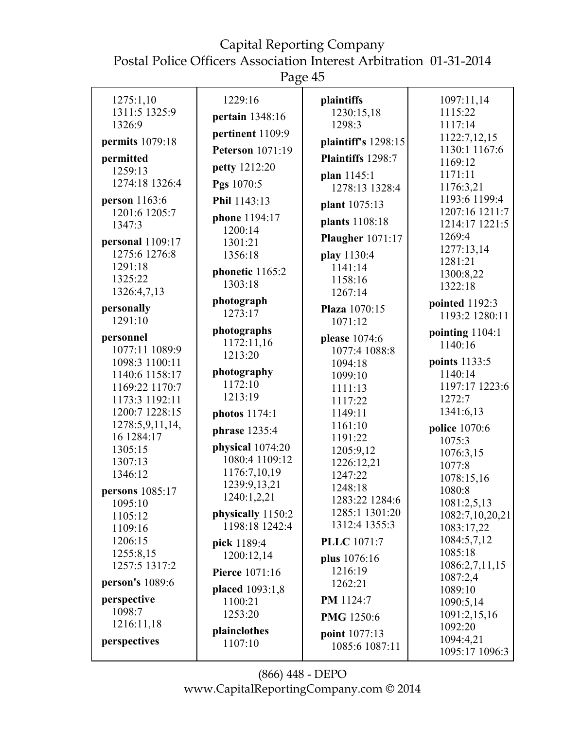1275:1,10 1311:5 1325:9 1326:9

**permits** 1079:18

**permitted** 1259:13 1274:18 1326:4

**person** 1163:6 1201:6 1205:7 1347:3

**personal** 1109:17 1275:6 1276:8 1291:18 1325:22 1326:4,7,13

**personally** 1291:10

**personnel** 1077:11 1089:9 1098:3 1100:11 1140:6 1158:17 1169:22 1170:7 1173:3 1192:11 1200:7 1228:15 1278:5,9,11,14, 16 1284:17 1305:15 1307:13 1346:12

**persons** 1085:17 1095:10 1105:12 1109:16 1206:15 1255:8,15 1257:5 1317:2

**person's** 1089:6

**perspective** 1098:7 1216:11,18

**perspectives** 1229:16

**pertain** 1348:16

**pertinent** 1109:9

**Peterson** 1071:19

**petty** 1212:20

**Pgs** 1070:5

**Phil** 1143:13

**phone** 1194:17 1200:14 1301:21 1356:18

**phonetic** 1165:2 1303:18

**photograph** 1273:17

**photographs** 1172:11,16 1213:20

**photography** 1172:10 1213:19

**photos** 1174:1

**phrase** 1235:4

**physical** 1074:20 1080:4 1109:12 1176:7,10,19 1239:9,13,21 1240:1,2,21

**physically** 1150:2 1198:18 1242:4

**pick** 1189:4 1200:12,14

**Pierce** 1071:16

**placed** 1093:1,8 1100:21 1253:20

**plainclothes** 1107:10

**plaintiffs** 1230:15,18 1298:3

**plaintiff's** 1298:15

**Plaintiffs** 1298:7

**plan** 1145:1 1278:13 1328:4

**plant** 1075:13

**plants** 1108:18

**Plaugher** 1071:17

**play** 1130:4 1141:14 1158:16 1267:14

**Plaza** 1070:15 1071:12

**please** 1074:6 1077:4 1088:8 1094:18 1099:10 1111:13 1117:22 1149:11 1161:10 1191:22 1205:9,12 1226:12,21 1247:22 1248:18 1283:22 1284:6 1285:1 1301:20 1312:4 1355:3

**PLLC** 1071:7

**plus** 1076:16 1216:19 1262:21

**PM** 1124:7

**PMG** 1250:6

**point** 1077:13 1085:6 1087:11 1097:11,14 1115:22 1117:14 1122:7,12,15 1130:1 1167:6 1169:12 1171:11 1176:3,21 1193:6 1199:4 1207:16 1211:7 1214:17 1221:5 1269:4 1277:13,14 1281:21 1300:8,22 1322:18

**pointed** 1192:3 1193:2 1280:11

**pointing** 1104:1 1140:16

**points** 1133:5 1140:14 1197:17 1223:6 1272:7 1341:6,13

**police** 1070:6 1075:3 1076:3,15 1077:8 1078:15,16 1080:8 1081:2,5,13 1082:7,10,20,21 1083:17,22 1084:5,7,12 1085:18 1086:2,7,11,15 1087:2,4 1089:10 1090:5,14 1091:2,15,16 1092:20 1094:4,21 1095:17 1096:3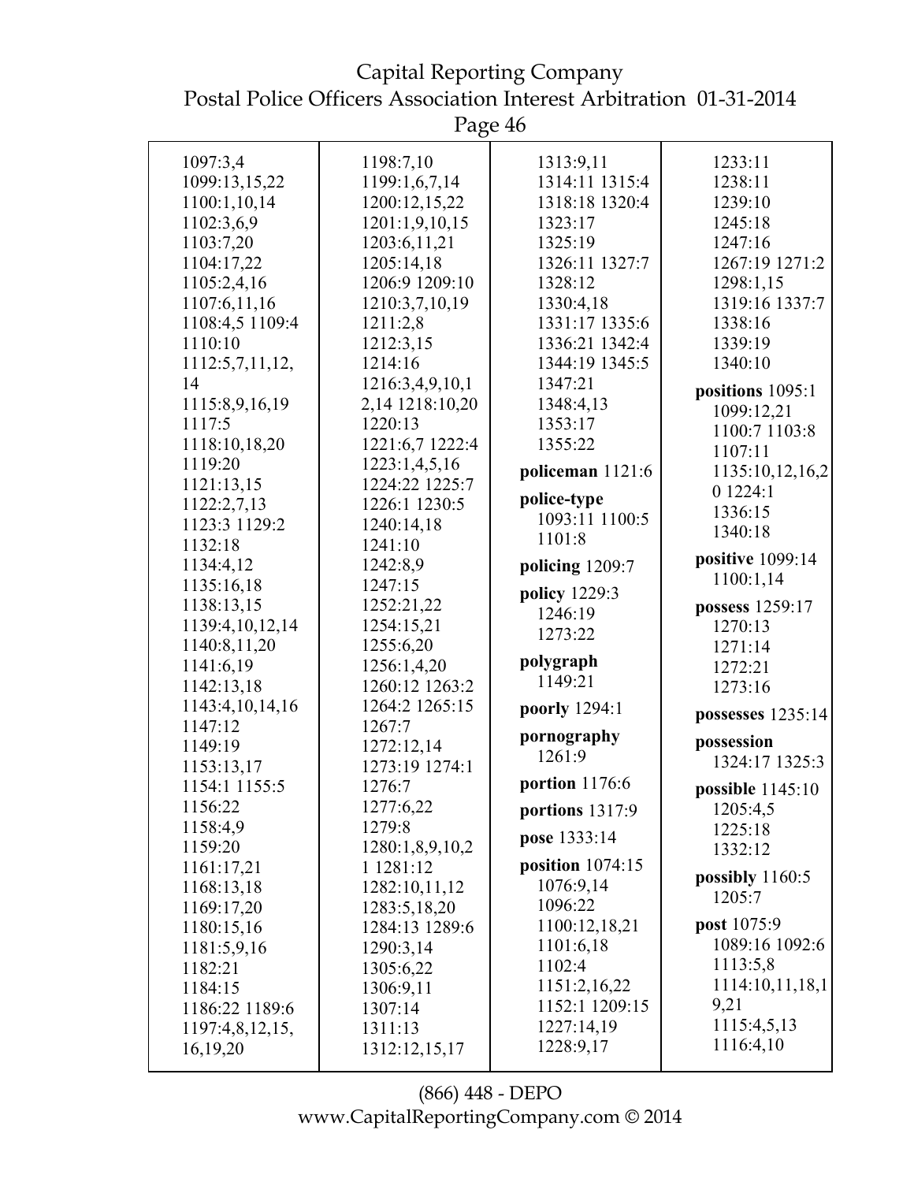1097:3,4
1099:13,15,22
1100:1,10,14
1102:3,6,9
1103:7,20
1104:17,22
1105:2,4,16
1107:6,11,16
1108:4,5 1109:4
1110:10
1112:5,7,11,12,
14
1115:8,9,16,19
1117:5
1118:10,18,20
1119:20
1121:13,15
1122:2,7,13
1123:3 1129:2
1132:18
1134:4,12
1135:16,18
1138:13,15
1139:4,10,12,14
1140:8,11,20
1141:6,19
1142:13,18
1143:4,10,14,16
1147:12
1149:19
1153:13,17
1154:1 1155:5
1156:22
1158:4,9
1159:20
1161:17,21
1168:13,18
1169:17,20
1180:15,16
1181:5,9,16
1182:21
1184:15
1186:22 1189:6
1197:4,8,12,15,
16,19,20
1198:7,10
1199:1,6,7,14
1200:12,15,22
1201:1,9,10,15
1203:6,11,21
1205:14,18
1206:9 1209:10
1210:3,7,10,19
1211:2,8
1212:3,15
1214:16
1216:3,4,9,10,1
2,14 1218:10,20
1220:13
1221:6,7 1222:4
1223:1,4,5,16
1224:22 1225:7
1226:1 1230:5
1240:14,18
1241:10
1242:8,9
1247:15
1252:21,22
1254:15,21
1255:6,20
1256:1,4,20
1260:12 1263:2
1264:2 1265:15
1267:7
1272:12,14
1273:19 1274:1
1276:7
1277:6,22
1279:8
1280:1,8,9,10,2
1 1281:12
1282:10,11,12
1283:5,18,20
1284:13 1289:6
1290:3,14
1305:6,22
1306:9,11
1307:14
1311:13
1312:12,15,17
1313:9,11
1314:11 1315:4
1318:18 1320:4
1323:17
1325:19
1326:11 1327:7
1328:12
1330:4,18
1331:17 1335:6
1336:21 1342:4
1344:19 1345:5
1347:21
1348:4,13
1353:17
1355:22

**policeman** 1121:6

**police-type**
1093:11 1100:5
1101:8

**policing** 1209:7

**policy** 1229:3
1246:19
1273:22

**polygraph**
1149:21

**poorly** 1294:1

**pornography**
1261:9

**portion** 1176:6

**portions** 1317:9

**pose** 1333:14

**position** 1074:15
1076:9,14
1096:22
1100:12,18,21
1101:6,18
1102:4
1151:2,16,22
1152:1 1209:15
1227:14,19
1228:9,17
1233:11
1238:11
1239:10
1245:18
1247:16
1267:19 1271:2
1298:1,15
1319:16 1337:7
1338:16
1339:19
1340:10

**positions** 1095:1
1099:12,21
1100:7 1103:8
1107:11
1135:10,12,16,2
0 1224:1
1336:15
1340:18

**positive** 1099:14
1100:1,14

**possess** 1259:17
1270:13
1271:14
1272:21
1273:16

**possesses** 1235:14

**possession**
1324:17 1325:3

**possible** 1145:10
1205:4,5
1225:18
1332:12

**possibly** 1160:5
1205:7

**post** 1075:9
1089:16 1092:6
1113:5,8
1114:10,11,18,1
9,21
1115:4,5,13
1116:4,10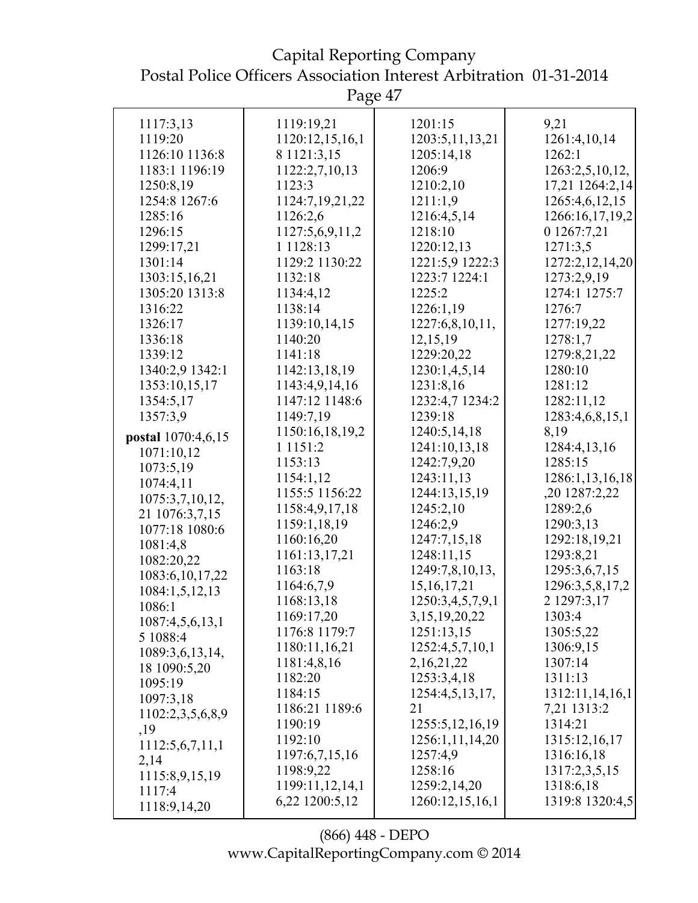1117:3,13
1119:20
1126:10 1136:8
1183:1 1196:19
1250:8,19
1254:8 1267:6
1285:16
1296:15
1299:17,21
1301:14
1303:15,16,21
1305:20 1313:8
1316:22
1326:17
1336:18
1339:12
1340:2,9 1342:1
1353:10,15,17
1354:5,17
1357:3,9

**postal** 1070:4,6,15
1071:10,12
1073:5,19
1074:4,11
1075:3,7,10,12,
21 1076:3,7,15
1077:18 1080:6
1081:4,8
1082:20,22
1083:6,10,17,22
1084:1,5,12,13
1086:1
1087:4,5,6,13,1
5 1088:4
1089:3,6,13,14,
18 1090:5,20
1095:19
1097:3,18
1102:2,3,5,6,8,9
,19
1112:5,6,7,11,1
2,14
1115:8,9,15,19
1117:4
1118:9,14,20

1119:19,21
1120:12,15,16,1
8 1121:3,15
1122:2,7,10,13
1123:3
1124:7,19,21,22
1126:2,6
1127:5,6,9,11,2
1 1128:13
1129:2 1130:22
1132:18
1134:4,12
1138:14
1139:10,14,15
1140:20
1141:18
1142:13,18,19
1143:4,9,14,16
1147:12 1148:6
1149:7,19
1150:16,18,19,2
1 1151:2
1153:13
1154:1,12
1155:5 1156:22
1158:4,9,17,18
1159:1,18,19
1160:16,20
1161:13,17,21
1163:18
1164:6,7,9
1168:13,18
1169:17,20
1176:8 1179:7
1180:11,16,21
1181:4,8,16
1182:20
1184:15
1186:21 1189:6
1190:19
1192:10
1197:6,7,15,16
1198:9,22
1199:11,12,14,1
6,22 1200:5,12

1201:15
1203:5,11,13,21
1205:14,18
1206:9
1210:2,10
1211:1,9
1216:4,5,14
1218:10
1220:12,13
1221:5,9 1222:3
1223:7 1224:1
1225:2
1226:1,19
1227:6,8,10,11,
12,15,19
1229:20,22
1230:1,4,5,14
1231:8,16
1232:4,7 1234:2
1239:18
1240:5,14,18
1241:10,13,18
1242:7,9,20
1243:11,13
1244:13,15,19
1245:2,10
1246:2,9
1247:7,15,18
1248:11,15
1249:7,8,10,13,
15,16,17,21
1250:3,4,5,7,9,1
3,15,19,20,22
1251:13,15
1252:4,5,7,10,1
2,16,21,22
1253:3,4,18
1254:4,5,13,17,
21
1255:5,12,16,19
1256:1,11,14,20
1257:4,9
1258:16
1259:2,14,20
1260:12,15,16,1

9,21
1261:4,10,14
1262:1
1263:2,5,10,12,
17,21 1264:2,14
1265:4,6,12,15
1266:16,17,19,2
0 1267:7,21
1271:3,5
1272:2,12,14,20
1273:2,9,19
1274:1 1275:7
1276:7
1277:19,22
1278:1,7
1279:8,21,22
1280:10
1281:12
1282:11,12
1283:4,6,8,15,1
8,19
1284:4,13,16
1285:15
1286:1,13,16,18
,20 1287:2,22
1289:2,6
1290:3,13
1292:18,19,21
1293:8,21
1295:3,6,7,15
1296:3,5,8,17,2
2 1297:3,17
1303:4
1305:5,22
1306:9,15
1307:14
1311:13
1312:11,14,16,1
7,21 1313:2
1314:21
1315:12,16,17
1316:16,18
1317:2,3,5,15
1318:6,18
1319:8 1320:4,5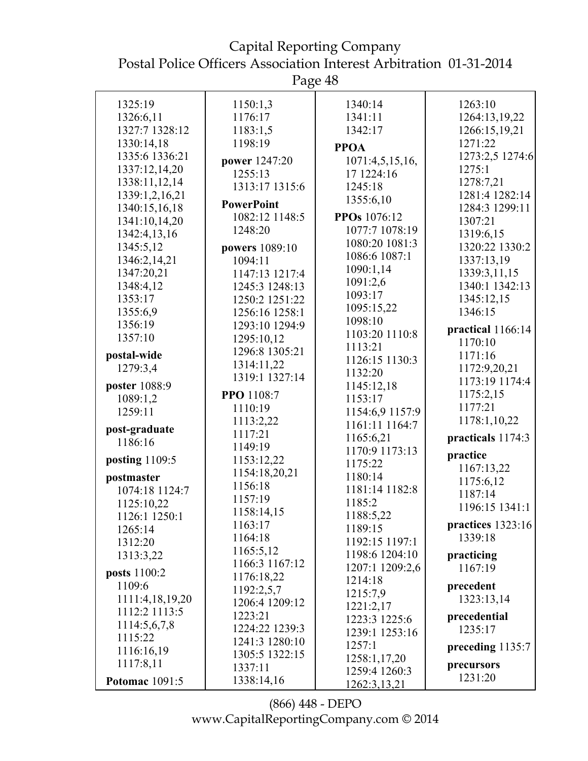1325:19
1326:6,11
1327:7 1328:12
1330:14,18
1335:6 1336:21
1337:12,14,20
1338:11,12,14
1339:1,2,16,21
1340:15,16,18
1341:10,14,20
1342:4,13,16
1345:5,12
1346:2,14,21
1347:20,21
1348:4,12
1353:17
1355:6,9
1356:19
1357:10

**postal-wide**
1279:3,4

**poster** 1088:9
1089:1,2
1259:11

**post-graduate**
1186:16

**posting** 1109:5

**postmaster**
1074:18 1124:7
1125:10,22
1126:1 1250:1
1265:14
1312:20
1313:3,22

**posts** 1100:2
1109:6
1111:4,18,19,20
1112:2 1113:5
1114:5,6,7,8
1115:22
1116:16,19
1117:8,11

**Potomac** 1091:5

1150:1,3
1176:17
1183:1,5
1198:19

**power** 1247:20
1255:13
1313:17 1315:6

**PowerPoint**
1082:12 1148:5
1248:20

**powers** 1089:10
1094:11
1147:13 1217:4
1245:3 1248:13
1250:2 1251:22
1256:16 1258:1
1293:10 1294:9
1295:10,12
1296:8 1305:21
1314:11,22
1319:1 1327:14

**PPO** 1108:7
1110:19
1113:2,22
1117:21
1149:19
1153:12,22
1154:18,20,21
1156:18
1157:19
1158:14,15
1163:17
1164:18
1165:5,12
1166:3 1167:12
1176:18,22
1192:2,5,7
1206:4 1209:12
1223:21
1224:22 1239:3
1241:3 1280:10
1305:5 1322:15
1337:11
1338:14,16

1340:14
1341:11
1342:17

**PPOA**
1071:4,5,15,16,
17 1224:16
1245:18
1355:6,10

**PPOs** 1076:12
1077:7 1078:19
1080:20 1081:3
1086:6 1087:1
1090:1,14
1091:2,6
1093:17
1095:15,22
1098:10
1103:20 1110:8
1113:21
1126:15 1130:3
1132:20
1145:12,18
1153:17
1154:6,9 1157:9
1161:11 1164:7
1165:6,21
1170:9 1173:13
1175:22
1180:14
1181:14 1182:8
1185:2
1188:5,22
1189:15
1192:15 1197:1
1198:6 1204:10
1207:1 1209:2,6
1214:18
1215:7,9
1221:2,17
1223:3 1225:6
1239:1 1253:16
1257:1
1258:1,17,20
1259:4 1260:3
1262:3,13,21

1263:10
1264:13,19,22
1266:15,19,21
1271:22
1273:2,5 1274:6
1275:1
1278:7,21
1281:4 1282:14
1284:3 1299:11
1307:21
1319:6,15
1320:22 1330:2
1337:13,19
1339:3,11,15
1340:1 1342:13
1345:12,15
1346:15

**practical** 1166:14
1170:10
1171:16
1172:9,20,21
1173:19 1174:4
1175:2,15
1177:21
1178:1,10,22

**practicals** 1174:3

**practice**
1167:13,22
1175:6,12
1187:14
1196:15 1341:1

**practices** 1323:16
1339:18

**practicing**
1167:19

**precedent**
1323:13,14

**precedential**
1235:17

**preceding** 1135:7

**precursors**
1231:20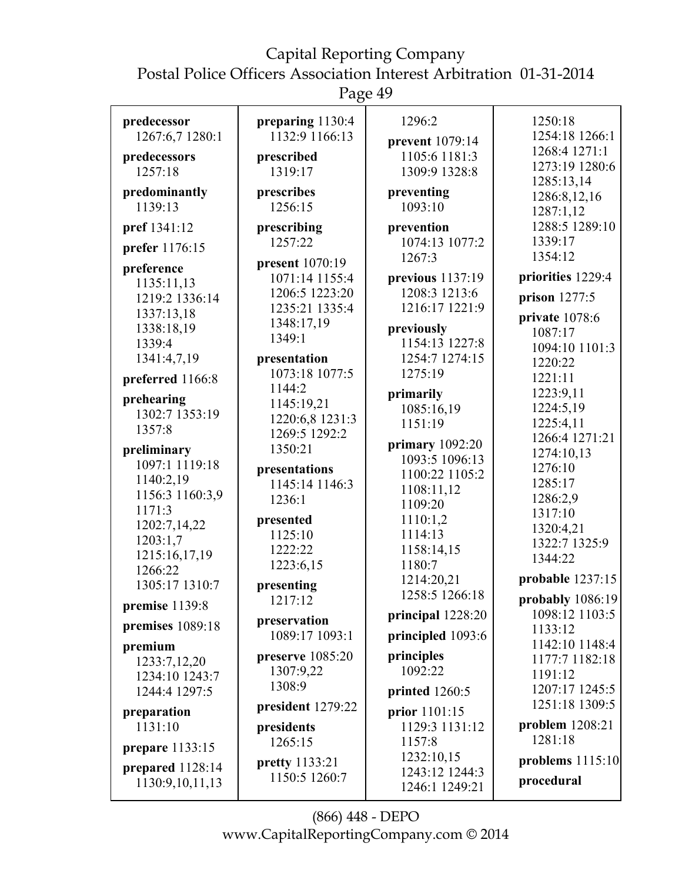**predecessor** 1267:6,7 1280:1

**predecessors** 1257:18

**predominantly** 1139:13

**pref** 1341:12

**prefer** 1176:15

**preference** 1135:11,13 1219:2 1336:14 1337:13,18 1338:18,19 1339:4 1341:4,7,19

**preferred** 1166:8

**prehearing** 1302:7 1353:19 1357:8

**preliminary** 1097:1 1119:18 1140:2,19 1156:3 1160:3,9 1171:3 1202:7,14,22 1203:1,7 1215:16,17,19 1266:22 1305:17 1310:7

**premise** 1139:8

**premises** 1089:18

**premium** 1233:7,12,20 1234:10 1243:7 1244:4 1297:5

**preparation** 1131:10

**prepare** 1133:15

**prepared** 1128:14 1130:9,10,11,13

**preparing** 1130:4 1132:9 1166:13

**prescribed** 1319:17

**prescribes** 1256:15

**prescribing** 1257:22

**present** 1070:19 1071:14 1155:4 1206:5 1223:20 1235:21 1335:4 1348:17,19 1349:1

**presentation** 1073:18 1077:5 1144:2 1145:19,21 1220:6,8 1231:3 1269:5 1292:2 1350:21

**presentations** 1145:14 1146:3 1236:1

**presented** 1125:10 1222:22 1223:6,15

**presenting** 1217:12

**preservation** 1089:17 1093:1

**preserve** 1085:20 1307:9,22 1308:9

**president** 1279:22

**presidents** 1265:15

**pretty** 1133:21 1150:5 1260:7

1296:2

**prevent** 1079:14 1105:6 1181:3 1309:9 1328:8

**preventing** 1093:10

**prevention** 1074:13 1077:2 1267:3

**previous** 1137:19 1208:3 1213:6 1216:17 1221:9

**previously** 1154:13 1227:8 1254:7 1274:15 1275:19

**primarily** 1085:16,19 1151:19

**primary** 1092:20 1093:5 1096:13 1100:22 1105:2 1108:11,12 1109:20 1110:1,2 1114:13 1158:14,15 1180:7 1214:20,21 1258:5 1266:18

**principal** 1228:20

**principled** 1093:6

**principles** 1092:22

**printed** 1260:5

**prior** 1101:15 1129:3 1131:12 1157:8 1232:10,15 1243:12 1244:3 1246:1 1249:21

1250:18 1254:18 1266:1 1268:4 1271:1 1273:19 1280:6 1285:13,14 1286:8,12,16 1287:1,12 1288:5 1289:10 1339:17 1354:12

**priorities** 1229:4

**prison** 1277:5

**private** 1078:6 1087:17 1094:10 1101:3 1220:22 1221:11 1223:9,11 1224:5,19 1225:4,11 1266:4 1271:21 1274:10,13 1276:10 1285:17 1286:2,9 1317:10 1320:4,21 1322:7 1325:9 1344:22

**probable** 1237:15

**probably** 1086:19 1098:12 1103:5 1133:12 1142:10 1148:4 1177:7 1182:18 1191:12 1207:17 1245:5 1251:18 1309:5

**problem** 1208:21 1281:18

**problems** 1115:10

**procedural**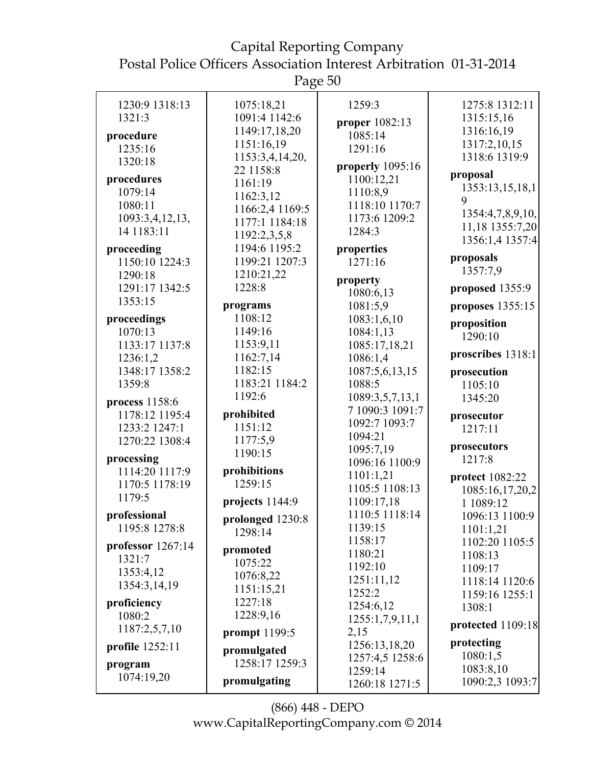1230:9 1318:13
1321:3

**procedure**
1235:16
1320:18

**procedures**
1079:14
1080:11
1093:3,4,12,13,
14 1183:11

**proceeding**
1150:10 1224:3
1290:18
1291:17 1342:5
1353:15

**proceedings**
1070:13
1133:17 1137:8
1236:1,2
1348:17 1358:2
1359:8

**process** 1158:6
1178:12 1195:4
1233:2 1247:1
1270:22 1308:4

**processing**
1114:20 1117:9
1170:5 1178:19
1179:5

**professional**
1195:8 1278:8

**professor** 1267:14
1321:7
1353:4,12
1354:3,14,19

**proficiency**
1080:2
1187:2,5,7,10

**profile** 1252:11

**program**
1074:19,20
1075:18,21
1091:4 1142:6
1149:17,18,20
1151:16,19
1153:3,4,14,20,
22 1158:8
1161:19
1162:3,12
1166:2,4 1169:5
1177:1 1184:18
1192:2,3,5,8
1194:6 1195:2
1199:21 1207:3
1210:21,22
1228:8

**programs**
1108:12
1149:16
1153:9,11
1162:7,14
1182:15
1183:21 1184:2
1192:6

**prohibited**
1151:12
1177:5,9
1190:15

**prohibitions**
1259:15

**projects** 1144:9

**prolonged** 1230:8
1298:14

**promoted**
1075:22
1076:8,22
1151:15,21
1227:18
1228:9,16

**prompt** 1199:5

**promulgated**
1258:17 1259:3

**promulgating**
1259:3

**proper** 1082:13
1085:14
1291:16

**properly** 1095:16
1100:12,21
1110:8,9
1118:10 1170:7
1173:6 1209:2
1284:3

**properties**
1271:16

**property**
1080:6,13
1081:5,9
1083:1,6,10
1084:1,13
1085:17,18,21
1086:1,4
1087:5,6,13,15
1088:5
1089:3,5,7,13,1
7 1090:3 1091:7
1092:7 1093:7
1094:21
1095:7,19
1096:16 1100:9
1101:1,21
1105:5 1108:13
1109:17,18
1110:5 1118:14
1139:15
1158:17
1180:21
1192:10
1251:11,12
1252:2
1254:6,12
1255:1,7,9,11,1
2,15
1256:13,18,20
1257:4,5 1258:6
1259:14
1260:18 1271:5
1275:8 1312:11
1315:15,16
1316:16,19
1317:2,10,15
1318:6 1319:9

**proposal**
1353:13,15,18,1
9
1354:4,7,8,9,10,
11,18 1355:7,20
1356:1,4 1357:4

**proposals**
1357:7,9

**proposed** 1355:9

**proposes** 1355:15

**proposition**
1290:10

**proscribes** 1318:1

**prosecution**
1105:10
1345:20

**prosecutor**
1217:11

**prosecutors**
1217:8

**protect** 1082:22
1085:16,17,20,2
1 1089:12
1096:13 1100:9
1101:1,21
1102:20 1105:5
1108:13
1109:17
1118:14 1120:6
1159:16 1255:1
1308:1

**protected** 1109:18

**protecting**
1080:1,5
1083:8,10
1090:2,3 1093:7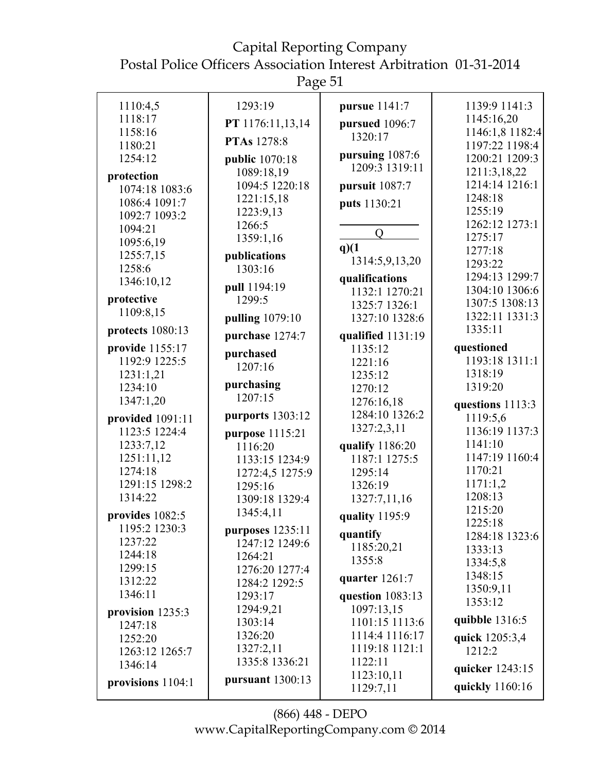1110:4,5
1118:17
1158:16
1180:21
1254:12

**protection** 1074:18 1083:6 1086:4 1091:7 1092:7 1093:2 1094:21 1095:6,19 1255:7,15 1258:6 1346:10,12

**protective** 1109:8,15

**protects** 1080:13

**provide** 1155:17 1192:9 1225:5 1231:1,21 1234:10 1347:1,20

**provided** 1091:11 1123:5 1224:4 1233:7,12 1251:11,12 1274:18 1291:15 1298:2 1314:22

**provides** 1082:5 1195:2 1230:3 1237:22 1244:18 1299:15 1312:22 1346:11

**provision** 1235:3 1247:18 1252:20 1263:12 1265:7 1346:14

**provisions** 1104:1

1293:19

**PT** 1176:11,13,14

**PTAs** 1278:8

**public** 1070:18 1089:18,19 1094:5 1220:18 1221:15,18 1223:9,13 1266:5 1359:1,16

**publications** 1303:16

**pull** 1194:19 1299:5

**pulling** 1079:10

**purchase** 1274:7

**purchased** 1207:16

**purchasing** 1207:15

**purports** 1303:12

**purpose** 1115:21 1116:20 1133:15 1234:9 1272:4,5 1275:9 1295:16 1309:18 1329:4 1345:4,11

**purposes** 1235:11 1247:12 1249:6 1264:21 1276:20 1277:4 1284:2 1292:5 1293:17 1294:9,21 1303:14 1326:20 1327:2,11 1335:8 1336:21

**pursuant** 1300:13

**pursue** 1141:7

**pursued** 1096:7 1320:17

**pursuing** 1087:6 1209:3 1319:11

**pursuit** 1087:7

**puts** 1130:21

## Q

**q)(1** 1314:5,9,13,20

**qualifications** 1132:1 1270:21 1325:7 1326:1 1327:10 1328:6

**qualified** 1131:19 1135:12 1221:16 1235:12 1270:12 1276:16,18 1284:10 1326:2 1327:2,3,11

**qualify** 1186:20 1187:1 1275:5 1295:14 1326:19 1327:7,11,16

**quality** 1195:9

**quantify** 1185:20,21 1355:8

**quarter** 1261:7

**question** 1083:13 1097:13,15 1101:15 1113:6 1114:4 1116:17 1119:18 1121:1 1122:11 1123:10,11 1129:7,11

1139:9 1141:3 1145:16,20 1146:1,8 1182:4 1197:22 1198:4 1200:21 1209:3 1211:3,18,22 1214:14 1216:1 1248:18 1255:19 1262:12 1273:1 1275:17 1277:18 1293:22 1294:13 1299:7 1304:10 1306:6 1307:5 1308:13 1322:11 1331:3 1335:11

**questioned** 1193:18 1311:1 1318:19 1319:20

**questions** 1113:3 1119:5,6 1136:19 1137:3 1141:10 1147:19 1160:4 1170:21 1171:1,2 1208:13 1215:20 1225:18 1284:18 1323:6 1333:13 1334:5,8 1348:15 1350:9,11 1353:12

**quibble** 1316:5

**quick** 1205:3,4 1212:2

**quicker** 1243:15

**quickly** 1160:16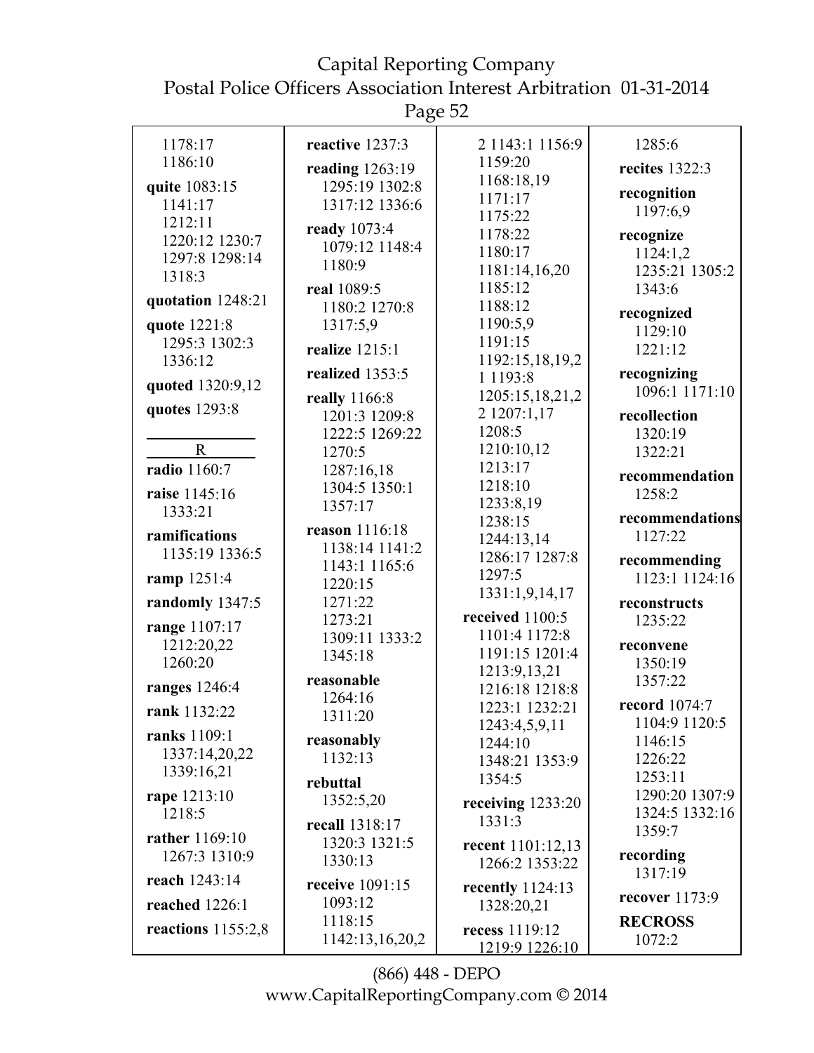1178:17
1186:10

**quite** 1083:15
1141:17
1212:11
1220:12 1230:7
1297:8 1298:14
1318:3

**quotation** 1248:21

**quote** 1221:8
1295:3 1302:3
1336:12

**quoted** 1320:9,12

**quotes** 1293:8

R

**radio** 1160:7

**raise** 1145:16
1333:21

**ramifications**
1135:19 1336:5

**ramp** 1251:4

**randomly** 1347:5

**range** 1107:17
1212:20,22
1260:20

**ranges** 1246:4

**rank** 1132:22

**ranks** 1109:1
1337:14,20,22
1339:16,21

**rape** 1213:10
1218:5

**rather** 1169:10
1267:3 1310:9

**reach** 1243:14

**reached** 1226:1

**reactions** 1155:2,8

**reactive** 1237:3

**reading** 1263:19
1295:19 1302:8
1317:12 1336:6

**ready** 1073:4
1079:12 1148:4
1180:9

**real** 1089:5
1180:2 1270:8
1317:5,9

**realize** 1215:1

**realized** 1353:5

**really** 1166:8
1201:3 1209:8
1222:5 1269:22
1270:5
1287:16,18
1304:5 1350:1
1357:17

**reason** 1116:18
1138:14 1141:2
1143:1 1165:6
1220:15
1271:22
1273:21
1309:11 1333:2
1345:18

**reasonable**
1264:16
1311:20

**reasonably**
1132:13

**rebuttal**
1352:5,20

**recall** 1318:17
1320:3 1321:5
1330:13

**receive** 1091:15
1093:12
1118:15
1142:13,16,20,2
2 1143:1 1156:9
1159:20
1168:18,19
1171:17
1175:22
1178:22
1180:17
1181:14,16,20
1185:12
1188:12
1190:5,9
1191:15
1192:15,18,19,2
1 1193:8
1205:15,18,21,2
2 1207:1,17
1208:5
1210:10,12
1213:17
1218:10
1233:8,19
1238:15
1244:13,14
1286:17 1287:8
1297:5
1331:1,9,14,17

**received** 1100:5
1101:4 1172:8
1191:15 1201:4
1213:9,13,21
1216:18 1218:8
1223:1 1232:21
1243:4,5,9,11
1244:10
1348:21 1353:9
1354:5

**receiving** 1233:20
1331:3

**recent** 1101:12,13
1266:2 1353:22

**recently** 1124:13
1328:20,21

**recess** 1119:12
1219:9 1226:10
1285:6

**recites** 1322:3

**recognition**
1197:6,9

**recognize**
1124:1,2
1235:21 1305:2
1343:6

**recognized**
1129:10
1221:12

**recognizing**
1096:1 1171:10

**recollection**
1320:19
1322:21

**recommendation**
1258:2

**recommendations**
1127:22

**recommending**
1123:1 1124:16

**reconstructs**
1235:22

**reconvene**
1350:19
1357:22

**record** 1074:7
1104:9 1120:5
1146:15
1226:22
1253:11
1290:20 1307:9
1324:5 1332:16
1359:7

**recording**
1317:19

**recover** 1173:9

**RECROSS**
1072:2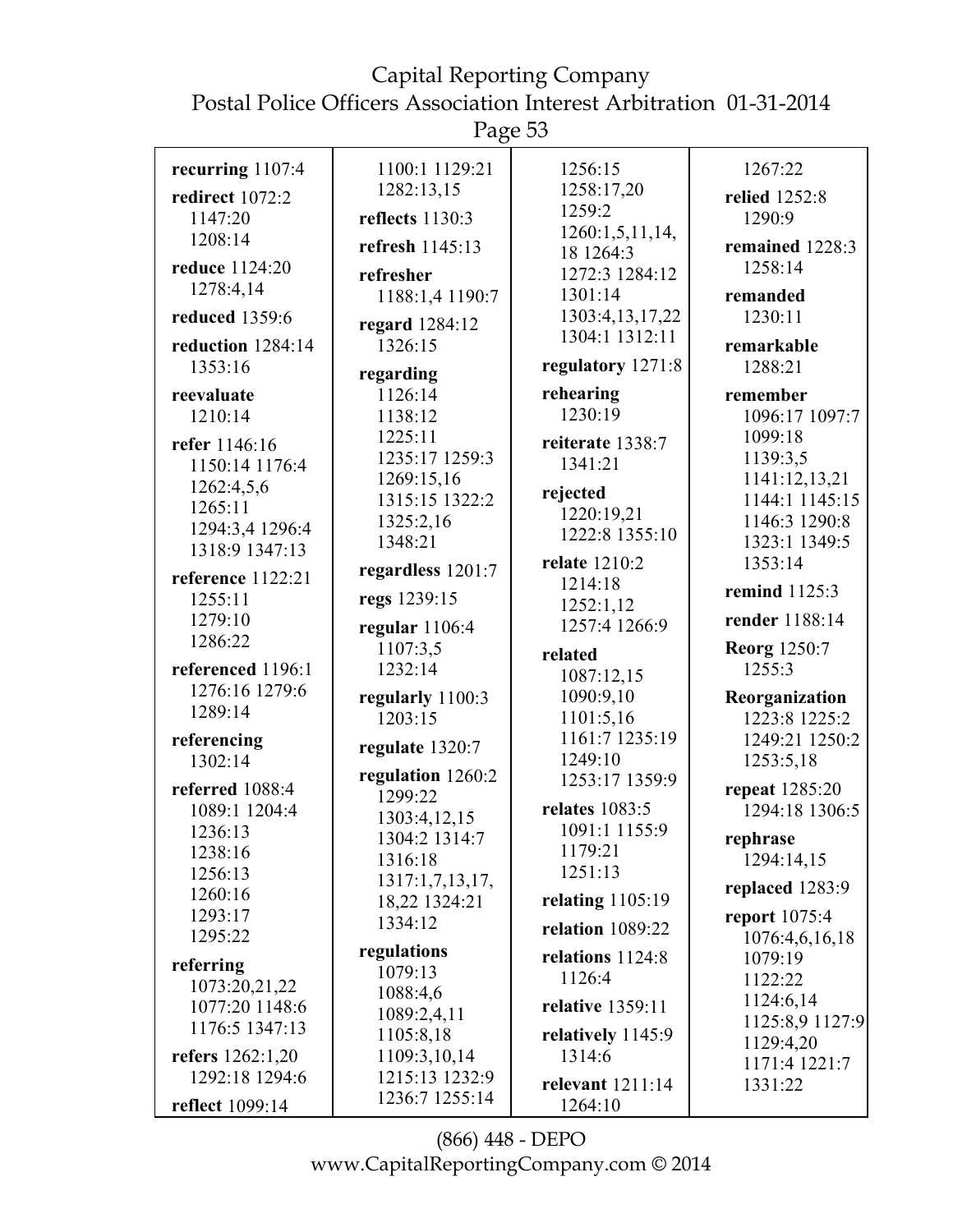**recurring** 1107:4

**redirect** 1072:2 1147:20 1208:14

**reduce** 1124:20 1278:4,14

**reduced** 1359:6

**reduction** 1284:14 1353:16

**reevaluate** 1210:14

**refer** 1146:16 1150:14 1176:4 1262:4,5,6 1265:11 1294:3,4 1296:4 1318:9 1347:13

**reference** 1122:21 1255:11 1279:10 1286:22

**referenced** 1196:1 1276:16 1279:6 1289:14

**referencing** 1302:14

**referred** 1088:4 1089:1 1204:4 1236:13 1238:16 1256:13 1260:16 1293:17 1295:22

**referring** 1073:20,21,22 1077:20 1148:6 1176:5 1347:13

**refers** 1262:1,20 1292:18 1294:6

**reflect** 1099:14 1100:1 1129:21 1282:13,15

**reflects** 1130:3

**refresh** 1145:13

**refresher** 1188:1,4 1190:7

**regard** 1284:12 1326:15

**regarding** 1126:14 1138:12 1225:11 1235:17 1259:3 1269:15,16 1315:15 1322:2 1325:2,16 1348:21

**regardless** 1201:7

**regs** 1239:15

**regular** 1106:4 1107:3,5 1232:14

**regularly** 1100:3 1203:15

**regulate** 1320:7

**regulation** 1260:2 1299:22 1303:4,12,15 1304:2 1314:7 1316:18 1317:1,7,13,17, 18,22 1324:21 1334:12

**regulations** 1079:13 1088:4,6 1089:2,4,11 1105:8,18 1109:3,10,14 1215:13 1232:9 1236:7 1255:14 1256:15 1258:17,20 1259:2 1260:1,5,11,14, 18 1264:3 1272:3 1284:12 1301:14 1303:4,13,17,22 1304:1 1312:11

**regulatory** 1271:8

**rehearing** 1230:19

**reiterate** 1338:7 1341:21

**rejected** 1220:19,21 1222:8 1355:10

**relate** 1210:2 1214:18 1252:1,12 1257:4 1266:9

**related** 1087:12,15 1090:9,10 1101:5,16 1161:7 1235:19 1249:10 1253:17 1359:9

**relates** 1083:5 1091:1 1155:9 1179:21 1251:13

**relating** 1105:19

**relation** 1089:22

**relations** 1124:8 1126:4

**relative** 1359:11

**relatively** 1145:9 1314:6

**relevant** 1211:14 1264:10 1267:22

**relied** 1252:8 1290:9

**remained** 1228:3 1258:14

**remanded** 1230:11

**remarkable** 1288:21

**remember** 1096:17 1097:7 1099:18 1139:3,5 1141:12,13,21 1144:1 1145:15 1146:3 1290:8 1323:1 1349:5 1353:14

**remind** 1125:3

**render** 1188:14

**Reorg** 1250:7 1255:3

**Reorganization** 1223:8 1225:2 1249:21 1250:2 1253:5,18

**repeat** 1285:20 1294:18 1306:5

**rephrase** 1294:14,15

**replaced** 1283:9

**report** 1075:4 1076:4,6,16,18 1079:19 1122:22 1124:6,14 1125:8,9 1127:9 1129:4,20 1171:4 1221:7 1331:22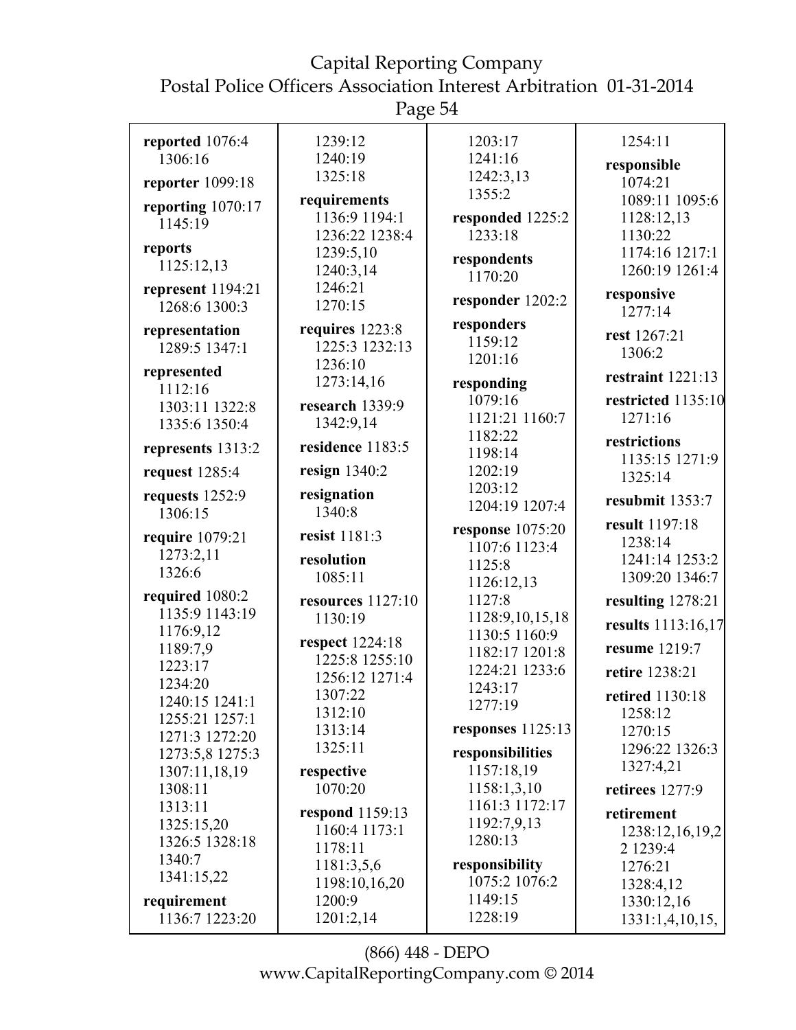**reported** 1076:4 1306:16

**reporter** 1099:18

**reporting** 1070:17 1145:19

**reports** 1125:12,13

**represent** 1194:21 1268:6 1300:3

**representation** 1289:5 1347:1

**represented** 1112:16 1303:11 1322:8 1335:6 1350:4

**represents** 1313:2

**request** 1285:4

**requests** 1252:9 1306:15

**require** 1079:21 1273:2,11 1326:6

**required** 1080:2 1135:9 1143:19 1176:9,12 1189:7,9 1223:17 1234:20 1240:15 1241:1 1255:21 1257:1 1271:3 1272:20 1273:5,8 1275:3 1307:11,18,19 1308:11 1313:11 1325:15,20 1326:5 1328:18 1340:7 1341:15,22

**requirement** 1136:7 1223:20 1239:12 1240:19 1325:18

**requirements** 1136:9 1194:1 1236:22 1238:4 1239:5,10 1240:3,14 1246:21 1270:15

**requires** 1223:8 1225:3 1232:13 1236:10 1273:14,16

**research** 1339:9 1342:9,14

**residence** 1183:5

**resign** 1340:2

**resignation** 1340:8

**resist** 1181:3

**resolution** 1085:11

**resources** 1127:10 1130:19

**respect** 1224:18 1225:8 1255:10 1256:12 1271:4 1307:22 1312:10 1313:14 1325:11

**respective** 1070:20

**respond** 1159:13 1160:4 1173:1 1178:11 1181:3,5,6 1198:10,16,20 1200:9 1201:2,14 1203:17 1241:16 1242:3,13 1355:2

**responded** 1225:2 1233:18

**respondents** 1170:20

**responder** 1202:2

**responders** 1159:12 1201:16

**responding** 1079:16 1121:21 1160:7 1182:22 1198:14 1202:19 1203:12 1204:19 1207:4

**response** 1075:20 1107:6 1123:4 1125:8 1126:12,13 1127:8 1128:9,10,15,18 1130:5 1160:9 1182:17 1201:8 1224:21 1233:6 1243:17 1277:19

**responses** 1125:13

**responsibilities** 1157:18,19 1158:1,3,10 1161:3 1172:17 1192:7,9,13 1280:13

**responsibility** 1075:2 1076:2 1149:15 1228:19 1254:11

**responsible** 1074:21 1089:11 1095:6 1128:12,13 1130:22 1174:16 1217:1 1260:19 1261:4

**responsive** 1277:14

**rest** 1267:21 1306:2

**restraint** 1221:13

**restricted** 1135:10 1271:16

**restrictions** 1135:15 1271:9 1325:14

**resubmit** 1353:7

**result** 1197:18 1238:14 1241:14 1253:2 1309:20 1346:7

**resulting** 1278:21

**results** 1113:16,17

**resume** 1219:7

**retire** 1238:21

**retired** 1130:18 1258:12 1270:15 1296:22 1326:3 1327:4,21

**retirees** 1277:9

**retirement** 1238:12,16,19,22 1239:4 1276:21 1328:4,12 1330:12,16 1331:1,4,10,15,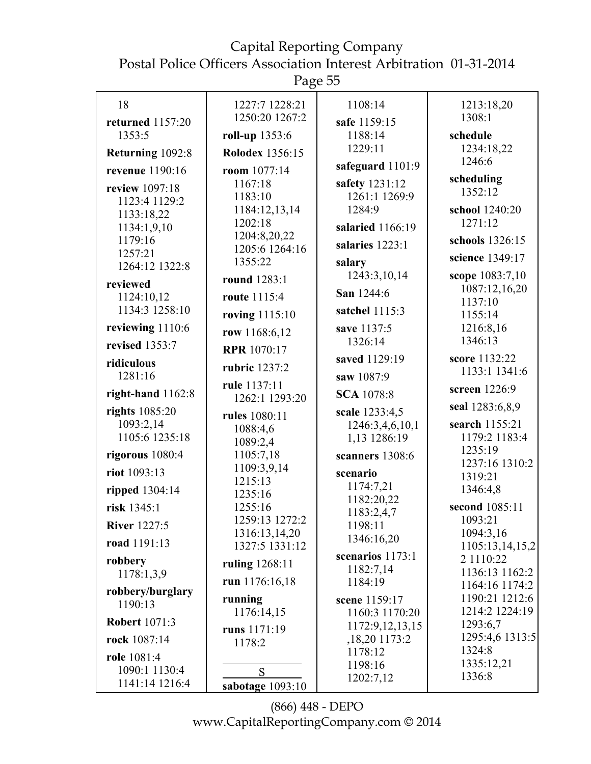18

**returned** 1157:20 1353:5

**Returning** 1092:8

**revenue** 1190:16

**review** 1097:18 1123:4 1129:2 1133:18,22 1134:1,9,10 1179:16 1257:21 1264:12 1322:8

**reviewed** 1124:10,12 1134:3 1258:10

**reviewing** 1110:6

**revised** 1353:7

**ridiculous** 1281:16

**right-hand** 1162:8

**rights** 1085:20 1093:2,14 1105:6 1235:18

**rigorous** 1080:4

**riot** 1093:13

**ripped** 1304:14

**risk** 1345:1

**River** 1227:5

**road** 1191:13

**robbery** 1178:1,3,9

**robbery/burglary** 1190:13

**Robert** 1071:3

**rock** 1087:14

**role** 1081:4 1090:1 1130:4 1141:14 1216:4 1227:7 1228:21 1250:20 1267:2

**roll-up** 1353:6

**Rolodex** 1356:15

**room** 1077:14 1167:18 1183:10 1184:12,13,14 1202:18 1204:8,20,22 1205:6 1264:16 1355:22

**round** 1283:1

**route** 1115:4

**roving** 1115:10

**row** 1168:6,12

**RPR** 1070:17

**rubric** 1237:2

**rule** 1137:11 1262:1 1293:20

**rules** 1080:11 1088:4,6 1089:2,4 1105:7,18 1109:3,9,14 1215:13 1235:16 1255:16 1259:13 1272:2 1316:13,14,20 1327:5 1331:12

**ruling** 1268:11

**run** 1176:16,18

**running** 1176:14,15

**runs** 1171:19 1178:2

S

**sabotage** 1093:10 1108:14

**safe** 1159:15 1188:14 1229:11

**safeguard** 1101:9

**safety** 1231:12 1261:1 1269:9 1284:9

**salaried** 1166:19

**salaries** 1223:1

**salary** 1243:3,10,14

**San** 1244:6

**satchel** 1115:3

**save** 1137:5 1326:14

**saved** 1129:19

**saw** 1087:9

**SCA** 1078:8

**scale** 1233:4,5 1246:3,4,6,10,1 1,13 1286:19

**scanners** 1308:6

**scenario** 1174:7,21 1182:20,22 1183:2,4,7 1198:11 1346:16,20

**scenarios** 1173:1 1182:7,14 1184:19

**scene** 1159:17 1160:3 1170:20 1172:9,12,13,15 ,18,20 1173:2 1178:12 1198:16 1202:7,12 1213:18,20 1308:1

**schedule** 1234:18,22 1246:6

**scheduling** 1352:12

**school** 1240:20 1271:12

**schools** 1326:15

**science** 1349:17

**scope** 1083:7,10 1087:12,16,20 1137:10 1155:14 1216:8,16 1346:13

**score** 1132:22 1133:1 1341:6

**screen** 1226:9

**seal** 1283:6,8,9

**search** 1155:21 1179:2 1183:4 1235:19 1237:16 1310:2 1319:21 1346:4,8

**second** 1085:11 1093:21 1094:3,16 1105:13,14,15,2 2 1110:22 1136:13 1162:2 1164:16 1174:2 1190:21 1212:6 1214:2 1224:19 1293:6,7 1295:4,6 1313:5 1324:8 1335:12,21 1336:8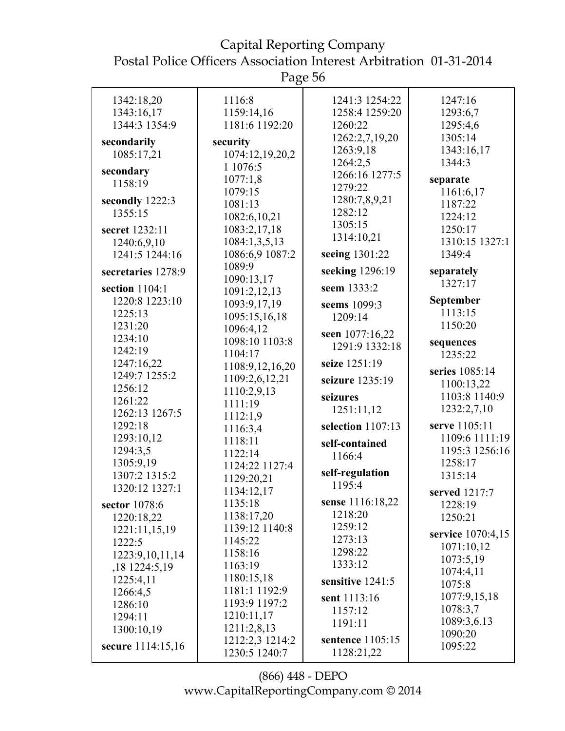1342:18,20
1343:16,17
1344:3 1354:9

**secondarily**
1085:17,21

**secondary**
1158:19

**secondly** 1222:3
1355:15

**secret** 1232:11
1240:6,9,10
1241:5 1244:16

**secretaries** 1278:9

**section** 1104:1
1220:8 1223:10
1225:13
1231:20
1234:10
1242:19
1247:16,22
1249:7 1255:2
1256:12
1261:22
1262:13 1267:5
1292:18
1293:10,12
1294:3,5
1305:9,19
1307:2 1315:2
1320:12 1327:1

**sector** 1078:6
1220:18,22
1221:11,15,19
1222:5
1223:9,10,11,14
,18 1224:5,19
1225:4,11
1266:4,5
1286:10
1294:11
1300:10,19

**secure** 1114:15,16

1116:8
1159:14,16
1181:6 1192:20

**security**
1074:12,19,20,2
1 1076:5
1077:1,8
1079:15
1081:13
1082:6,10,21
1083:2,17,18
1084:1,3,5,13
1086:6,9 1087:2
1089:9
1090:13,17
1091:2,12,13
1093:9,17,19
1095:15,16,18
1096:4,12
1098:10 1103:8
1104:17
1108:9,12,16,20
1109:2,6,12,21
1110:2,9,13
1111:19
1112:1,9
1116:3,4
1118:11
1122:14
1124:22 1127:4
1129:20,21
1134:12,17
1135:18
1138:17,20
1139:12 1140:8
1145:22
1158:16
1163:19
1180:15,18
1181:1 1192:9
1193:9 1197:2
1210:11,17
1211:2,8,13
1212:2,3 1214:2
1230:5 1240:7

1241:3 1254:22
1258:4 1259:20
1260:22
1262:2,7,19,20
1263:9,18
1264:2,5
1266:16 1277:5
1279:22
1280:7,8,9,21
1282:12
1305:15
1314:10,21

**seeing** 1301:22

**seeking** 1296:19

**seem** 1333:2

**seems** 1099:3
1209:14

**seen** 1077:16,22
1291:9 1332:18

**seize** 1251:19

**seizure** 1235:19

**seizures**
1251:11,12

**selection** 1107:13

**self-contained**
1166:4

**self-regulation**
1195:4

**sense** 1116:18,22
1218:20
1259:12
1273:13
1298:22
1333:12

**sensitive** 1241:5

**sent** 1113:16
1157:12
1191:11

**sentence** 1105:15
1128:21,22

1247:16
1293:6,7
1295:4,6
1305:14
1343:16,17
1344:3

**separate**
1161:6,17
1187:22
1224:12
1250:17
1310:15 1327:1
1349:4

**separately**
1327:17

**September**
1113:15
1150:20

**sequences**
1235:22

**series** 1085:14
1100:13,22
1103:8 1140:9
1232:2,7,10

**serve** 1105:11
1109:6 1111:19
1195:3 1256:16
1258:17
1315:14

**served** 1217:7
1228:19
1250:21

**service** 1070:4,15
1071:10,12
1073:5,19
1074:4,11
1075:8
1077:9,15,18
1078:3,7
1089:3,6,13
1090:20
1095:22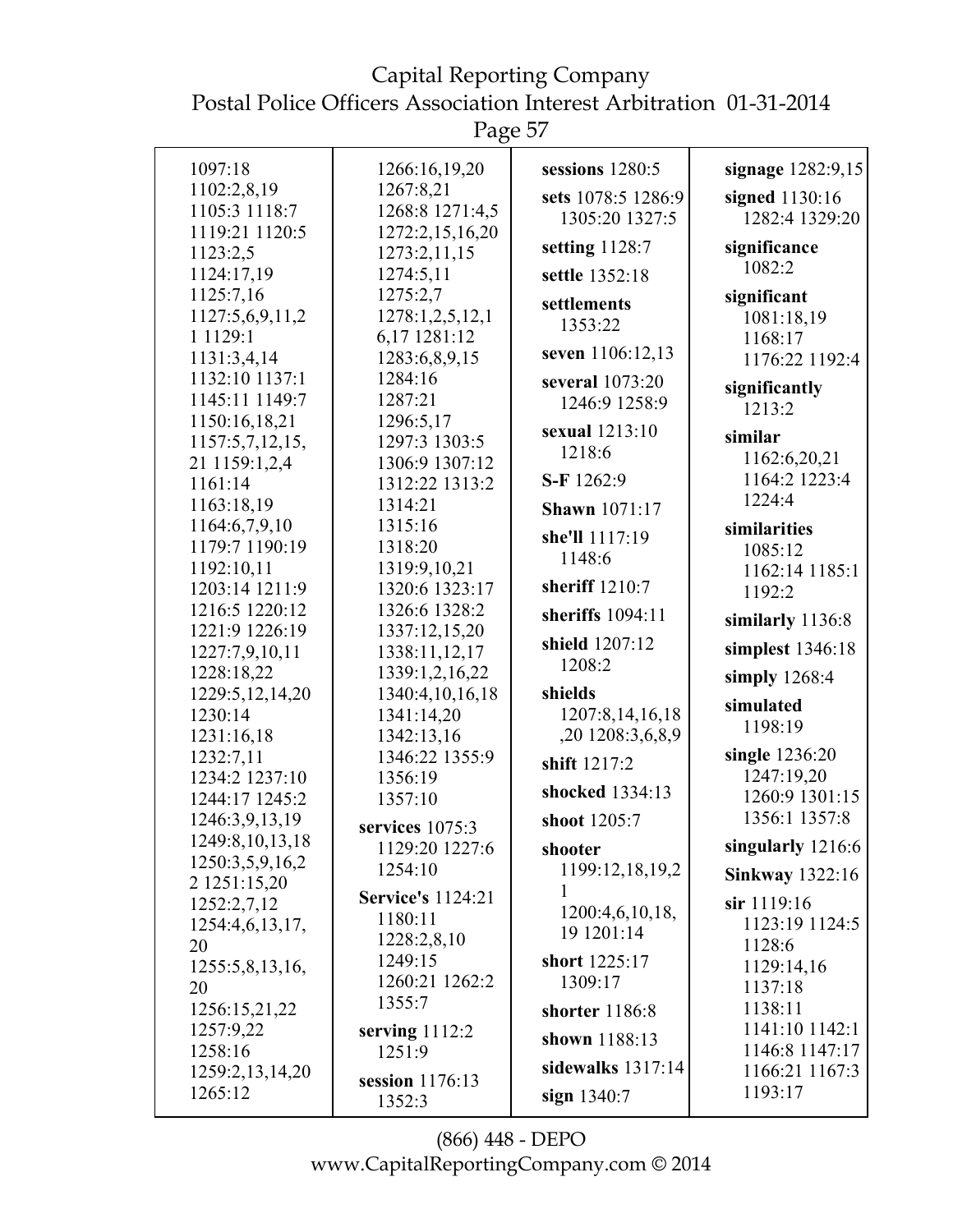1097:18
1102:2,8,19
1105:3 1118:7
1119:21 1120:5
1123:2,5
1124:17,19
1125:7,16
1127:5,6,9,11,2
1 1129:1
1131:3,4,14
1132:10 1137:1
1145:11 1149:7
1150:16,18,21
1157:5,7,12,15,
21 1159:1,2,4
1161:14
1163:18,19
1164:6,7,9,10
1179:7 1190:19
1192:10,11
1203:14 1211:9
1216:5 1220:12
1221:9 1226:19
1227:7,9,10,11
1228:18,22
1229:5,12,14,20
1230:14
1231:16,18
1232:7,11
1234:2 1237:10
1244:17 1245:2
1246:3,9,13,19
1249:8,10,13,18
1250:3,5,9,16,2
2 1251:15,20
1252:2,7,12
1254:4,6,13,17,
20
1255:5,8,13,16,
20
1256:15,21,22
1257:9,22
1258:16
1259:2,13,14,20
1265:12
1266:16,19,20
1267:8,21
1268:8 1271:4,5
1272:2,15,16,20
1273:2,11,15
1274:5,11
1275:2,7
1278:1,2,5,12,1
6,17 1281:12
1283:6,8,9,15
1284:16
1287:21
1296:5,17
1297:3 1303:5
1306:9 1307:12
1312:22 1313:2
1314:21
1315:16
1318:20
1319:9,10,21
1320:6 1323:17
1326:6 1328:2
1337:12,15,20
1338:11,12,17
1339:1,2,16,22
1340:4,10,16,18
1341:14,20
1342:13,16
1346:22 1355:9
1356:19
1357:10

**services** 1075:3
1129:20 1227:6
1254:10

**Service's** 1124:21
1180:11
1228:2,8,10
1249:15
1260:21 1262:2
1355:7

**serving** 1112:2
1251:9

**session** 1176:13
1352:3

**sessions** 1280:5

**sets** 1078:5 1286:9
1305:20 1327:5

**setting** 1128:7

**settle** 1352:18

**settlements**
1353:22

**seven** 1106:12,13

**several** 1073:20
1246:9 1258:9

**sexual** 1213:10
1218:6

**S-F** 1262:9

**Shawn** 1071:17

**she'll** 1117:19
1148:6

**sheriff** 1210:7

**sheriffs** 1094:11

**shield** 1207:12
1208:2

**shields**
1207:8,14,16,18
,20 1208:3,6,8,9

**shift** 1217:2

**shocked** 1334:13

**shoot** 1205:7

**shooter**
1199:12,18,19,2
1
1200:4,6,10,18,
19 1201:14

**short** 1225:17
1309:17

**shorter** 1186:8

**shown** 1188:13

**sidewalks** 1317:14

**sign** 1340:7

**signage** 1282:9,15

**signed** 1130:16
1282:4 1329:20

**significance**
1082:2

**significant**
1081:18,19
1168:17
1176:22 1192:4

**significantly**
1213:2

**similar**
1162:6,20,21
1164:2 1223:4
1224:4

**similarities**
1085:12
1162:14 1185:1
1192:2

**similarly** 1136:8

**simplest** 1346:18

**simply** 1268:4

**simulated**
1198:19

**single** 1236:20
1247:19,20
1260:9 1301:15
1356:1 1357:8

**singularly** 1216:6

**Sinkway** 1322:16

**sir** 1119:16
1123:19 1124:5
1128:6
1129:14,16
1137:18
1138:11
1141:10 1142:1
1146:8 1147:17
1166:21 1167:3
1193:17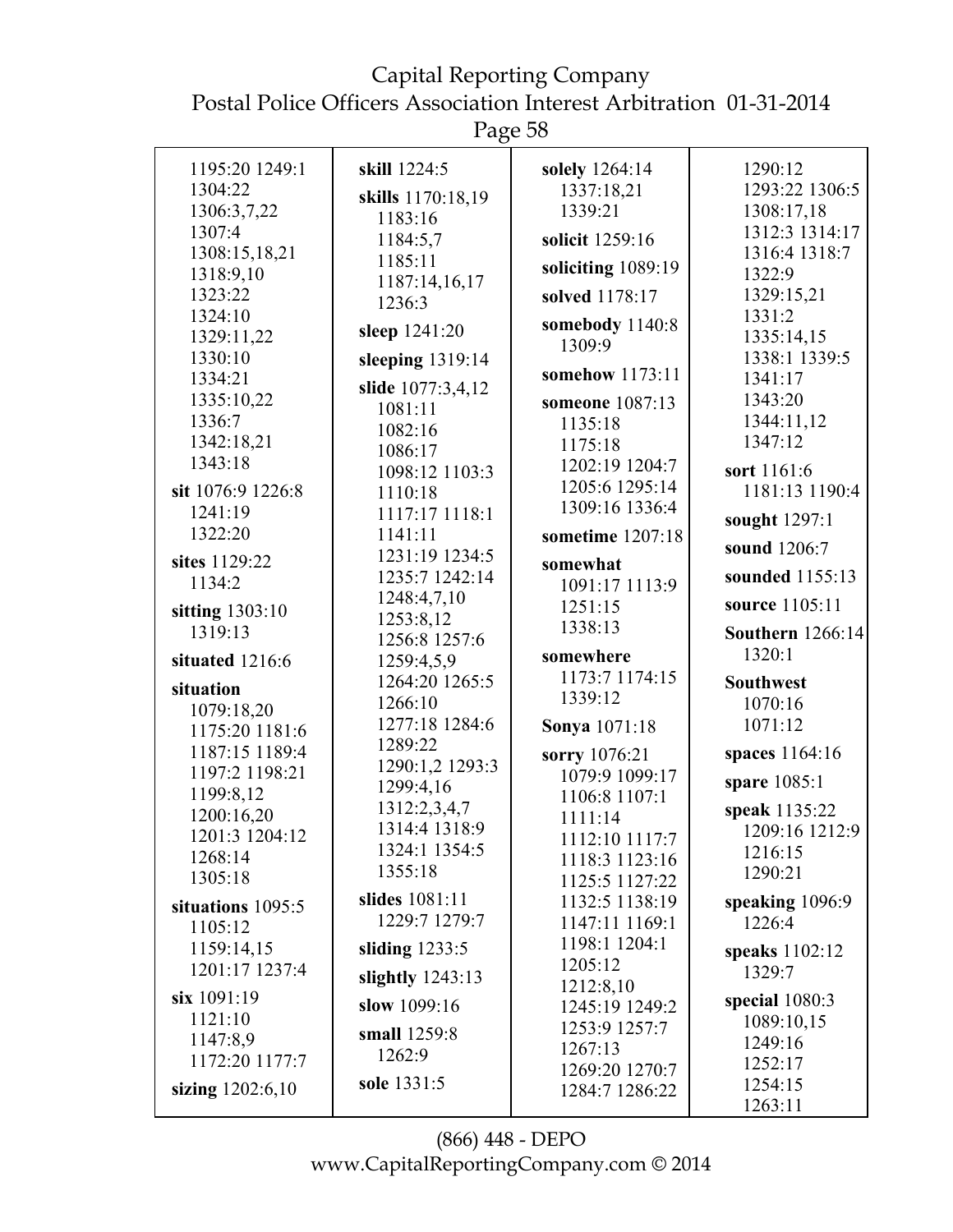1195:20 1249:1
1304:22
1306:3,7,22
1307:4
1308:15,18,21
1318:9,10
1323:22
1324:10
1329:11,22
1330:10
1334:21
1335:10,22
1336:7
1342:18,21
1343:18

**sit** 1076:9 1226:8
1241:19
1322:20

**sites** 1129:22
1134:2

**sitting** 1303:10
1319:13

**situated** 1216:6

**situation**
1079:18,20
1175:20 1181:6
1187:15 1189:4
1197:2 1198:21
1199:8,12
1200:16,20
1201:3 1204:12
1268:14
1305:18

**situations** 1095:5
1105:12
1159:14,15
1201:17 1237:4

**six** 1091:19
1121:10
1147:8,9
1172:20 1177:7

**sizing** 1202:6,10

**skill** 1224:5

**skills** 1170:18,19
1183:16
1184:5,7
1185:11
1187:14,16,17
1236:3

**sleep** 1241:20

**sleeping** 1319:14

**slide** 1077:3,4,12
1081:11
1082:16
1086:17
1098:12 1103:3
1110:18
1117:17 1118:1
1141:11
1231:19 1234:5
1235:7 1242:14
1248:4,7,10
1253:8,12
1256:8 1257:6
1259:4,5,9
1264:20 1265:5
1266:10
1277:18 1284:6
1289:22
1290:1,2 1293:3
1299:4,16
1312:2,3,4,7
1314:4 1318:9
1324:1 1354:5
1355:18

**slides** 1081:11
1229:7 1279:7

**sliding** 1233:5

**slightly** 1243:13

**slow** 1099:16

**small** 1259:8
1262:9

**sole** 1331:5

**solely** 1264:14
1337:18,21
1339:21

**solicit** 1259:16

**soliciting** 1089:19

**solved** 1178:17

**somebody** 1140:8
1309:9

**somehow** 1173:11

**someone** 1087:13
1135:18
1175:18
1202:19 1204:7
1205:6 1295:14
1309:16 1336:4

**sometime** 1207:18

**somewhat**
1091:17 1113:9
1251:15
1338:13

**somewhere**
1173:7 1174:15
1339:12

**Sonya** 1071:18

**sorry** 1076:21
1079:9 1099:17
1106:8 1107:1
1111:14
1112:10 1117:7
1118:3 1123:16
1125:5 1127:22
1132:5 1138:19
1147:11 1169:1
1198:1 1204:1
1205:12
1212:8,10
1245:19 1249:2
1253:9 1257:7
1267:13
1269:20 1270:7
1284:7 1286:22

1290:12
1293:22 1306:5
1308:17,18
1312:3 1314:17
1316:4 1318:7
1322:9
1329:15,21
1331:2
1335:14,15
1338:1 1339:5
1341:17
1343:20
1344:11,12
1347:12

**sort** 1161:6
1181:13 1190:4

**sought** 1297:1

**sound** 1206:7

**sounded** 1155:13

**source** 1105:11

**Southern** 1266:14
1320:1

**Southwest**
1070:16
1071:12

**spaces** 1164:16

**spare** 1085:1

**speak** 1135:22
1209:16 1212:9
1216:15
1290:21

**speaking** 1096:9
1226:4

**speaks** 1102:12
1329:7

**special** 1080:3
1089:10,15
1249:16
1252:17
1254:15
1263:11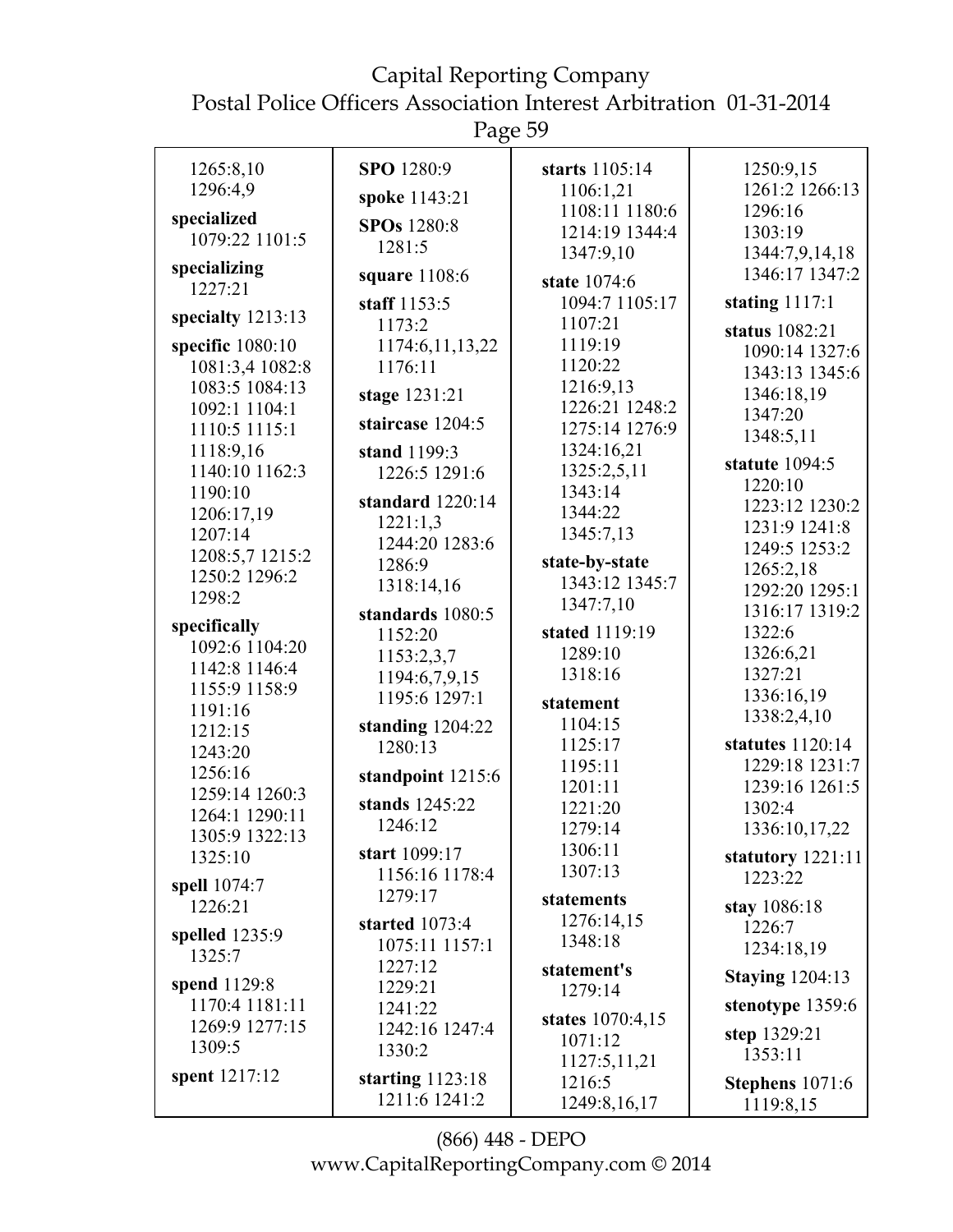1265:8,10
1296:4,9

**specialized** 1079:22 1101:5

**specializing** 1227:21

**specialty** 1213:13

**specific** 1080:10 1081:3,4 1082:8 1083:5 1084:13 1092:1 1104:1 1110:5 1115:1 1118:9,16 1140:10 1162:3 1190:10 1206:17,19 1207:14 1208:5,7 1215:2 1250:2 1296:2 1298:2

**specifically** 1092:6 1104:20 1142:8 1146:4 1155:9 1158:9 1191:16 1212:15 1243:20 1256:16 1259:14 1260:3 1264:1 1290:11 1305:9 1322:13 1325:10

**spell** 1074:7 1226:21

**spelled** 1235:9 1325:7

**spend** 1129:8 1170:4 1181:11 1269:9 1277:15 1309:5

**spent** 1217:12

**SPO** 1280:9

**spoke** 1143:21

**SPOs** 1280:8 1281:5

**square** 1108:6

**staff** 1153:5 1173:2 1174:6,11,13,22 1176:11

**stage** 1231:21

**staircase** 1204:5

**stand** 1199:3 1226:5 1291:6

**standard** 1220:14 1221:1,3 1244:20 1283:6 1286:9 1318:14,16

**standards** 1080:5 1152:20 1153:2,3,7 1194:6,7,9,15 1195:6 1297:1

**standing** 1204:22 1280:13

**standpoint** 1215:6

**stands** 1245:22 1246:12

**start** 1099:17 1156:16 1178:4 1279:17

**started** 1073:4 1075:11 1157:1 1227:12 1229:21 1241:22 1242:16 1247:4 1330:2

**starting** 1123:18 1211:6 1241:2

**starts** 1105:14 1106:1,21 1108:11 1180:6 1214:19 1344:4 1347:9,10

**state** 1074:6 1094:7 1105:17 1107:21 1119:19 1120:22 1216:9,13 1226:21 1248:2 1275:14 1276:9 1324:16,21 1325:2,5,11 1343:14 1344:22 1345:7,13

**state-by-state** 1343:12 1345:7 1347:7,10

**stated** 1119:19 1289:10 1318:16

**statement** 1104:15 1125:17 1195:11 1201:11 1221:20 1279:14 1306:11 1307:13

**statements** 1276:14,15 1348:18

**statement's** 1279:14

**states** 1070:4,15 1071:12 1127:5,11,21 1216:5 1249:8,16,17 1250:9,15 1261:2 1266:13 1296:16 1303:19 1344:7,9,14,18 1346:17 1347:2

**stating** 1117:1

**status** 1082:21 1090:14 1327:6 1343:13 1345:6 1346:18,19 1347:20 1348:5,11

**statute** 1094:5 1220:10 1223:12 1230:2 1231:9 1241:8 1249:5 1253:2 1265:2,18 1292:20 1295:1 1316:17 1319:2 1322:6 1326:6,21 1327:21 1336:16,19 1338:2,4,10

**statutes** 1120:14 1229:18 1231:7 1239:16 1261:5 1302:4 1336:10,17,22

**statutory** 1221:11 1223:22

**stay** 1086:18 1226:7 1234:18,19

**Staying** 1204:13

**stenotype** 1359:6

**step** 1329:21 1353:11

**Stephens** 1071:6 1119:8,15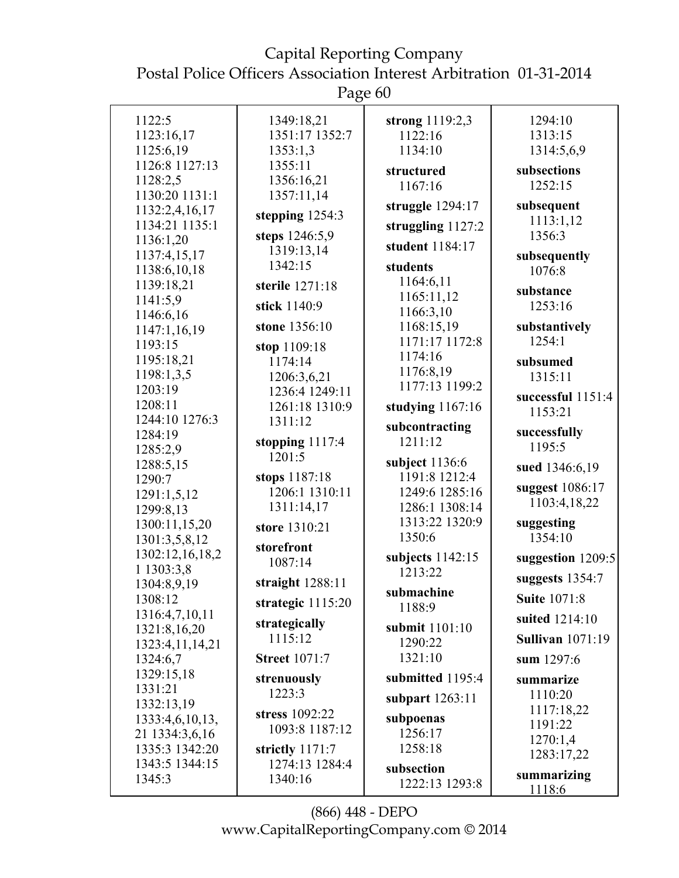1122:5
1123:16,17
1125:6,19
1126:8 1127:13
1128:2,5
1130:20 1131:1
1132:2,4,16,17
1134:21 1135:1
1136:1,20
1137:4,15,17
1138:6,10,18
1139:18,21
1141:5,9
1146:6,16
1147:1,16,19
1193:15
1195:18,21
1198:1,3,5
1203:19
1208:11
1244:10 1276:3
1284:19
1285:2,9
1288:5,15
1290:7
1291:1,5,12
1299:8,13
1300:11,15,20
1301:3,5,8,12
1302:12,16,18,21 1303:3,8
1304:8,9,19
1308:12
1316:4,7,10,11
1321:8,16,20
1323:4,11,14,21
1324:6,7
1329:15,18
1331:21
1332:13,19
1333:4,6,10,13,21 1334:3,6,16
1335:3 1342:20
1343:5 1344:15
1345:3

1349:18,21
1351:17 1352:7
1353:1,3
1355:11
1356:16,21
1357:11,14

**stepping** 1254:3

**steps** 1246:5,9 1319:13,14 1342:15

**sterile** 1271:18

**stick** 1140:9

**stone** 1356:10

**stop** 1109:18 1174:14 1206:3,6,21 1236:4 1249:11 1261:18 1310:9 1311:12

**stopping** 1117:4 1201:5

**stops** 1187:18 1206:1 1310:11 1311:14,17

**store** 1310:21

**storefront** 1087:14

**straight** 1288:11

**strategic** 1115:20

**strategically** 1115:12

**Street** 1071:7

**strenuously** 1223:3

**stress** 1092:22 1093:8 1187:12

**strictly** 1171:7 1274:13 1284:4 1340:16

**strong** 1119:2,3 1122:16 1134:10

**structured** 1167:16

**struggle** 1294:17

**struggling** 1127:2

**student** 1184:17

**students** 1164:6,11 1165:11,12 1166:3,10 1168:15,19 1171:17 1172:8 1174:16 1176:8,19 1177:13 1199:2

**studying** 1167:16

**subcontracting** 1211:12

**subject** 1136:6 1191:8 1212:4 1249:6 1285:16 1286:1 1308:14 1313:22 1320:9 1350:6

**subjects** 1142:15 1213:22

**submachine** 1188:9

**submit** 1101:10 1290:22 1321:10

**submitted** 1195:4

**subpart** 1263:11

**subpoenas** 1256:17 1258:18

**subsection** 1222:13 1293:8 1294:10 1313:15 1314:5,6,9

**subsections** 1252:15

**subsequent** 1113:1,12 1356:3

**subsequently** 1076:8

**substance** 1253:16

**substantively** 1254:1

**subsumed** 1315:11

**successful** 1151:4 1153:21

**successfully** 1195:5

**sued** 1346:6,19

**suggest** 1086:17 1103:4,18,22

**suggesting** 1354:10

**suggestion** 1209:5

**suggests** 1354:7

**Suite** 1071:8

**suited** 1214:10

**Sullivan** 1071:19

**sum** 1297:6

**summarize** 1110:20 1117:18,22 1191:22 1270:1,4 1283:17,22

**summarizing** 1118:6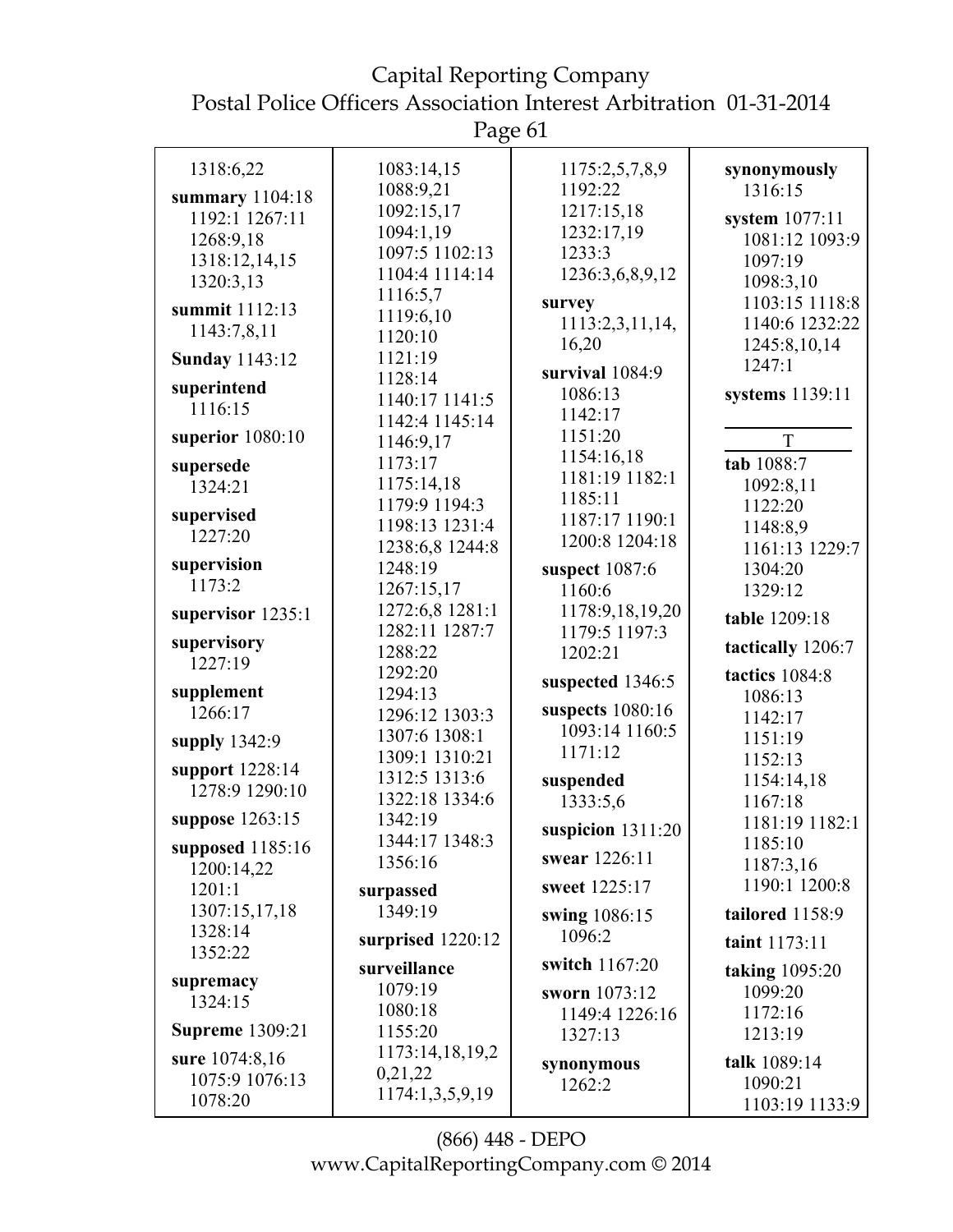1318:6,22

**summary** 1104:18 1192:1 1267:11 1268:9,18 1318:12,14,15 1320:3,13

**summit** 1112:13 1143:7,8,11

**Sunday** 1143:12

**superintend** 1116:15

**superior** 1080:10

**supersede** 1324:21

**supervised** 1227:20

**supervision** 1173:2

**supervisor** 1235:1

**supervisory** 1227:19

**supplement** 1266:17

**supply** 1342:9

**support** 1228:14 1278:9 1290:10

**suppose** 1263:15

**supposed** 1185:16 1200:14,22 1201:1 1307:15,17,18 1328:14 1352:22

**supremacy** 1324:15

**Supreme** 1309:21

**sure** 1074:8,16 1075:9 1076:13 1078:20 1083:14,15 1088:9,21 1092:15,17 1094:1,19 1097:5 1102:13 1104:4 1114:14 1116:5,7 1119:6,10 1120:10 1121:19 1128:14 1140:17 1141:5 1142:4 1145:14 1146:9,17 1173:17 1175:14,18 1179:9 1194:3 1198:13 1231:4 1238:6,8 1244:8 1248:19 1267:15,17 1272:6,8 1281:1 1282:11 1287:7 1288:22 1292:20 1294:13 1296:12 1303:3 1307:6 1308:1 1309:1 1310:21 1312:5 1313:6 1322:18 1334:6 1342:19 1344:17 1348:3 1356:16

**surpassed** 1349:19

**surprised** 1220:12

**surveillance** 1079:19 1080:18 1155:20 1173:14,18,19,20,21,22 1174:1,3,5,9,19 1175:2,5,7,8,9 1192:22 1217:15,18 1232:17,19 1233:3 1236:3,6,8,9,12

**survey** 1113:2,3,11,14,16,20

**survival** 1084:9 1086:13 1142:17 1151:20 1154:16,18 1181:19 1182:1 1185:11 1187:17 1190:1 1200:8 1204:18

**suspect** 1087:6 1160:6 1178:9,18,19,20 1179:5 1197:3 1202:21

**suspected** 1346:5

**suspects** 1080:16 1093:14 1160:5 1171:12

**suspended** 1333:5,6

**suspicion** 1311:20

**swear** 1226:11

**sweet** 1225:17

**swing** 1086:15 1096:2

**switch** 1167:20

**sworn** 1073:12 1149:4 1226:16 1327:13

**synonymous** 1262:2

**synonymously** 1316:15

**system** 1077:11 1081:12 1093:9 1097:19 1098:3,10 1103:15 1118:8 1140:6 1232:22 1245:8,10,14 1247:1

**systems** 1139:11

## T

**tab** 1088:7 1092:8,11 1122:20 1148:8,9 1161:13 1229:7 1304:20 1329:12

**table** 1209:18

**tactically** 1206:7

**tactics** 1084:8 1086:13 1142:17 1151:19 1152:13 1154:14,18 1167:18 1181:19 1182:1 1185:10 1187:3,16 1190:1 1200:8

**tailored** 1158:9

**taint** 1173:11

**taking** 1095:20 1099:20 1172:16 1213:19

**talk** 1089:14 1090:21 1103:19 1133:9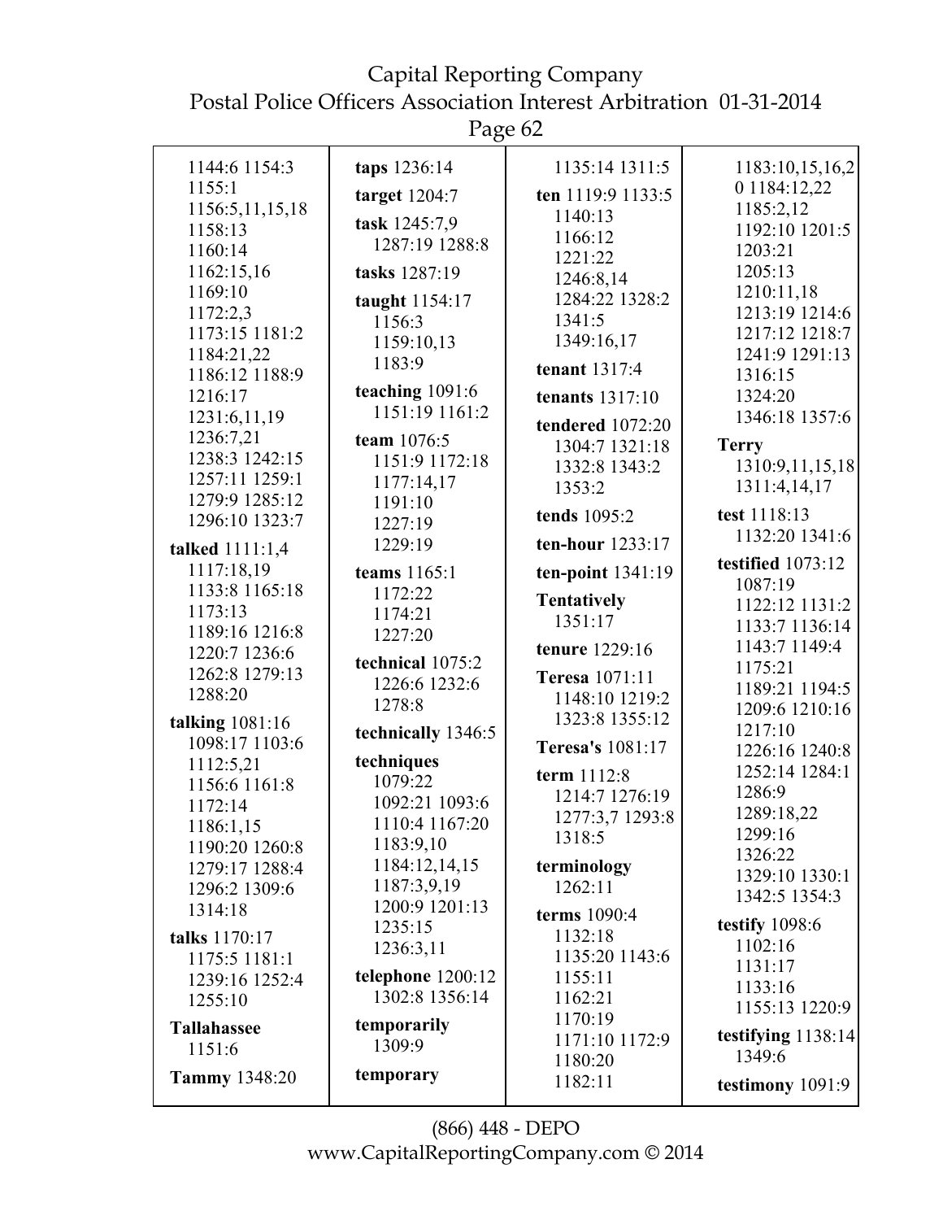1144:6 1154:3
1155:1
1156:5,11,15,18
1158:13
1160:14
1162:15,16
1169:10
1172:2,3
1173:15 1181:2
1184:21,22
1186:12 1188:9
1216:17
1231:6,11,19
1236:7,21
1238:3 1242:15
1257:11 1259:1
1279:9 1285:12
1296:10 1323:7

**talked** 1111:1,4
1117:18,19
1133:8 1165:18
1173:13
1189:16 1216:8
1220:7 1236:6
1262:8 1279:13
1288:20

**talking** 1081:16
1098:17 1103:6
1112:5,21
1156:6 1161:8
1172:14
1186:1,15
1190:20 1260:8
1279:17 1288:4
1296:2 1309:6
1314:18

**talks** 1170:17
1175:5 1181:1
1239:16 1252:4
1255:10

**Tallahassee**
1151:6

**Tammy** 1348:20

**taps** 1236:14

**target** 1204:7

**task** 1245:7,9
1287:19 1288:8

**tasks** 1287:19

**taught** 1154:17
1156:3
1159:10,13
1183:9

**teaching** 1091:6
1151:19 1161:2

**team** 1076:5
1151:9 1172:18
1177:14,17
1191:10
1227:19
1229:19

**teams** 1165:1
1172:22
1174:21
1227:20

**technical** 1075:2
1226:6 1232:6
1278:8

**technically** 1346:5

**techniques**
1079:22
1092:21 1093:6
1110:4 1167:20
1183:9,10
1184:12,14,15
1187:3,9,19
1200:9 1201:13
1235:15
1236:3,11

**telephone** 1200:12
1302:8 1356:14

**temporarily**
1309:9

**temporary**

1135:14 1311:5

**ten** 1119:9 1133:5
1140:13
1166:12
1221:22
1246:8,14
1284:22 1328:2
1341:5
1349:16,17

**tenant** 1317:4

**tenants** 1317:10

**tendered** 1072:20
1304:7 1321:18
1332:8 1343:2
1353:2

**tends** 1095:2

**ten-hour** 1233:17

**ten-point** 1341:19

**Tentatively**
1351:17

**tenure** 1229:16

**Teresa** 1071:11
1148:10 1219:2
1323:8 1355:12

**Teresa's** 1081:17

**term** 1112:8
1214:7 1276:19
1277:3,7 1293:8
1318:5

**terminology**
1262:11

**terms** 1090:4
1132:18
1135:20 1143:6
1155:11
1162:21
1170:19
1171:10 1172:9
1180:20
1182:11

1183:10,15,16,2
0 1184:12,22
1185:2,12
1192:10 1201:5
1203:21
1205:13
1210:11,18
1213:19 1214:6
1217:12 1218:7
1241:9 1291:13
1316:15
1324:20
1346:18 1357:6

**Terry**
1310:9,11,15,18
1311:4,14,17

**test** 1118:13
1132:20 1341:6

**testified** 1073:12
1087:19
1122:12 1131:2
1133:7 1136:14
1143:7 1149:4
1175:21
1189:21 1194:5
1209:6 1210:16
1217:10
1226:16 1240:8
1252:14 1284:1
1286:9
1289:18,22
1299:16
1326:22
1329:10 1330:1
1342:5 1354:3

**testify** 1098:6
1102:16
1131:17
1133:16
1155:13 1220:9

**testifying** 1138:14
1349:6

**testimony** 1091:9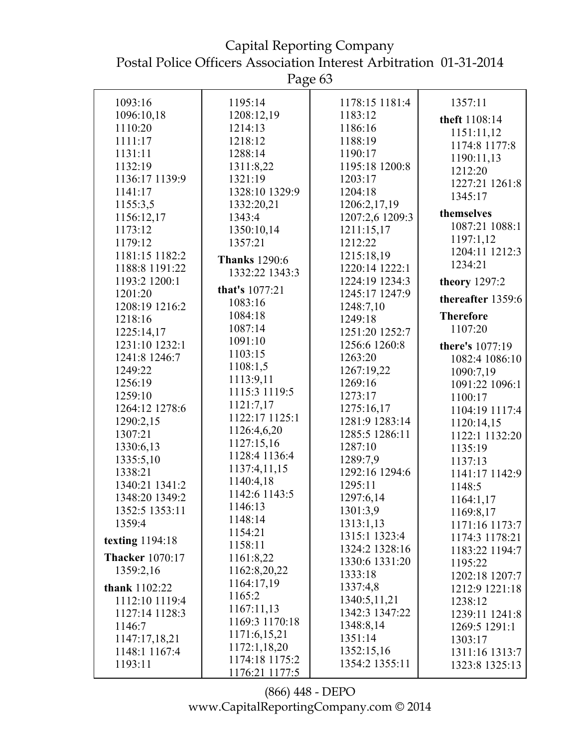1093:16
1096:10,18
1110:20
1111:17
1131:11
1132:19
1136:17 1139:9
1141:17
1155:3,5
1156:12,17
1173:12
1179:12
1181:15 1182:2
1188:8 1191:22
1193:2 1200:1
1201:20
1208:19 1216:2
1218:16
1225:14,17
1231:10 1232:1
1241:8 1246:7
1249:22
1256:19
1259:10
1264:12 1278:6
1290:2,15
1307:21
1330:6,13
1335:5,10
1338:21
1340:21 1341:2
1348:20 1349:2
1352:5 1353:11
1359:4

**texting** 1194:18

**Thacker** 1070:17
1359:2,16

**thank** 1102:22
1112:10 1119:4
1127:14 1128:3
1146:7
1147:17,18,21
1148:1 1167:4
1193:11
1195:14
1208:12,19
1214:13
1218:12
1288:14
1311:8,22
1321:19
1328:10 1329:9
1332:20,21
1343:4
1350:10,14
1357:21

**Thanks** 1290:6
1332:22 1343:3

**that's** 1077:21
1083:16
1084:18
1087:14
1091:10
1103:15
1108:1,5
1113:9,11
1115:3 1119:5
1121:7,17
1122:17 1125:1
1126:4,6,20
1127:15,16
1128:4 1136:4
1137:4,11,15
1140:4,18
1142:6 1143:5
1146:13
1148:14
1154:21
1158:11
1161:8,22
1162:8,20,22
1164:17,19
1165:2
1167:11,13
1169:3 1170:18
1171:6,15,21
1172:1,18,20
1174:18 1175:2
1176:21 1177:5
1178:15 1181:4
1183:12
1186:16
1188:19
1190:17
1195:18 1200:8
1203:17
1204:18
1206:2,17,19
1207:2,6 1209:3
1211:15,17
1212:22
1215:18,19
1220:14 1222:1
1224:19 1234:3
1245:17 1247:9
1248:7,10
1249:18
1251:20 1252:7
1256:6 1260:8
1263:20
1267:19,22
1269:16
1273:17
1275:16,17
1281:9 1283:14
1285:5 1286:11
1287:10
1289:7,9
1292:16 1294:6
1295:11
1297:6,14
1301:3,9
1313:1,13
1315:1 1323:4
1324:2 1328:16
1330:6 1331:20
1333:18
1337:4,8
1340:5,11,21
1342:3 1347:22
1348:8,14
1351:14
1352:15,16
1354:2 1355:11
1357:11

**theft** 1108:14
1151:11,12
1174:8 1177:8
1190:11,13
1212:20
1227:21 1261:8
1345:17

**themselves**
1087:21 1088:1
1197:1,12
1204:11 1212:3
1234:21

**theory** 1297:2

**thereafter** 1359:6

**Therefore**
1107:20

**there's** 1077:19
1082:4 1086:10
1090:7,19
1091:22 1096:1
1100:17
1104:19 1117:4
1120:14,15
1122:1 1132:20
1135:19
1137:13
1141:17 1142:9
1148:5
1164:1,17
1169:8,17
1171:16 1173:7
1174:3 1178:21
1183:22 1194:7
1195:22
1202:18 1207:7
1212:9 1221:18
1238:12
1239:11 1241:8
1269:5 1291:1
1303:17
1311:16 1313:7
1323:8 1325:13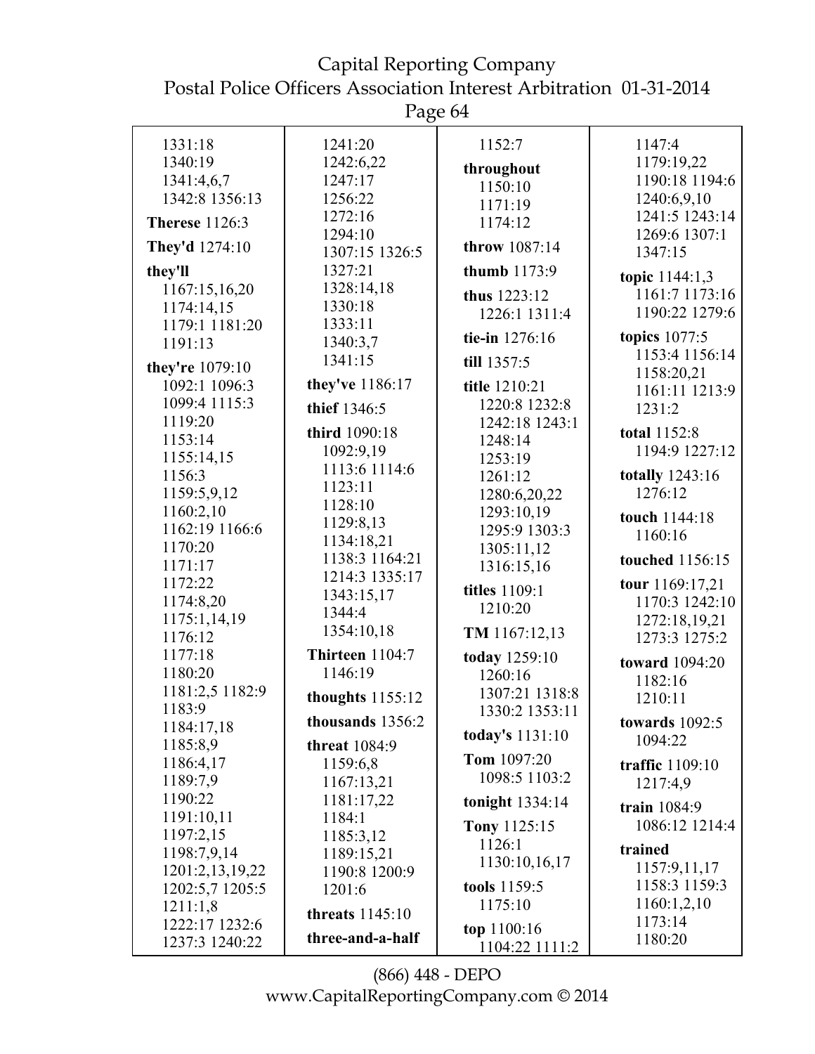1331:18
1340:19
1341:4,6,7
1342:8 1356:13

**Therese** 1126:3

**They'd** 1274:10

**they'll**
1167:15,16,20
1174:14,15
1179:1 1181:20
1191:13

**they're** 1079:10
1092:1 1096:3
1099:4 1115:3
1119:20
1153:14
1155:14,15
1156:3
1159:5,9,12
1160:2,10
1162:19 1166:6
1170:20
1171:17
1172:22
1174:8,20
1175:1,14,19
1176:12
1177:18
1180:20
1181:2,5 1182:9
1183:9
1184:17,18
1185:8,9
1186:4,17
1189:7,9
1190:22
1191:10,11
1197:2,15
1198:7,9,14
1201:2,13,19,22
1202:5,7 1205:5
1211:1,8
1222:17 1232:6
1237:3 1240:22

1241:20
1242:6,22
1247:17
1256:22
1272:16
1294:10
1307:15 1326:5
1327:21
1328:14,18
1330:18
1333:11
1340:3,7
1341:15

**they've** 1186:17

**thief** 1346:5

**third** 1090:18
1092:9,19
1113:6 1114:6
1123:11
1128:10
1129:8,13
1134:18,21
1138:3 1164:21
1214:3 1335:17
1343:15,17
1344:4
1354:10,18

**Thirteen** 1104:7
1146:19

**thoughts** 1155:12

**thousands** 1356:2

**threat** 1084:9
1159:6,8
1167:13,21
1181:17,22
1184:1
1185:3,12
1189:15,21
1190:8 1200:9
1201:6

**threats** 1145:10

**three-and-a-half**

1152:7

**throughout**
1150:10
1171:19
1174:12

**throw** 1087:14

**thumb** 1173:9

**thus** 1223:12
1226:1 1311:4

**tie-in** 1276:16

**till** 1357:5

**title** 1210:21
1220:8 1232:8
1242:18 1243:1
1248:14
1253:19
1261:12
1280:6,20,22
1293:10,19
1295:9 1303:3
1305:11,12
1316:15,16

**titles** 1109:1
1210:20

**TM** 1167:12,13

**today** 1259:10
1260:16
1307:21 1318:8
1330:2 1353:11

**today's** 1131:10

**Tom** 1097:20
1098:5 1103:2

**tonight** 1334:14

**Tony** 1125:15
1126:1
1130:10,16,17

**tools** 1159:5
1175:10

**top** 1100:16
1104:22 1111:2

1147:4
1179:19,22
1190:18 1194:6
1240:6,9,10
1241:5 1243:14
1269:6 1307:1
1347:15

**topic** 1144:1,3
1161:7 1173:16
1190:22 1279:6

**topics** 1077:5
1153:4 1156:14
1158:20,21
1161:11 1213:9
1231:2

**total** 1152:8
1194:9 1227:12

**totally** 1243:16
1276:12

**touch** 1144:18
1160:16

**touched** 1156:15

**tour** 1169:17,21
1170:3 1242:10
1272:18,19,21
1273:3 1275:2

**toward** 1094:20
1182:16
1210:11

**towards** 1092:5
1094:22

**traffic** 1109:10
1217:4,9

**train** 1084:9
1086:12 1214:4

**trained**
1157:9,11,17
1158:3 1159:3
1160:1,2,10
1173:14
1180:20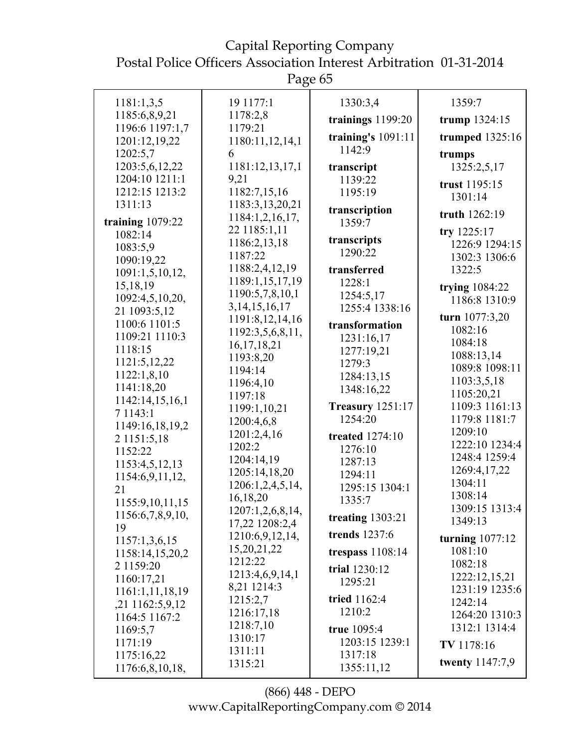1181:1,3,5
1185:6,8,9,21
1196:6 1197:1,7
1201:12,19,22
1202:5,7
1203:5,6,12,22
1204:10 1211:1
1212:15 1213:2
1311:13

**training** 1079:22
1082:14
1083:5,9
1090:19,22
1091:1,5,10,12,
15,18,19
1092:4,5,10,20,
21 1093:5,12
1100:6 1101:5
1109:21 1110:3
1118:15
1121:5,12,22
1122:1,8,10
1141:18,20
1142:14,15,16,1
7 1143:1
1149:16,18,19,2
2 1151:5,18
1152:22
1153:4,5,12,13
1154:6,9,11,12,
21
1155:9,10,11,15
1156:6,7,8,9,10,
19
1157:1,3,6,15
1158:14,15,20,2
2 1159:20
1160:17,21
1161:1,11,18,19
,21 1162:5,9,12
1164:5 1167:2
1169:5,7
1171:19
1175:16,22
1176:6,8,10,18,
19 1177:1
1178:2,8
1179:21
1180:11,12,14,1
6
1181:12,13,17,1
9,21
1182:7,15,16
1183:3,13,20,21
1184:1,2,16,17,
22 1185:1,11
1186:2,13,18
1187:22
1188:2,4,12,19
1189:1,15,17,19
1190:5,7,8,10,1
3,14,15,16,17
1191:8,12,14,16
1192:3,5,6,8,11,
16,17,18,21
1193:8,20
1194:14
1196:4,10
1197:18
1199:1,10,21
1200:4,6,8
1201:2,4,16
1202:2
1204:14,19
1205:14,18,20
1206:1,2,4,5,14,
16,18,20
1207:1,2,6,8,14,
17,22 1208:2,4
1210:6,9,12,14,
15,20,21,22
1212:22
1213:4,6,9,14,1
8,21 1214:3
1215:2,7
1216:17,18
1218:7,10
1310:17
1311:11
1315:21
1330:3,4

**trainings** 1199:20

**training's** 1091:11
1142:9

**transcript**
1139:22
1195:19

**transcription**
1359:7

**transcripts**
1290:22

**transferred**
1228:1
1254:5,17
1255:4 1338:16

**transformation**
1231:16,17
1277:19,21
1279:3
1284:13,15
1348:16,22

**Treasury** 1251:17
1254:20

**treated** 1274:10
1276:10
1287:13
1294:11
1295:15 1304:1
1335:7

**treating** 1303:21

**trends** 1237:6

**trespass** 1108:14

**trial** 1230:12
1295:21

**tried** 1162:4
1210:2

**true** 1095:4
1203:15 1239:1
1317:18
1355:11,12
1359:7

**trump** 1324:15

**trumped** 1325:16

**trumps**
1325:2,5,17

**trust** 1195:15
1301:14

**truth** 1262:19

**try** 1225:17
1226:9 1294:15
1302:3 1306:6
1322:5

**trying** 1084:22
1186:8 1310:9

**turn** 1077:3,20
1082:16
1084:18
1088:13,14
1089:8 1098:11
1103:3,5,18
1105:20,21
1109:3 1161:13
1179:8 1181:7
1209:10
1222:10 1234:4
1248:4 1259:4
1269:4,17,22
1304:11
1308:14
1309:15 1313:4
1349:13

**turning** 1077:12
1081:10
1082:18
1222:12,15,21
1231:19 1235:6
1242:14
1264:20 1310:3
1312:1 1314:4

**TV** 1178:16

**twenty** 1147:7,9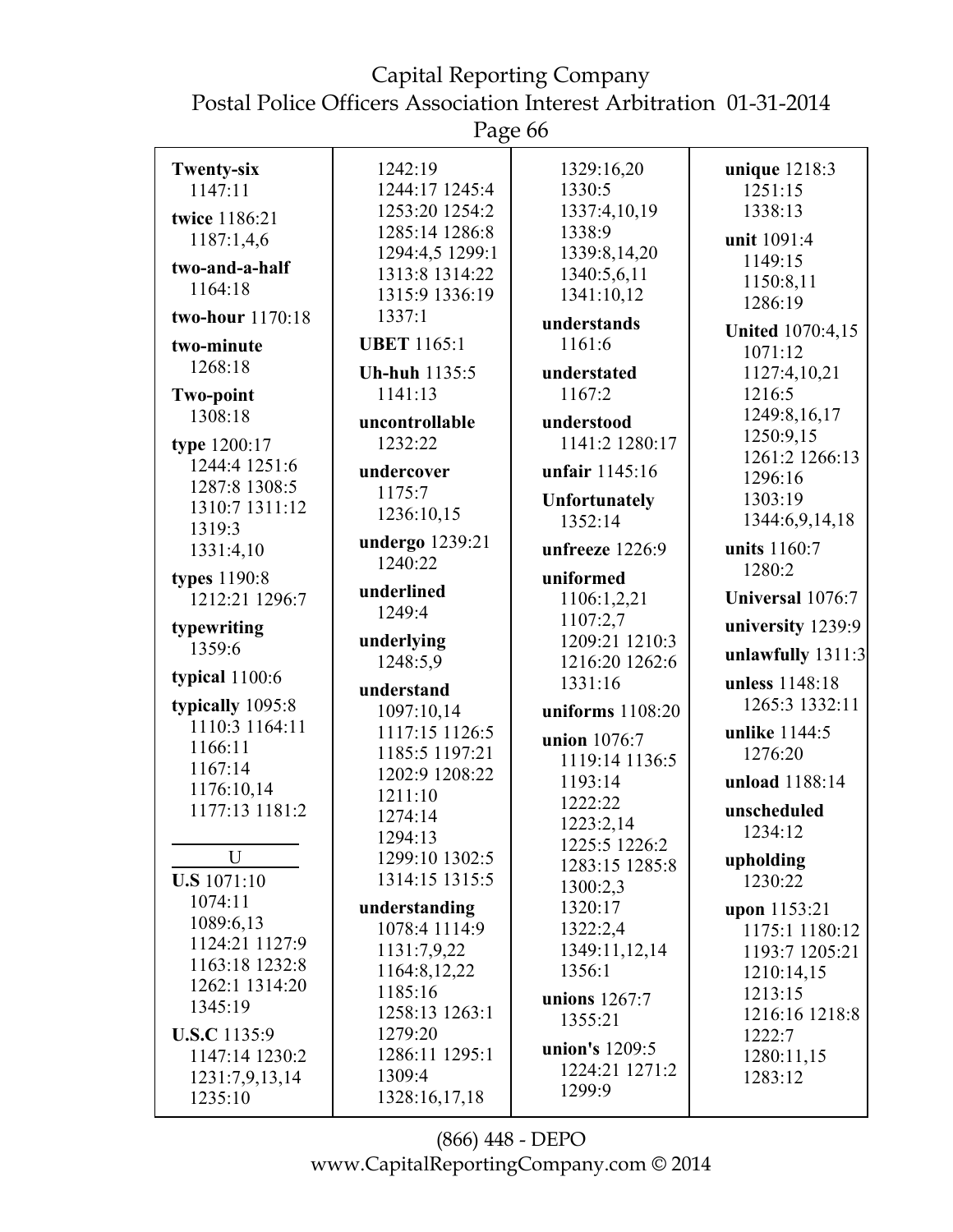**Twenty-six** 1147:11

**twice** 1186:21 1187:1,4,6

**two-and-a-half** 1164:18

**two-hour** 1170:18

**two-minute** 1268:18

**Two-point** 1308:18

**type** 1200:17 1244:4 1251:6 1287:8 1308:5 1310:7 1311:12 1319:3 1331:4,10

**types** 1190:8 1212:21 1296:7

**typewriting** 1359:6

**typical** 1100:6

**typically** 1095:8 1110:3 1164:11 1166:11 1167:14 1176:10,14 1177:13 1181:2

## U

**U.S** 1071:10 1074:11 1089:6,13 1124:21 1127:9 1163:18 1232:8 1262:1 1314:20 1345:19

**U.S.C** 1135:9 1147:14 1230:2 1231:7,9,13,14 1235:10 1242:19 1244:17 1245:4 1253:20 1254:2 1285:14 1286:8 1294:4,5 1299:1 1313:8 1314:22 1315:9 1336:19 1337:1

**UBET** 1165:1

**Uh-huh** 1135:5 1141:13

**uncontrollable** 1232:22

**undercover** 1175:7 1236:10,15

**undergo** 1239:21 1240:22

**underlined** 1249:4

**underlying** 1248:5,9

**understand** 1097:10,14 1117:15 1126:5 1185:5 1197:21 1202:9 1208:22 1211:10 1274:14 1294:13 1299:10 1302:5 1314:15 1315:5

**understanding** 1078:4 1114:9 1131:7,9,22 1164:8,12,22 1185:16 1258:13 1263:1 1279:20 1286:11 1295:1 1309:4 1328:16,17,18 1329:16,20 1330:5 1337:4,10,19 1338:9 1339:8,14,20 1340:5,6,11 1341:10,12

**understands** 1161:6

**understated** 1167:2

**understood** 1141:2 1280:17

**unfair** 1145:16

**Unfortunately** 1352:14

**unfreeze** 1226:9

**uniformed** 1106:1,2,21 1107:2,7 1209:21 1210:3 1216:20 1262:6 1331:16

**uniforms** 1108:20

**union** 1076:7 1119:14 1136:5 1193:14 1222:22 1223:2,14 1225:5 1226:2 1283:15 1285:8 1300:2,3 1320:17 1322:2,4 1349:11,12,14 1356:1

**unions** 1267:7 1355:21

**union's** 1209:5 1224:21 1271:2 1299:9

**unique** 1218:3 1251:15 1338:13

**unit** 1091:4 1149:15 1150:8,11 1286:19

**United** 1070:4,15 1071:12 1127:4,10,21 1216:5 1249:8,16,17 1250:9,15 1261:2 1266:13 1296:16 1303:19 1344:6,9,14,18

**units** 1160:7 1280:2

**Universal** 1076:7

**university** 1239:9

**unlawfully** 1311:3

**unless** 1148:18 1265:3 1332:11

**unlike** 1144:5 1276:20

**unload** 1188:14

**unscheduled** 1234:12

**upholding** 1230:22

**upon** 1153:21 1175:1 1180:12 1193:7 1205:21 1210:14,15 1213:15 1216:16 1218:8 1222:7 1280:11,15 1283:12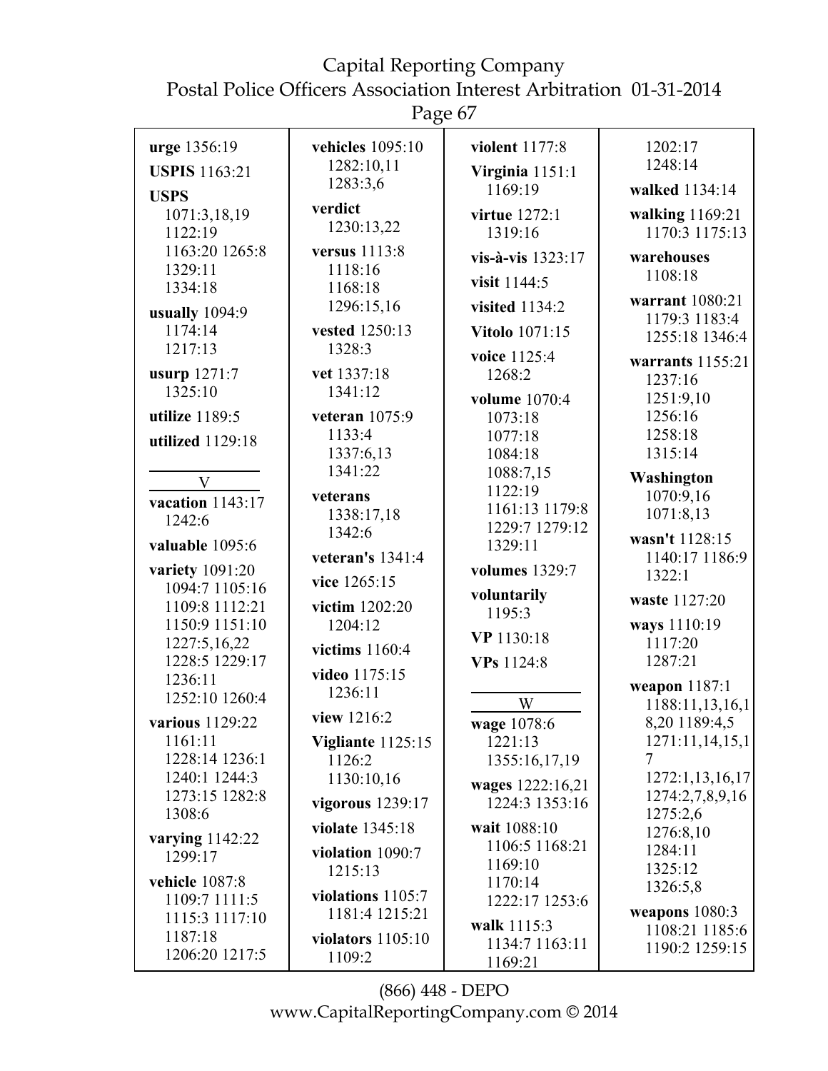**urge** 1356:19

**USPIS** 1163:21

**USPS** 1071:3,18,19 1122:19 1163:20 1265:8 1329:11 1334:18

**usually** 1094:9 1174:14 1217:13

**usurp** 1271:7 1325:10

**utilize** 1189:5

**utilized** 1129:18

V

**vacation** 1143:17 1242:6

**valuable** 1095:6

**variety** 1091:20 1094:7 1105:16 1109:8 1112:21 1150:9 1151:10 1227:5,16,22 1228:5 1229:17 1236:11 1252:10 1260:4

**various** 1129:22 1161:11 1228:14 1236:1 1240:1 1244:3 1273:15 1282:8 1308:6

**varying** 1142:22 1299:17

**vehicle** 1087:8 1109:7 1111:5 1115:3 1117:10 1187:18 1206:20 1217:5

**vehicles** 1095:10 1282:10,11 1283:3,6

**verdict** 1230:13,22

**versus** 1113:8 1118:16 1168:18 1296:15,16

**vested** 1250:13 1328:3

**vet** 1337:18 1341:12

**veteran** 1075:9 1133:4 1337:6,13 1341:22

**veterans** 1338:17,18 1342:6

**veteran's** 1341:4

**vice** 1265:15

**victim** 1202:20 1204:12

**victims** 1160:4

**video** 1175:15 1236:11

**view** 1216:2

**Vigliante** 1125:15 1126:2 1130:10,16

**vigorous** 1239:17

**violate** 1345:18

**violation** 1090:7 1215:13

**violations** 1105:7 1181:4 1215:21

**violators** 1105:10 1109:2

**violent** 1177:8

**Virginia** 1151:1 1169:19

**virtue** 1272:1 1319:16

**vis-à-vis** 1323:17

**visit** 1144:5

**visited** 1134:2

**Vitolo** 1071:15

**voice** 1125:4 1268:2

**volume** 1070:4 1073:18 1077:18 1084:18 1088:7,15 1122:19 1161:13 1179:8 1229:7 1279:12 1329:11

**volumes** 1329:7

**voluntarily** 1195:3

**VP** 1130:18

**VPs** 1124:8

W

**wage** 1078:6 1221:13 1355:16,17,19

**wages** 1222:16,21 1224:3 1353:16

**wait** 1088:10 1106:5 1168:21 1169:10 1170:14 1222:17 1253:6

**walk** 1115:3 1134:7 1163:11 1169:21 1202:17 1248:14

**walked** 1134:14

**walking** 1169:21 1170:3 1175:13

**warehouses** 1108:18

**warrant** 1080:21 1179:3 1183:4 1255:18 1346:4

**warrants** 1155:21 1237:16 1251:9,10 1256:16 1258:18 1315:14

**Washington** 1070:9,16 1071:8,13

**wasn't** 1128:15 1140:17 1186:9 1322:1

**waste** 1127:20

**ways** 1110:19 1117:20 1287:21

**weapon** 1187:1 1188:11,13,16,18,20 1189:4,5 1271:11,14,15,17 1272:1,13,16,17 1274:2,7,8,9,16 1275:2,6 1276:8,10 1284:11 1325:12 1326:5,8

**weapons** 1080:3 1108:21 1185:6 1190:2 1259:15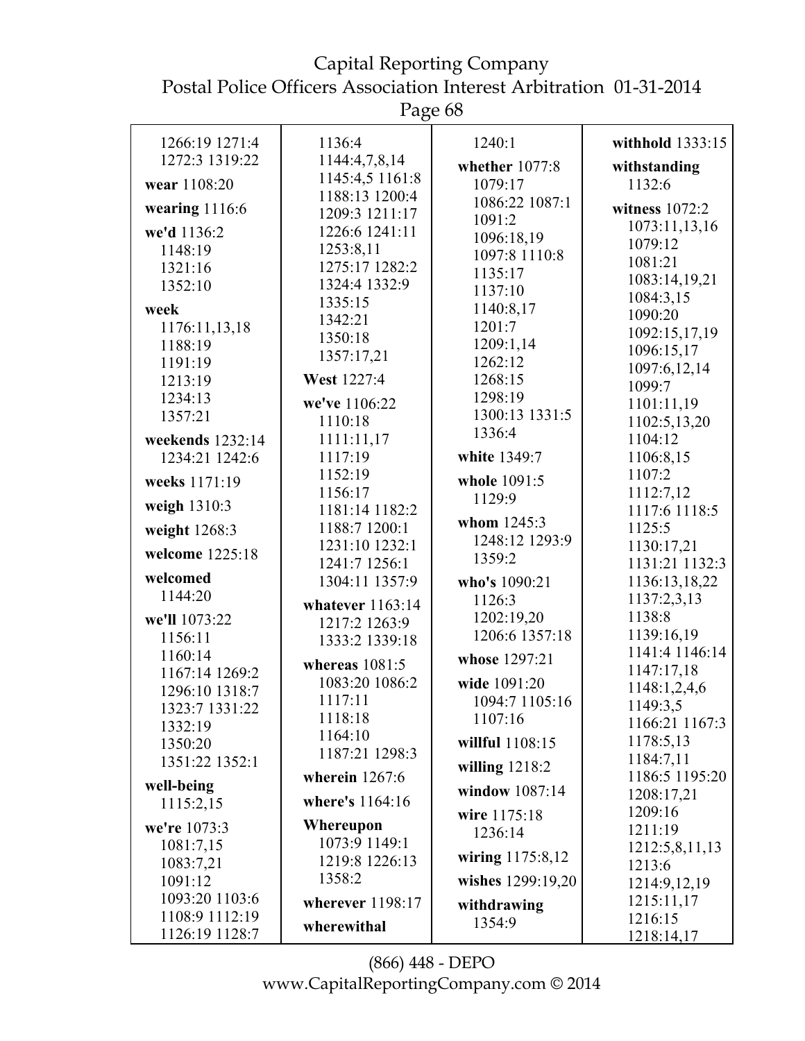1266:19 1271:4
1272:3 1319:22

**wear** 1108:20

**wearing** 1116:6

**we'd** 1136:2
1148:19
1321:16
1352:10

**week**
1176:11,13,18
1188:19
1191:19
1213:19
1234:13
1357:21

**weekends** 1232:14
1234:21 1242:6

**weeks** 1171:19

**weigh** 1310:3

**weight** 1268:3

**welcome** 1225:18

**welcomed**
1144:20

**we'll** 1073:22
1156:11
1160:14
1167:14 1269:2
1296:10 1318:7
1323:7 1331:22
1332:19
1350:20
1351:22 1352:1

**well-being**
1115:2,15

**we're** 1073:3
1081:7,15
1083:7,21
1091:12
1093:20 1103:6
1108:9 1112:19
1126:19 1128:7
1136:4
1144:4,7,8,14
1145:4,5 1161:8
1188:13 1200:4
1209:3 1211:17
1226:6 1241:11
1253:8,11
1275:17 1282:2
1324:4 1332:9
1335:15
1342:21
1350:18
1357:17,21

**West** 1227:4

**we've** 1106:22
1110:18
1111:11,17
1117:19
1152:19
1156:17
1181:14 1182:2
1188:7 1200:1
1231:10 1232:1
1241:7 1256:1
1304:11 1357:9

**whatever** 1163:14
1217:2 1263:9
1333:2 1339:18

**whereas** 1081:5
1083:20 1086:2
1117:11
1118:18
1164:10
1187:21 1298:3

**wherein** 1267:6

**where's** 1164:16

**Whereupon**
1073:9 1149:1
1219:8 1226:13
1358:2

**wherever** 1198:17

**wherewithal**
1240:1

**whether** 1077:8
1079:17
1086:22 1087:1
1091:2
1096:18,19
1097:8 1110:8
1135:17
1137:10
1140:8,17
1201:7
1209:1,14
1262:12
1268:15
1298:19
1300:13 1331:5
1336:4

**white** 1349:7

**whole** 1091:5
1129:9

**whom** 1245:3
1248:12 1293:9
1359:2

**who's** 1090:21
1126:3
1202:19,20
1206:6 1357:18

**whose** 1297:21

**wide** 1091:20
1094:7 1105:16
1107:16

**willful** 1108:15

**willing** 1218:2

**window** 1087:14

**wire** 1175:18
1236:14

**wiring** 1175:8,12

**wishes** 1299:19,20

**withdrawing**
1354:9

**withhold** 1333:15

**withstanding**
1132:6

**witness** 1072:2
1073:11,13,16
1079:12
1081:21
1083:14,19,21
1084:3,15
1090:20
1092:15,17,19
1096:15,17
1097:6,12,14
1099:7
1101:11,19
1102:5,13,20
1104:12
1106:8,15
1107:2
1112:7,12
1117:6 1118:5
1125:5
1130:17,21
1131:21 1132:3
1136:13,18,22
1137:2,3,13
1138:8
1139:16,19
1141:4 1146:14
1147:17,18
1148:1,2,4,6
1149:3,5
1166:21 1167:3
1178:5,13
1184:7,11
1186:5 1195:20
1208:17,21
1209:16
1211:19
1212:5,8,11,13
1213:6
1214:9,12,19
1215:11,17
1216:15
1218:14,17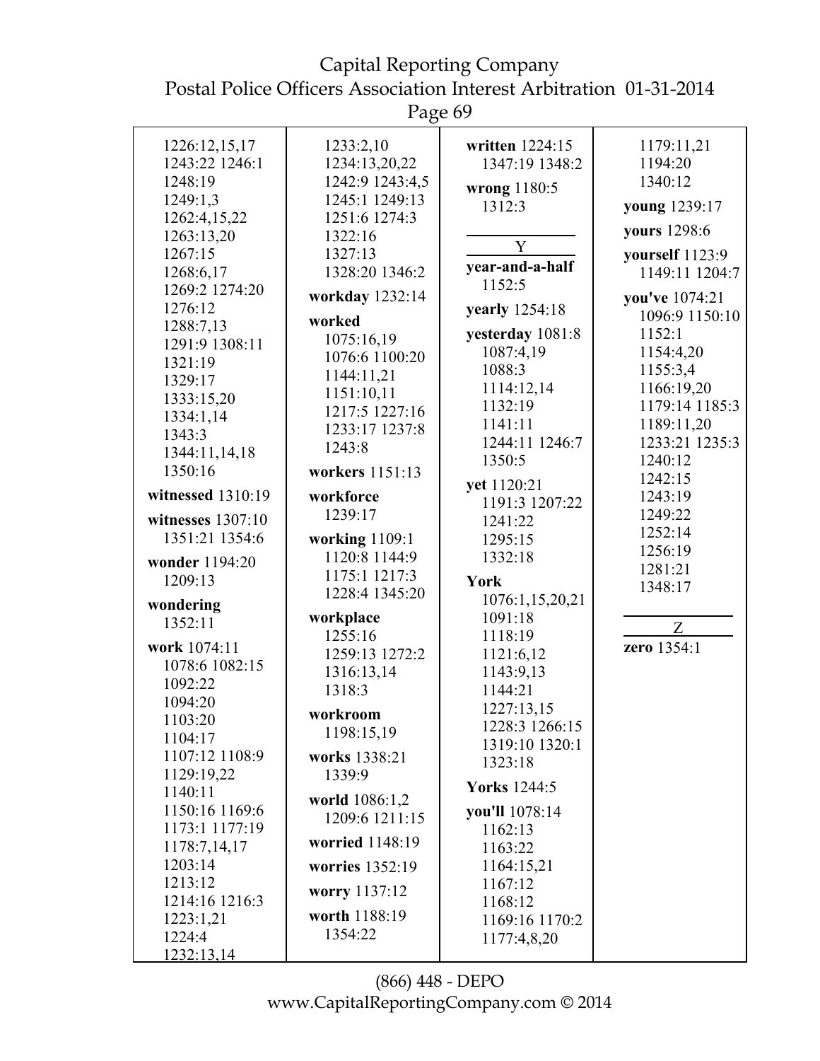1226:12,15,17
1243:22 1246:1
1248:19
1249:1,3
1262:4,15,22
1263:13,20
1267:15
1268:6,17
1269:2 1274:20
1276:12
1288:7,13
1291:9 1308:11
1321:19
1329:17
1333:15,20
1334:1,14
1343:3
1344:11,14,18
1350:16

**witnessed** 1310:19

**witnesses** 1307:10
1351:21 1354:6

**wonder** 1194:20
1209:13

**wondering**
1352:11

**work** 1074:11
1078:6 1082:15
1092:22
1094:20
1103:20
1104:17
1107:12 1108:9
1129:19,22
1140:11
1150:16 1169:6
1173:1 1177:19
1178:7,14,17
1203:14
1213:12
1214:16 1216:3
1223:1,21
1224:4
1232:13,14
1233:2,10
1234:13,20,22
1242:9 1243:4,5
1245:1 1249:13
1251:6 1274:3
1322:16
1327:13
1328:20 1346:2

**workday** 1232:14

**worked**
1075:16,19
1076:6 1100:20
1144:11,21
1151:10,11
1217:5 1227:16
1233:17 1237:8
1243:8

**workers** 1151:13

**workforce**
1239:17

**working** 1109:1
1120:8 1144:9
1175:1 1217:3
1228:4 1345:20

**workplace**
1255:16
1259:13 1272:2
1316:13,14
1318:3

**workroom**
1198:15,19

**works** 1338:21
1339:9

**world** 1086:1,2
1209:6 1211:15

**worried** 1148:19

**worries** 1352:19

**worry** 1137:12

**worth** 1188:19
1354:22

**written** 1224:15
1347:19 1348:2

**wrong** 1180:5
1312:3

Y

**year-and-a-half**
1152:5

**yearly** 1254:18

**yesterday** 1081:8
1087:4,19
1088:3
1114:12,14
1132:19
1141:11
1244:11 1246:7
1350:5

**yet** 1120:21
1191:3 1207:22
1241:22
1295:15
1332:18

**York**
1076:1,15,20,21
1091:18
1118:19
1121:6,12
1143:9,13
1144:21
1227:13,15
1228:3 1266:15
1319:10 1320:1
1323:18

**Yorks** 1244:5

**you'll** 1078:14
1162:13
1163:22
1164:15,21
1167:12
1168:12
1169:16 1170:2
1177:4,8,20
1179:11,21
1194:20
1340:12

**young** 1239:17

**yours** 1298:6

**yourself** 1123:9
1149:11 1204:7

**you've** 1074:21
1096:9 1150:10
1152:1
1154:4,20
1155:3,4
1166:19,20
1179:14 1185:3
1189:11,20
1233:21 1235:3
1240:12
1242:15
1243:19
1249:22
1252:14
1256:19
1281:21
1348:17

Z

**zero** 1354:1